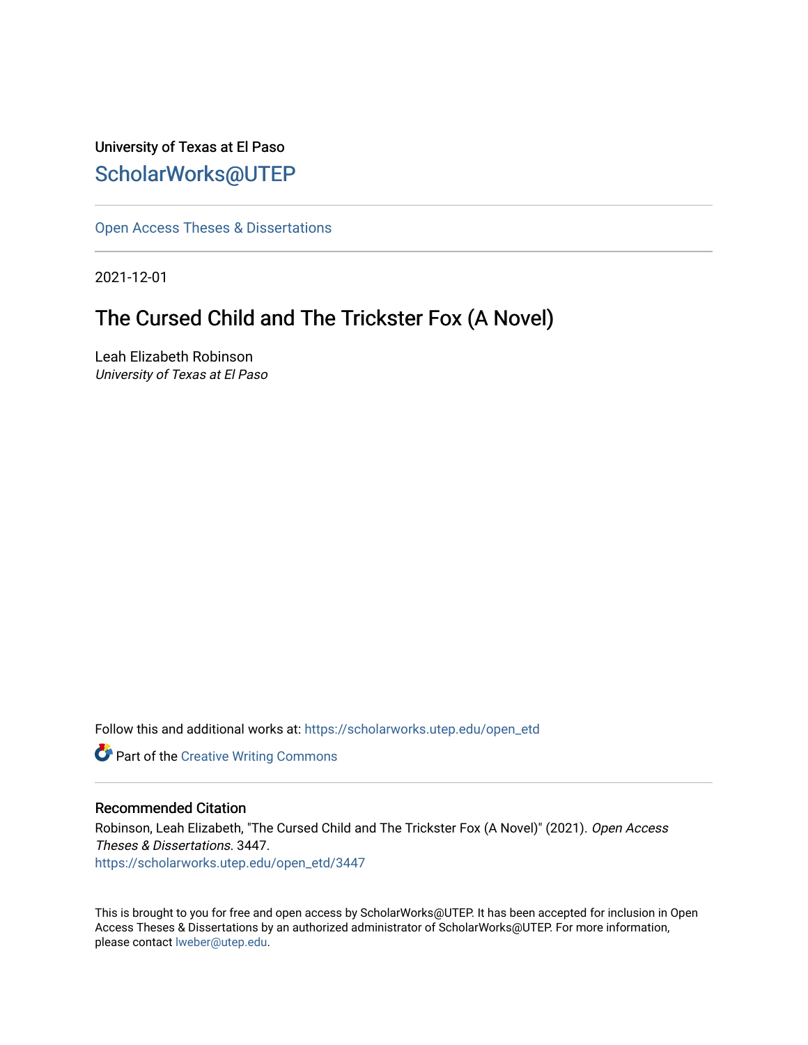University of Texas at El Paso

ScholarWorks@UTEP

---

Open Access Theses & Dissertations

---

2021-12-01

# The Cursed Child and The Trickster Fox (A Novel)

Leah Elizabeth Robinson
*University of Texas at El Paso*

Follow this and additional works at: https://scholarworks.utep.edu/open_etd

Part of the Creative Writing Commons

---

## Recommended Citation

Robinson, Leah Elizabeth, "The Cursed Child and The Trickster Fox (A Novel)" (2021). *Open Access Theses & Dissertations*. 3447.
https://scholarworks.utep.edu/open_etd/3447

This is brought to you for free and open access by ScholarWorks@UTEP. It has been accepted for inclusion in Open Access Theses & Dissertations by an authorized administrator of ScholarWorks@UTEP. For more information, please contact lweber@utep.edu.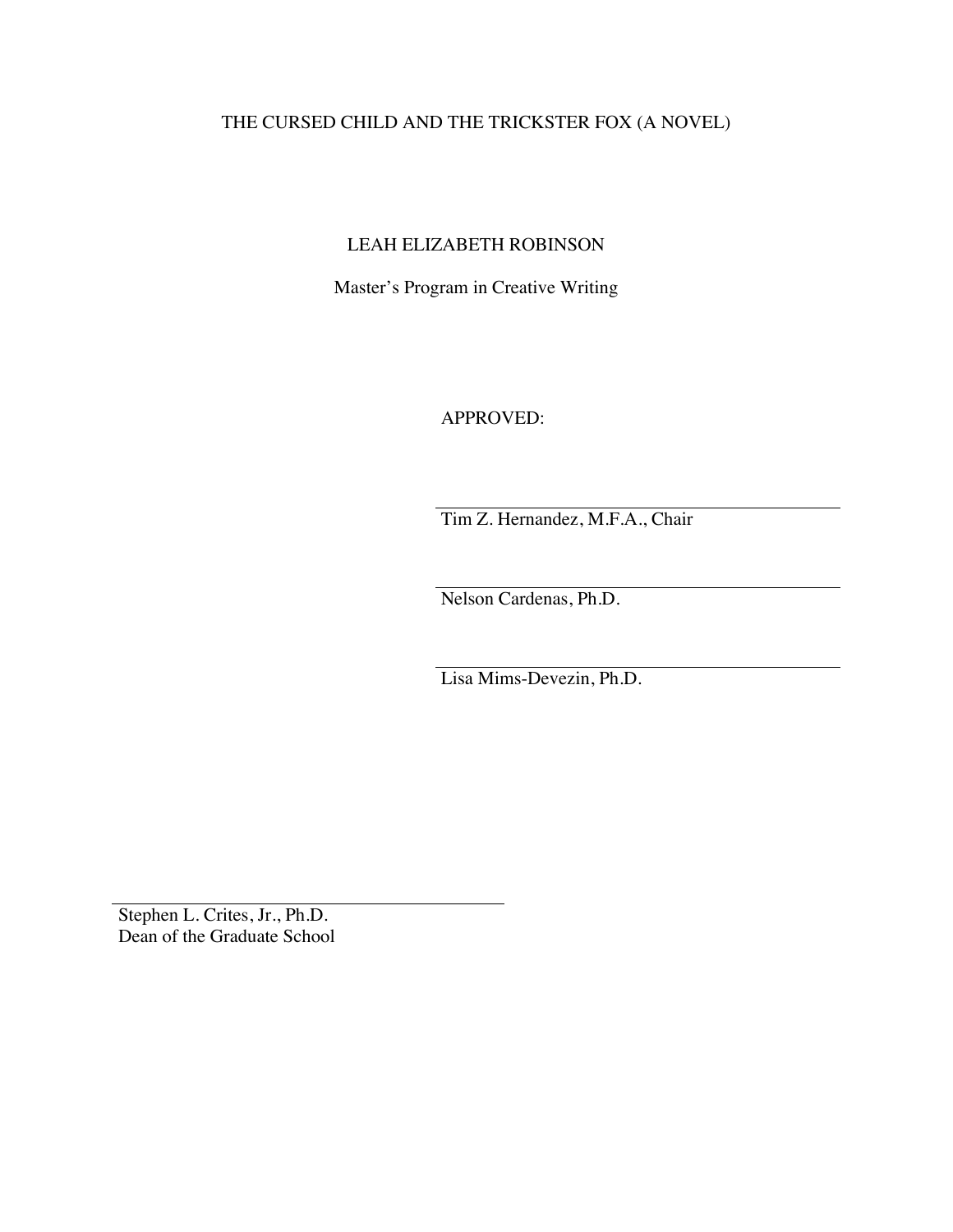THE CURSED CHILD AND THE TRICKSTER FOX (A NOVEL)

LEAH ELIZABETH ROBINSON

Master's Program in Creative Writing

APPROVED:

Tim Z. Hernandez, M.F.A., Chair

Nelson Cardenas, Ph.D.

Lisa Mims-Devezin, Ph.D.

Stephen L. Crites, Jr., Ph.D.
Dean of the Graduate School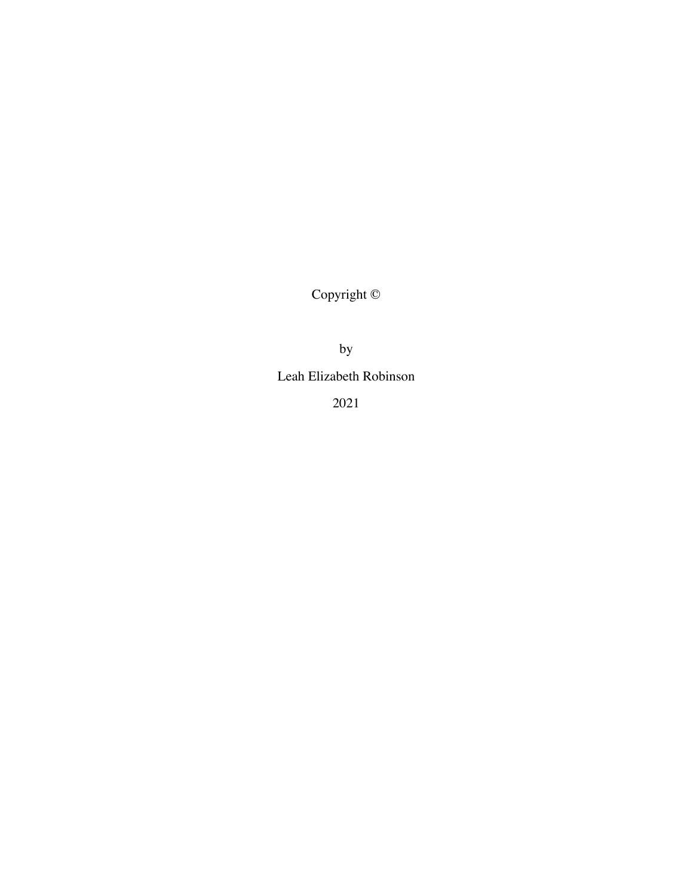Copyright ©

by

Leah Elizabeth Robinson

2021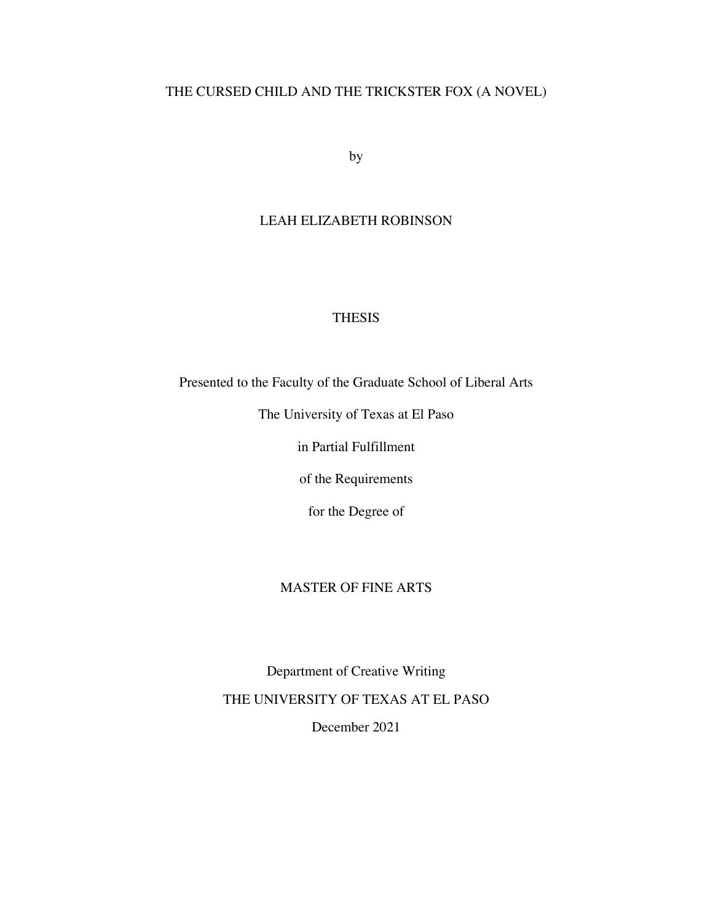THE CURSED CHILD AND THE TRICKSTER FOX (A NOVEL)

by

LEAH ELIZABETH ROBINSON

THESIS

Presented to the Faculty of the Graduate School of Liberal Arts

The University of Texas at El Paso

in Partial Fulfillment

of the Requirements

for the Degree of

MASTER OF FINE ARTS

Department of Creative Writing

THE UNIVERSITY OF TEXAS AT EL PASO

December 2021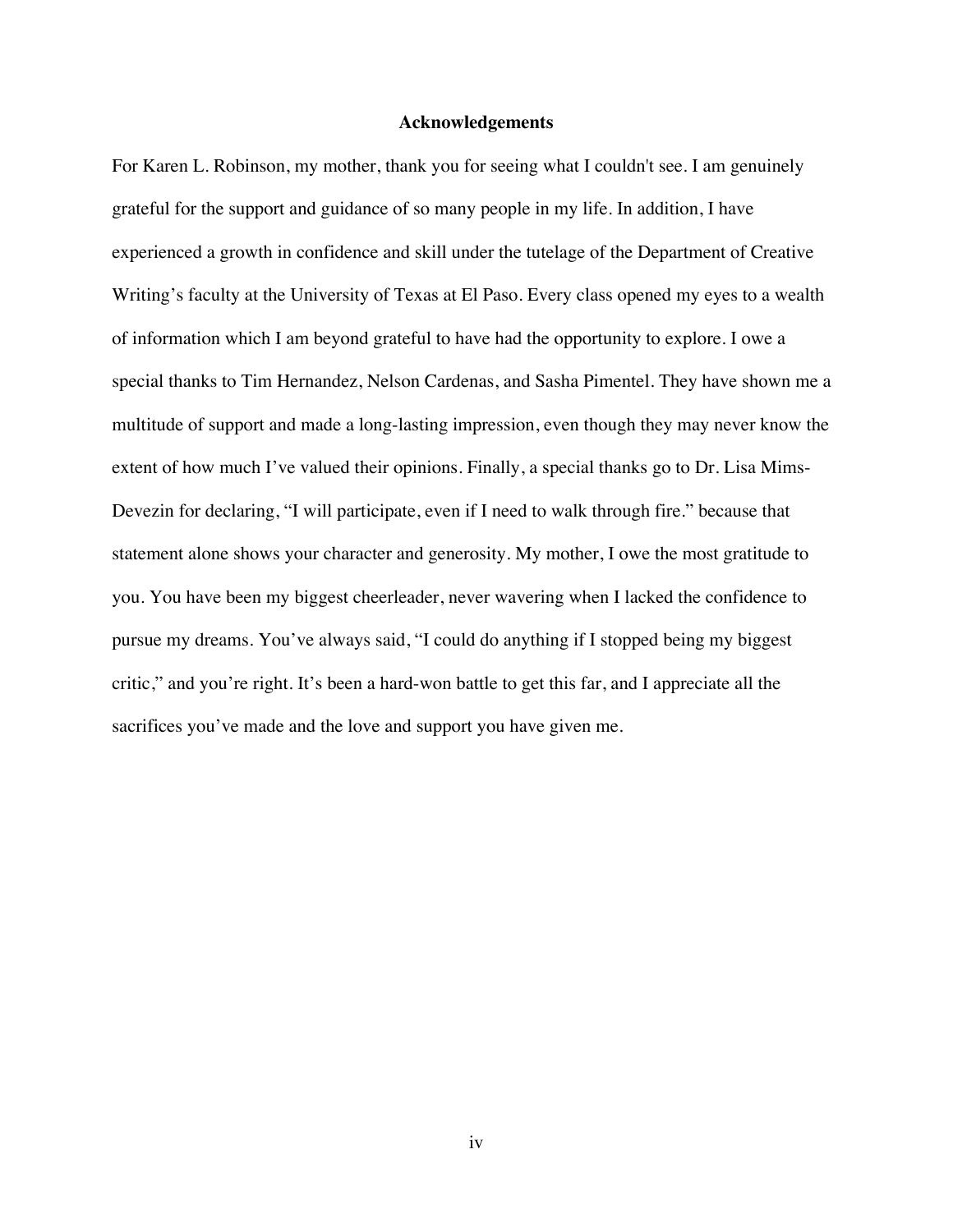# Acknowledgements

For Karen L. Robinson, my mother, thank you for seeing what I couldn't see. I am genuinely grateful for the support and guidance of so many people in my life. In addition, I have experienced a growth in confidence and skill under the tutelage of the Department of Creative Writing's faculty at the University of Texas at El Paso. Every class opened my eyes to a wealth of information which I am beyond grateful to have had the opportunity to explore. I owe a special thanks to Tim Hernandez, Nelson Cardenas, and Sasha Pimentel. They have shown me a multitude of support and made a long-lasting impression, even though they may never know the extent of how much I've valued their opinions. Finally, a special thanks go to Dr. Lisa Mims-Devezin for declaring, "I will participate, even if I need to walk through fire." because that statement alone shows your character and generosity. My mother, I owe the most gratitude to you. You have been my biggest cheerleader, never wavering when I lacked the confidence to pursue my dreams. You've always said, "I could do anything if I stopped being my biggest critic," and you're right. It's been a hard-won battle to get this far, and I appreciate all the sacrifices you've made and the love and support you have given me.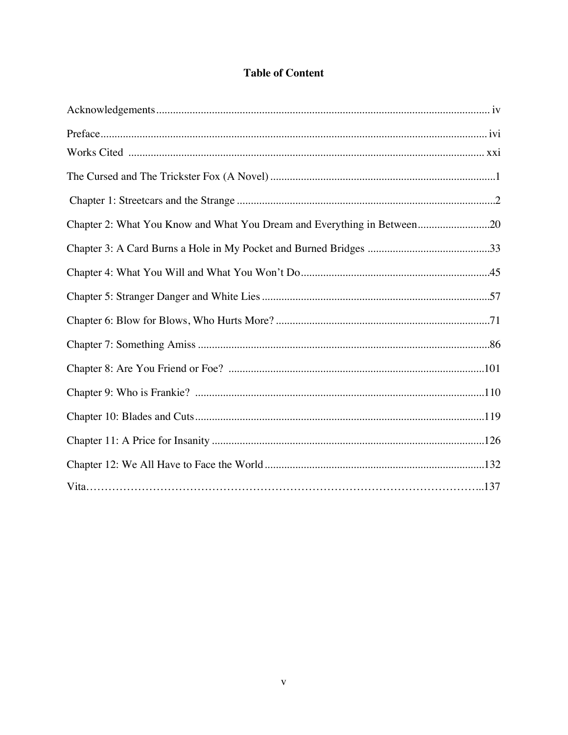# Table of Content

Acknowledgements .................... iv

Preface .................... ivi

Works Cited .................... xxi

The Cursed and The Trickster Fox (A Novel) .................... 1

Chapter 1: Streetcars and the Strange .................... 2

Chapter 2: What You Know and What You Dream and Everything in Between .................... 20

Chapter 3: A Card Burns a Hole in My Pocket and Burned Bridges .................... 33

Chapter 4: What You Will and What You Won't Do .................... 45

Chapter 5: Stranger Danger and White Lies .................... 57

Chapter 6: Blow for Blows, Who Hurts More? .................... 71

Chapter 7: Something Amiss .................... 86

Chapter 8: Are You Friend or Foe? .................... 101

Chapter 9: Who is Frankie? .................... 110

Chapter 10: Blades and Cuts .................... 119

Chapter 11: A Price for Insanity .................... 126

Chapter 12: We All Have to Face the World .................... 132

Vita .................... 137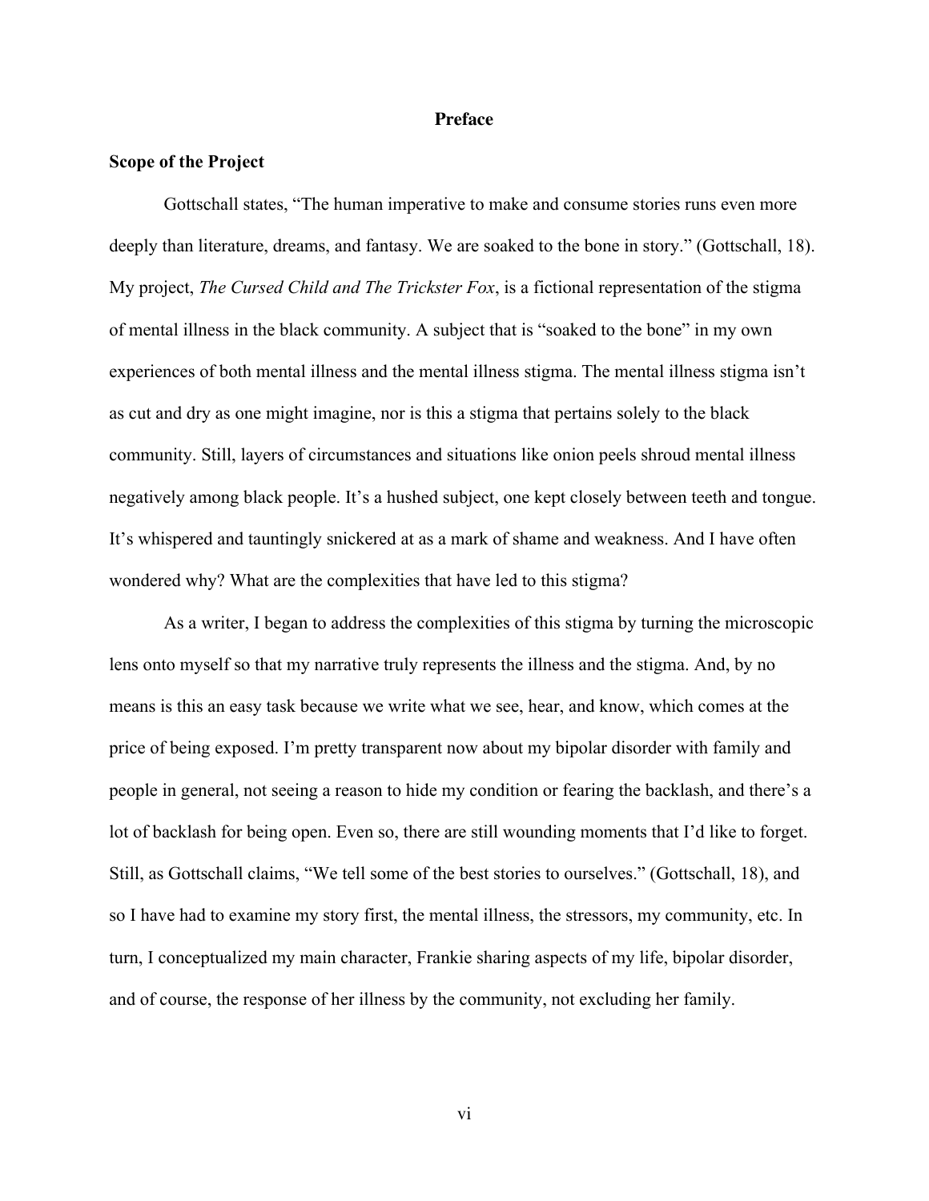# Preface

## Scope of the Project

Gottschall states, "The human imperative to make and consume stories runs even more deeply than literature, dreams, and fantasy. We are soaked to the bone in story." (Gottschall, 18). My project, *The Cursed Child and The Trickster Fox*, is a fictional representation of the stigma of mental illness in the black community. A subject that is "soaked to the bone" in my own experiences of both mental illness and the mental illness stigma. The mental illness stigma isn't as cut and dry as one might imagine, nor is this a stigma that pertains solely to the black community. Still, layers of circumstances and situations like onion peels shroud mental illness negatively among black people. It's a hushed subject, one kept closely between teeth and tongue. It's whispered and tauntingly snickered at as a mark of shame and weakness. And I have often wondered why? What are the complexities that have led to this stigma?

As a writer, I began to address the complexities of this stigma by turning the microscopic lens onto myself so that my narrative truly represents the illness and the stigma. And, by no means is this an easy task because we write what we see, hear, and know, which comes at the price of being exposed. I'm pretty transparent now about my bipolar disorder with family and people in general, not seeing a reason to hide my condition or fearing the backlash, and there's a lot of backlash for being open. Even so, there are still wounding moments that I'd like to forget. Still, as Gottschall claims, "We tell some of the best stories to ourselves." (Gottschall, 18), and so I have had to examine my story first, the mental illness, the stressors, my community, etc. In turn, I conceptualized my main character, Frankie sharing aspects of my life, bipolar disorder, and of course, the response of her illness by the community, not excluding her family.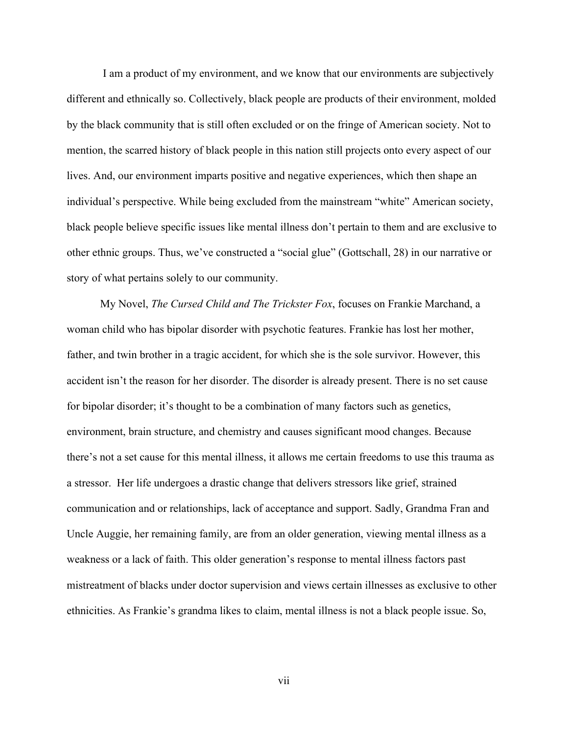I am a product of my environment, and we know that our environments are subjectively different and ethnically so. Collectively, black people are products of their environment, molded by the black community that is still often excluded or on the fringe of American society. Not to mention, the scarred history of black people in this nation still projects onto every aspect of our lives. And, our environment imparts positive and negative experiences, which then shape an individual's perspective. While being excluded from the mainstream "white" American society, black people believe specific issues like mental illness don't pertain to them and are exclusive to other ethnic groups. Thus, we've constructed a "social glue" (Gottschall, 28) in our narrative or story of what pertains solely to our community.

My Novel, *The Cursed Child and The Trickster Fox*, focuses on Frankie Marchand, a woman child who has bipolar disorder with psychotic features. Frankie has lost her mother, father, and twin brother in a tragic accident, for which she is the sole survivor. However, this accident isn't the reason for her disorder. The disorder is already present. There is no set cause for bipolar disorder; it's thought to be a combination of many factors such as genetics, environment, brain structure, and chemistry and causes significant mood changes. Because there's not a set cause for this mental illness, it allows me certain freedoms to use this trauma as a stressor. Her life undergoes a drastic change that delivers stressors like grief, strained communication and or relationships, lack of acceptance and support. Sadly, Grandma Fran and Uncle Auggie, her remaining family, are from an older generation, viewing mental illness as a weakness or a lack of faith. This older generation's response to mental illness factors past mistreatment of blacks under doctor supervision and views certain illnesses as exclusive to other ethnicities. As Frankie's grandma likes to claim, mental illness is not a black people issue. So,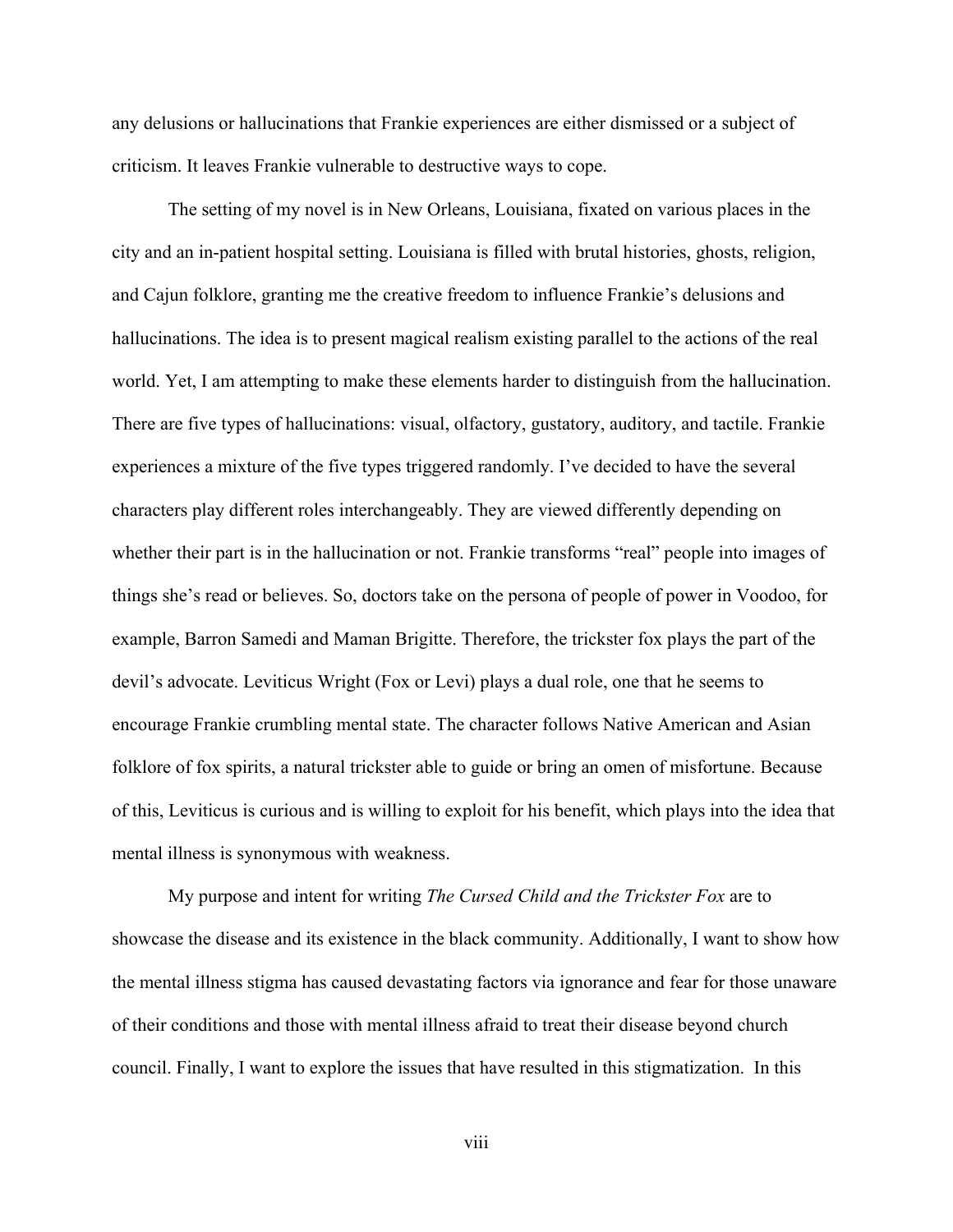any delusions or hallucinations that Frankie experiences are either dismissed or a subject of criticism. It leaves Frankie vulnerable to destructive ways to cope.

The setting of my novel is in New Orleans, Louisiana, fixated on various places in the city and an in-patient hospital setting. Louisiana is filled with brutal histories, ghosts, religion, and Cajun folklore, granting me the creative freedom to influence Frankie's delusions and hallucinations. The idea is to present magical realism existing parallel to the actions of the real world. Yet, I am attempting to make these elements harder to distinguish from the hallucination. There are five types of hallucinations: visual, olfactory, gustatory, auditory, and tactile. Frankie experiences a mixture of the five types triggered randomly. I've decided to have the several characters play different roles interchangeably. They are viewed differently depending on whether their part is in the hallucination or not. Frankie transforms "real" people into images of things she's read or believes. So, doctors take on the persona of people of power in Voodoo, for example, Barron Samedi and Maman Brigitte. Therefore, the trickster fox plays the part of the devil's advocate. Leviticus Wright (Fox or Levi) plays a dual role, one that he seems to encourage Frankie crumbling mental state. The character follows Native American and Asian folklore of fox spirits, a natural trickster able to guide or bring an omen of misfortune. Because of this, Leviticus is curious and is willing to exploit for his benefit, which plays into the idea that mental illness is synonymous with weakness.

My purpose and intent for writing *The Cursed Child and the Trickster Fox* are to showcase the disease and its existence in the black community. Additionally, I want to show how the mental illness stigma has caused devastating factors via ignorance and fear for those unaware of their conditions and those with mental illness afraid to treat their disease beyond church council. Finally, I want to explore the issues that have resulted in this stigmatization. In this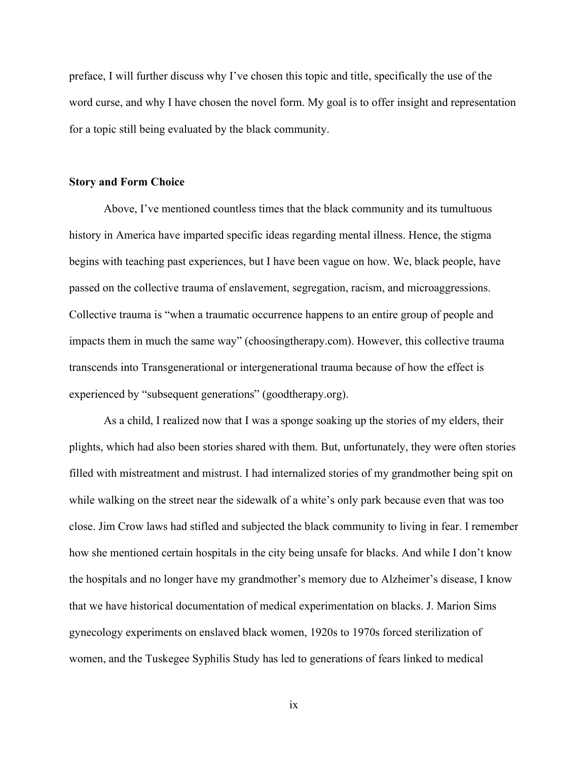preface, I will further discuss why I've chosen this topic and title, specifically the use of the word curse, and why I have chosen the novel form. My goal is to offer insight and representation for a topic still being evaluated by the black community.

**Story and Form Choice**

Above, I've mentioned countless times that the black community and its tumultuous history in America have imparted specific ideas regarding mental illness. Hence, the stigma begins with teaching past experiences, but I have been vague on how. We, black people, have passed on the collective trauma of enslavement, segregation, racism, and microaggressions. Collective trauma is "when a traumatic occurrence happens to an entire group of people and impacts them in much the same way" (choosingtherapy.com). However, this collective trauma transcends into Transgenerational or intergenerational trauma because of how the effect is experienced by "subsequent generations" (goodtherapy.org).

As a child, I realized now that I was a sponge soaking up the stories of my elders, their plights, which had also been stories shared with them. But, unfortunately, they were often stories filled with mistreatment and mistrust. I had internalized stories of my grandmother being spit on while walking on the street near the sidewalk of a white's only park because even that was too close. Jim Crow laws had stifled and subjected the black community to living in fear. I remember how she mentioned certain hospitals in the city being unsafe for blacks. And while I don't know the hospitals and no longer have my grandmother's memory due to Alzheimer's disease, I know that we have historical documentation of medical experimentation on blacks. J. Marion Sims gynecology experiments on enslaved black women, 1920s to 1970s forced sterilization of women, and the Tuskegee Syphilis Study has led to generations of fears linked to medical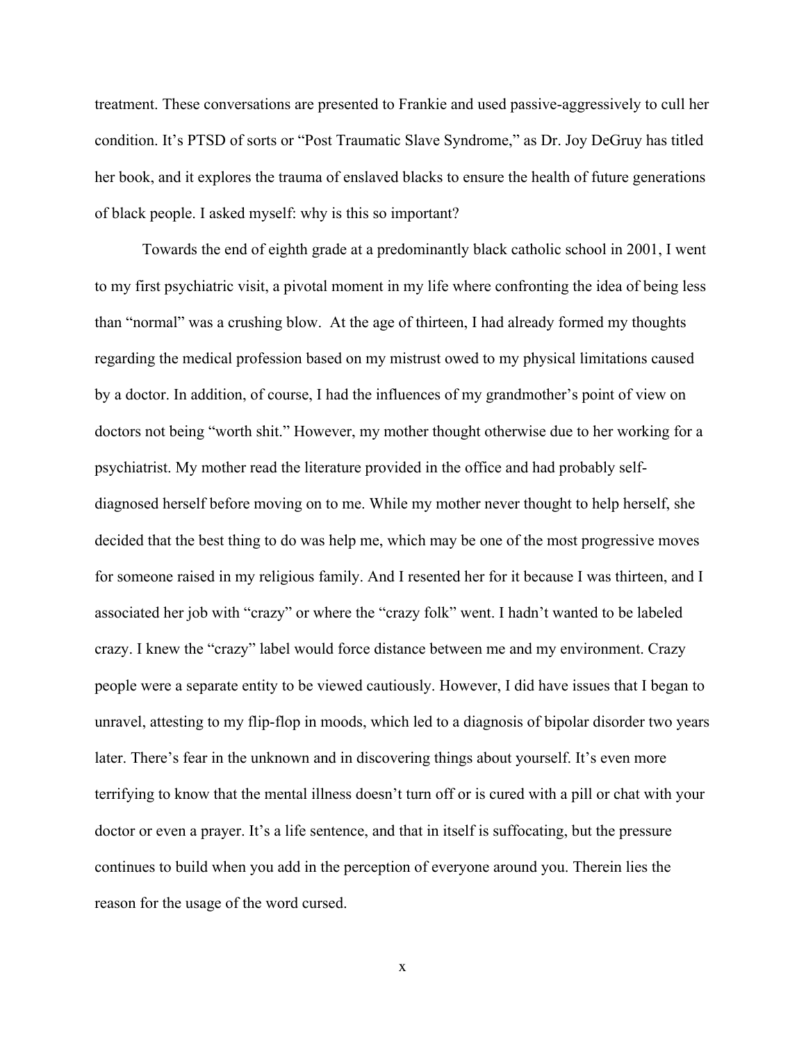treatment. These conversations are presented to Frankie and used passive-aggressively to cull her condition. It's PTSD of sorts or "Post Traumatic Slave Syndrome," as Dr. Joy DeGruy has titled her book, and it explores the trauma of enslaved blacks to ensure the health of future generations of black people. I asked myself: why is this so important?

Towards the end of eighth grade at a predominantly black catholic school in 2001, I went to my first psychiatric visit, a pivotal moment in my life where confronting the idea of being less than "normal" was a crushing blow. At the age of thirteen, I had already formed my thoughts regarding the medical profession based on my mistrust owed to my physical limitations caused by a doctor. In addition, of course, I had the influences of my grandmother's point of view on doctors not being "worth shit." However, my mother thought otherwise due to her working for a psychiatrist. My mother read the literature provided in the office and had probably self-diagnosed herself before moving on to me. While my mother never thought to help herself, she decided that the best thing to do was help me, which may be one of the most progressive moves for someone raised in my religious family. And I resented her for it because I was thirteen, and I associated her job with "crazy" or where the "crazy folk" went. I hadn't wanted to be labeled crazy. I knew the "crazy" label would force distance between me and my environment. Crazy people were a separate entity to be viewed cautiously. However, I did have issues that I began to unravel, attesting to my flip-flop in moods, which led to a diagnosis of bipolar disorder two years later. There's fear in the unknown and in discovering things about yourself. It's even more terrifying to know that the mental illness doesn't turn off or is cured with a pill or chat with your doctor or even a prayer. It's a life sentence, and that in itself is suffocating, but the pressure continues to build when you add in the perception of everyone around you. Therein lies the reason for the usage of the word cursed.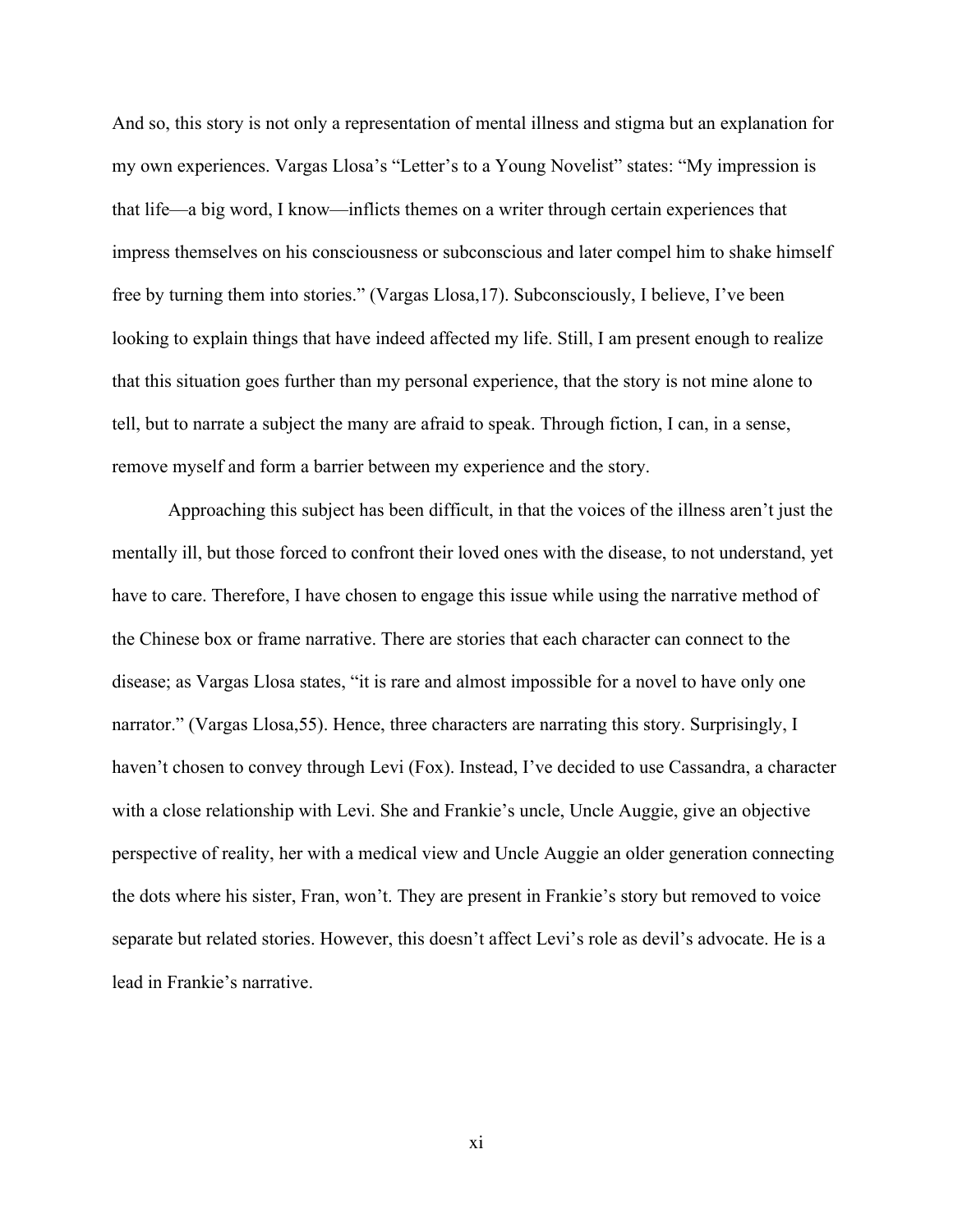And so, this story is not only a representation of mental illness and stigma but an explanation for my own experiences. Vargas Llosa's "Letter's to a Young Novelist" states: "My impression is that life—a big word, I know—inflicts themes on a writer through certain experiences that impress themselves on his consciousness or subconscious and later compel him to shake himself free by turning them into stories." (Vargas Llosa,17). Subconsciously, I believe, I've been looking to explain things that have indeed affected my life. Still, I am present enough to realize that this situation goes further than my personal experience, that the story is not mine alone to tell, but to narrate a subject the many are afraid to speak. Through fiction, I can, in a sense, remove myself and form a barrier between my experience and the story.

Approaching this subject has been difficult, in that the voices of the illness aren't just the mentally ill, but those forced to confront their loved ones with the disease, to not understand, yet have to care. Therefore, I have chosen to engage this issue while using the narrative method of the Chinese box or frame narrative. There are stories that each character can connect to the disease; as Vargas Llosa states, "it is rare and almost impossible for a novel to have only one narrator." (Vargas Llosa,55). Hence, three characters are narrating this story. Surprisingly, I haven't chosen to convey through Levi (Fox). Instead, I've decided to use Cassandra, a character with a close relationship with Levi. She and Frankie's uncle, Uncle Auggie, give an objective perspective of reality, her with a medical view and Uncle Auggie an older generation connecting the dots where his sister, Fran, won't. They are present in Frankie's story but removed to voice separate but related stories. However, this doesn't affect Levi's role as devil's advocate. He is a lead in Frankie's narrative.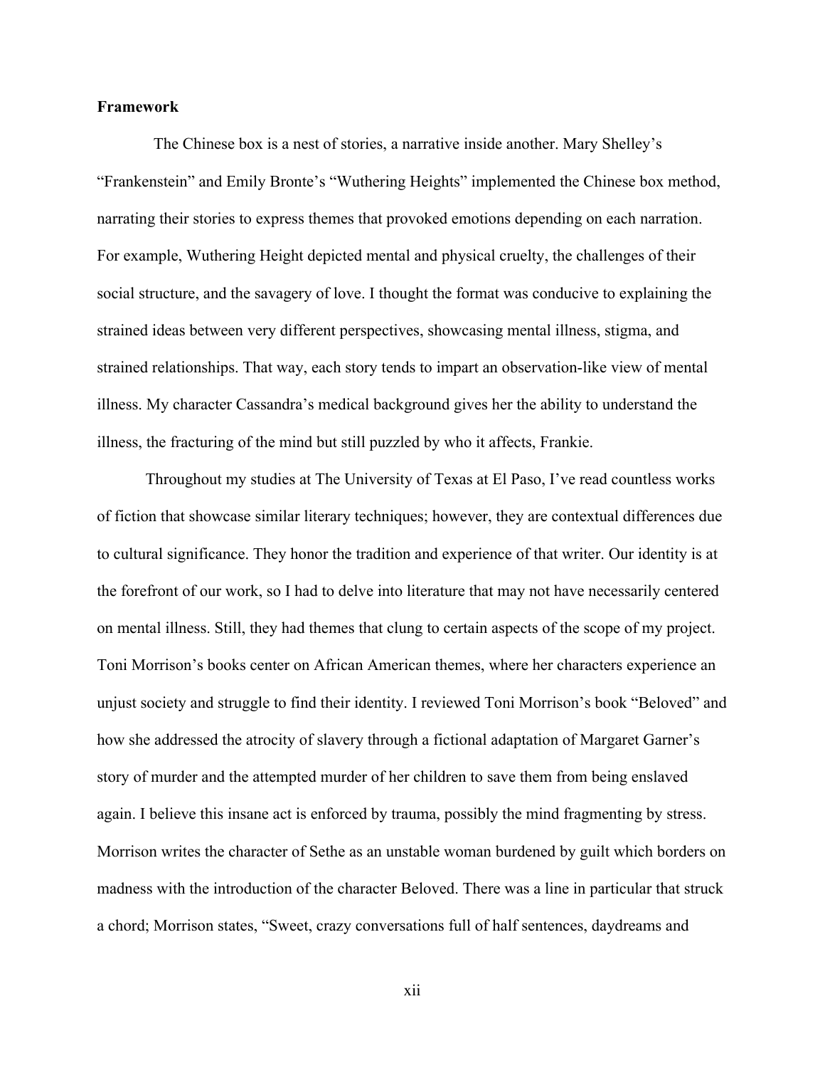**Framework**

The Chinese box is a nest of stories, a narrative inside another. Mary Shelley's "Frankenstein" and Emily Bronte's "Wuthering Heights" implemented the Chinese box method, narrating their stories to express themes that provoked emotions depending on each narration. For example, Wuthering Height depicted mental and physical cruelty, the challenges of their social structure, and the savagery of love. I thought the format was conducive to explaining the strained ideas between very different perspectives, showcasing mental illness, stigma, and strained relationships. That way, each story tends to impart an observation-like view of mental illness. My character Cassandra's medical background gives her the ability to understand the illness, the fracturing of the mind but still puzzled by who it affects, Frankie.

Throughout my studies at The University of Texas at El Paso, I've read countless works of fiction that showcase similar literary techniques; however, they are contextual differences due to cultural significance. They honor the tradition and experience of that writer. Our identity is at the forefront of our work, so I had to delve into literature that may not have necessarily centered on mental illness. Still, they had themes that clung to certain aspects of the scope of my project. Toni Morrison's books center on African American themes, where her characters experience an unjust society and struggle to find their identity. I reviewed Toni Morrison's book "Beloved" and how she addressed the atrocity of slavery through a fictional adaptation of Margaret Garner's story of murder and the attempted murder of her children to save them from being enslaved again. I believe this insane act is enforced by trauma, possibly the mind fragmenting by stress. Morrison writes the character of Sethe as an unstable woman burdened by guilt which borders on madness with the introduction of the character Beloved. There was a line in particular that struck a chord; Morrison states, "Sweet, crazy conversations full of half sentences, daydreams and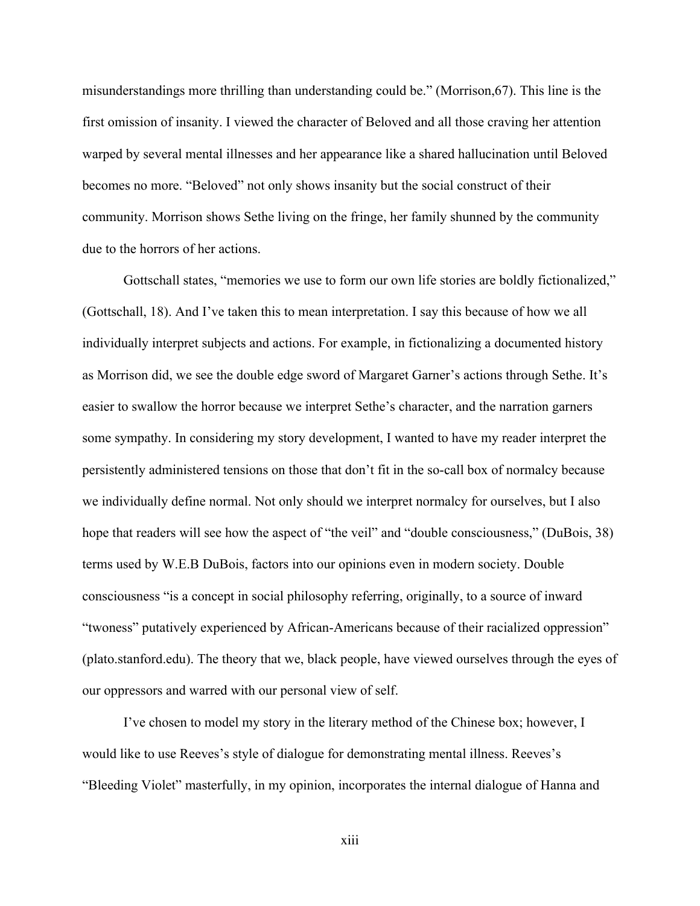misunderstandings more thrilling than understanding could be." (Morrison,67). This line is the first omission of insanity. I viewed the character of Beloved and all those craving her attention warped by several mental illnesses and her appearance like a shared hallucination until Beloved becomes no more. "Beloved" not only shows insanity but the social construct of their community. Morrison shows Sethe living on the fringe, her family shunned by the community due to the horrors of her actions.

Gottschall states, "memories we use to form our own life stories are boldly fictionalized," (Gottschall, 18). And I've taken this to mean interpretation. I say this because of how we all individually interpret subjects and actions. For example, in fictionalizing a documented history as Morrison did, we see the double edge sword of Margaret Garner's actions through Sethe. It's easier to swallow the horror because we interpret Sethe's character, and the narration garners some sympathy. In considering my story development, I wanted to have my reader interpret the persistently administered tensions on those that don't fit in the so-call box of normalcy because we individually define normal. Not only should we interpret normalcy for ourselves, but I also hope that readers will see how the aspect of "the veil" and "double consciousness," (DuBois, 38) terms used by W.E.B DuBois, factors into our opinions even in modern society. Double consciousness "is a concept in social philosophy referring, originally, to a source of inward "twoness" putatively experienced by African-Americans because of their racialized oppression" (plato.stanford.edu). The theory that we, black people, have viewed ourselves through the eyes of our oppressors and warred with our personal view of self.

I've chosen to model my story in the literary method of the Chinese box; however, I would like to use Reeves's style of dialogue for demonstrating mental illness. Reeves's "Bleeding Violet" masterfully, in my opinion, incorporates the internal dialogue of Hanna and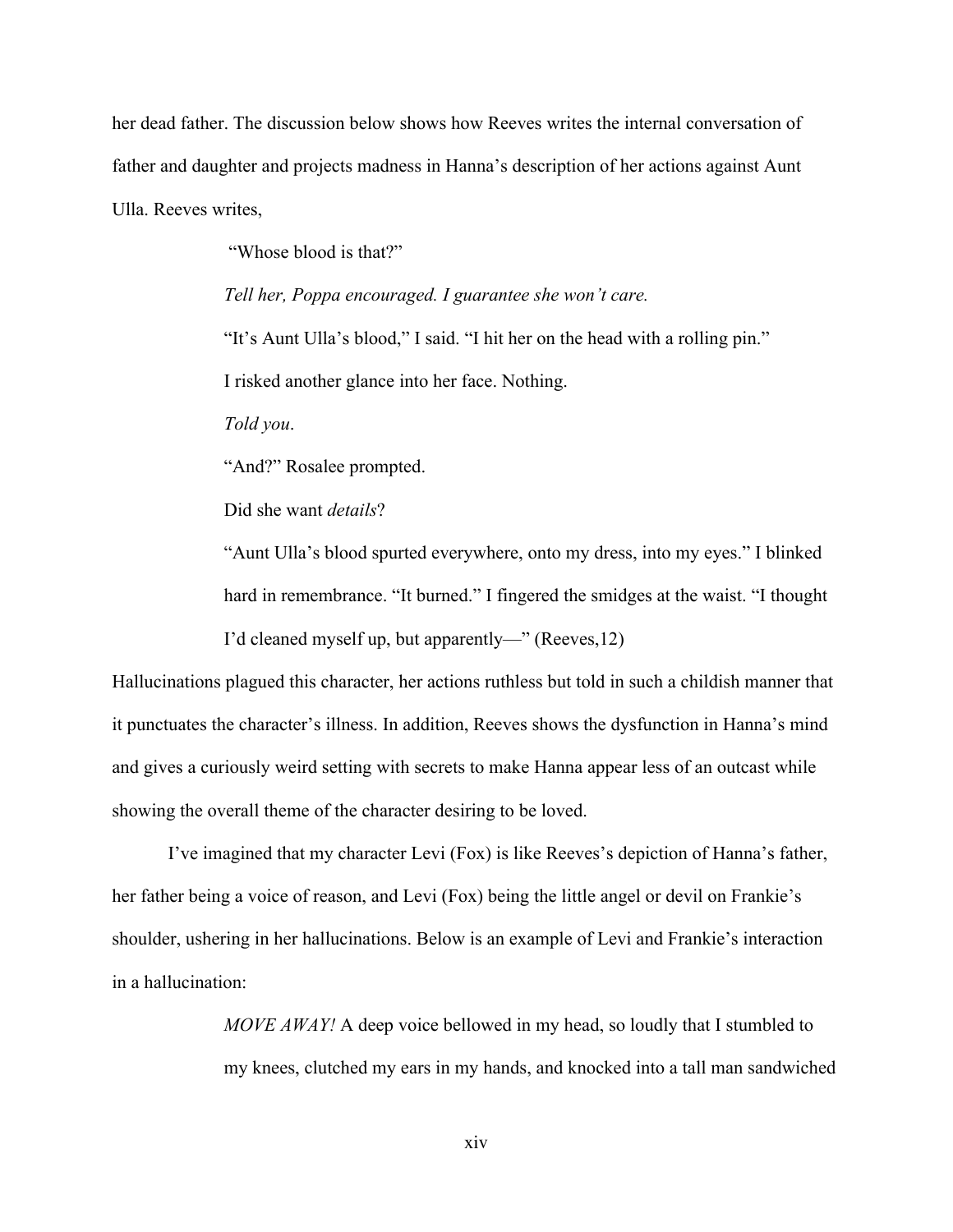her dead father. The discussion below shows how Reeves writes the internal conversation of father and daughter and projects madness in Hanna's description of her actions against Aunt Ulla. Reeves writes,

> "Whose blood is that?"
>
> *Tell her, Poppa encouraged. I guarantee she won't care.*
>
> "It's Aunt Ulla's blood," I said. "I hit her on the head with a rolling pin."
>
> I risked another glance into her face. Nothing.
>
> *Told you*.
>
> "And?" Rosalee prompted.
>
> Did she want *details*?
>
> "Aunt Ulla's blood spurted everywhere, onto my dress, into my eyes." I blinked hard in remembrance. "It burned." I fingered the smidges at the waist. "I thought I'd cleaned myself up, but apparently—" (Reeves,12)

Hallucinations plagued this character, her actions ruthless but told in such a childish manner that it punctuates the character's illness. In addition, Reeves shows the dysfunction in Hanna's mind and gives a curiously weird setting with secrets to make Hanna appear less of an outcast while showing the overall theme of the character desiring to be loved.

I've imagined that my character Levi (Fox) is like Reeves's depiction of Hanna's father, her father being a voice of reason, and Levi (Fox) being the little angel or devil on Frankie's shoulder, ushering in her hallucinations. Below is an example of Levi and Frankie's interaction in a hallucination:

> *MOVE AWAY!* A deep voice bellowed in my head, so loudly that I stumbled to my knees, clutched my ears in my hands, and knocked into a tall man sandwiched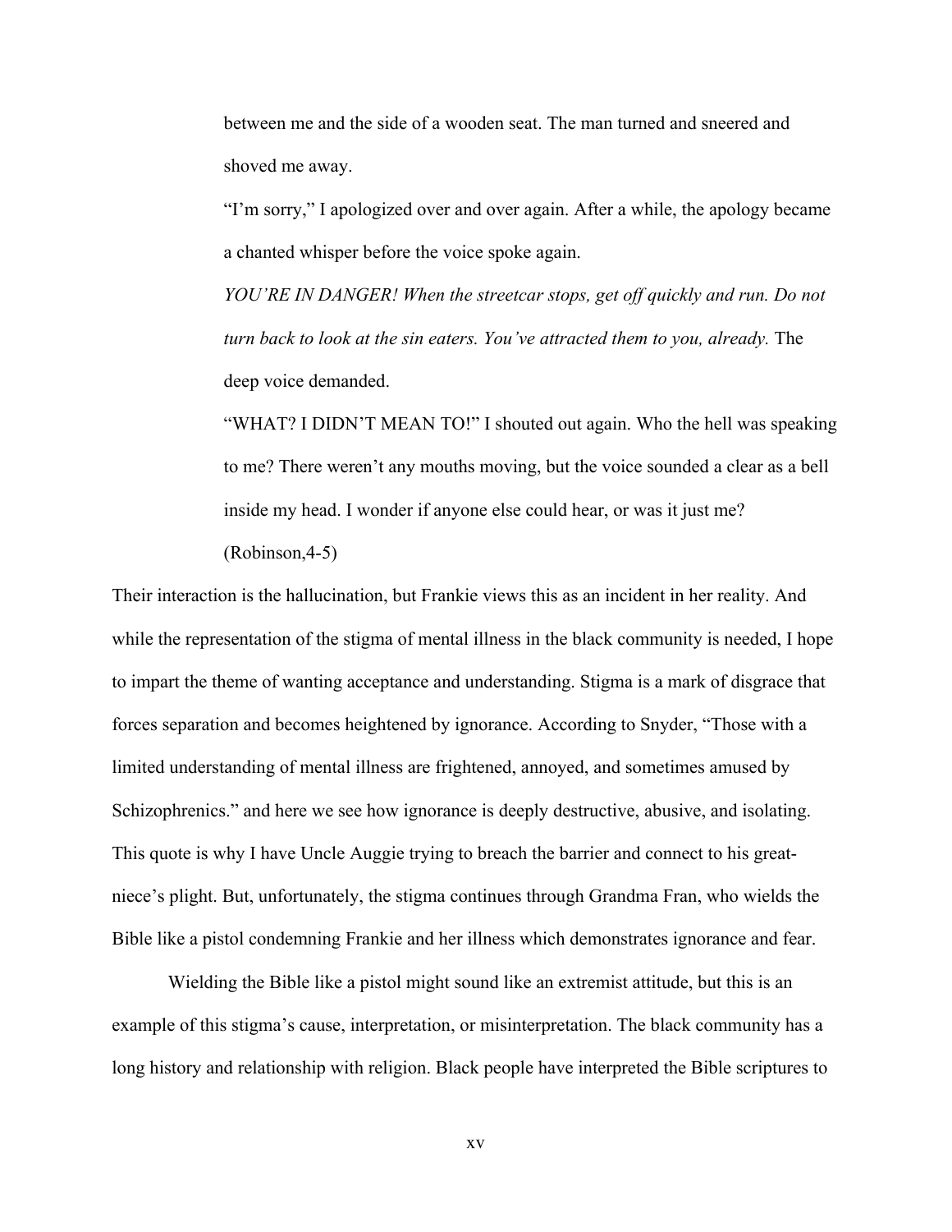> between me and the side of a wooden seat. The man turned and sneered and shoved me away.
>
> "I'm sorry," I apologized over and over again. After a while, the apology became a chanted whisper before the voice spoke again.
>
> *YOU'RE IN DANGER! When the streetcar stops, get off quickly and run. Do not turn back to look at the sin eaters. You've attracted them to you, already.* The deep voice demanded.
>
> "WHAT? I DIDN'T MEAN TO!" I shouted out again. Who the hell was speaking to me? There weren't any mouths moving, but the voice sounded a clear as a bell inside my head. I wonder if anyone else could hear, or was it just me? (Robinson,4-5)

Their interaction is the hallucination, but Frankie views this as an incident in her reality. And while the representation of the stigma of mental illness in the black community is needed, I hope to impart the theme of wanting acceptance and understanding. Stigma is a mark of disgrace that forces separation and becomes heightened by ignorance. According to Snyder, "Those with a limited understanding of mental illness are frightened, annoyed, and sometimes amused by Schizophrenics." and here we see how ignorance is deeply destructive, abusive, and isolating. This quote is why I have Uncle Auggie trying to breach the barrier and connect to his great-niece's plight. But, unfortunately, the stigma continues through Grandma Fran, who wields the Bible like a pistol condemning Frankie and her illness which demonstrates ignorance and fear.

Wielding the Bible like a pistol might sound like an extremist attitude, but this is an example of this stigma's cause, interpretation, or misinterpretation. The black community has a long history and relationship with religion. Black people have interpreted the Bible scriptures to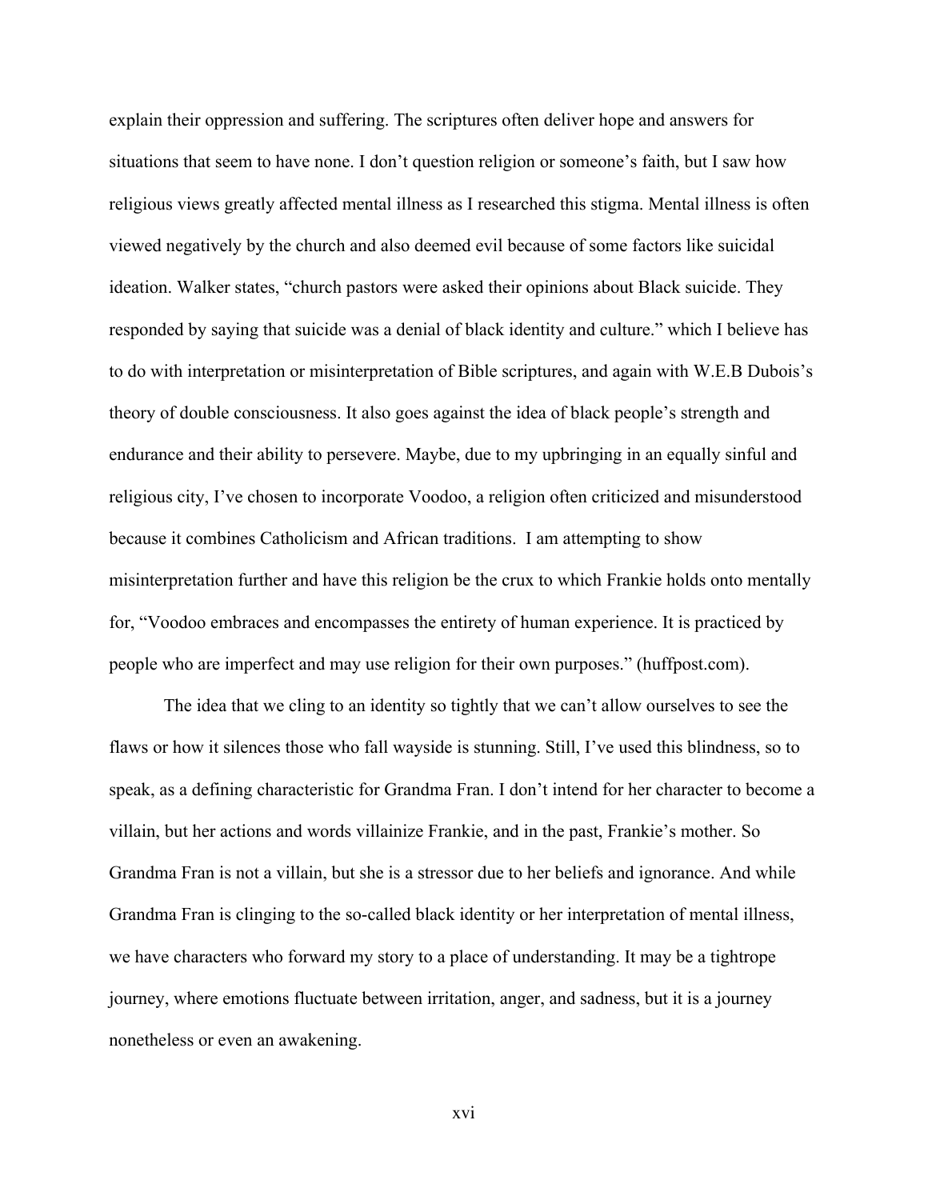explain their oppression and suffering. The scriptures often deliver hope and answers for situations that seem to have none. I don't question religion or someone's faith, but I saw how religious views greatly affected mental illness as I researched this stigma. Mental illness is often viewed negatively by the church and also deemed evil because of some factors like suicidal ideation. Walker states, "church pastors were asked their opinions about Black suicide. They responded by saying that suicide was a denial of black identity and culture." which I believe has to do with interpretation or misinterpretation of Bible scriptures, and again with W.E.B Dubois's theory of double consciousness. It also goes against the idea of black people's strength and endurance and their ability to persevere. Maybe, due to my upbringing in an equally sinful and religious city, I've chosen to incorporate Voodoo, a religion often criticized and misunderstood because it combines Catholicism and African traditions. I am attempting to show misinterpretation further and have this religion be the crux to which Frankie holds onto mentally for, "Voodoo embraces and encompasses the entirety of human experience. It is practiced by people who are imperfect and may use religion for their own purposes." (huffpost.com).

The idea that we cling to an identity so tightly that we can't allow ourselves to see the flaws or how it silences those who fall wayside is stunning. Still, I've used this blindness, so to speak, as a defining characteristic for Grandma Fran. I don't intend for her character to become a villain, but her actions and words villainize Frankie, and in the past, Frankie's mother. So Grandma Fran is not a villain, but she is a stressor due to her beliefs and ignorance. And while Grandma Fran is clinging to the so-called black identity or her interpretation of mental illness, we have characters who forward my story to a place of understanding. It may be a tightrope journey, where emotions fluctuate between irritation, anger, and sadness, but it is a journey nonetheless or even an awakening.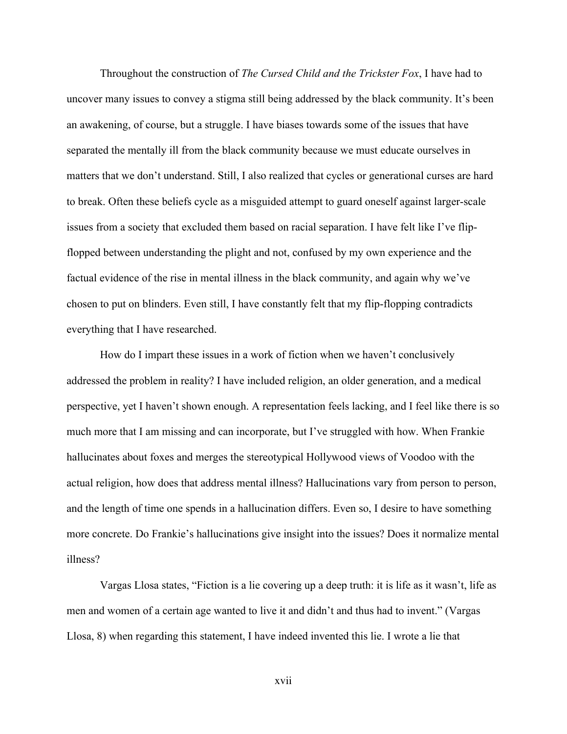Throughout the construction of *The Cursed Child and the Trickster Fox*, I have had to uncover many issues to convey a stigma still being addressed by the black community. It's been an awakening, of course, but a struggle. I have biases towards some of the issues that have separated the mentally ill from the black community because we must educate ourselves in matters that we don't understand. Still, I also realized that cycles or generational curses are hard to break. Often these beliefs cycle as a misguided attempt to guard oneself against larger-scale issues from a society that excluded them based on racial separation. I have felt like I've flip-flopped between understanding the plight and not, confused by my own experience and the factual evidence of the rise in mental illness in the black community, and again why we've chosen to put on blinders. Even still, I have constantly felt that my flip-flopping contradicts everything that I have researched.

How do I impart these issues in a work of fiction when we haven't conclusively addressed the problem in reality? I have included religion, an older generation, and a medical perspective, yet I haven't shown enough. A representation feels lacking, and I feel like there is so much more that I am missing and can incorporate, but I've struggled with how. When Frankie hallucinates about foxes and merges the stereotypical Hollywood views of Voodoo with the actual religion, how does that address mental illness? Hallucinations vary from person to person, and the length of time one spends in a hallucination differs. Even so, I desire to have something more concrete. Do Frankie's hallucinations give insight into the issues? Does it normalize mental illness?

Vargas Llosa states, "Fiction is a lie covering up a deep truth: it is life as it wasn't, life as men and women of a certain age wanted to live it and didn't and thus had to invent." (Vargas Llosa, 8) when regarding this statement, I have indeed invented this lie. I wrote a lie that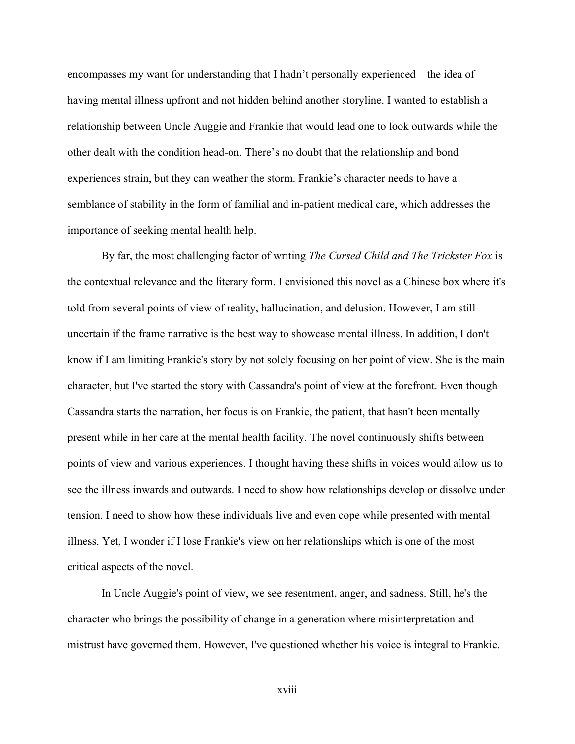encompasses my want for understanding that I hadn't personally experienced—the idea of having mental illness upfront and not hidden behind another storyline. I wanted to establish a relationship between Uncle Auggie and Frankie that would lead one to look outwards while the other dealt with the condition head-on. There's no doubt that the relationship and bond experiences strain, but they can weather the storm. Frankie's character needs to have a semblance of stability in the form of familial and in-patient medical care, which addresses the importance of seeking mental health help.

By far, the most challenging factor of writing *The Cursed Child and The Trickster Fox* is the contextual relevance and the literary form. I envisioned this novel as a Chinese box where it's told from several points of view of reality, hallucination, and delusion. However, I am still uncertain if the frame narrative is the best way to showcase mental illness. In addition, I don't know if I am limiting Frankie's story by not solely focusing on her point of view. She is the main character, but I've started the story with Cassandra's point of view at the forefront. Even though Cassandra starts the narration, her focus is on Frankie, the patient, that hasn't been mentally present while in her care at the mental health facility. The novel continuously shifts between points of view and various experiences. I thought having these shifts in voices would allow us to see the illness inwards and outwards. I need to show how relationships develop or dissolve under tension. I need to show how these individuals live and even cope while presented with mental illness. Yet, I wonder if I lose Frankie's view on her relationships which is one of the most critical aspects of the novel.

In Uncle Auggie's point of view, we see resentment, anger, and sadness. Still, he's the character who brings the possibility of change in a generation where misinterpretation and mistrust have governed them. However, I've questioned whether his voice is integral to Frankie.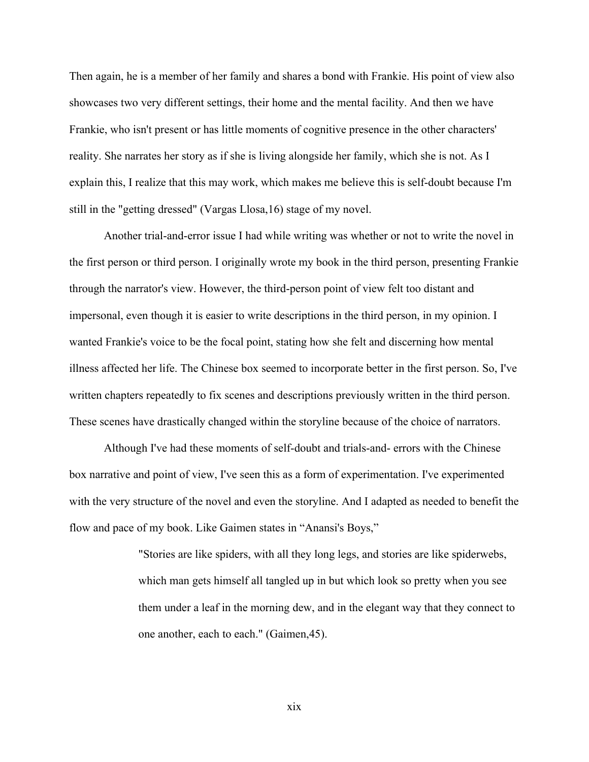Then again, he is a member of her family and shares a bond with Frankie. His point of view also showcases two very different settings, their home and the mental facility. And then we have Frankie, who isn't present or has little moments of cognitive presence in the other characters' reality. She narrates her story as if she is living alongside her family, which she is not. As I explain this, I realize that this may work, which makes me believe this is self-doubt because I'm still in the "getting dressed" (Vargas Llosa,16) stage of my novel.

Another trial-and-error issue I had while writing was whether or not to write the novel in the first person or third person. I originally wrote my book in the third person, presenting Frankie through the narrator's view. However, the third-person point of view felt too distant and impersonal, even though it is easier to write descriptions in the third person, in my opinion. I wanted Frankie's voice to be the focal point, stating how she felt and discerning how mental illness affected her life. The Chinese box seemed to incorporate better in the first person. So, I've written chapters repeatedly to fix scenes and descriptions previously written in the third person. These scenes have drastically changed within the storyline because of the choice of narrators.

Although I've had these moments of self-doubt and trials-and- errors with the Chinese box narrative and point of view, I've seen this as a form of experimentation. I've experimented with the very structure of the novel and even the storyline. And I adapted as needed to benefit the flow and pace of my book. Like Gaimen states in "Anansi's Boys,"

> "Stories are like spiders, with all they long legs, and stories are like spiderwebs, which man gets himself all tangled up in but which look so pretty when you see them under a leaf in the morning dew, and in the elegant way that they connect to one another, each to each." (Gaimen,45).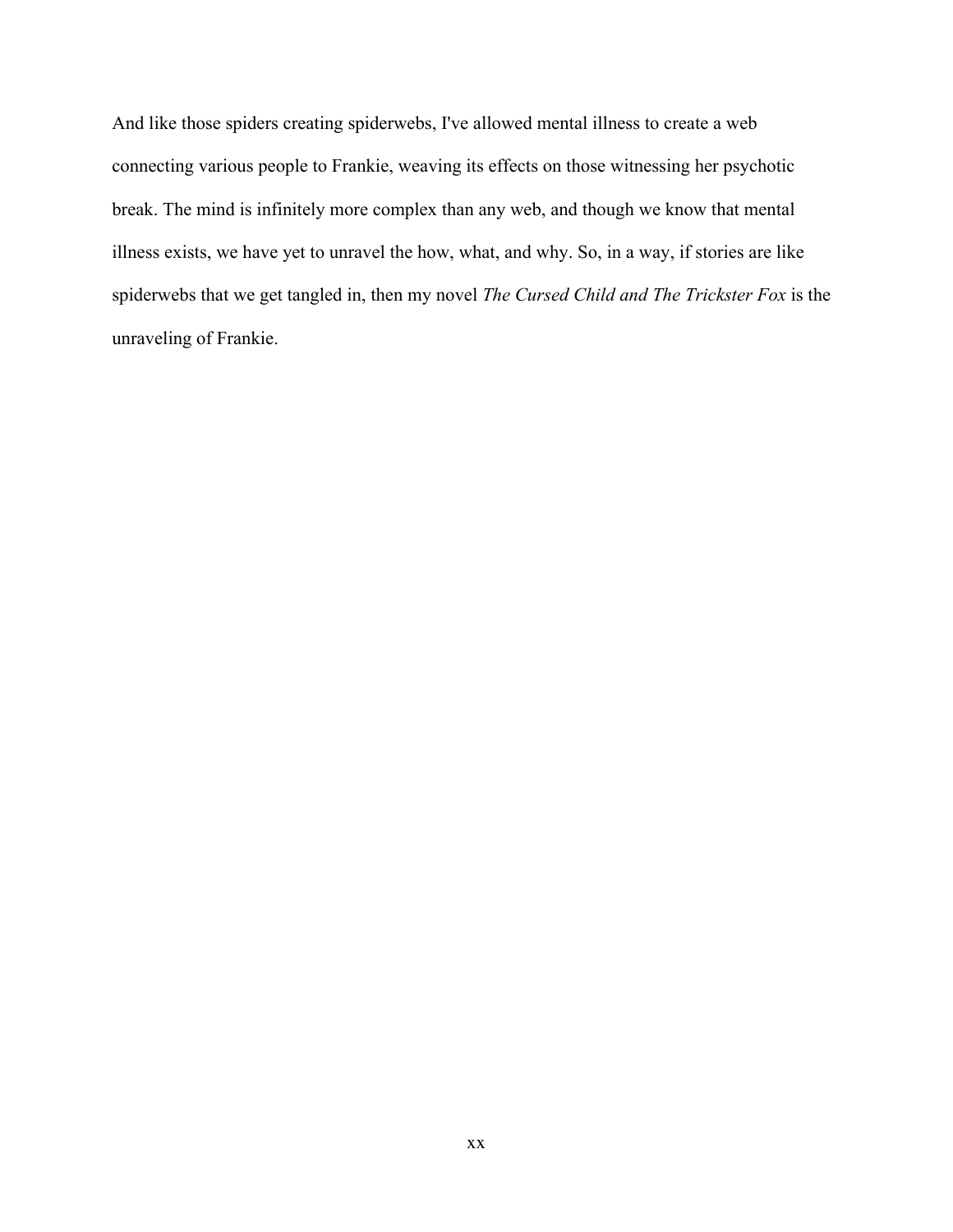And like those spiders creating spiderwebs, I've allowed mental illness to create a web connecting various people to Frankie, weaving its effects on those witnessing her psychotic break. The mind is infinitely more complex than any web, and though we know that mental illness exists, we have yet to unravel the how, what, and why. So, in a way, if stories are like spiderwebs that we get tangled in, then my novel *The Cursed Child and The Trickster Fox* is the unraveling of Frankie.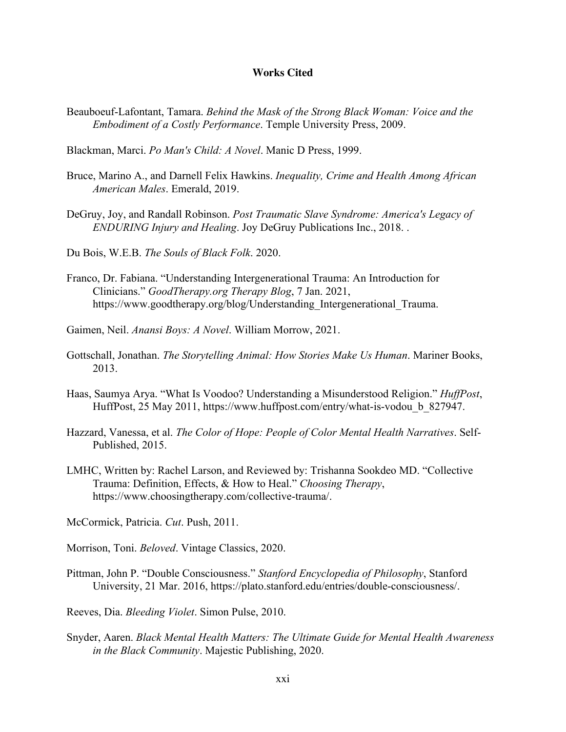**Works Cited**

Beauboeuf-Lafontant, Tamara. *Behind the Mask of the Strong Black Woman: Voice and the Embodiment of a Costly Performance*. Temple University Press, 2009.

Blackman, Marci. *Po Man's Child: A Novel*. Manic D Press, 1999.

Bruce, Marino A., and Darnell Felix Hawkins. *Inequality, Crime and Health Among African American Males*. Emerald, 2019.

DeGruy, Joy, and Randall Robinson. *Post Traumatic Slave Syndrome: America's Legacy of ENDURING Injury and Healing*. Joy DeGruy Publications Inc., 2018. .

Du Bois, W.E.B. *The Souls of Black Folk*. 2020.

Franco, Dr. Fabiana. "Understanding Intergenerational Trauma: An Introduction for Clinicians." *GoodTherapy.org Therapy Blog*, 7 Jan. 2021, https://www.goodtherapy.org/blog/Understanding_Intergenerational_Trauma.

Gaimen, Neil. *Anansi Boys: A Novel*. William Morrow, 2021.

Gottschall, Jonathan. *The Storytelling Animal: How Stories Make Us Human*. Mariner Books, 2013.

Haas, Saumya Arya. "What Is Voodoo? Understanding a Misunderstood Religion." *HuffPost*, HuffPost, 25 May 2011, https://www.huffpost.com/entry/what-is-vodou_b_827947.

Hazzard, Vanessa, et al. *The Color of Hope: People of Color Mental Health Narratives*. Self-Published, 2015.

LMHC, Written by: Rachel Larson, and Reviewed by: Trishanna Sookdeo MD. "Collective Trauma: Definition, Effects, & How to Heal." *Choosing Therapy*, https://www.choosingtherapy.com/collective-trauma/.

McCormick, Patricia. *Cut*. Push, 2011.

Morrison, Toni. *Beloved*. Vintage Classics, 2020.

Pittman, John P. "Double Consciousness." *Stanford Encyclopedia of Philosophy*, Stanford University, 21 Mar. 2016, https://plato.stanford.edu/entries/double-consciousness/.

Reeves, Dia. *Bleeding Violet*. Simon Pulse, 2010.

Snyder, Aaren. *Black Mental Health Matters: The Ultimate Guide for Mental Health Awareness in the Black Community*. Majestic Publishing, 2020.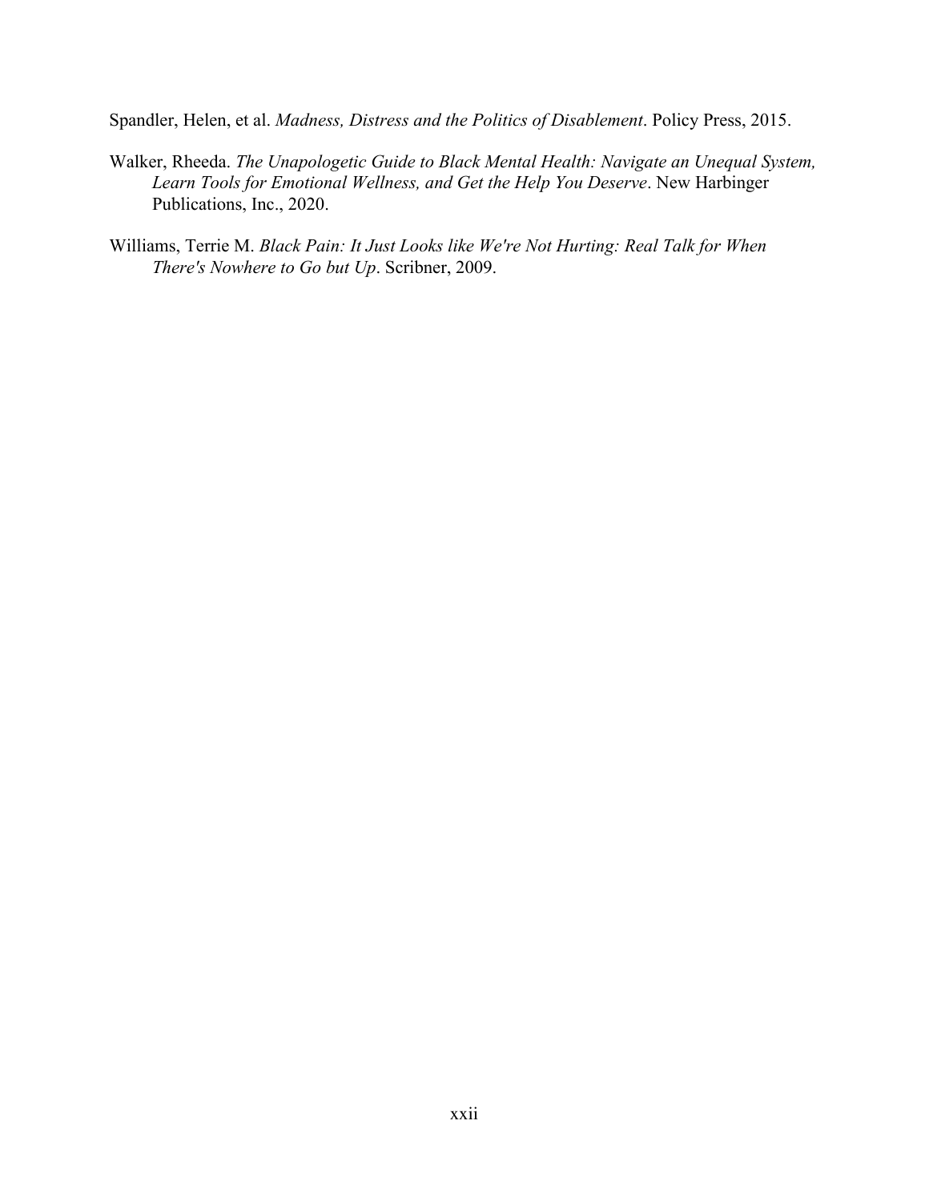Spandler, Helen, et al. *Madness, Distress and the Politics of Disablement*. Policy Press, 2015.

Walker, Rheeda. *The Unapologetic Guide to Black Mental Health: Navigate an Unequal System, Learn Tools for Emotional Wellness, and Get the Help You Deserve*. New Harbinger Publications, Inc., 2020.

Williams, Terrie M. *Black Pain: It Just Looks like We're Not Hurting: Real Talk for When There's Nowhere to Go but Up*. Scribner, 2009.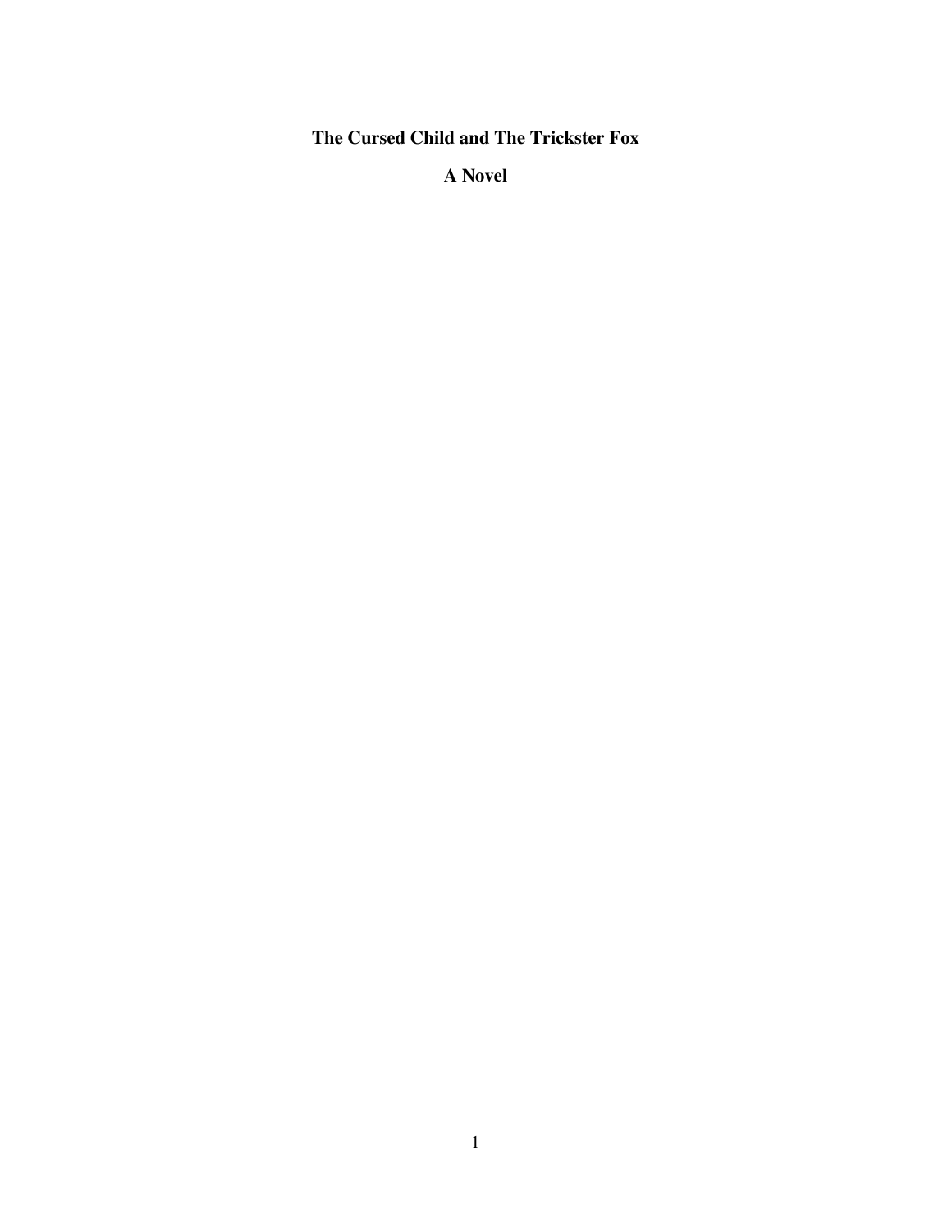# The Cursed Child and The Trickster Fox

## A Novel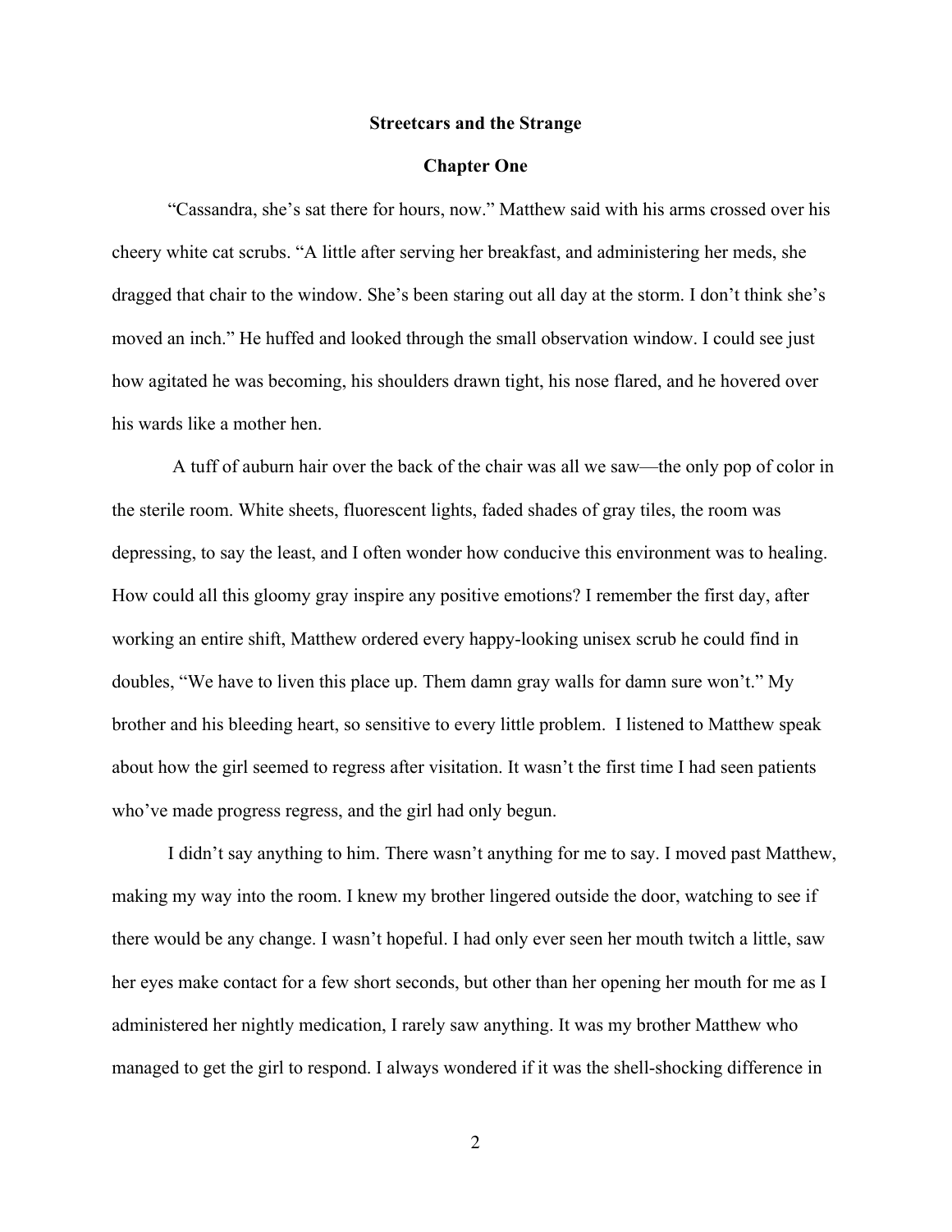# Streetcars and the Strange

## Chapter One

"Cassandra, she's sat there for hours, now." Matthew said with his arms crossed over his cheery white cat scrubs. "A little after serving her breakfast, and administering her meds, she dragged that chair to the window. She's been staring out all day at the storm. I don't think she's moved an inch." He huffed and looked through the small observation window. I could see just how agitated he was becoming, his shoulders drawn tight, his nose flared, and he hovered over his wards like a mother hen.

A tuff of auburn hair over the back of the chair was all we saw—the only pop of color in the sterile room. White sheets, fluorescent lights, faded shades of gray tiles, the room was depressing, to say the least, and I often wonder how conducive this environment was to healing. How could all this gloomy gray inspire any positive emotions? I remember the first day, after working an entire shift, Matthew ordered every happy-looking unisex scrub he could find in doubles, "We have to liven this place up. Them damn gray walls for damn sure won't." My brother and his bleeding heart, so sensitive to every little problem. I listened to Matthew speak about how the girl seemed to regress after visitation. It wasn't the first time I had seen patients who've made progress regress, and the girl had only begun.

I didn't say anything to him. There wasn't anything for me to say. I moved past Matthew, making my way into the room. I knew my brother lingered outside the door, watching to see if there would be any change. I wasn't hopeful. I had only ever seen her mouth twitch a little, saw her eyes make contact for a few short seconds, but other than her opening her mouth for me as I administered her nightly medication, I rarely saw anything. It was my brother Matthew who managed to get the girl to respond. I always wondered if it was the shell-shocking difference in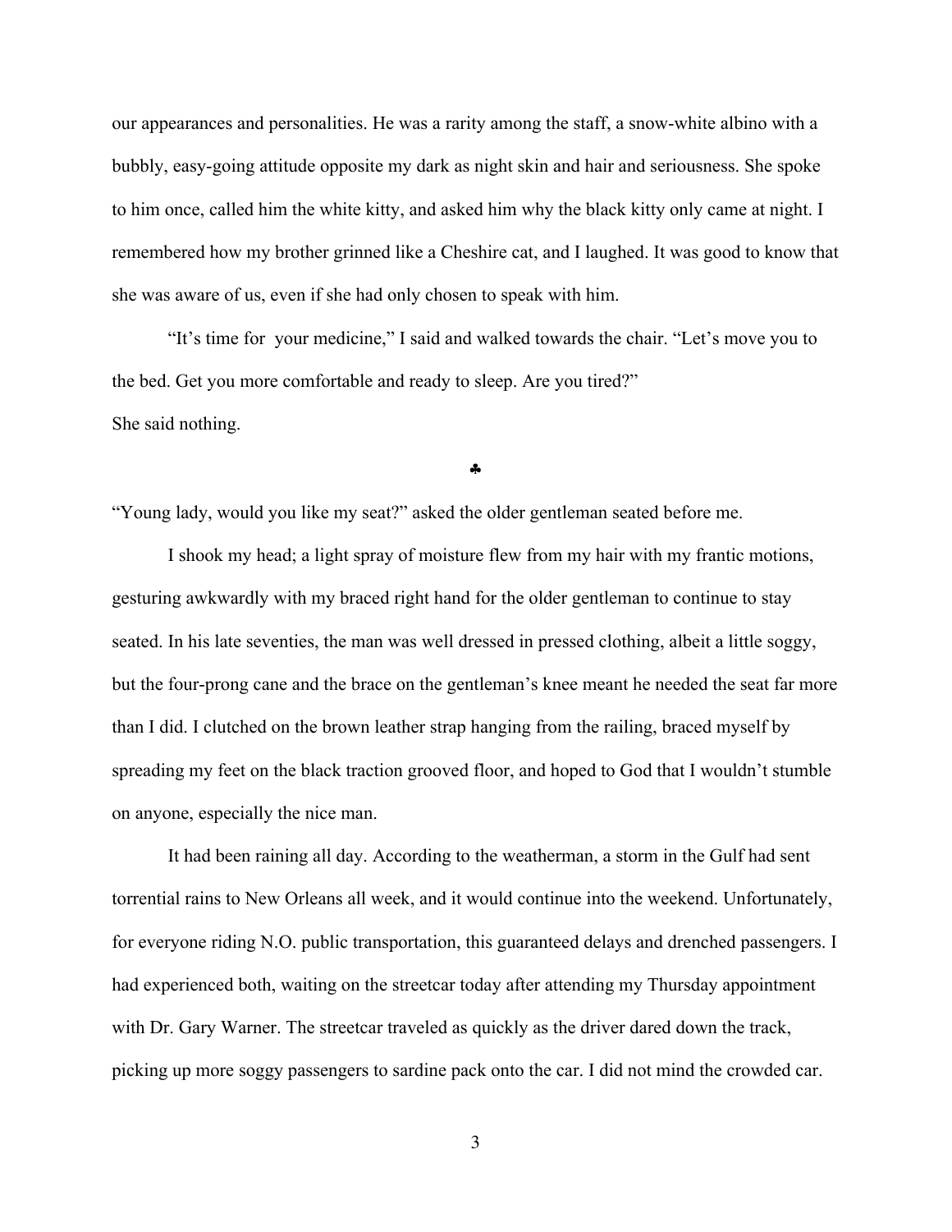our appearances and personalities. He was a rarity among the staff, a snow-white albino with a bubbly, easy-going attitude opposite my dark as night skin and hair and seriousness. She spoke to him once, called him the white kitty, and asked him why the black kitty only came at night. I remembered how my brother grinned like a Cheshire cat, and I laughed. It was good to know that she was aware of us, even if she had only chosen to speak with him.

"It's time for your medicine," I said and walked towards the chair. "Let's move you to the bed. Get you more comfortable and ready to sleep. Are you tired?"

She said nothing.

♣

"Young lady, would you like my seat?" asked the older gentleman seated before me.

I shook my head; a light spray of moisture flew from my hair with my frantic motions, gesturing awkwardly with my braced right hand for the older gentleman to continue to stay seated. In his late seventies, the man was well dressed in pressed clothing, albeit a little soggy, but the four-prong cane and the brace on the gentleman's knee meant he needed the seat far more than I did. I clutched on the brown leather strap hanging from the railing, braced myself by spreading my feet on the black traction grooved floor, and hoped to God that I wouldn't stumble on anyone, especially the nice man.

It had been raining all day. According to the weatherman, a storm in the Gulf had sent torrential rains to New Orleans all week, and it would continue into the weekend. Unfortunately, for everyone riding N.O. public transportation, this guaranteed delays and drenched passengers. I had experienced both, waiting on the streetcar today after attending my Thursday appointment with Dr. Gary Warner. The streetcar traveled as quickly as the driver dared down the track, picking up more soggy passengers to sardine pack onto the car. I did not mind the crowded car.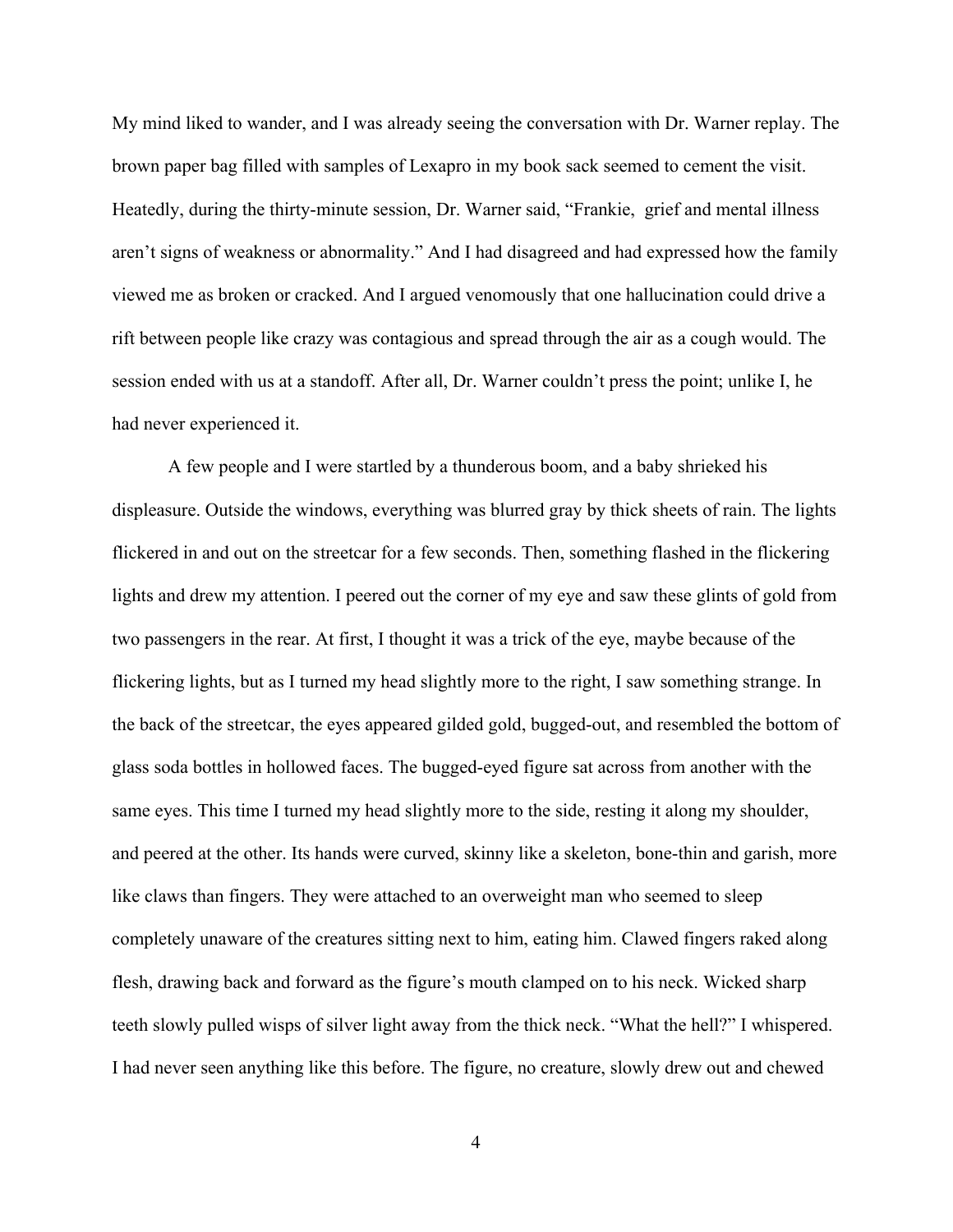My mind liked to wander, and I was already seeing the conversation with Dr. Warner replay. The brown paper bag filled with samples of Lexapro in my book sack seemed to cement the visit. Heatedly, during the thirty-minute session, Dr. Warner said, "Frankie,  grief and mental illness aren't signs of weakness or abnormality." And I had disagreed and had expressed how the family viewed me as broken or cracked. And I argued venomously that one hallucination could drive a rift between people like crazy was contagious and spread through the air as a cough would. The session ended with us at a standoff. After all, Dr. Warner couldn't press the point; unlike I, he had never experienced it.

A few people and I were startled by a thunderous boom, and a baby shrieked his displeasure. Outside the windows, everything was blurred gray by thick sheets of rain. The lights flickered in and out on the streetcar for a few seconds. Then, something flashed in the flickering lights and drew my attention. I peered out the corner of my eye and saw these glints of gold from two passengers in the rear. At first, I thought it was a trick of the eye, maybe because of the flickering lights, but as I turned my head slightly more to the right, I saw something strange. In the back of the streetcar, the eyes appeared gilded gold, bugged-out, and resembled the bottom of glass soda bottles in hollowed faces. The bugged-eyed figure sat across from another with the same eyes. This time I turned my head slightly more to the side, resting it along my shoulder, and peered at the other. Its hands were curved, skinny like a skeleton, bone-thin and garish, more like claws than fingers. They were attached to an overweight man who seemed to sleep completely unaware of the creatures sitting next to him, eating him. Clawed fingers raked along flesh, drawing back and forward as the figure's mouth clamped on to his neck. Wicked sharp teeth slowly pulled wisps of silver light away from the thick neck. "What the hell?" I whispered. I had never seen anything like this before. The figure, no creature, slowly drew out and chewed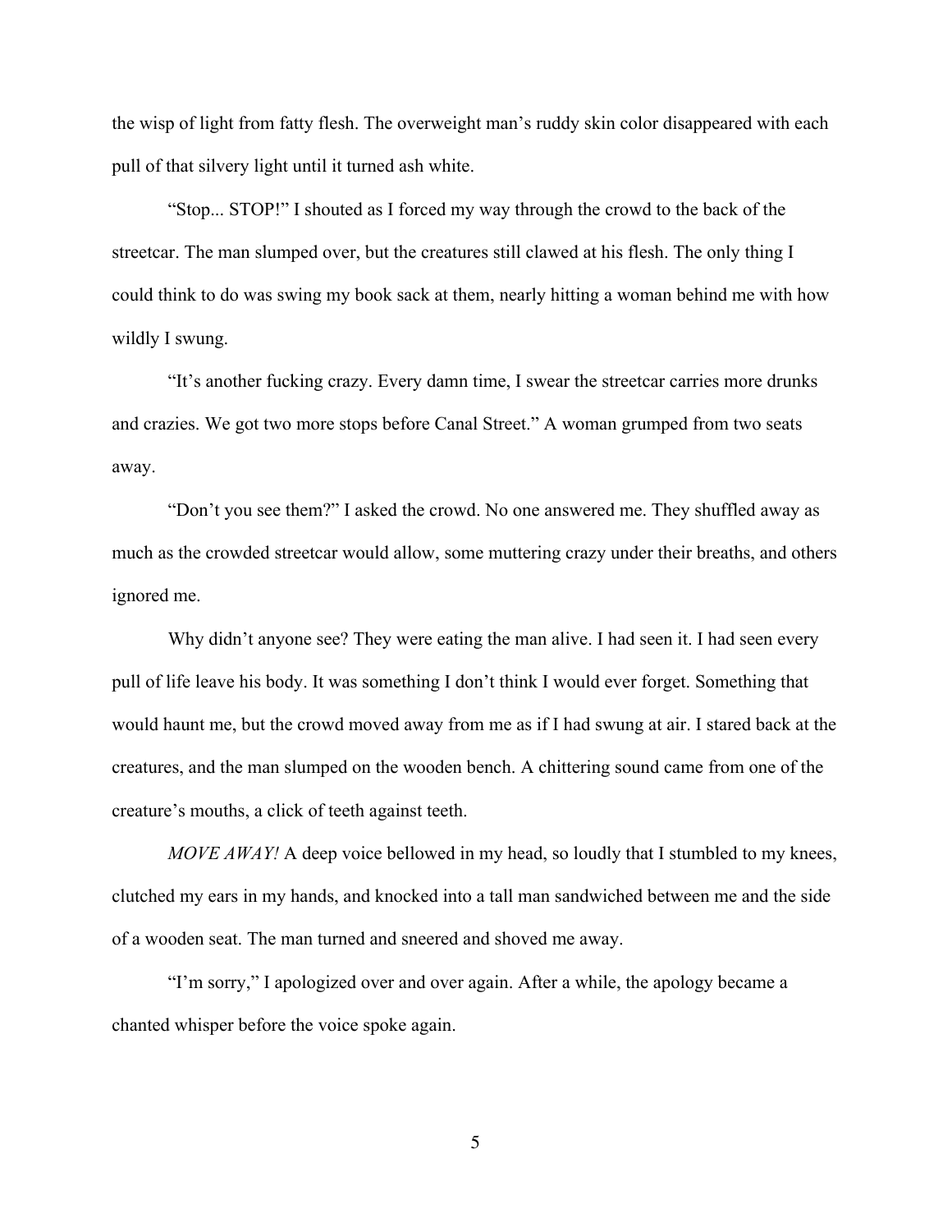the wisp of light from fatty flesh. The overweight man's ruddy skin color disappeared with each pull of that silvery light until it turned ash white.

"Stop... STOP!" I shouted as I forced my way through the crowd to the back of the streetcar. The man slumped over, but the creatures still clawed at his flesh. The only thing I could think to do was swing my book sack at them, nearly hitting a woman behind me with how wildly I swung.

"It's another fucking crazy. Every damn time, I swear the streetcar carries more drunks and crazies. We got two more stops before Canal Street." A woman grumped from two seats away.

"Don't you see them?" I asked the crowd. No one answered me. They shuffled away as much as the crowded streetcar would allow, some muttering crazy under their breaths, and others ignored me.

Why didn't anyone see? They were eating the man alive. I had seen it. I had seen every pull of life leave his body. It was something I don't think I would ever forget. Something that would haunt me, but the crowd moved away from me as if I had swung at air. I stared back at the creatures, and the man slumped on the wooden bench. A chittering sound came from one of the creature's mouths, a click of teeth against teeth.

*MOVE AWAY!* A deep voice bellowed in my head, so loudly that I stumbled to my knees, clutched my ears in my hands, and knocked into a tall man sandwiched between me and the side of a wooden seat. The man turned and sneered and shoved me away.

"I'm sorry," I apologized over and over again. After a while, the apology became a chanted whisper before the voice spoke again.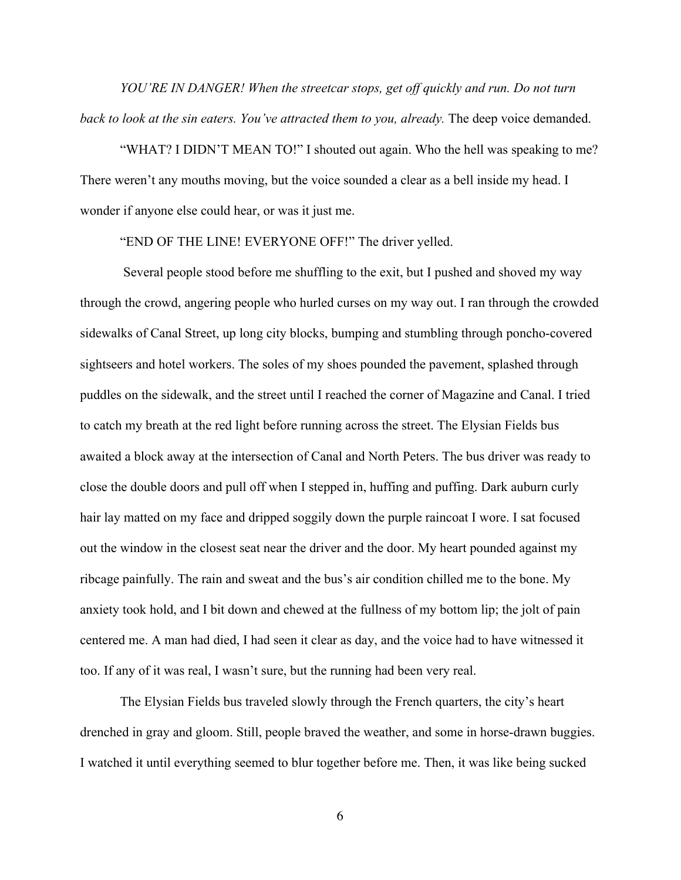*YOU'RE IN DANGER! When the streetcar stops, get off quickly and run. Do not turn back to look at the sin eaters. You've attracted them to you, already.* The deep voice demanded.

"WHAT? I DIDN'T MEAN TO!" I shouted out again. Who the hell was speaking to me? There weren't any mouths moving, but the voice sounded a clear as a bell inside my head. I wonder if anyone else could hear, or was it just me.

"END OF THE LINE! EVERYONE OFF!" The driver yelled.

Several people stood before me shuffling to the exit, but I pushed and shoved my way through the crowd, angering people who hurled curses on my way out. I ran through the crowded sidewalks of Canal Street, up long city blocks, bumping and stumbling through poncho-covered sightseers and hotel workers. The soles of my shoes pounded the pavement, splashed through puddles on the sidewalk, and the street until I reached the corner of Magazine and Canal. I tried to catch my breath at the red light before running across the street. The Elysian Fields bus awaited a block away at the intersection of Canal and North Peters. The bus driver was ready to close the double doors and pull off when I stepped in, huffing and puffing. Dark auburn curly hair lay matted on my face and dripped soggily down the purple raincoat I wore. I sat focused out the window in the closest seat near the driver and the door. My heart pounded against my ribcage painfully. The rain and sweat and the bus's air condition chilled me to the bone. My anxiety took hold, and I bit down and chewed at the fullness of my bottom lip; the jolt of pain centered me. A man had died, I had seen it clear as day, and the voice had to have witnessed it too. If any of it was real, I wasn't sure, but the running had been very real.

The Elysian Fields bus traveled slowly through the French quarters, the city's heart drenched in gray and gloom. Still, people braved the weather, and some in horse-drawn buggies. I watched it until everything seemed to blur together before me. Then, it was like being sucked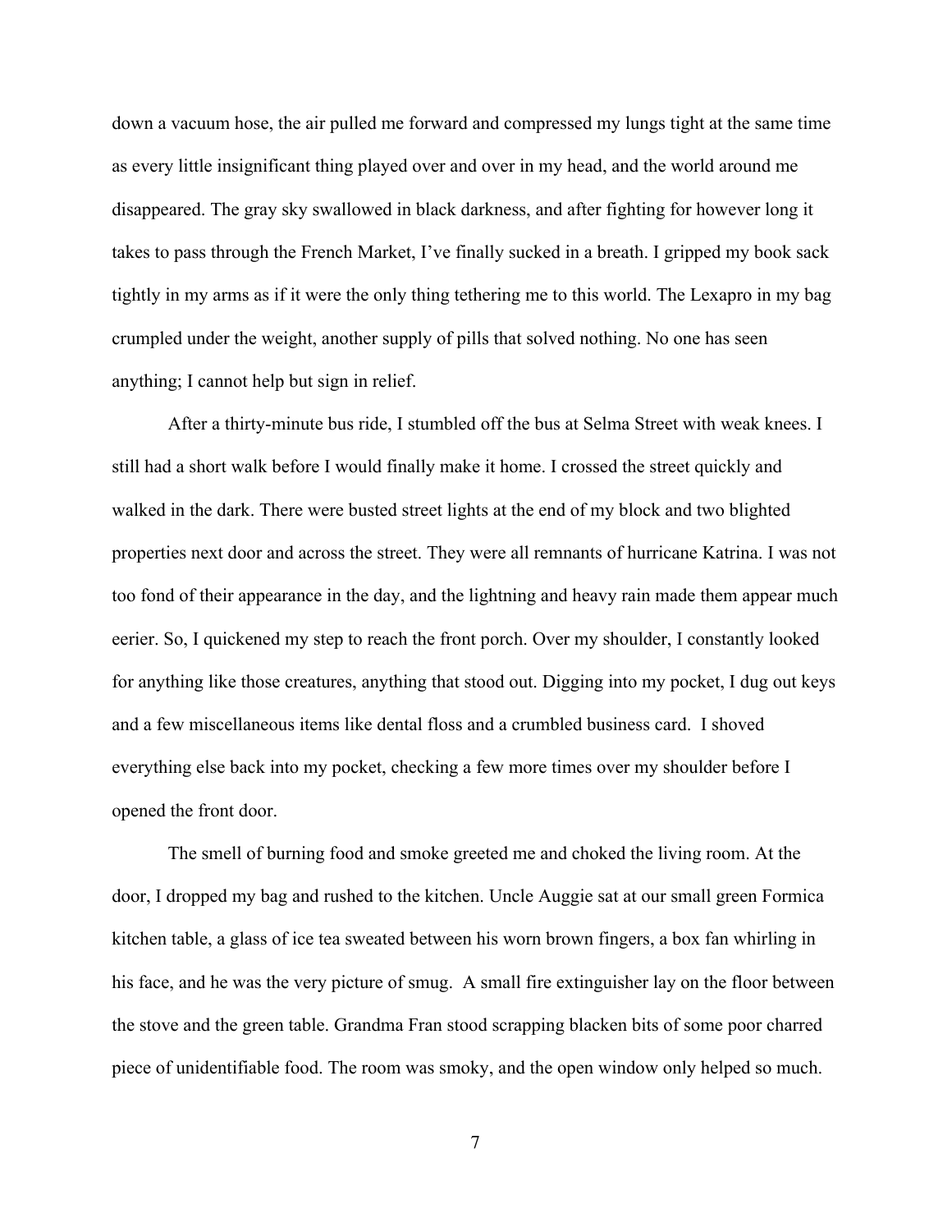down a vacuum hose, the air pulled me forward and compressed my lungs tight at the same time as every little insignificant thing played over and over in my head, and the world around me disappeared. The gray sky swallowed in black darkness, and after fighting for however long it takes to pass through the French Market, I've finally sucked in a breath. I gripped my book sack tightly in my arms as if it were the only thing tethering me to this world. The Lexapro in my bag crumpled under the weight, another supply of pills that solved nothing. No one has seen anything; I cannot help but sign in relief.

After a thirty-minute bus ride, I stumbled off the bus at Selma Street with weak knees. I still had a short walk before I would finally make it home. I crossed the street quickly and walked in the dark. There were busted street lights at the end of my block and two blighted properties next door and across the street. They were all remnants of hurricane Katrina. I was not too fond of their appearance in the day, and the lightning and heavy rain made them appear much eerier. So, I quickened my step to reach the front porch. Over my shoulder, I constantly looked for anything like those creatures, anything that stood out. Digging into my pocket, I dug out keys and a few miscellaneous items like dental floss and a crumbled business card. I shoved everything else back into my pocket, checking a few more times over my shoulder before I opened the front door.

The smell of burning food and smoke greeted me and choked the living room. At the door, I dropped my bag and rushed to the kitchen. Uncle Auggie sat at our small green Formica kitchen table, a glass of ice tea sweated between his worn brown fingers, a box fan whirling in his face, and he was the very picture of smug. A small fire extinguisher lay on the floor between the stove and the green table. Grandma Fran stood scrapping blacken bits of some poor charred piece of unidentifiable food. The room was smoky, and the open window only helped so much.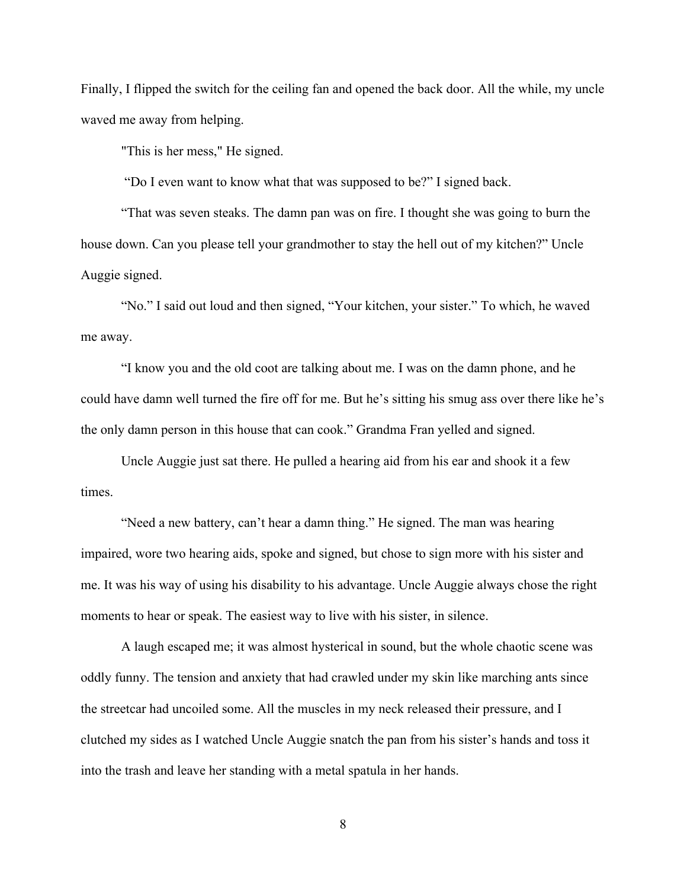Finally, I flipped the switch for the ceiling fan and opened the back door. All the while, my uncle waved me away from helping.

"This is her mess," He signed.

"Do I even want to know what that was supposed to be?" I signed back.

"That was seven steaks. The damn pan was on fire. I thought she was going to burn the house down. Can you please tell your grandmother to stay the hell out of my kitchen?" Uncle Auggie signed.

"No." I said out loud and then signed, "Your kitchen, your sister." To which, he waved me away.

"I know you and the old coot are talking about me. I was on the damn phone, and he could have damn well turned the fire off for me. But he's sitting his smug ass over there like he's the only damn person in this house that can cook." Grandma Fran yelled and signed.

Uncle Auggie just sat there. He pulled a hearing aid from his ear and shook it a few times.

"Need a new battery, can't hear a damn thing." He signed. The man was hearing impaired, wore two hearing aids, spoke and signed, but chose to sign more with his sister and me. It was his way of using his disability to his advantage. Uncle Auggie always chose the right moments to hear or speak. The easiest way to live with his sister, in silence.

A laugh escaped me; it was almost hysterical in sound, but the whole chaotic scene was oddly funny. The tension and anxiety that had crawled under my skin like marching ants since the streetcar had uncoiled some. All the muscles in my neck released their pressure, and I clutched my sides as I watched Uncle Auggie snatch the pan from his sister's hands and toss it into the trash and leave her standing with a metal spatula in her hands.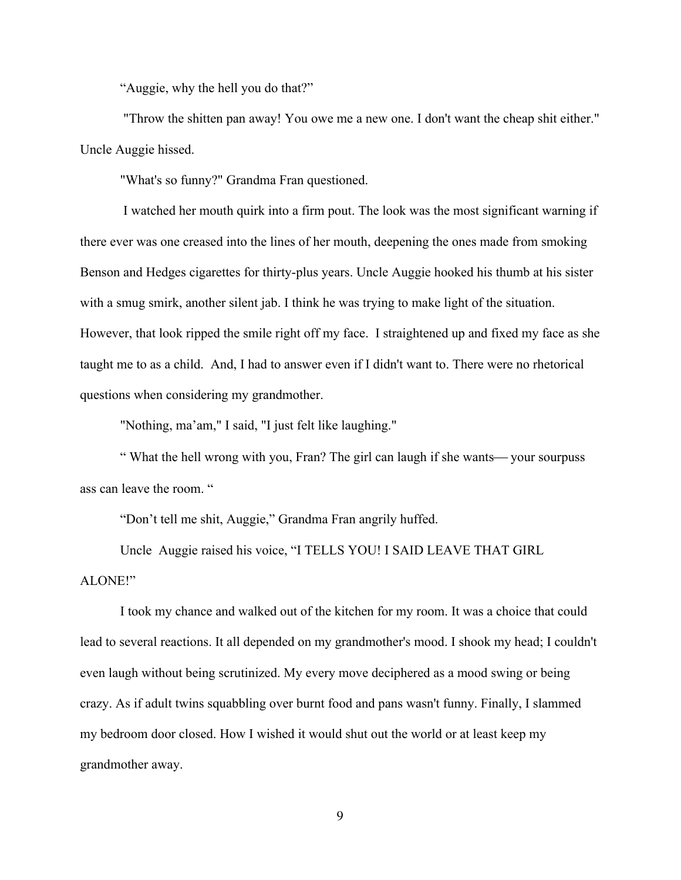“Auggie, why the hell you do that?”

"Throw the shitten pan away! You owe me a new one. I don't want the cheap shit either." Uncle Auggie hissed.

"What's so funny?" Grandma Fran questioned.

I watched her mouth quirk into a firm pout. The look was the most significant warning if there ever was one creased into the lines of her mouth, deepening the ones made from smoking Benson and Hedges cigarettes for thirty-plus years. Uncle Auggie hooked his thumb at his sister with a smug smirk, another silent jab. I think he was trying to make light of the situation. However, that look ripped the smile right off my face. I straightened up and fixed my face as she taught me to as a child. And, I had to answer even if I didn't want to. There were no rhetorical questions when considering my grandmother.

"Nothing, ma’am," I said, "I just felt like laughing."

“ What the hell wrong with you, Fran? The girl can laugh if she wants— your sourpuss ass can leave the room. “

“Don’t tell me shit, Auggie,” Grandma Fran angrily huffed.

Uncle Auggie raised his voice, “I TELLS YOU! I SAID LEAVE THAT GIRL ALONE!”

I took my chance and walked out of the kitchen for my room. It was a choice that could lead to several reactions. It all depended on my grandmother's mood. I shook my head; I couldn't even laugh without being scrutinized. My every move deciphered as a mood swing or being crazy. As if adult twins squabbling over burnt food and pans wasn't funny. Finally, I slammed my bedroom door closed. How I wished it would shut out the world or at least keep my grandmother away.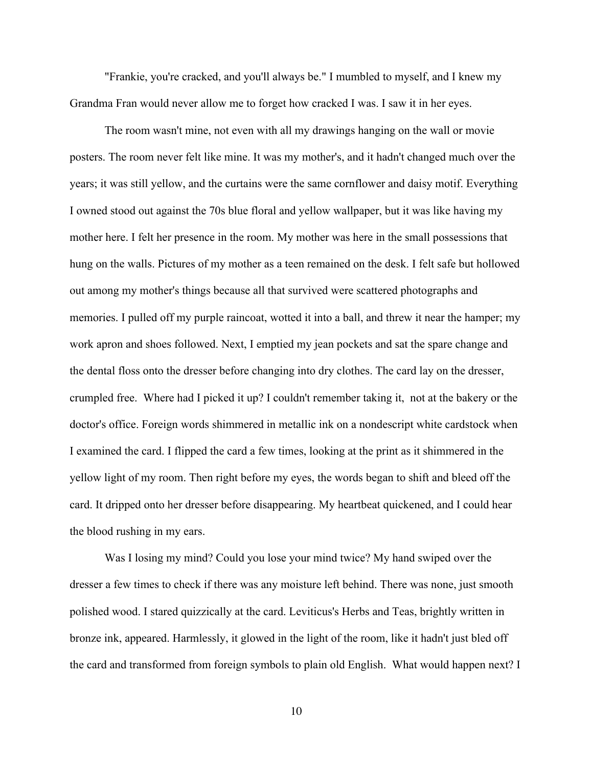"Frankie, you're cracked, and you'll always be." I mumbled to myself, and I knew my Grandma Fran would never allow me to forget how cracked I was. I saw it in her eyes.

The room wasn't mine, not even with all my drawings hanging on the wall or movie posters. The room never felt like mine. It was my mother's, and it hadn't changed much over the years; it was still yellow, and the curtains were the same cornflower and daisy motif. Everything I owned stood out against the 70s blue floral and yellow wallpaper, but it was like having my mother here. I felt her presence in the room. My mother was here in the small possessions that hung on the walls. Pictures of my mother as a teen remained on the desk. I felt safe but hollowed out among my mother's things because all that survived were scattered photographs and memories. I pulled off my purple raincoat, wotted it into a ball, and threw it near the hamper; my work apron and shoes followed. Next, I emptied my jean pockets and sat the spare change and the dental floss onto the dresser before changing into dry clothes. The card lay on the dresser, crumpled free. Where had I picked it up? I couldn't remember taking it, not at the bakery or the doctor's office. Foreign words shimmered in metallic ink on a nondescript white cardstock when I examined the card. I flipped the card a few times, looking at the print as it shimmered in the yellow light of my room. Then right before my eyes, the words began to shift and bleed off the card. It dripped onto her dresser before disappearing. My heartbeat quickened, and I could hear the blood rushing in my ears.

Was I losing my mind? Could you lose your mind twice? My hand swiped over the dresser a few times to check if there was any moisture left behind. There was none, just smooth polished wood. I stared quizzically at the card. Leviticus's Herbs and Teas, brightly written in bronze ink, appeared. Harmlessly, it glowed in the light of the room, like it hadn't just bled off the card and transformed from foreign symbols to plain old English. What would happen next? I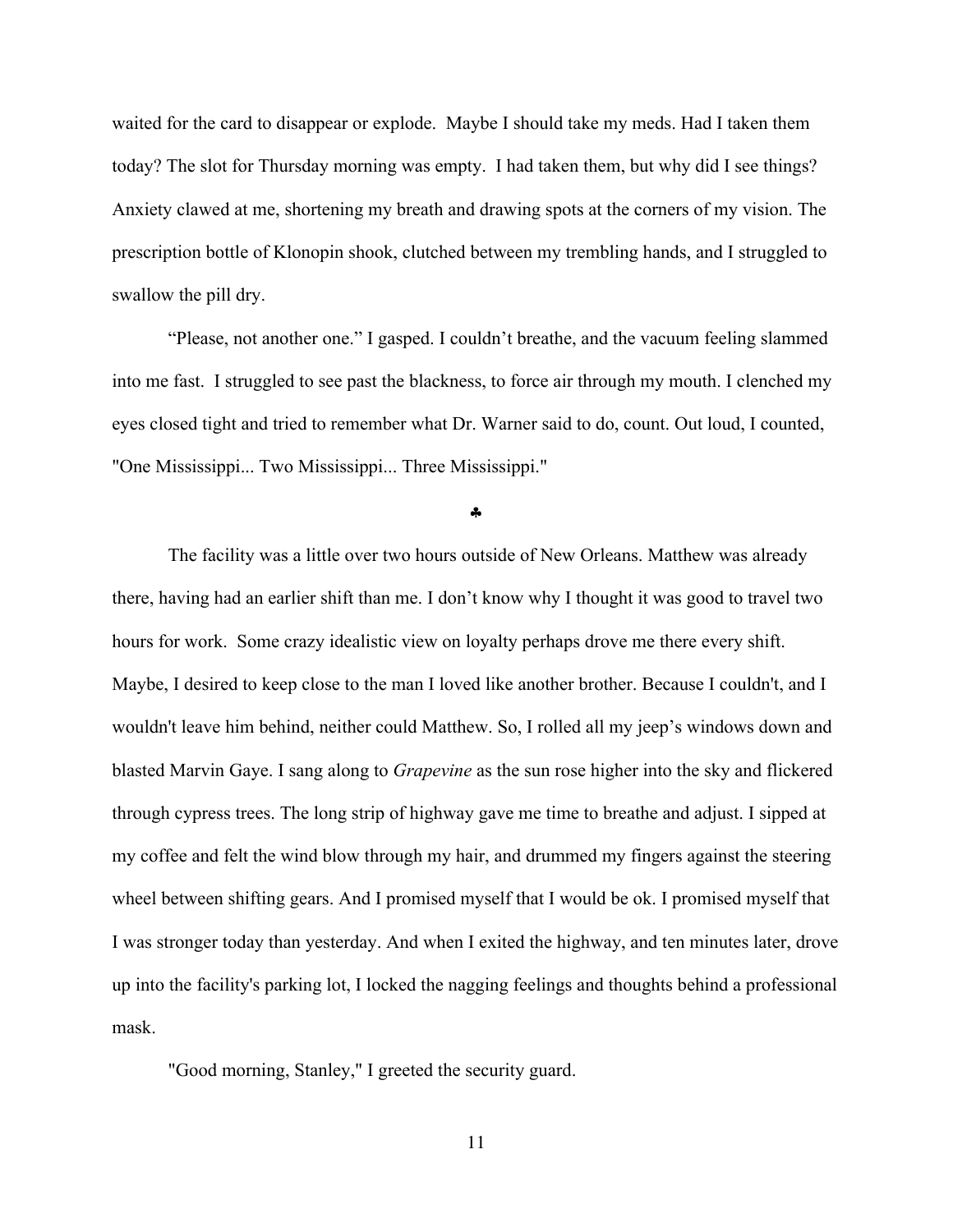waited for the card to disappear or explode. Maybe I should take my meds. Had I taken them today? The slot for Thursday morning was empty. I had taken them, but why did I see things? Anxiety clawed at me, shortening my breath and drawing spots at the corners of my vision. The prescription bottle of Klonopin shook, clutched between my trembling hands, and I struggled to swallow the pill dry.

"Please, not another one." I gasped. I couldn't breathe, and the vacuum feeling slammed into me fast. I struggled to see past the blackness, to force air through my mouth. I clenched my eyes closed tight and tried to remember what Dr. Warner said to do, count. Out loud, I counted, "One Mississippi... Two Mississippi... Three Mississippi."

♣

The facility was a little over two hours outside of New Orleans. Matthew was already there, having had an earlier shift than me. I don't know why I thought it was good to travel two hours for work. Some crazy idealistic view on loyalty perhaps drove me there every shift. Maybe, I desired to keep close to the man I loved like another brother. Because I couldn't, and I wouldn't leave him behind, neither could Matthew. So, I rolled all my jeep's windows down and blasted Marvin Gaye. I sang along to *Grapevine* as the sun rose higher into the sky and flickered through cypress trees. The long strip of highway gave me time to breathe and adjust. I sipped at my coffee and felt the wind blow through my hair, and drummed my fingers against the steering wheel between shifting gears. And I promised myself that I would be ok. I promised myself that I was stronger today than yesterday. And when I exited the highway, and ten minutes later, drove up into the facility's parking lot, I locked the nagging feelings and thoughts behind a professional mask.

"Good morning, Stanley," I greeted the security guard.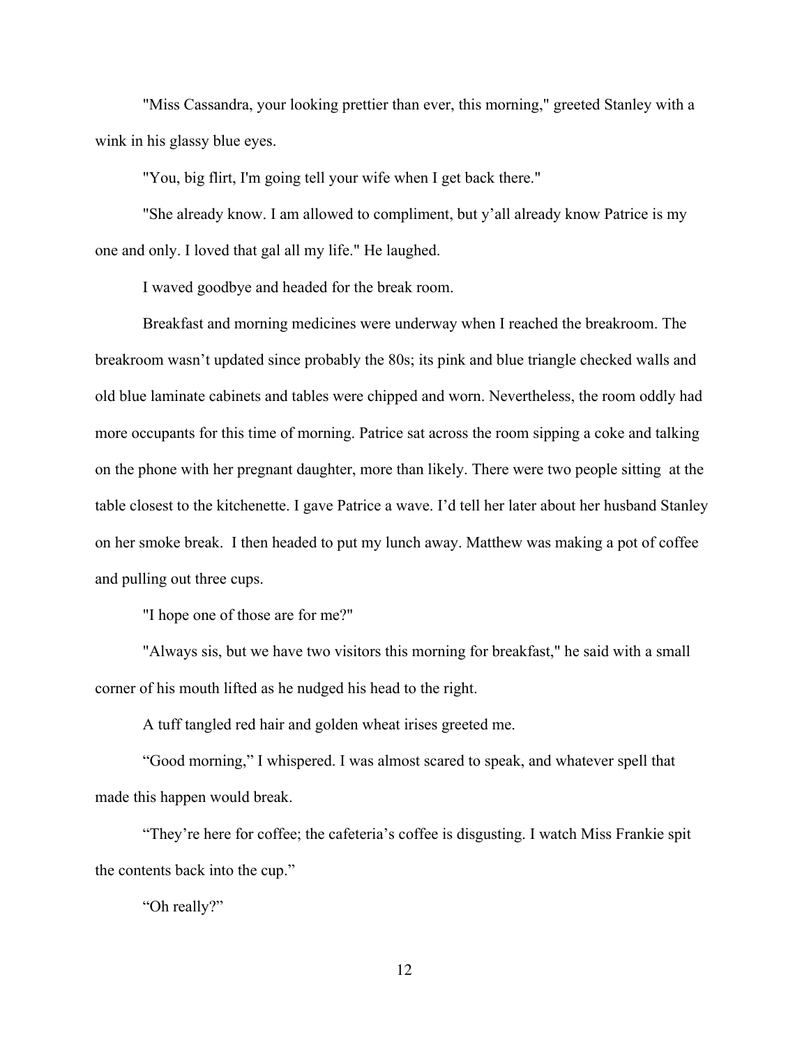"Miss Cassandra, your looking prettier than ever, this morning," greeted Stanley with a wink in his glassy blue eyes.

"You, big flirt, I'm going tell your wife when I get back there."

"She already know. I am allowed to compliment, but y'all already know Patrice is my one and only. I loved that gal all my life." He laughed.

I waved goodbye and headed for the break room.

Breakfast and morning medicines were underway when I reached the breakroom. The breakroom wasn't updated since probably the 80s; its pink and blue triangle checked walls and old blue laminate cabinets and tables were chipped and worn. Nevertheless, the room oddly had more occupants for this time of morning. Patrice sat across the room sipping a coke and talking on the phone with her pregnant daughter, more than likely. There were two people sitting at the table closest to the kitchenette. I gave Patrice a wave. I'd tell her later about her husband Stanley on her smoke break. I then headed to put my lunch away. Matthew was making a pot of coffee and pulling out three cups.

"I hope one of those are for me?"

"Always sis, but we have two visitors this morning for breakfast," he said with a small corner of his mouth lifted as he nudged his head to the right.

A tuff tangled red hair and golden wheat irises greeted me.

"Good morning," I whispered. I was almost scared to speak, and whatever spell that made this happen would break.

"They're here for coffee; the cafeteria's coffee is disgusting. I watch Miss Frankie spit the contents back into the cup."

"Oh really?"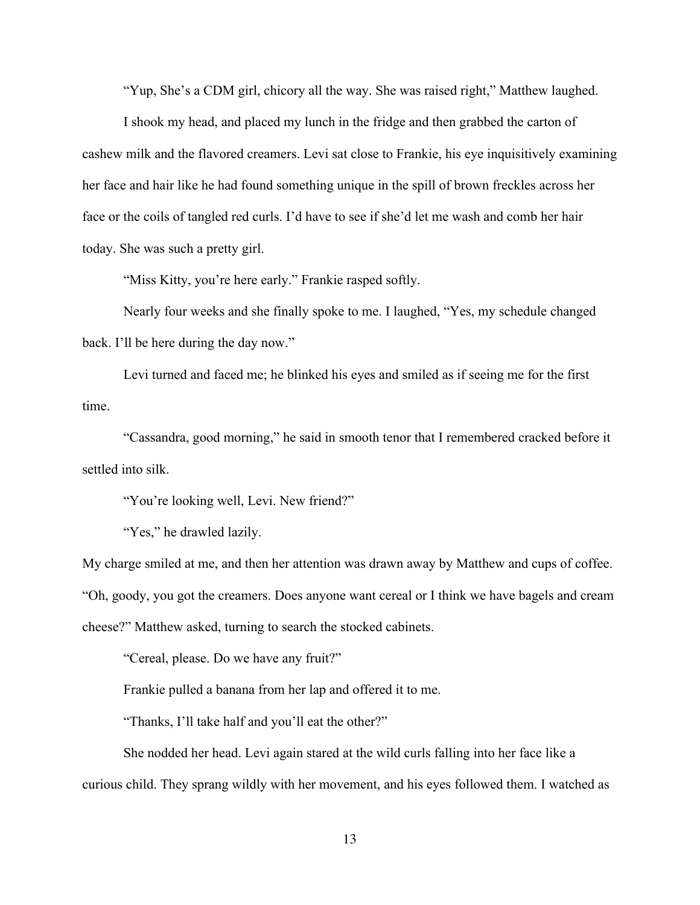"Yup, She's a CDM girl, chicory all the way. She was raised right," Matthew laughed.

I shook my head, and placed my lunch in the fridge and then grabbed the carton of cashew milk and the flavored creamers. Levi sat close to Frankie, his eye inquisitively examining her face and hair like he had found something unique in the spill of brown freckles across her face or the coils of tangled red curls. I'd have to see if she'd let me wash and comb her hair today. She was such a pretty girl.

"Miss Kitty, you're here early." Frankie rasped softly.

Nearly four weeks and she finally spoke to me. I laughed, "Yes, my schedule changed back. I'll be here during the day now."

Levi turned and faced me; he blinked his eyes and smiled as if seeing me for the first time.

"Cassandra, good morning," he said in smooth tenor that I remembered cracked before it settled into silk.

"You're looking well, Levi. New friend?"

"Yes," he drawled lazily.

My charge smiled at me, and then her attention was drawn away by Matthew and cups of coffee. "Oh, goody, you got the creamers. Does anyone want cereal or I think we have bagels and cream cheese?" Matthew asked, turning to search the stocked cabinets.

"Cereal, please. Do we have any fruit?"

Frankie pulled a banana from her lap and offered it to me.

"Thanks, I'll take half and you'll eat the other?"

She nodded her head. Levi again stared at the wild curls falling into her face like a curious child. They sprang wildly with her movement, and his eyes followed them. I watched as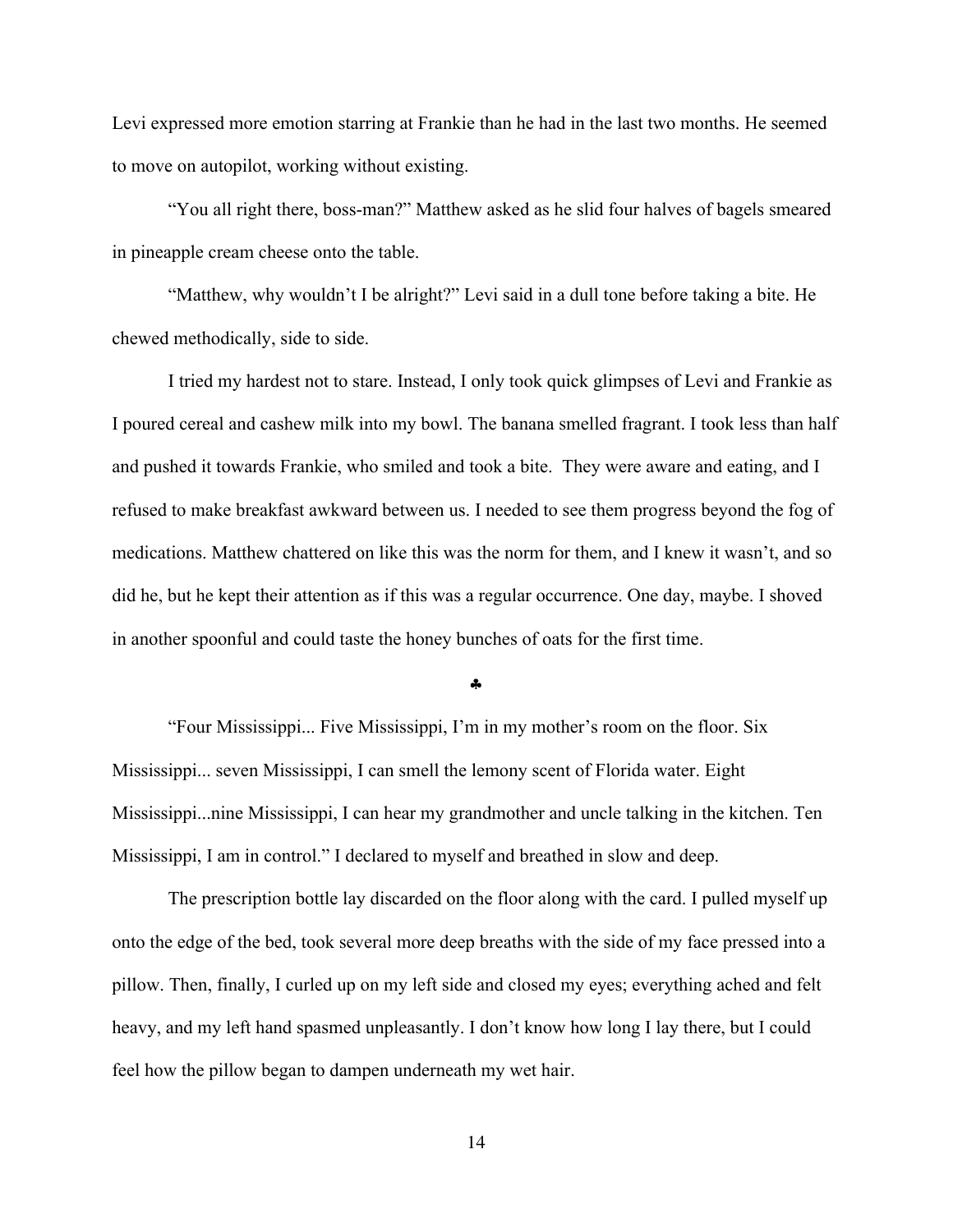Levi expressed more emotion starring at Frankie than he had in the last two months. He seemed to move on autopilot, working without existing.

"You all right there, boss-man?" Matthew asked as he slid four halves of bagels smeared in pineapple cream cheese onto the table.

"Matthew, why wouldn't I be alright?" Levi said in a dull tone before taking a bite. He chewed methodically, side to side.

I tried my hardest not to stare. Instead, I only took quick glimpses of Levi and Frankie as I poured cereal and cashew milk into my bowl. The banana smelled fragrant. I took less than half and pushed it towards Frankie, who smiled and took a bite. They were aware and eating, and I refused to make breakfast awkward between us. I needed to see them progress beyond the fog of medications. Matthew chattered on like this was the norm for them, and I knew it wasn't, and so did he, but he kept their attention as if this was a regular occurrence. One day, maybe. I shoved in another spoonful and could taste the honey bunches of oats for the first time.

♣

"Four Mississippi... Five Mississippi, I'm in my mother's room on the floor. Six Mississippi... seven Mississippi, I can smell the lemony scent of Florida water. Eight Mississippi...nine Mississippi, I can hear my grandmother and uncle talking in the kitchen. Ten Mississippi, I am in control." I declared to myself and breathed in slow and deep.

The prescription bottle lay discarded on the floor along with the card. I pulled myself up onto the edge of the bed, took several more deep breaths with the side of my face pressed into a pillow. Then, finally, I curled up on my left side and closed my eyes; everything ached and felt heavy, and my left hand spasmed unpleasantly. I don't know how long I lay there, but I could feel how the pillow began to dampen underneath my wet hair.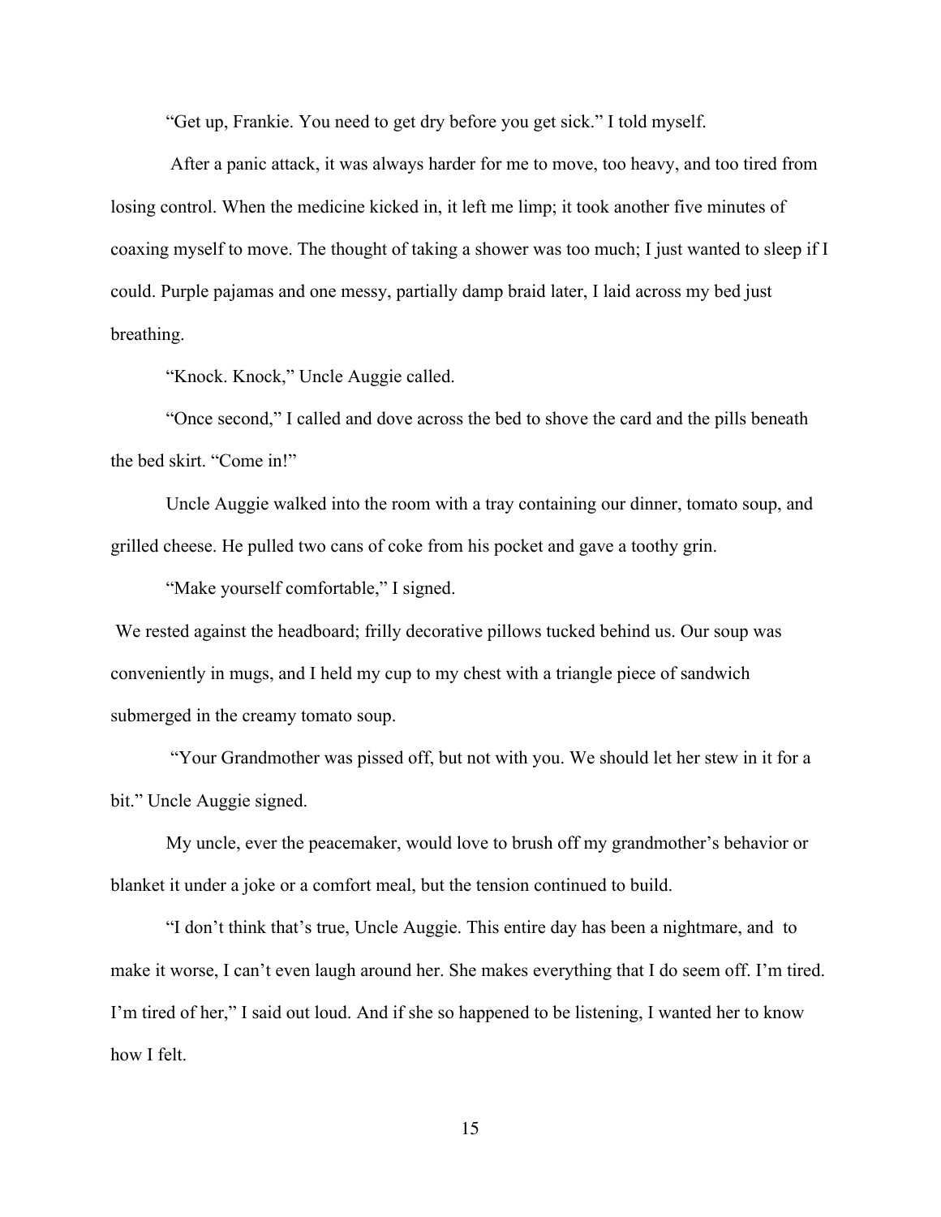"Get up, Frankie. You need to get dry before you get sick." I told myself.

After a panic attack, it was always harder for me to move, too heavy, and too tired from losing control. When the medicine kicked in, it left me limp; it took another five minutes of coaxing myself to move. The thought of taking a shower was too much; I just wanted to sleep if I could. Purple pajamas and one messy, partially damp braid later, I laid across my bed just breathing.

"Knock. Knock," Uncle Auggie called.

"Once second," I called and dove across the bed to shove the card and the pills beneath the bed skirt. "Come in!"

Uncle Auggie walked into the room with a tray containing our dinner, tomato soup, and grilled cheese. He pulled two cans of coke from his pocket and gave a toothy grin.

"Make yourself comfortable," I signed.

We rested against the headboard; frilly decorative pillows tucked behind us. Our soup was conveniently in mugs, and I held my cup to my chest with a triangle piece of sandwich submerged in the creamy tomato soup.

"Your Grandmother was pissed off, but not with you. We should let her stew in it for a bit." Uncle Auggie signed.

My uncle, ever the peacemaker, would love to brush off my grandmother's behavior or blanket it under a joke or a comfort meal, but the tension continued to build.

"I don't think that's true, Uncle Auggie. This entire day has been a nightmare, and to make it worse, I can't even laugh around her. She makes everything that I do seem off. I'm tired. I'm tired of her," I said out loud. And if she so happened to be listening, I wanted her to know how I felt.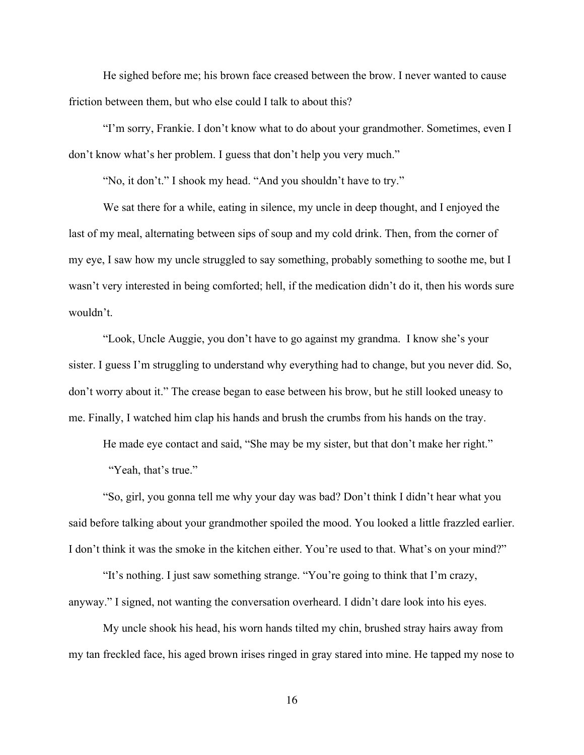He sighed before me; his brown face creased between the brow. I never wanted to cause friction between them, but who else could I talk to about this?

"I'm sorry, Frankie. I don't know what to do about your grandmother. Sometimes, even I don't know what's her problem. I guess that don't help you very much."

"No, it don't." I shook my head. "And you shouldn't have to try."

We sat there for a while, eating in silence, my uncle in deep thought, and I enjoyed the last of my meal, alternating between sips of soup and my cold drink. Then, from the corner of my eye, I saw how my uncle struggled to say something, probably something to soothe me, but I wasn't very interested in being comforted; hell, if the medication didn't do it, then his words sure wouldn't.

"Look, Uncle Auggie, you don't have to go against my grandma. I know she's your sister. I guess I'm struggling to understand why everything had to change, but you never did. So, don't worry about it." The crease began to ease between his brow, but he still looked uneasy to me. Finally, I watched him clap his hands and brush the crumbs from his hands on the tray.

He made eye contact and said, "She may be my sister, but that don't make her right."

"Yeah, that's true."

"So, girl, you gonna tell me why your day was bad? Don't think I didn't hear what you said before talking about your grandmother spoiled the mood. You looked a little frazzled earlier. I don't think it was the smoke in the kitchen either. You're used to that. What's on your mind?"

"It's nothing. I just saw something strange. "You're going to think that I'm crazy, anyway." I signed, not wanting the conversation overheard. I didn't dare look into his eyes.

My uncle shook his head, his worn hands tilted my chin, brushed stray hairs away from my tan freckled face, his aged brown irises ringed in gray stared into mine. He tapped my nose to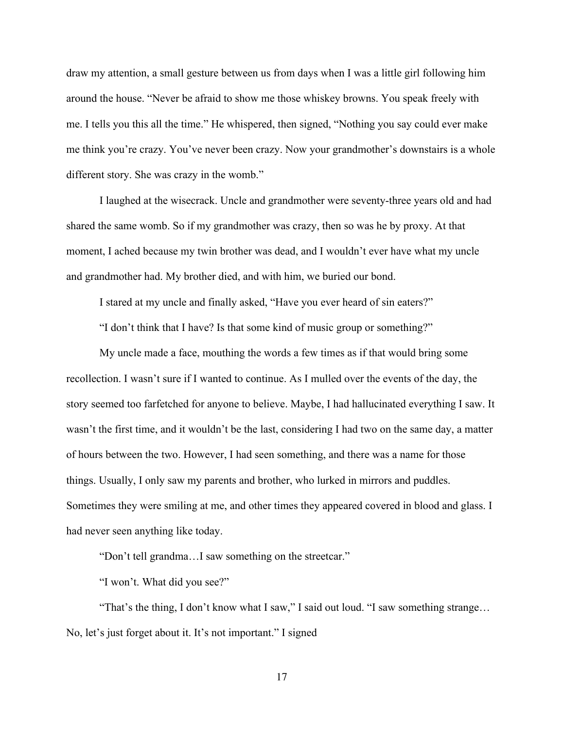draw my attention, a small gesture between us from days when I was a little girl following him around the house. "Never be afraid to show me those whiskey browns. You speak freely with me. I tells you this all the time." He whispered, then signed, "Nothing you say could ever make me think you're crazy. You've never been crazy. Now your grandmother's downstairs is a whole different story. She was crazy in the womb."

I laughed at the wisecrack. Uncle and grandmother were seventy-three years old and had shared the same womb. So if my grandmother was crazy, then so was he by proxy. At that moment, I ached because my twin brother was dead, and I wouldn't ever have what my uncle and grandmother had. My brother died, and with him, we buried our bond.

I stared at my uncle and finally asked, "Have you ever heard of sin eaters?"

"I don't think that I have? Is that some kind of music group or something?"

My uncle made a face, mouthing the words a few times as if that would bring some recollection. I wasn't sure if I wanted to continue. As I mulled over the events of the day, the story seemed too farfetched for anyone to believe. Maybe, I had hallucinated everything I saw. It wasn't the first time, and it wouldn't be the last, considering I had two on the same day, a matter of hours between the two. However, I had seen something, and there was a name for those things. Usually, I only saw my parents and brother, who lurked in mirrors and puddles. Sometimes they were smiling at me, and other times they appeared covered in blood and glass. I had never seen anything like today.

"Don't tell grandma…I saw something on the streetcar."

"I won't. What did you see?"

"That's the thing, I don't know what I saw," I said out loud. "I saw something strange… No, let's just forget about it. It's not important." I signed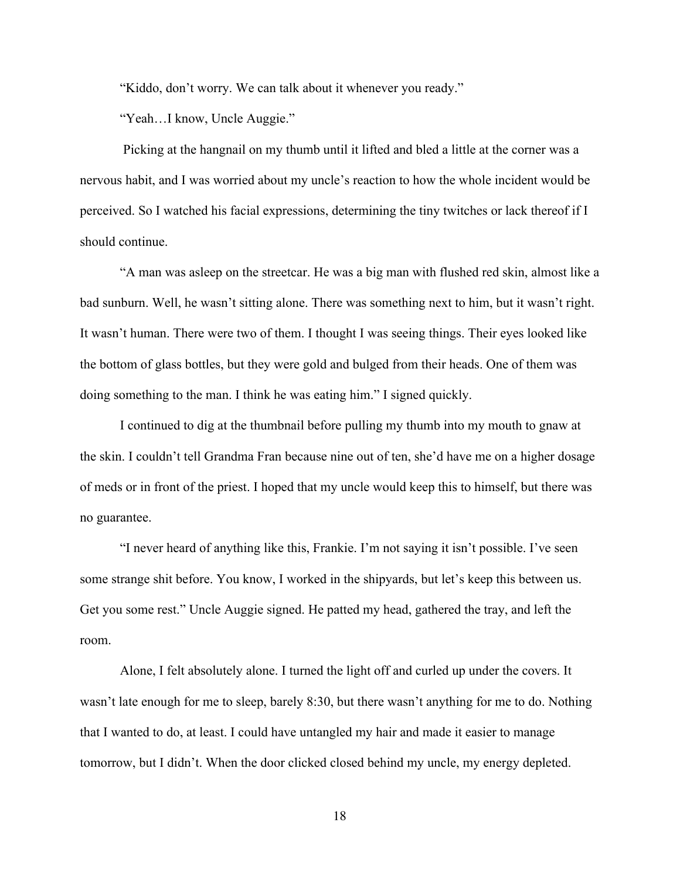"Kiddo, don't worry. We can talk about it whenever you ready."

"Yeah…I know, Uncle Auggie."

Picking at the hangnail on my thumb until it lifted and bled a little at the corner was a nervous habit, and I was worried about my uncle's reaction to how the whole incident would be perceived. So I watched his facial expressions, determining the tiny twitches or lack thereof if I should continue.

"A man was asleep on the streetcar. He was a big man with flushed red skin, almost like a bad sunburn. Well, he wasn't sitting alone. There was something next to him, but it wasn't right. It wasn't human. There were two of them. I thought I was seeing things. Their eyes looked like the bottom of glass bottles, but they were gold and bulged from their heads. One of them was doing something to the man. I think he was eating him." I signed quickly.

I continued to dig at the thumbnail before pulling my thumb into my mouth to gnaw at the skin. I couldn't tell Grandma Fran because nine out of ten, she'd have me on a higher dosage of meds or in front of the priest. I hoped that my uncle would keep this to himself, but there was no guarantee.

"I never heard of anything like this, Frankie. I'm not saying it isn't possible. I've seen some strange shit before. You know, I worked in the shipyards, but let's keep this between us. Get you some rest." Uncle Auggie signed. He patted my head, gathered the tray, and left the room.

Alone, I felt absolutely alone. I turned the light off and curled up under the covers. It wasn't late enough for me to sleep, barely 8:30, but there wasn't anything for me to do. Nothing that I wanted to do, at least. I could have untangled my hair and made it easier to manage tomorrow, but I didn't. When the door clicked closed behind my uncle, my energy depleted.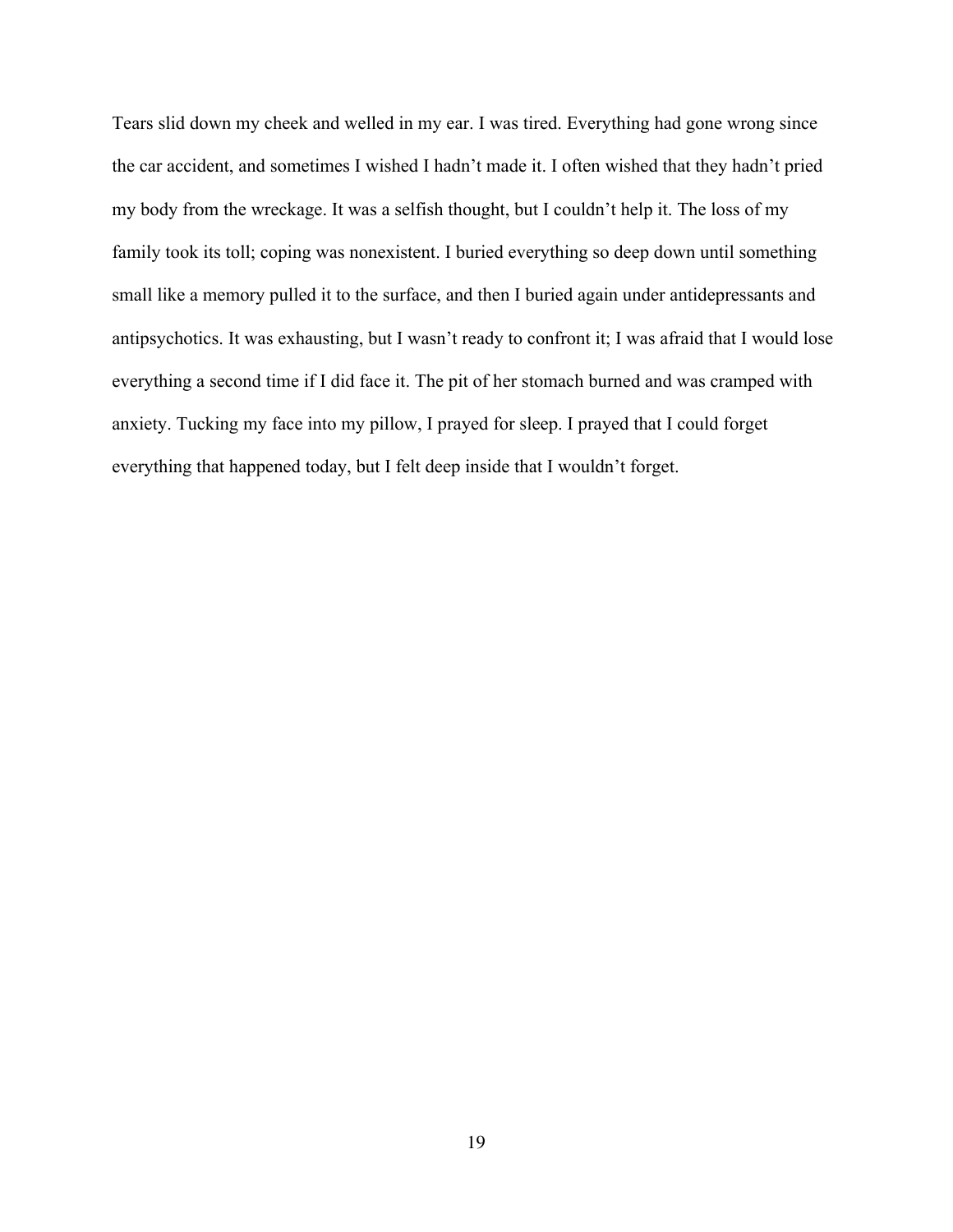Tears slid down my cheek and welled in my ear. I was tired. Everything had gone wrong since the car accident, and sometimes I wished I hadn't made it. I often wished that they hadn't pried my body from the wreckage. It was a selfish thought, but I couldn't help it. The loss of my family took its toll; coping was nonexistent. I buried everything so deep down until something small like a memory pulled it to the surface, and then I buried again under antidepressants and antipsychotics. It was exhausting, but I wasn't ready to confront it; I was afraid that I would lose everything a second time if I did face it. The pit of her stomach burned and was cramped with anxiety. Tucking my face into my pillow, I prayed for sleep. I prayed that I could forget everything that happened today, but I felt deep inside that I wouldn't forget.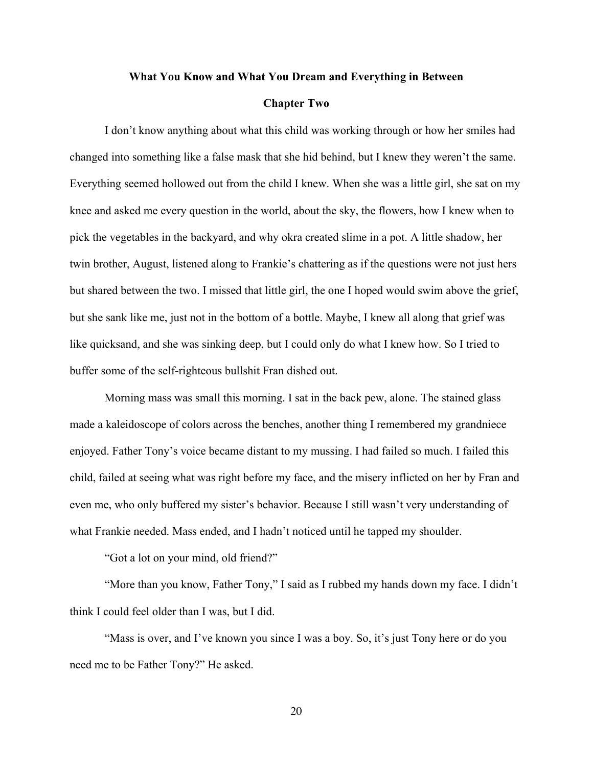**What You Know and What You Dream and Everything in Between**

**Chapter Two**

I don't know anything about what this child was working through or how her smiles had changed into something like a false mask that she hid behind, but I knew they weren't the same. Everything seemed hollowed out from the child I knew. When she was a little girl, she sat on my knee and asked me every question in the world, about the sky, the flowers, how I knew when to pick the vegetables in the backyard, and why okra created slime in a pot. A little shadow, her twin brother, August, listened along to Frankie's chattering as if the questions were not just hers but shared between the two. I missed that little girl, the one I hoped would swim above the grief, but she sank like me, just not in the bottom of a bottle. Maybe, I knew all along that grief was like quicksand, and she was sinking deep, but I could only do what I knew how. So I tried to buffer some of the self-righteous bullshit Fran dished out.

Morning mass was small this morning. I sat in the back pew, alone. The stained glass made a kaleidoscope of colors across the benches, another thing I remembered my grandniece enjoyed. Father Tony's voice became distant to my mussing. I had failed so much. I failed this child, failed at seeing what was right before my face, and the misery inflicted on her by Fran and even me, who only buffered my sister's behavior. Because I still wasn't very understanding of what Frankie needed. Mass ended, and I hadn't noticed until he tapped my shoulder.

"Got a lot on your mind, old friend?"

"More than you know, Father Tony," I said as I rubbed my hands down my face. I didn't think I could feel older than I was, but I did.

"Mass is over, and I've known you since I was a boy. So, it's just Tony here or do you need me to be Father Tony?" He asked.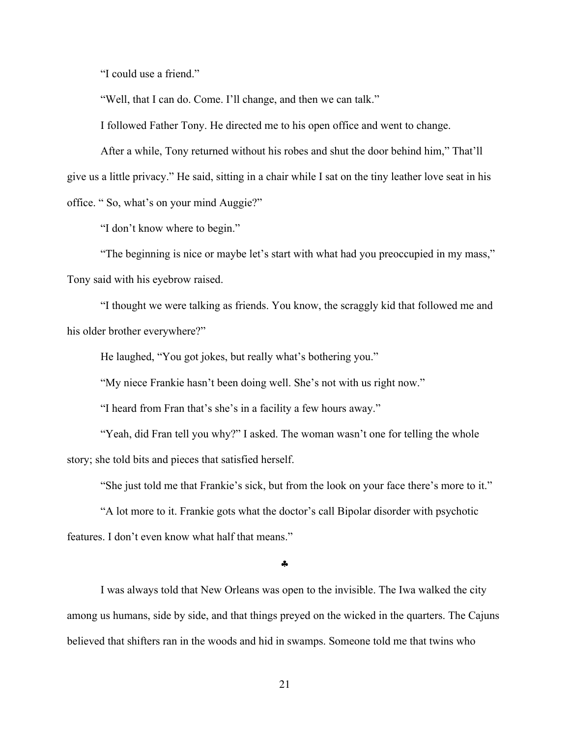"I could use a friend."

"Well, that I can do. Come. I'll change, and then we can talk."

I followed Father Tony. He directed me to his open office and went to change.

After a while, Tony returned without his robes and shut the door behind him," That'll give us a little privacy." He said, sitting in a chair while I sat on the tiny leather love seat in his office. " So, what's on your mind Auggie?"

"I don't know where to begin."

"The beginning is nice or maybe let's start with what had you preoccupied in my mass," Tony said with his eyebrow raised.

"I thought we were talking as friends. You know, the scraggly kid that followed me and his older brother everywhere?"

He laughed, "You got jokes, but really what's bothering you."

"My niece Frankie hasn't been doing well. She's not with us right now."

"I heard from Fran that's she's in a facility a few hours away."

"Yeah, did Fran tell you why?" I asked. The woman wasn't one for telling the whole story; she told bits and pieces that satisfied herself.

"She just told me that Frankie's sick, but from the look on your face there's more to it."

"A lot more to it. Frankie gots what the doctor's call Bipolar disorder with psychotic features. I don't even know what half that means."

♣

I was always told that New Orleans was open to the invisible. The Iwa walked the city among us humans, side by side, and that things preyed on the wicked in the quarters. The Cajuns believed that shifters ran in the woods and hid in swamps. Someone told me that twins who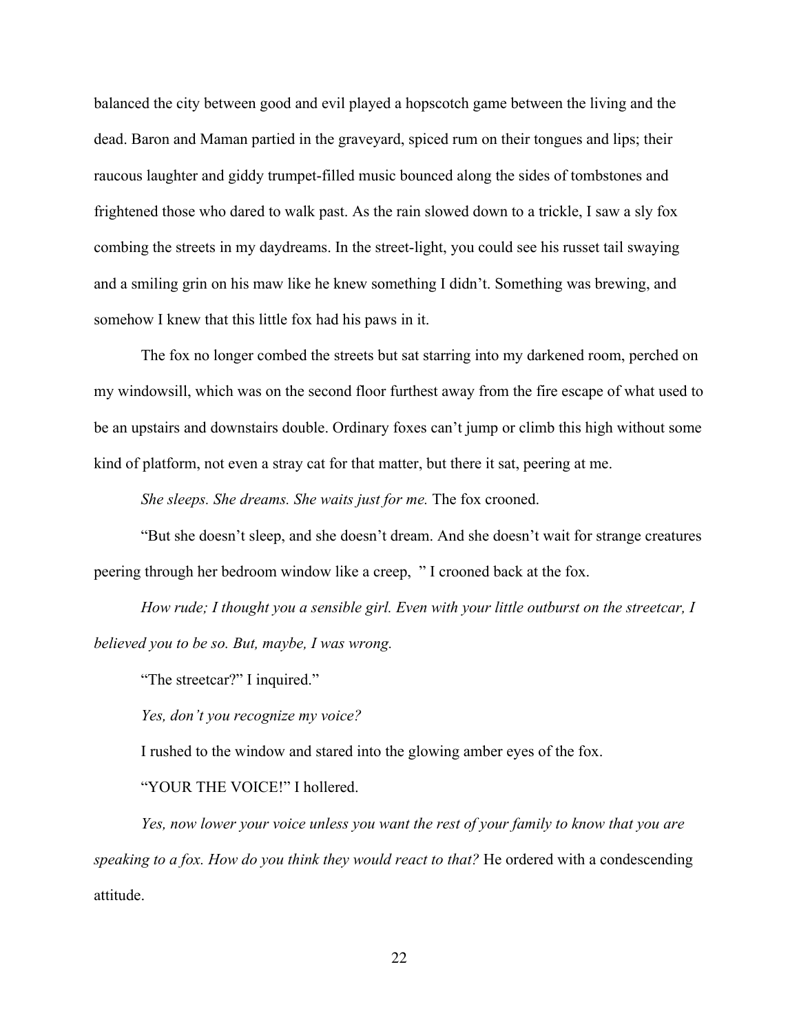balanced the city between good and evil played a hopscotch game between the living and the dead. Baron and Maman partied in the graveyard, spiced rum on their tongues and lips; their raucous laughter and giddy trumpet-filled music bounced along the sides of tombstones and frightened those who dared to walk past. As the rain slowed down to a trickle, I saw a sly fox combing the streets in my daydreams. In the street-light, you could see his russet tail swaying and a smiling grin on his maw like he knew something I didn't. Something was brewing, and somehow I knew that this little fox had his paws in it.

The fox no longer combed the streets but sat starring into my darkened room, perched on my windowsill, which was on the second floor furthest away from the fire escape of what used to be an upstairs and downstairs double. Ordinary foxes can't jump or climb this high without some kind of platform, not even a stray cat for that matter, but there it sat, peering at me.

*She sleeps. She dreams. She waits just for me.* The fox crooned.

"But she doesn't sleep, and she doesn't dream. And she doesn't wait for strange creatures peering through her bedroom window like a creep, " I crooned back at the fox.

*How rude; I thought you a sensible girl. Even with your little outburst on the streetcar, I believed you to be so. But, maybe, I was wrong.*

"The streetcar?" I inquired."

*Yes, don't you recognize my voice?*

I rushed to the window and stared into the glowing amber eyes of the fox.

"YOUR THE VOICE!" I hollered.

*Yes, now lower your voice unless you want the rest of your family to know that you are speaking to a fox. How do you think they would react to that?* He ordered with a condescending attitude.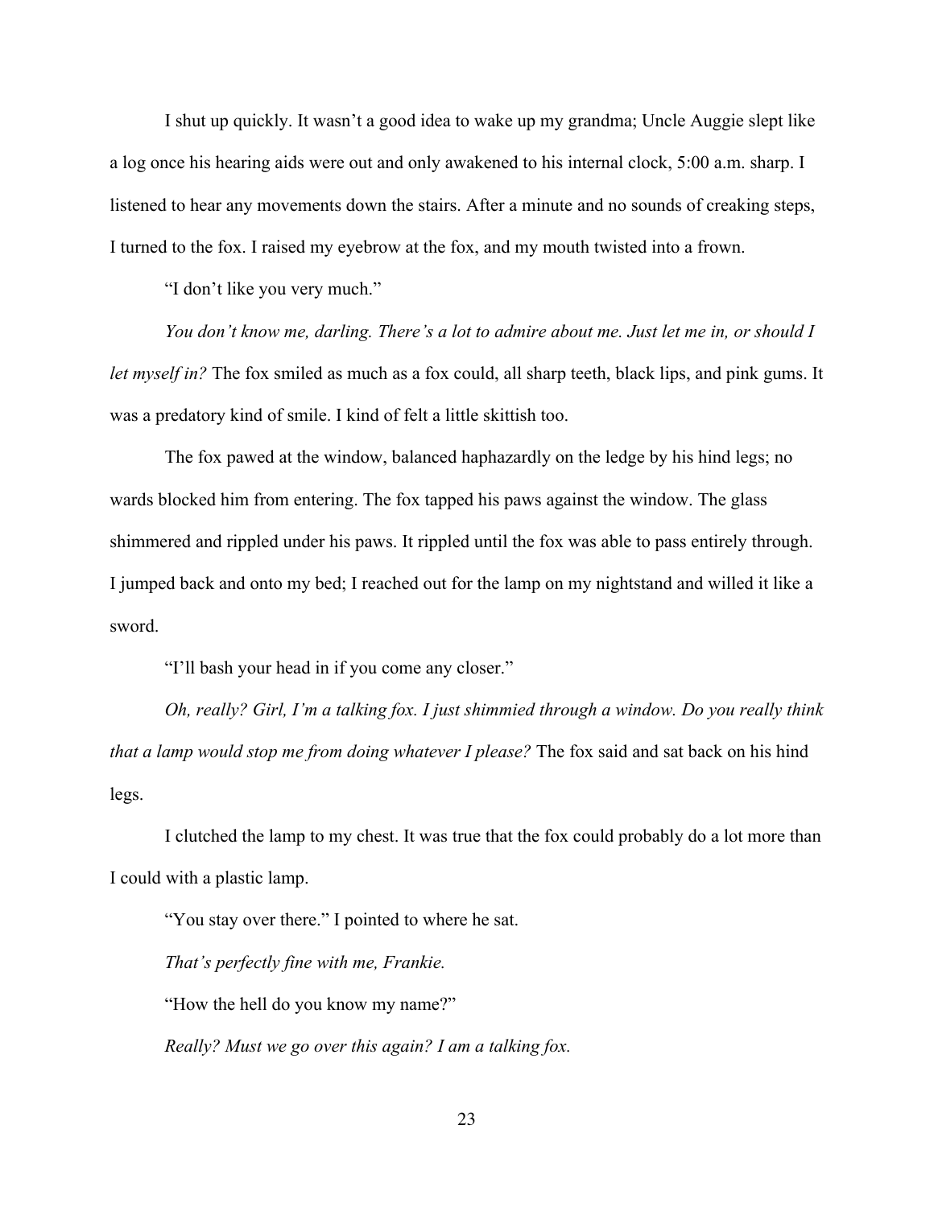I shut up quickly. It wasn't a good idea to wake up my grandma; Uncle Auggie slept like a log once his hearing aids were out and only awakened to his internal clock, 5:00 a.m. sharp. I listened to hear any movements down the stairs. After a minute and no sounds of creaking steps, I turned to the fox. I raised my eyebrow at the fox, and my mouth twisted into a frown.

"I don't like you very much."

*You don't know me, darling. There's a lot to admire about me. Just let me in, or should I let myself in?* The fox smiled as much as a fox could, all sharp teeth, black lips, and pink gums. It was a predatory kind of smile. I kind of felt a little skittish too.

The fox pawed at the window, balanced haphazardly on the ledge by his hind legs; no wards blocked him from entering. The fox tapped his paws against the window. The glass shimmered and rippled under his paws. It rippled until the fox was able to pass entirely through. I jumped back and onto my bed; I reached out for the lamp on my nightstand and willed it like a sword.

"I'll bash your head in if you come any closer."

*Oh, really? Girl, I'm a talking fox. I just shimmied through a window. Do you really think that a lamp would stop me from doing whatever I please?* The fox said and sat back on his hind legs.

I clutched the lamp to my chest. It was true that the fox could probably do a lot more than I could with a plastic lamp.

"You stay over there." I pointed to where he sat.

*That's perfectly fine with me, Frankie.*

"How the hell do you know my name?"

*Really? Must we go over this again? I am a talking fox.*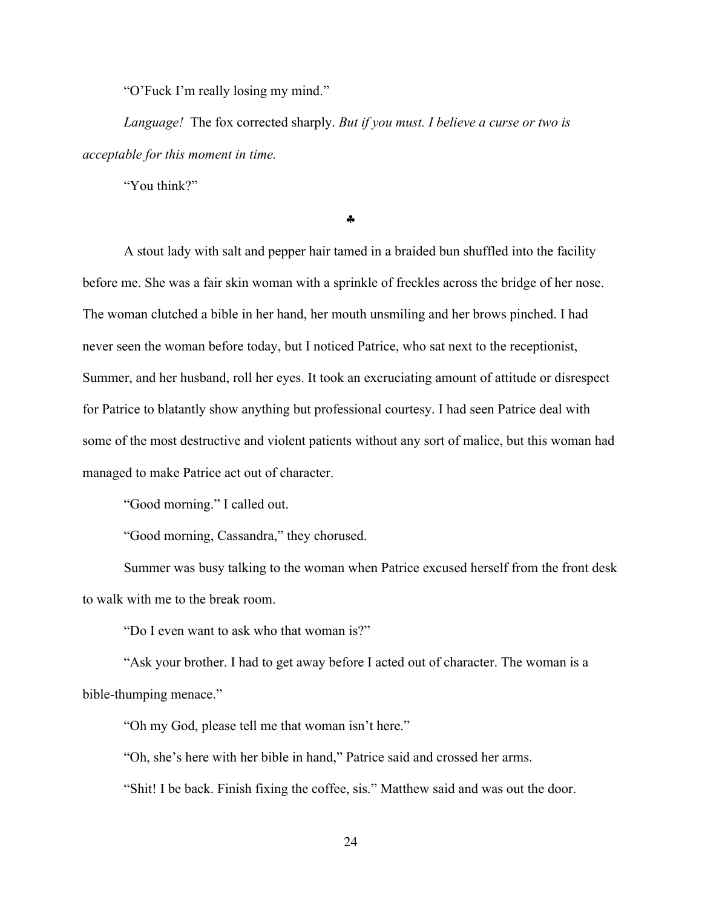"O'Fuck I'm really losing my mind."

*Language!* The fox corrected sharply. *But if you must. I believe a curse or two is acceptable for this moment in time.*

"You think?"

♣

A stout lady with salt and pepper hair tamed in a braided bun shuffled into the facility before me. She was a fair skin woman with a sprinkle of freckles across the bridge of her nose. The woman clutched a bible in her hand, her mouth unsmiling and her brows pinched. I had never seen the woman before today, but I noticed Patrice, who sat next to the receptionist, Summer, and her husband, roll her eyes. It took an excruciating amount of attitude or disrespect for Patrice to blatantly show anything but professional courtesy. I had seen Patrice deal with some of the most destructive and violent patients without any sort of malice, but this woman had managed to make Patrice act out of character.

"Good morning." I called out.

"Good morning, Cassandra," they chorused.

Summer was busy talking to the woman when Patrice excused herself from the front desk to walk with me to the break room.

"Do I even want to ask who that woman is?"

"Ask your brother. I had to get away before I acted out of character. The woman is a bible-thumping menace."

"Oh my God, please tell me that woman isn't here."

"Oh, she's here with her bible in hand," Patrice said and crossed her arms.

"Shit! I be back. Finish fixing the coffee, sis." Matthew said and was out the door.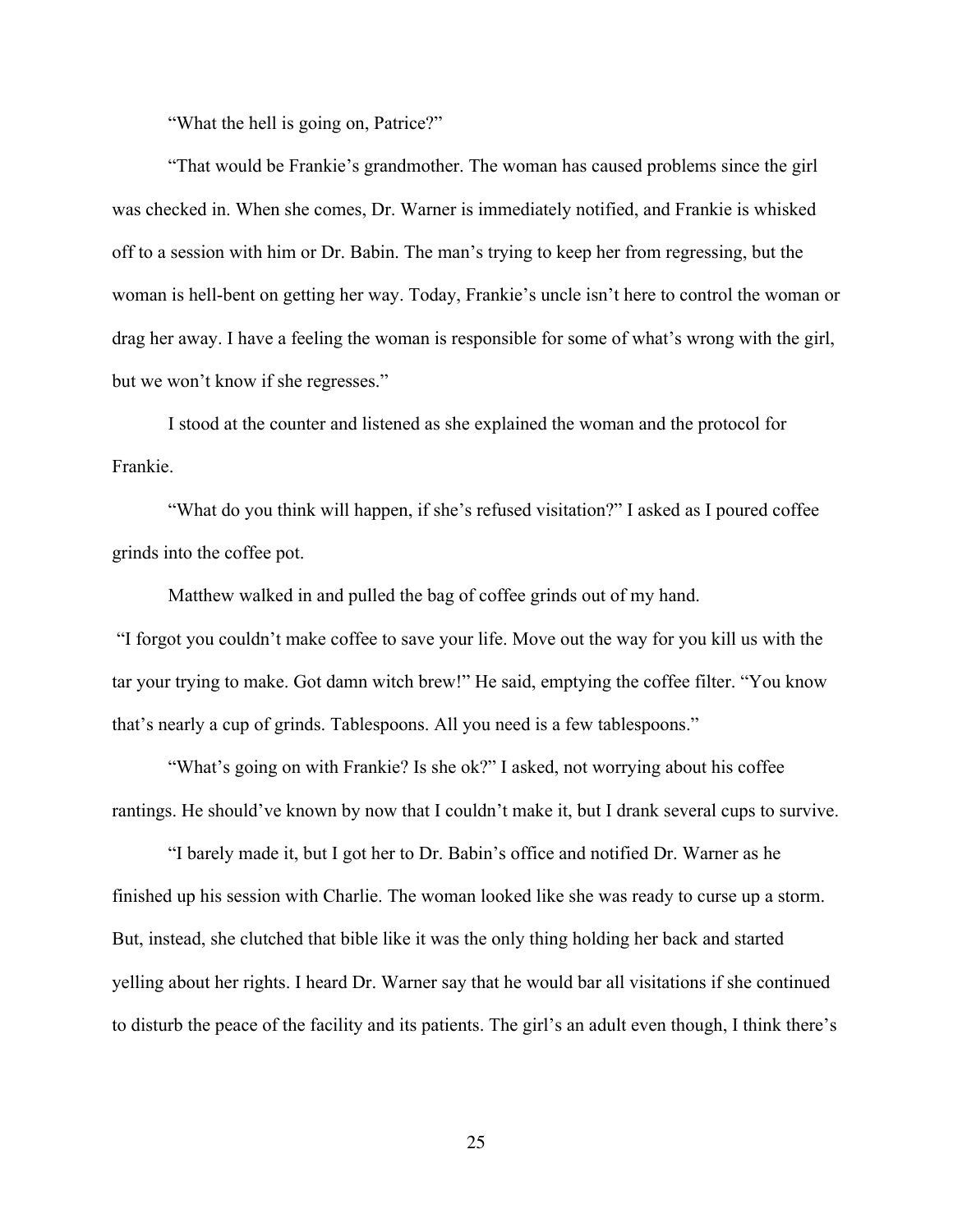"What the hell is going on, Patrice?"

"That would be Frankie's grandmother. The woman has caused problems since the girl was checked in. When she comes, Dr. Warner is immediately notified, and Frankie is whisked off to a session with him or Dr. Babin. The man's trying to keep her from regressing, but the woman is hell-bent on getting her way. Today, Frankie's uncle isn't here to control the woman or drag her away. I have a feeling the woman is responsible for some of what's wrong with the girl, but we won't know if she regresses."

I stood at the counter and listened as she explained the woman and the protocol for Frankie.

"What do you think will happen, if she's refused visitation?" I asked as I poured coffee grinds into the coffee pot.

Matthew walked in and pulled the bag of coffee grinds out of my hand.

"I forgot you couldn't make coffee to save your life. Move out the way for you kill us with the tar your trying to make. Got damn witch brew!" He said, emptying the coffee filter. "You know that's nearly a cup of grinds. Tablespoons. All you need is a few tablespoons."

"What's going on with Frankie? Is she ok?" I asked, not worrying about his coffee rantings. He should've known by now that I couldn't make it, but I drank several cups to survive.

"I barely made it, but I got her to Dr. Babin's office and notified Dr. Warner as he finished up his session with Charlie. The woman looked like she was ready to curse up a storm. But, instead, she clutched that bible like it was the only thing holding her back and started yelling about her rights. I heard Dr. Warner say that he would bar all visitations if she continued to disturb the peace of the facility and its patients. The girl's an adult even though, I think there's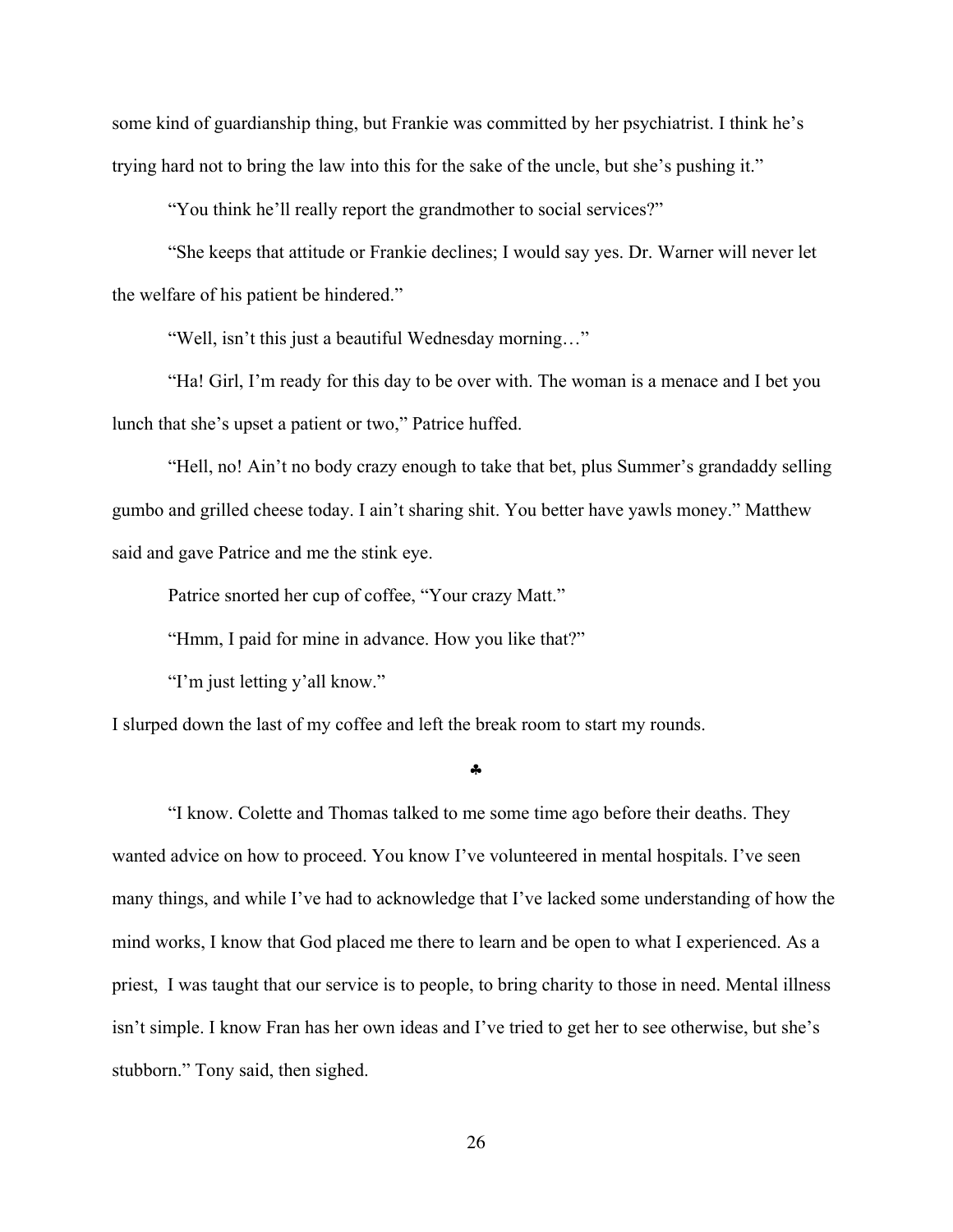some kind of guardianship thing, but Frankie was committed by her psychiatrist. I think he's trying hard not to bring the law into this for the sake of the uncle, but she's pushing it."

"You think he'll really report the grandmother to social services?"

"She keeps that attitude or Frankie declines; I would say yes. Dr. Warner will never let the welfare of his patient be hindered."

"Well, isn't this just a beautiful Wednesday morning…"

"Ha! Girl, I'm ready for this day to be over with. The woman is a menace and I bet you lunch that she's upset a patient or two," Patrice huffed.

"Hell, no! Ain't no body crazy enough to take that bet, plus Summer's grandaddy selling gumbo and grilled cheese today. I ain't sharing shit. You better have yawls money." Matthew said and gave Patrice and me the stink eye.

Patrice snorted her cup of coffee, "Your crazy Matt."

"Hmm, I paid for mine in advance. How you like that?"

"I'm just letting y'all know."

I slurped down the last of my coffee and left the break room to start my rounds.

♣

"I know. Colette and Thomas talked to me some time ago before their deaths. They wanted advice on how to proceed. You know I've volunteered in mental hospitals. I've seen many things, and while I've had to acknowledge that I've lacked some understanding of how the mind works, I know that God placed me there to learn and be open to what I experienced. As a priest, I was taught that our service is to people, to bring charity to those in need. Mental illness isn't simple. I know Fran has her own ideas and I've tried to get her to see otherwise, but she's stubborn." Tony said, then sighed.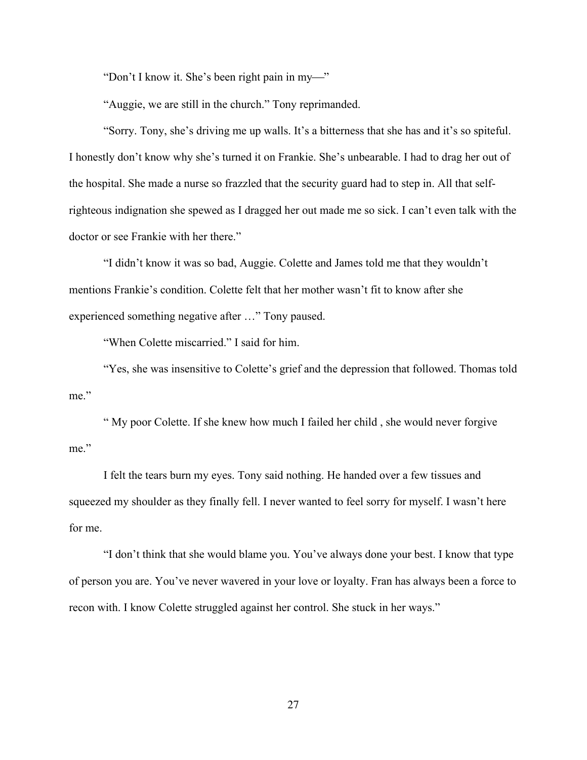"Don't I know it. She's been right pain in my—"

"Auggie, we are still in the church." Tony reprimanded.

"Sorry. Tony, she's driving me up walls. It's a bitterness that she has and it's so spiteful. I honestly don't know why she's turned it on Frankie. She's unbearable. I had to drag her out of the hospital. She made a nurse so frazzled that the security guard had to step in. All that self-righteous indignation she spewed as I dragged her out made me so sick. I can't even talk with the doctor or see Frankie with her there."

"I didn't know it was so bad, Auggie. Colette and James told me that they wouldn't mentions Frankie's condition. Colette felt that her mother wasn't fit to know after she experienced something negative after …" Tony paused.

"When Colette miscarried." I said for him.

"Yes, she was insensitive to Colette's grief and the depression that followed. Thomas told me."

" My poor Colette. If she knew how much I failed her child , she would never forgive me."

I felt the tears burn my eyes. Tony said nothing. He handed over a few tissues and squeezed my shoulder as they finally fell. I never wanted to feel sorry for myself. I wasn't here for me.

"I don't think that she would blame you. You've always done your best. I know that type of person you are. You've never wavered in your love or loyalty. Fran has always been a force to recon with. I know Colette struggled against her control. She stuck in her ways."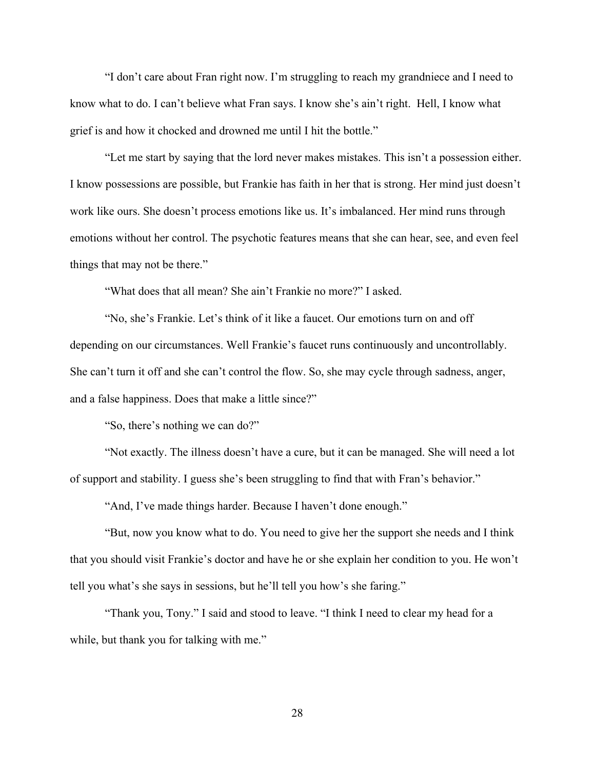"I don't care about Fran right now. I'm struggling to reach my grandniece and I need to know what to do. I can't believe what Fran says. I know she's ain't right. Hell, I know what grief is and how it chocked and drowned me until I hit the bottle."

"Let me start by saying that the lord never makes mistakes. This isn't a possession either. I know possessions are possible, but Frankie has faith in her that is strong. Her mind just doesn't work like ours. She doesn't process emotions like us. It's imbalanced. Her mind runs through emotions without her control. The psychotic features means that she can hear, see, and even feel things that may not be there."

"What does that all mean? She ain't Frankie no more?" I asked.

"No, she's Frankie. Let's think of it like a faucet. Our emotions turn on and off depending on our circumstances. Well Frankie's faucet runs continuously and uncontrollably. She can't turn it off and she can't control the flow. So, she may cycle through sadness, anger, and a false happiness. Does that make a little since?"

"So, there's nothing we can do?"

"Not exactly. The illness doesn't have a cure, but it can be managed. She will need a lot of support and stability. I guess she's been struggling to find that with Fran's behavior."

"And, I've made things harder. Because I haven't done enough."

"But, now you know what to do. You need to give her the support she needs and I think that you should visit Frankie's doctor and have he or she explain her condition to you. He won't tell you what's she says in sessions, but he'll tell you how's she faring."

"Thank you, Tony." I said and stood to leave. "I think I need to clear my head for a while, but thank you for talking with me."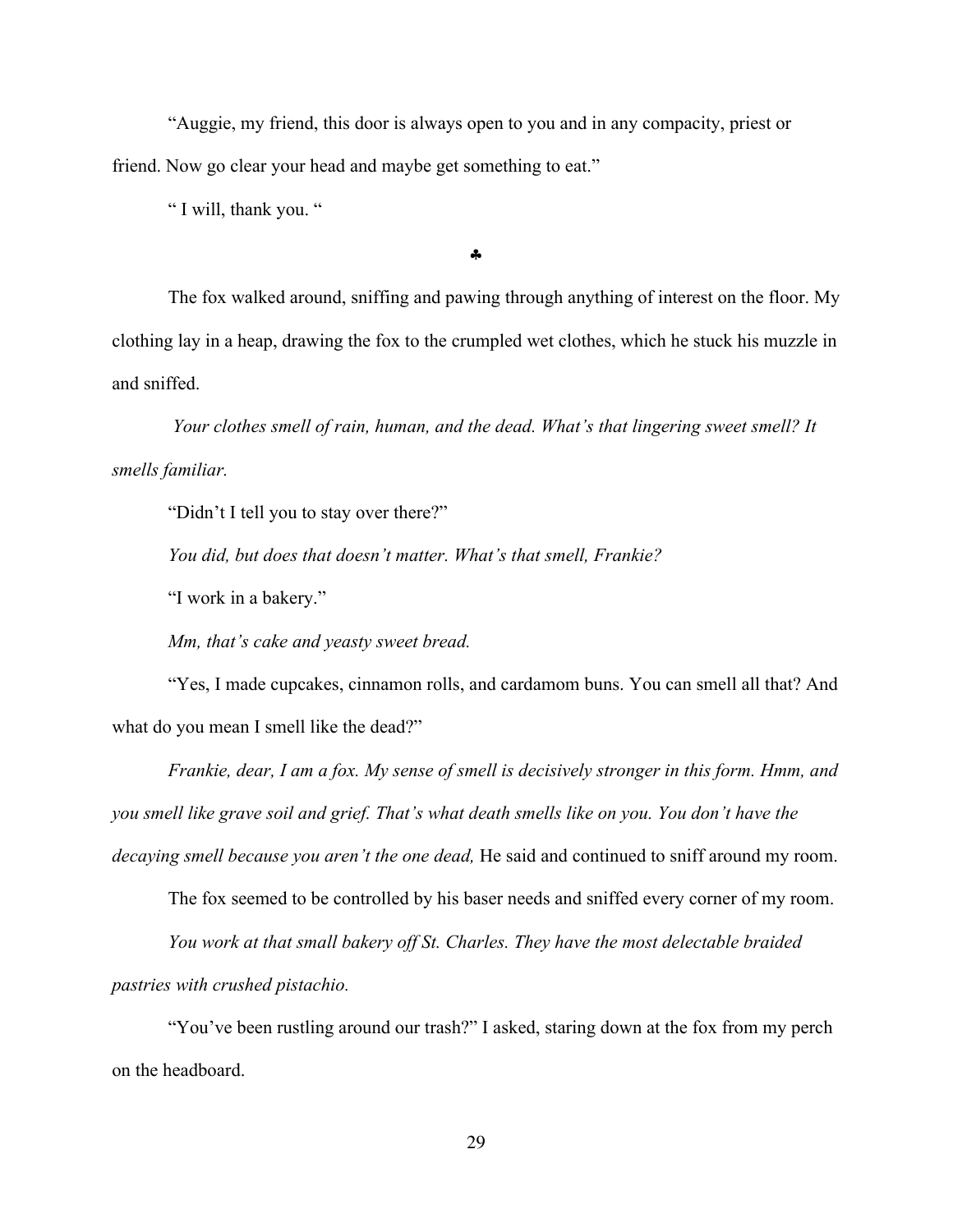"Auggie, my friend, this door is always open to you and in any compacity, priest or friend. Now go clear your head and maybe get something to eat."

" I will, thank you. "

♣

The fox walked around, sniffing and pawing through anything of interest on the floor. My clothing lay in a heap, drawing the fox to the crumpled wet clothes, which he stuck his muzzle in and sniffed.

*Your clothes smell of rain, human, and the dead. What's that lingering sweet smell? It smells familiar.*

"Didn't I tell you to stay over there?"

*You did, but does that doesn't matter. What's that smell, Frankie?*

"I work in a bakery."

*Mm, that's cake and yeasty sweet bread.*

"Yes, I made cupcakes, cinnamon rolls, and cardamom buns. You can smell all that? And what do you mean I smell like the dead?"

*Frankie, dear, I am a fox. My sense of smell is decisively stronger in this form. Hmm, and you smell like grave soil and grief. That's what death smells like on you. You don't have the decaying smell because you aren't the one dead,* He said and continued to sniff around my room.

The fox seemed to be controlled by his baser needs and sniffed every corner of my room.

*You work at that small bakery off St. Charles. They have the most delectable braided pastries with crushed pistachio.*

"You've been rustling around our trash?" I asked, staring down at the fox from my perch on the headboard.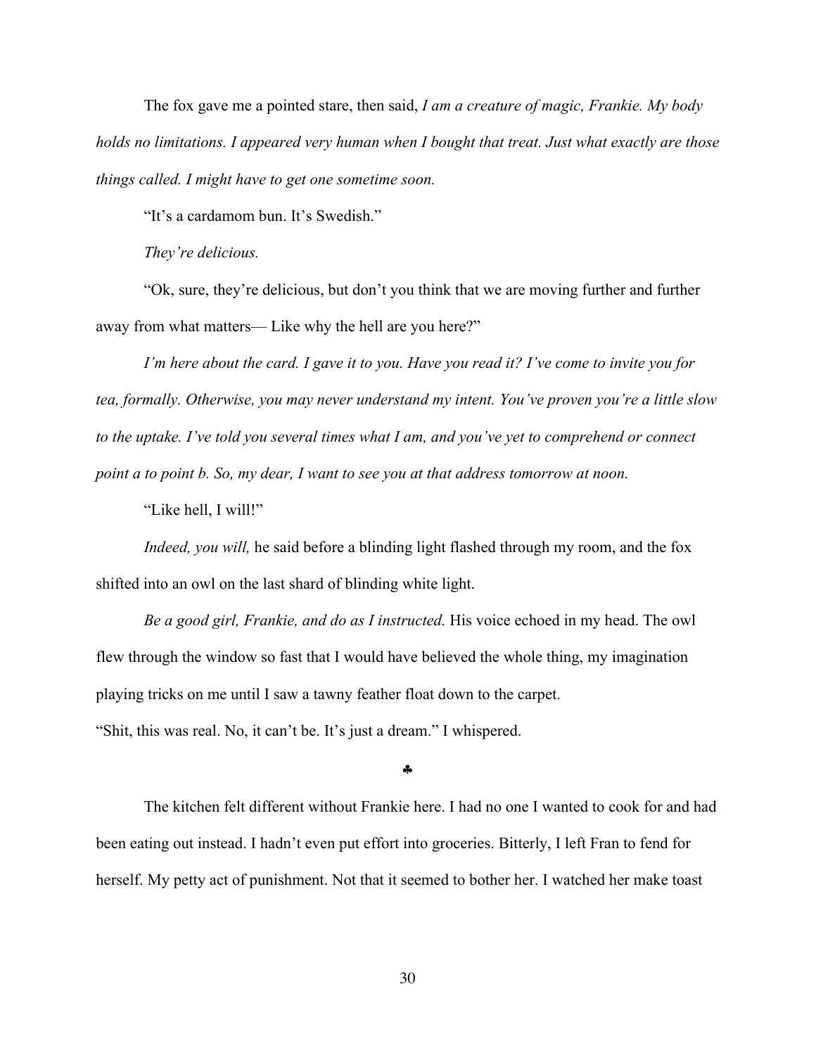The fox gave me a pointed stare, then said, *I am a creature of magic, Frankie. My body holds no limitations. I appeared very human when I bought that treat. Just what exactly are those things called. I might have to get one sometime soon.*

"It's a cardamom bun. It's Swedish."

*They're delicious.*

"Ok, sure, they're delicious, but don't you think that we are moving further and further away from what matters— Like why the hell are you here?"

*I'm here about the card. I gave it to you. Have you read it? I've come to invite you for tea, formally. Otherwise, you may never understand my intent. You've proven you're a little slow to the uptake. I've told you several times what I am, and you've yet to comprehend or connect point a to point b. So, my dear, I want to see you at that address tomorrow at noon.*

"Like hell, I will!"

*Indeed, you will,* he said before a blinding light flashed through my room, and the fox shifted into an owl on the last shard of blinding white light.

*Be a good girl, Frankie, and do as I instructed.* His voice echoed in my head. The owl flew through the window so fast that I would have believed the whole thing, my imagination playing tricks on me until I saw a tawny feather float down to the carpet.

"Shit, this was real. No, it can't be. It's just a dream." I whispered.

♣

The kitchen felt different without Frankie here. I had no one I wanted to cook for and had been eating out instead. I hadn't even put effort into groceries. Bitterly, I left Fran to fend for herself. My petty act of punishment. Not that it seemed to bother her. I watched her make toast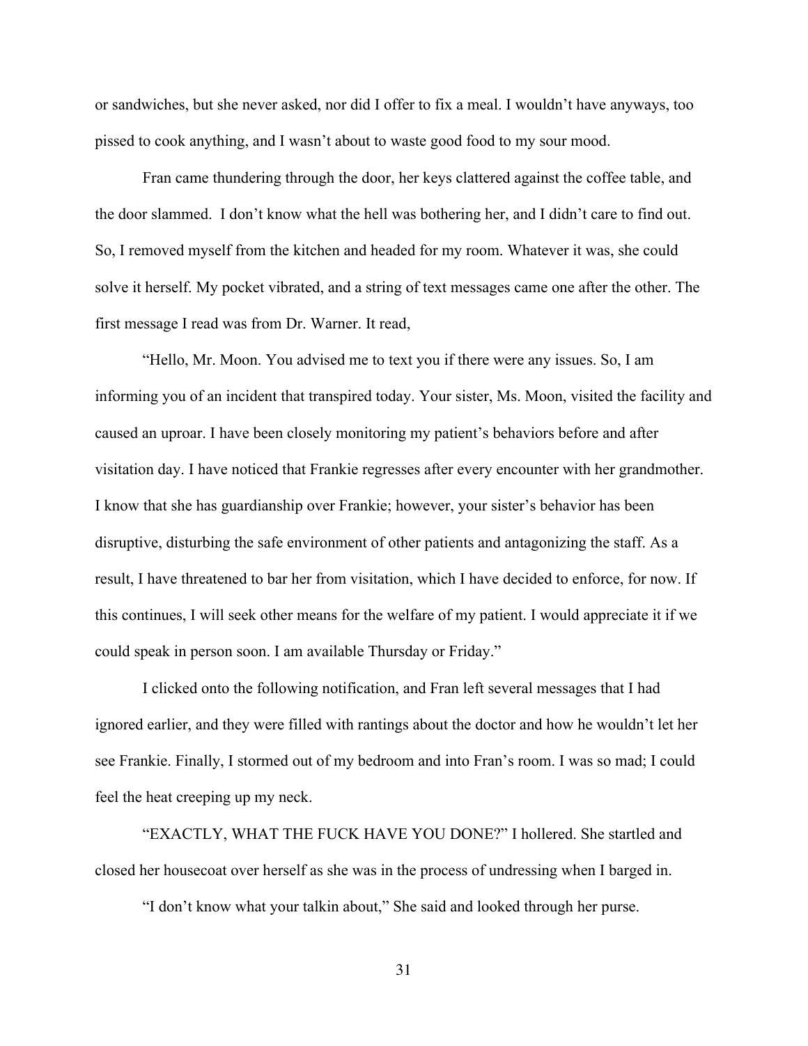or sandwiches, but she never asked, nor did I offer to fix a meal. I wouldn't have anyways, too pissed to cook anything, and I wasn't about to waste good food to my sour mood.

Fran came thundering through the door, her keys clattered against the coffee table, and the door slammed. I don't know what the hell was bothering her, and I didn't care to find out. So, I removed myself from the kitchen and headed for my room. Whatever it was, she could solve it herself. My pocket vibrated, and a string of text messages came one after the other. The first message I read was from Dr. Warner. It read,

"Hello, Mr. Moon. You advised me to text you if there were any issues. So, I am informing you of an incident that transpired today. Your sister, Ms. Moon, visited the facility and caused an uproar. I have been closely monitoring my patient's behaviors before and after visitation day. I have noticed that Frankie regresses after every encounter with her grandmother. I know that she has guardianship over Frankie; however, your sister's behavior has been disruptive, disturbing the safe environment of other patients and antagonizing the staff. As a result, I have threatened to bar her from visitation, which I have decided to enforce, for now. If this continues, I will seek other means for the welfare of my patient. I would appreciate it if we could speak in person soon. I am available Thursday or Friday."

I clicked onto the following notification, and Fran left several messages that I had ignored earlier, and they were filled with rantings about the doctor and how he wouldn't let her see Frankie. Finally, I stormed out of my bedroom and into Fran's room. I was so mad; I could feel the heat creeping up my neck.

"EXACTLY, WHAT THE FUCK HAVE YOU DONE?" I hollered. She startled and closed her housecoat over herself as she was in the process of undressing when I barged in.

"I don't know what your talkin about," She said and looked through her purse.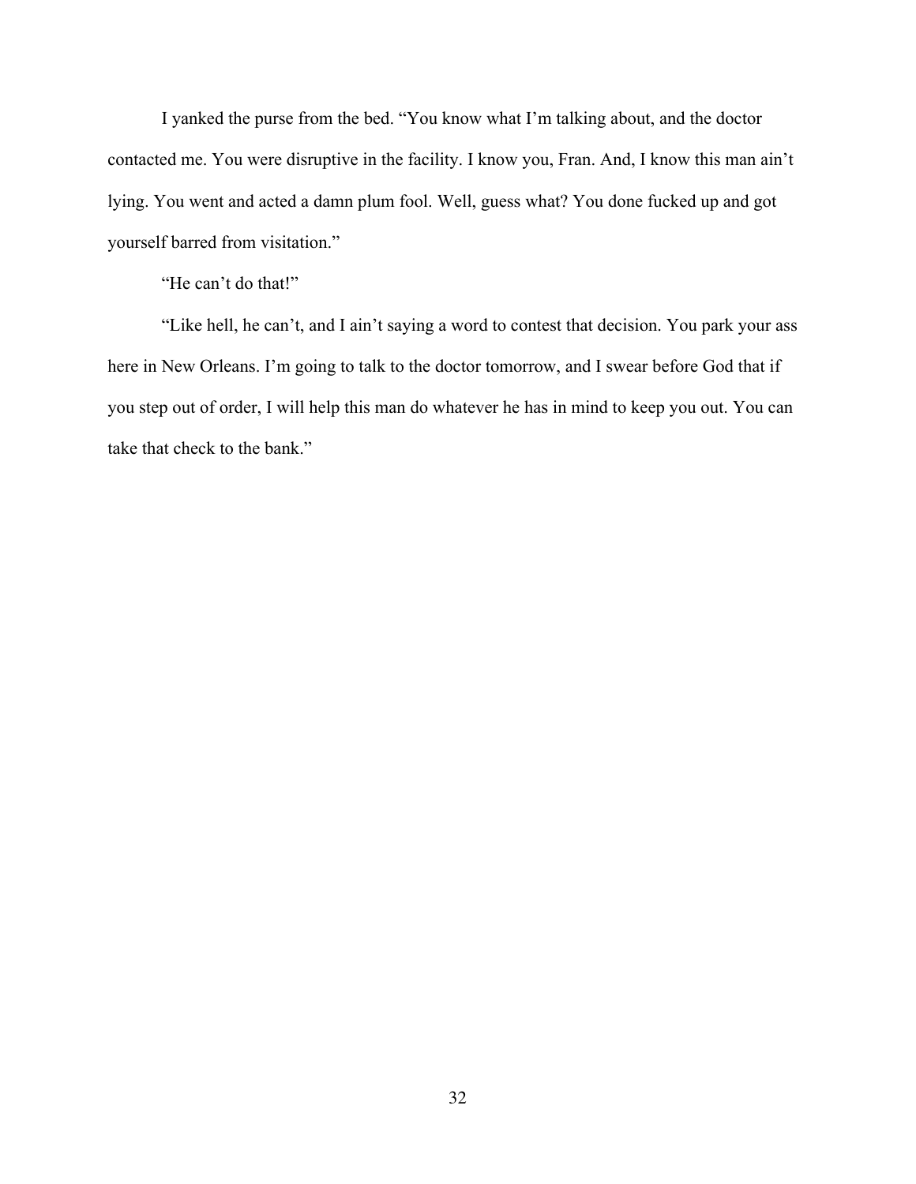I yanked the purse from the bed. "You know what I'm talking about, and the doctor contacted me. You were disruptive in the facility. I know you, Fran. And, I know this man ain't lying. You went and acted a damn plum fool. Well, guess what? You done fucked up and got yourself barred from visitation."

"He can't do that!"

"Like hell, he can't, and I ain't saying a word to contest that decision. You park your ass here in New Orleans. I'm going to talk to the doctor tomorrow, and I swear before God that if you step out of order, I will help this man do whatever he has in mind to keep you out. You can take that check to the bank."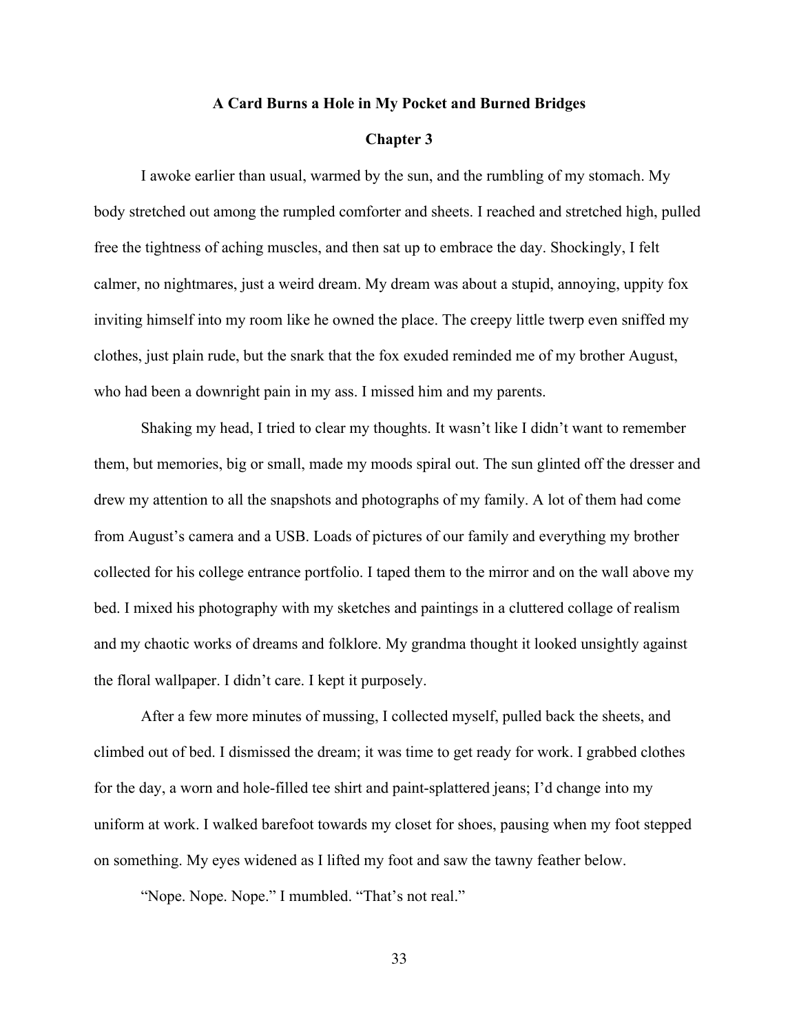**A Card Burns a Hole in My Pocket and Burned Bridges**

**Chapter 3**

I awoke earlier than usual, warmed by the sun, and the rumbling of my stomach. My body stretched out among the rumpled comforter and sheets. I reached and stretched high, pulled free the tightness of aching muscles, and then sat up to embrace the day. Shockingly, I felt calmer, no nightmares, just a weird dream. My dream was about a stupid, annoying, uppity fox inviting himself into my room like he owned the place. The creepy little twerp even sniffed my clothes, just plain rude, but the snark that the fox exuded reminded me of my brother August, who had been a downright pain in my ass. I missed him and my parents.

Shaking my head, I tried to clear my thoughts. It wasn't like I didn't want to remember them, but memories, big or small, made my moods spiral out. The sun glinted off the dresser and drew my attention to all the snapshots and photographs of my family. A lot of them had come from August's camera and a USB. Loads of pictures of our family and everything my brother collected for his college entrance portfolio. I taped them to the mirror and on the wall above my bed. I mixed his photography with my sketches and paintings in a cluttered collage of realism and my chaotic works of dreams and folklore. My grandma thought it looked unsightly against the floral wallpaper. I didn't care. I kept it purposely.

After a few more minutes of mussing, I collected myself, pulled back the sheets, and climbed out of bed. I dismissed the dream; it was time to get ready for work. I grabbed clothes for the day, a worn and hole-filled tee shirt and paint-splattered jeans; I'd change into my uniform at work. I walked barefoot towards my closet for shoes, pausing when my foot stepped on something. My eyes widened as I lifted my foot and saw the tawny feather below.

"Nope. Nope. Nope." I mumbled. "That's not real."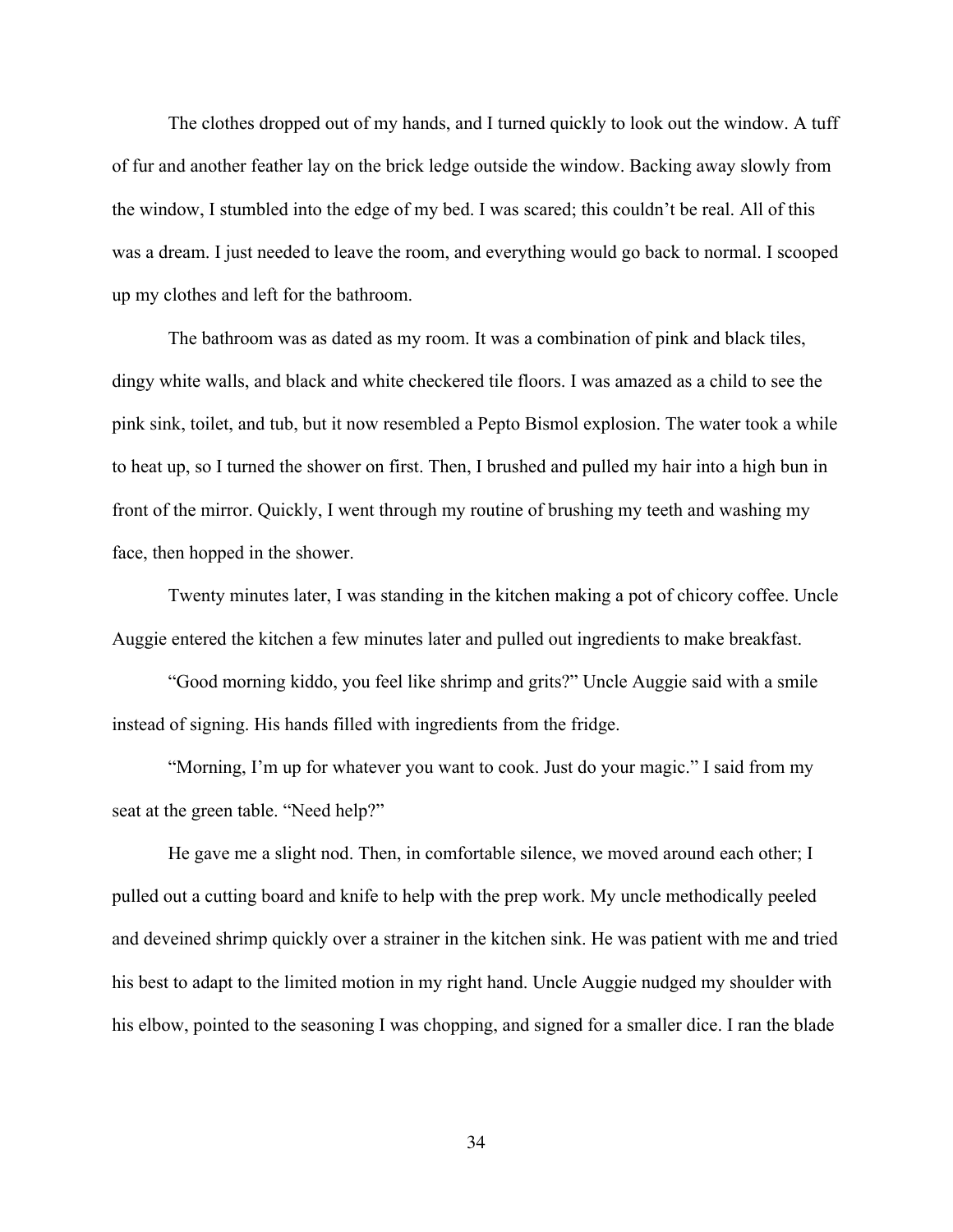The clothes dropped out of my hands, and I turned quickly to look out the window. A tuff of fur and another feather lay on the brick ledge outside the window. Backing away slowly from the window, I stumbled into the edge of my bed. I was scared; this couldn't be real. All of this was a dream. I just needed to leave the room, and everything would go back to normal. I scooped up my clothes and left for the bathroom.

The bathroom was as dated as my room. It was a combination of pink and black tiles, dingy white walls, and black and white checkered tile floors. I was amazed as a child to see the pink sink, toilet, and tub, but it now resembled a Pepto Bismol explosion. The water took a while to heat up, so I turned the shower on first. Then, I brushed and pulled my hair into a high bun in front of the mirror. Quickly, I went through my routine of brushing my teeth and washing my face, then hopped in the shower.

Twenty minutes later, I was standing in the kitchen making a pot of chicory coffee. Uncle Auggie entered the kitchen a few minutes later and pulled out ingredients to make breakfast.

"Good morning kiddo, you feel like shrimp and grits?" Uncle Auggie said with a smile instead of signing. His hands filled with ingredients from the fridge.

"Morning, I'm up for whatever you want to cook. Just do your magic." I said from my seat at the green table. "Need help?"

He gave me a slight nod. Then, in comfortable silence, we moved around each other; I pulled out a cutting board and knife to help with the prep work. My uncle methodically peeled and deveined shrimp quickly over a strainer in the kitchen sink. He was patient with me and tried his best to adapt to the limited motion in my right hand. Uncle Auggie nudged my shoulder with his elbow, pointed to the seasoning I was chopping, and signed for a smaller dice. I ran the blade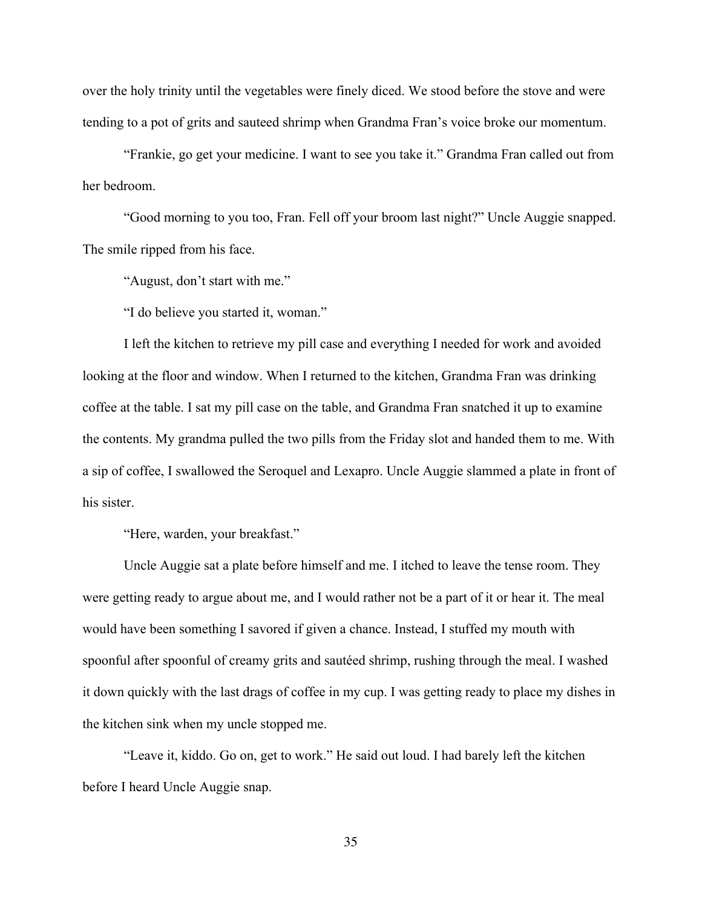over the holy trinity until the vegetables were finely diced. We stood before the stove and were tending to a pot of grits and sauteed shrimp when Grandma Fran's voice broke our momentum.

"Frankie, go get your medicine. I want to see you take it." Grandma Fran called out from her bedroom.

"Good morning to you too, Fran. Fell off your broom last night?" Uncle Auggie snapped. The smile ripped from his face.

"August, don't start with me."

"I do believe you started it, woman."

I left the kitchen to retrieve my pill case and everything I needed for work and avoided looking at the floor and window. When I returned to the kitchen, Grandma Fran was drinking coffee at the table. I sat my pill case on the table, and Grandma Fran snatched it up to examine the contents. My grandma pulled the two pills from the Friday slot and handed them to me. With a sip of coffee, I swallowed the Seroquel and Lexapro. Uncle Auggie slammed a plate in front of his sister.

"Here, warden, your breakfast."

Uncle Auggie sat a plate before himself and me. I itched to leave the tense room. They were getting ready to argue about me, and I would rather not be a part of it or hear it. The meal would have been something I savored if given a chance. Instead, I stuffed my mouth with spoonful after spoonful of creamy grits and sautéed shrimp, rushing through the meal. I washed it down quickly with the last drags of coffee in my cup. I was getting ready to place my dishes in the kitchen sink when my uncle stopped me.

"Leave it, kiddo. Go on, get to work." He said out loud. I had barely left the kitchen before I heard Uncle Auggie snap.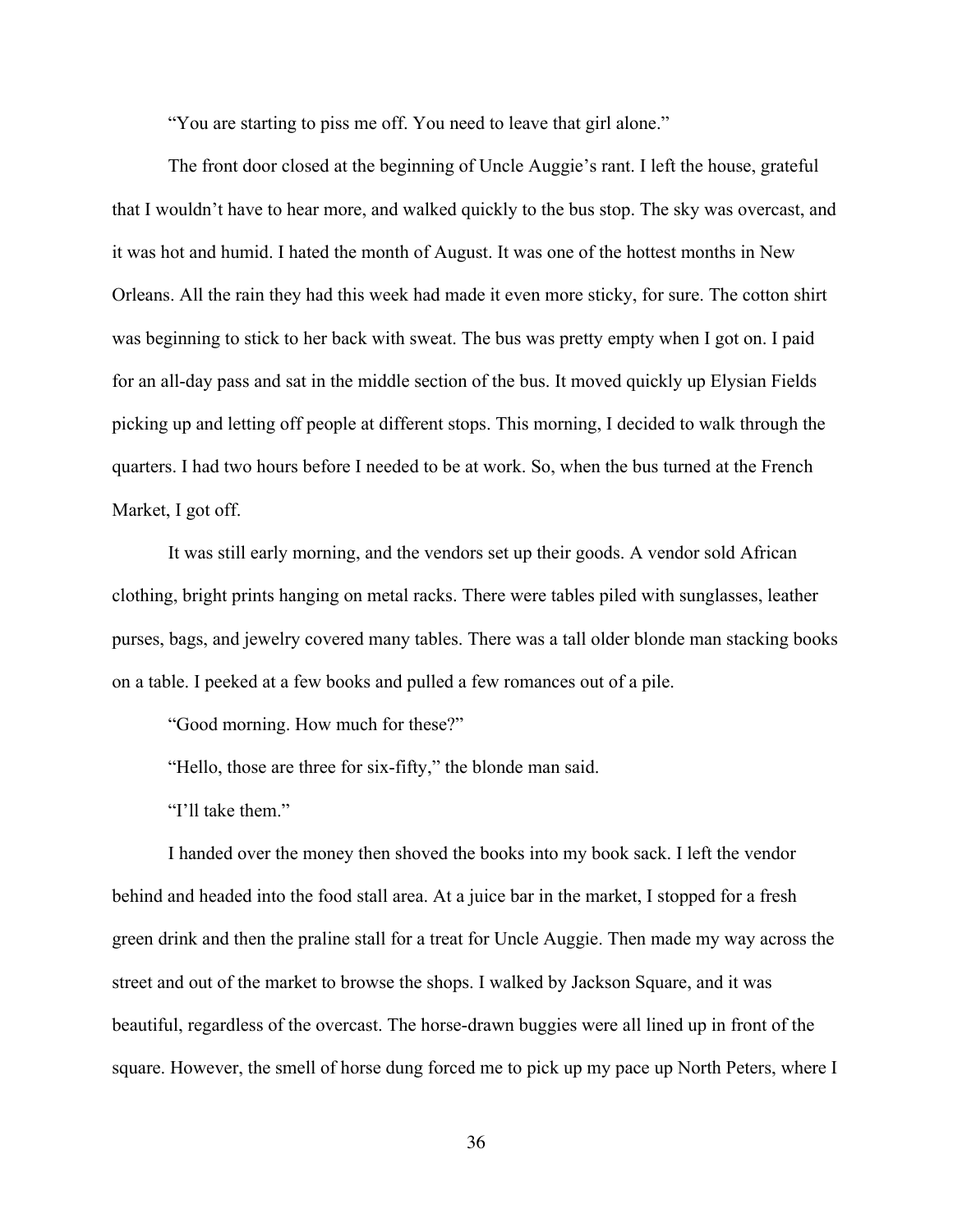"You are starting to piss me off. You need to leave that girl alone."

The front door closed at the beginning of Uncle Auggie's rant. I left the house, grateful that I wouldn't have to hear more, and walked quickly to the bus stop. The sky was overcast, and it was hot and humid. I hated the month of August. It was one of the hottest months in New Orleans. All the rain they had this week had made it even more sticky, for sure. The cotton shirt was beginning to stick to her back with sweat. The bus was pretty empty when I got on. I paid for an all-day pass and sat in the middle section of the bus. It moved quickly up Elysian Fields picking up and letting off people at different stops. This morning, I decided to walk through the quarters. I had two hours before I needed to be at work. So, when the bus turned at the French Market, I got off.

It was still early morning, and the vendors set up their goods. A vendor sold African clothing, bright prints hanging on metal racks. There were tables piled with sunglasses, leather purses, bags, and jewelry covered many tables. There was a tall older blonde man stacking books on a table. I peeked at a few books and pulled a few romances out of a pile.

"Good morning. How much for these?"

"Hello, those are three for six-fifty," the blonde man said.

"I'll take them."

I handed over the money then shoved the books into my book sack. I left the vendor behind and headed into the food stall area. At a juice bar in the market, I stopped for a fresh green drink and then the praline stall for a treat for Uncle Auggie. Then made my way across the street and out of the market to browse the shops. I walked by Jackson Square, and it was beautiful, regardless of the overcast. The horse-drawn buggies were all lined up in front of the square. However, the smell of horse dung forced me to pick up my pace up North Peters, where I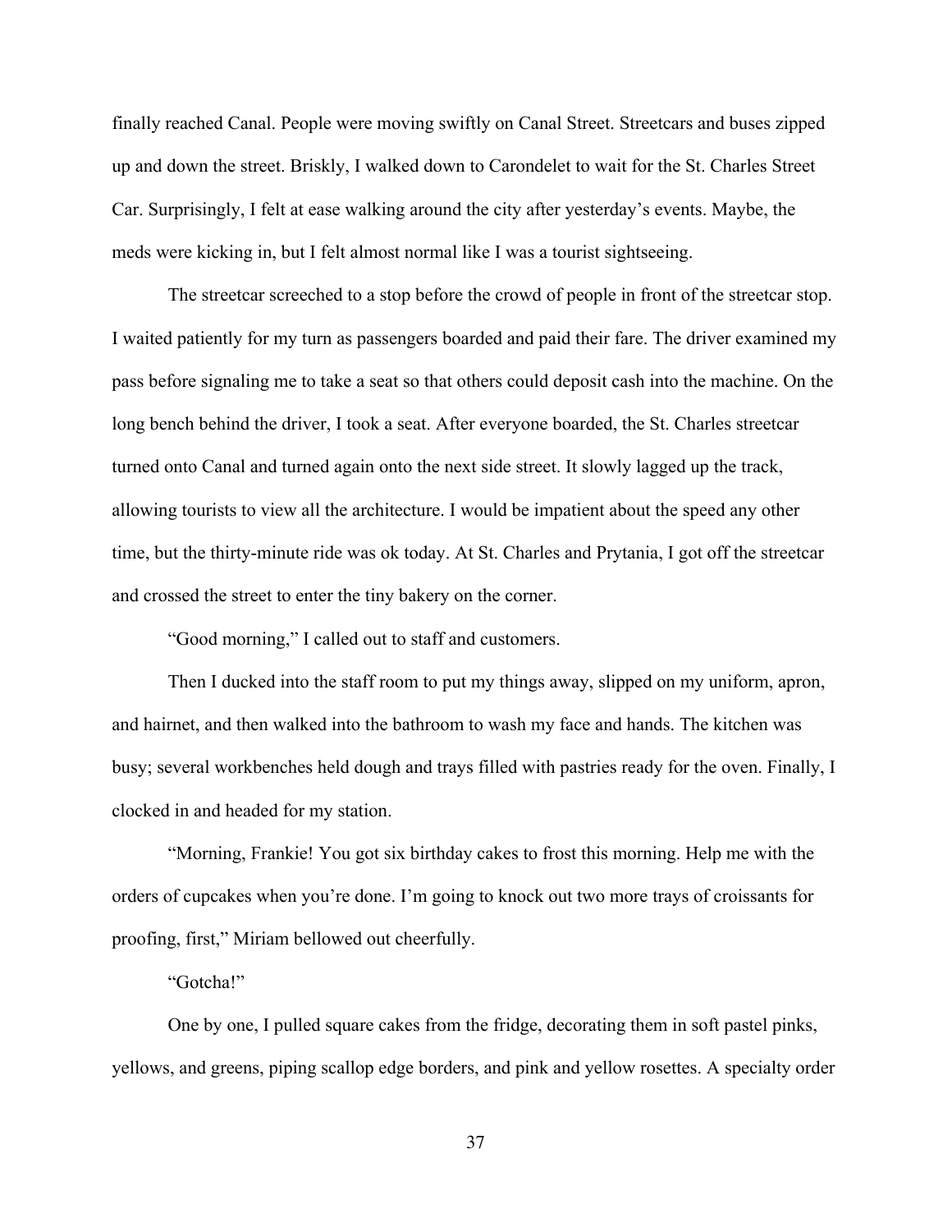finally reached Canal. People were moving swiftly on Canal Street. Streetcars and buses zipped up and down the street. Briskly, I walked down to Carondelet to wait for the St. Charles Street Car. Surprisingly, I felt at ease walking around the city after yesterday's events. Maybe, the meds were kicking in, but I felt almost normal like I was a tourist sightseeing.

The streetcar screeched to a stop before the crowd of people in front of the streetcar stop. I waited patiently for my turn as passengers boarded and paid their fare. The driver examined my pass before signaling me to take a seat so that others could deposit cash into the machine. On the long bench behind the driver, I took a seat. After everyone boarded, the St. Charles streetcar turned onto Canal and turned again onto the next side street. It slowly lagged up the track, allowing tourists to view all the architecture. I would be impatient about the speed any other time, but the thirty-minute ride was ok today. At St. Charles and Prytania, I got off the streetcar and crossed the street to enter the tiny bakery on the corner.

"Good morning," I called out to staff and customers.

Then I ducked into the staff room to put my things away, slipped on my uniform, apron, and hairnet, and then walked into the bathroom to wash my face and hands. The kitchen was busy; several workbenches held dough and trays filled with pastries ready for the oven. Finally, I clocked in and headed for my station.

"Morning, Frankie! You got six birthday cakes to frost this morning. Help me with the orders of cupcakes when you're done. I'm going to knock out two more trays of croissants for proofing, first," Miriam bellowed out cheerfully.

"Gotcha!"

One by one, I pulled square cakes from the fridge, decorating them in soft pastel pinks, yellows, and greens, piping scallop edge borders, and pink and yellow rosettes. A specialty order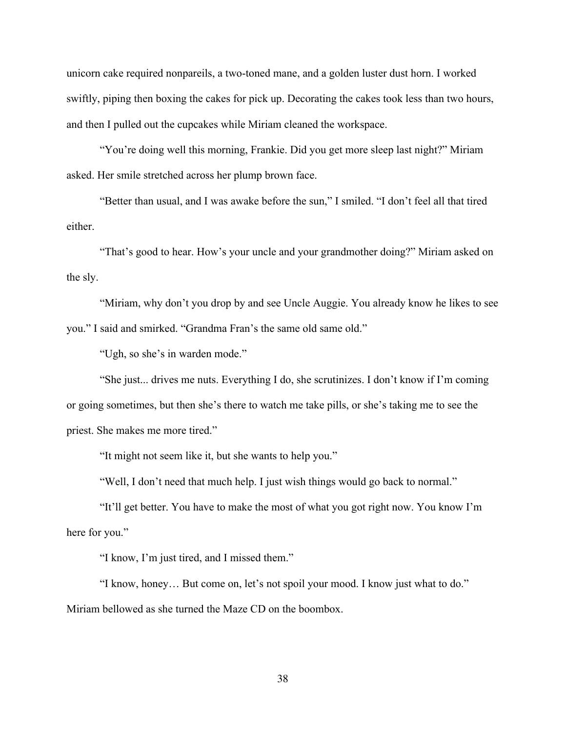unicorn cake required nonpareils, a two-toned mane, and a golden luster dust horn. I worked swiftly, piping then boxing the cakes for pick up. Decorating the cakes took less than two hours, and then I pulled out the cupcakes while Miriam cleaned the workspace.

"You're doing well this morning, Frankie. Did you get more sleep last night?" Miriam asked. Her smile stretched across her plump brown face.

"Better than usual, and I was awake before the sun," I smiled. "I don't feel all that tired either.

"That's good to hear. How's your uncle and your grandmother doing?" Miriam asked on the sly.

"Miriam, why don't you drop by and see Uncle Auggie. You already know he likes to see you." I said and smirked. "Grandma Fran's the same old same old."

"Ugh, so she's in warden mode."

"She just... drives me nuts. Everything I do, she scrutinizes. I don't know if I'm coming or going sometimes, but then she's there to watch me take pills, or she's taking me to see the priest. She makes me more tired."

"It might not seem like it, but she wants to help you."

"Well, I don't need that much help. I just wish things would go back to normal."

"It'll get better. You have to make the most of what you got right now. You know I'm here for you."

"I know, I'm just tired, and I missed them."

"I know, honey… But come on, let's not spoil your mood. I know just what to do." Miriam bellowed as she turned the Maze CD on the boombox.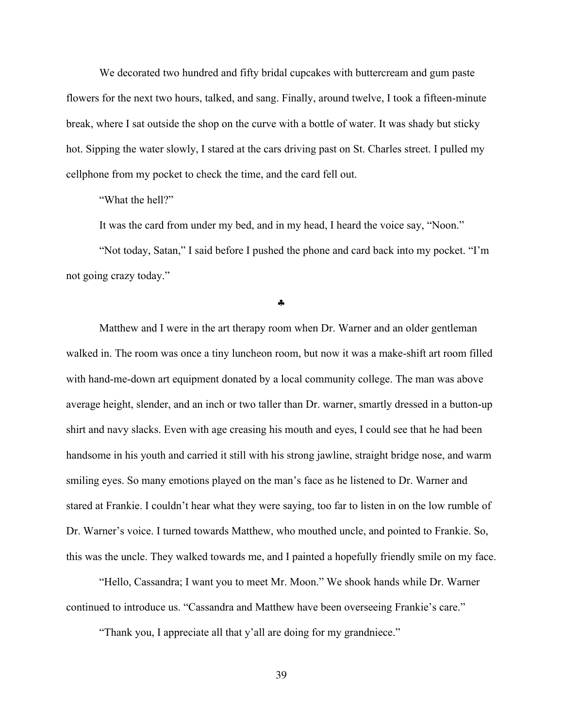We decorated two hundred and fifty bridal cupcakes with buttercream and gum paste flowers for the next two hours, talked, and sang. Finally, around twelve, I took a fifteen-minute break, where I sat outside the shop on the curve with a bottle of water. It was shady but sticky hot. Sipping the water slowly, I stared at the cars driving past on St. Charles street. I pulled my cellphone from my pocket to check the time, and the card fell out.

"What the hell?"

It was the card from under my bed, and in my head, I heard the voice say, "Noon."

"Not today, Satan," I said before I pushed the phone and card back into my pocket. "I'm not going crazy today."

♣

Matthew and I were in the art therapy room when Dr. Warner and an older gentleman walked in. The room was once a tiny luncheon room, but now it was a make-shift art room filled with hand-me-down art equipment donated by a local community college. The man was above average height, slender, and an inch or two taller than Dr. warner, smartly dressed in a button-up shirt and navy slacks. Even with age creasing his mouth and eyes, I could see that he had been handsome in his youth and carried it still with his strong jawline, straight bridge nose, and warm smiling eyes. So many emotions played on the man's face as he listened to Dr. Warner and stared at Frankie. I couldn't hear what they were saying, too far to listen in on the low rumble of Dr. Warner's voice. I turned towards Matthew, who mouthed uncle, and pointed to Frankie. So, this was the uncle. They walked towards me, and I painted a hopefully friendly smile on my face.

"Hello, Cassandra; I want you to meet Mr. Moon." We shook hands while Dr. Warner continued to introduce us. "Cassandra and Matthew have been overseeing Frankie's care."

"Thank you, I appreciate all that y'all are doing for my grandniece."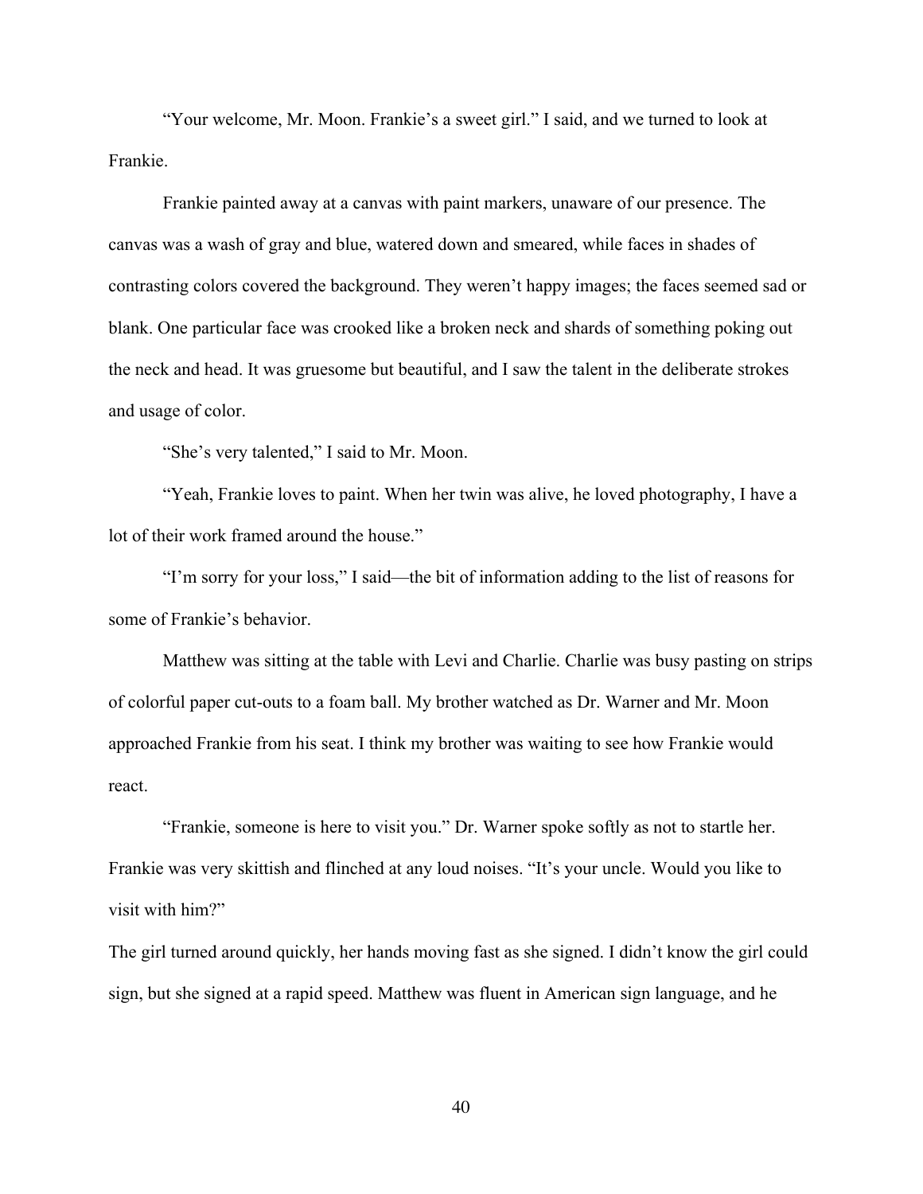"Your welcome, Mr. Moon. Frankie's a sweet girl." I said, and we turned to look at Frankie.

Frankie painted away at a canvas with paint markers, unaware of our presence. The canvas was a wash of gray and blue, watered down and smeared, while faces in shades of contrasting colors covered the background. They weren't happy images; the faces seemed sad or blank. One particular face was crooked like a broken neck and shards of something poking out the neck and head. It was gruesome but beautiful, and I saw the talent in the deliberate strokes and usage of color.

"She's very talented," I said to Mr. Moon.

"Yeah, Frankie loves to paint. When her twin was alive, he loved photography, I have a lot of their work framed around the house."

"I'm sorry for your loss," I said—the bit of information adding to the list of reasons for some of Frankie's behavior.

Matthew was sitting at the table with Levi and Charlie. Charlie was busy pasting on strips of colorful paper cut-outs to a foam ball. My brother watched as Dr. Warner and Mr. Moon approached Frankie from his seat. I think my brother was waiting to see how Frankie would react.

"Frankie, someone is here to visit you." Dr. Warner spoke softly as not to startle her. Frankie was very skittish and flinched at any loud noises. "It's your uncle. Would you like to visit with him?"

The girl turned around quickly, her hands moving fast as she signed. I didn't know the girl could sign, but she signed at a rapid speed. Matthew was fluent in American sign language, and he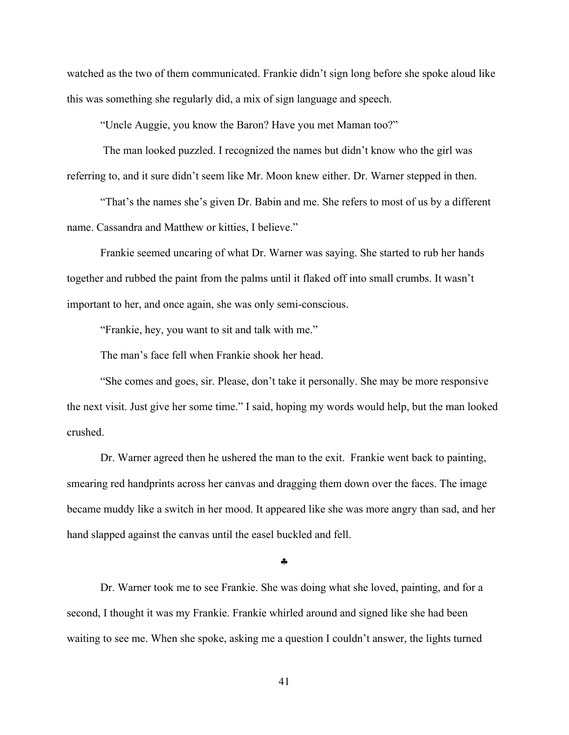watched as the two of them communicated. Frankie didn't sign long before she spoke aloud like this was something she regularly did, a mix of sign language and speech.

"Uncle Auggie, you know the Baron? Have you met Maman too?"

The man looked puzzled. I recognized the names but didn't know who the girl was referring to, and it sure didn't seem like Mr. Moon knew either. Dr. Warner stepped in then.

"That's the names she's given Dr. Babin and me. She refers to most of us by a different name. Cassandra and Matthew or kitties, I believe."

Frankie seemed uncaring of what Dr. Warner was saying. She started to rub her hands together and rubbed the paint from the palms until it flaked off into small crumbs. It wasn't important to her, and once again, she was only semi-conscious.

"Frankie, hey, you want to sit and talk with me."

The man's face fell when Frankie shook her head.

"She comes and goes, sir. Please, don't take it personally. She may be more responsive the next visit. Just give her some time." I said, hoping my words would help, but the man looked crushed.

Dr. Warner agreed then he ushered the man to the exit. Frankie went back to painting, smearing red handprints across her canvas and dragging them down over the faces. The image became muddy like a switch in her mood. It appeared like she was more angry than sad, and her hand slapped against the canvas until the easel buckled and fell.

♣

Dr. Warner took me to see Frankie. She was doing what she loved, painting, and for a second, I thought it was my Frankie. Frankie whirled around and signed like she had been waiting to see me. When she spoke, asking me a question I couldn't answer, the lights turned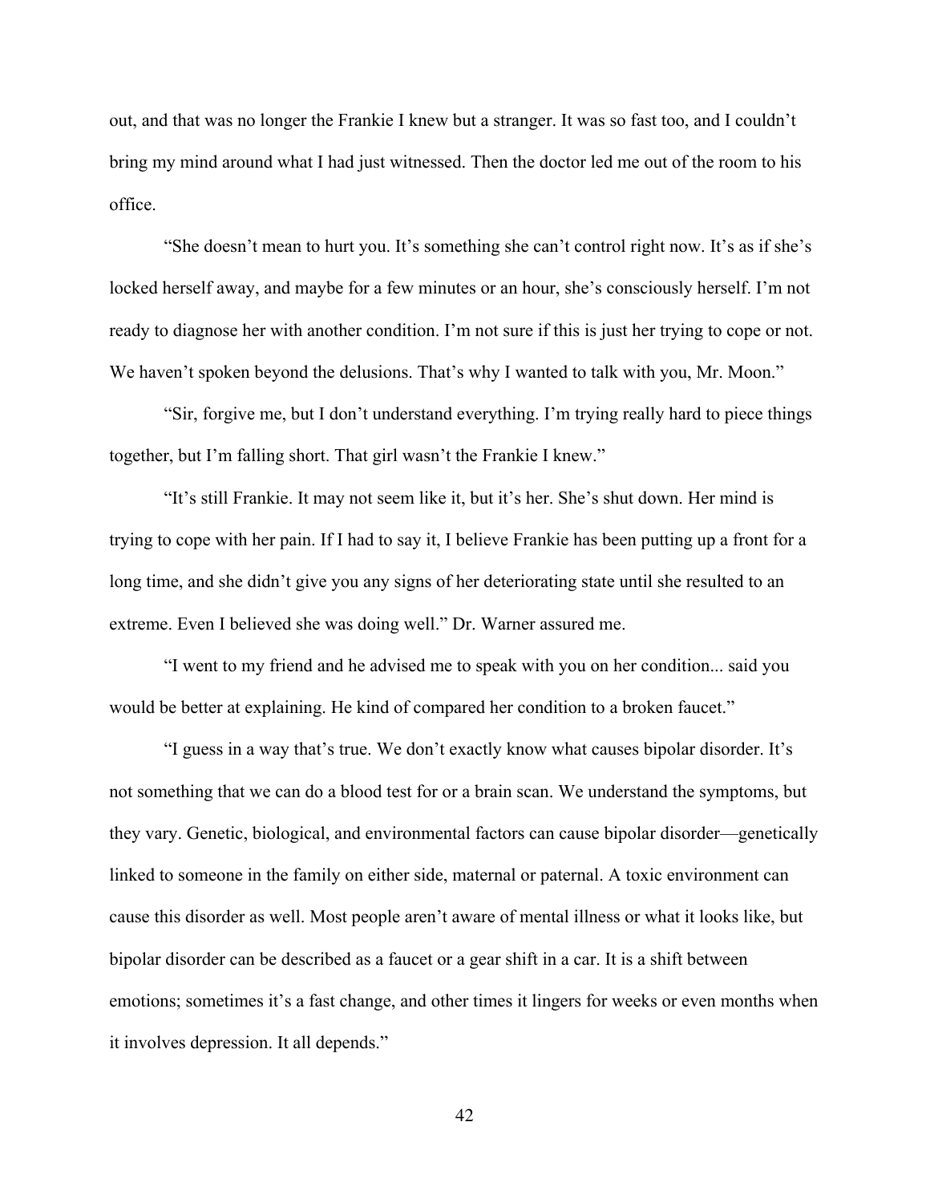out, and that was no longer the Frankie I knew but a stranger. It was so fast too, and I couldn't bring my mind around what I had just witnessed. Then the doctor led me out of the room to his office.

"She doesn't mean to hurt you. It's something she can't control right now. It's as if she's locked herself away, and maybe for a few minutes or an hour, she's consciously herself. I'm not ready to diagnose her with another condition. I'm not sure if this is just her trying to cope or not. We haven't spoken beyond the delusions. That's why I wanted to talk with you, Mr. Moon."

"Sir, forgive me, but I don't understand everything. I'm trying really hard to piece things together, but I'm falling short. That girl wasn't the Frankie I knew."

"It's still Frankie. It may not seem like it, but it's her. She's shut down. Her mind is trying to cope with her pain. If I had to say it, I believe Frankie has been putting up a front for a long time, and she didn't give you any signs of her deteriorating state until she resulted to an extreme. Even I believed she was doing well." Dr. Warner assured me.

"I went to my friend and he advised me to speak with you on her condition... said you would be better at explaining. He kind of compared her condition to a broken faucet."

"I guess in a way that's true. We don't exactly know what causes bipolar disorder. It's not something that we can do a blood test for or a brain scan. We understand the symptoms, but they vary. Genetic, biological, and environmental factors can cause bipolar disorder—genetically linked to someone in the family on either side, maternal or paternal. A toxic environment can cause this disorder as well. Most people aren't aware of mental illness or what it looks like, but bipolar disorder can be described as a faucet or a gear shift in a car. It is a shift between emotions; sometimes it's a fast change, and other times it lingers for weeks or even months when it involves depression. It all depends."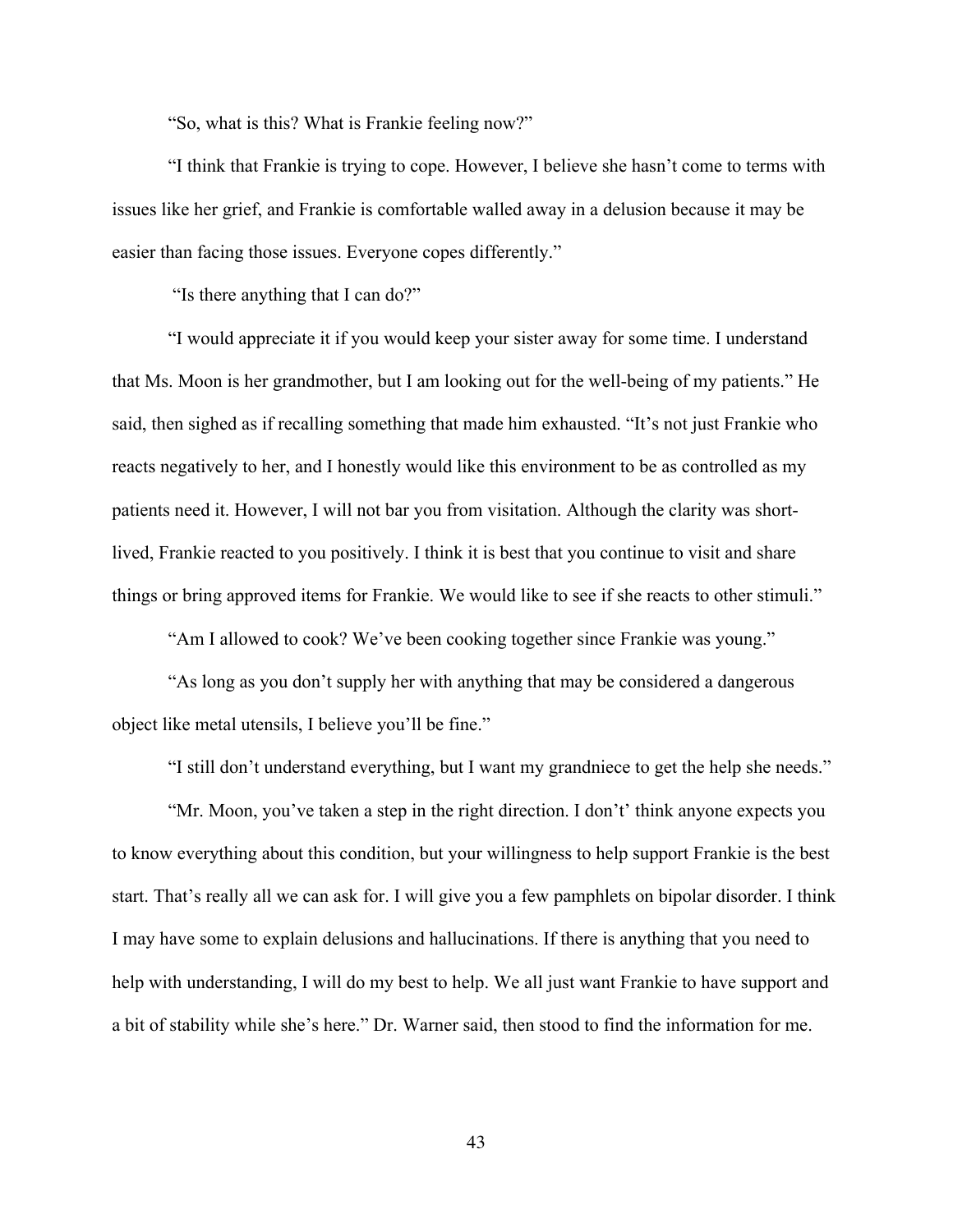"So, what is this? What is Frankie feeling now?"

"I think that Frankie is trying to cope. However, I believe she hasn't come to terms with issues like her grief, and Frankie is comfortable walled away in a delusion because it may be easier than facing those issues. Everyone copes differently."

"Is there anything that I can do?"

"I would appreciate it if you would keep your sister away for some time. I understand that Ms. Moon is her grandmother, but I am looking out for the well-being of my patients." He said, then sighed as if recalling something that made him exhausted. "It's not just Frankie who reacts negatively to her, and I honestly would like this environment to be as controlled as my patients need it. However, I will not bar you from visitation. Although the clarity was short-lived, Frankie reacted to you positively. I think it is best that you continue to visit and share things or bring approved items for Frankie. We would like to see if she reacts to other stimuli."

"Am I allowed to cook? We've been cooking together since Frankie was young."

"As long as you don't supply her with anything that may be considered a dangerous object like metal utensils, I believe you'll be fine."

"I still don't understand everything, but I want my grandniece to get the help she needs."

"Mr. Moon, you've taken a step in the right direction. I don't' think anyone expects you to know everything about this condition, but your willingness to help support Frankie is the best start. That's really all we can ask for. I will give you a few pamphlets on bipolar disorder. I think I may have some to explain delusions and hallucinations. If there is anything that you need to help with understanding, I will do my best to help. We all just want Frankie to have support and a bit of stability while she's here." Dr. Warner said, then stood to find the information for me.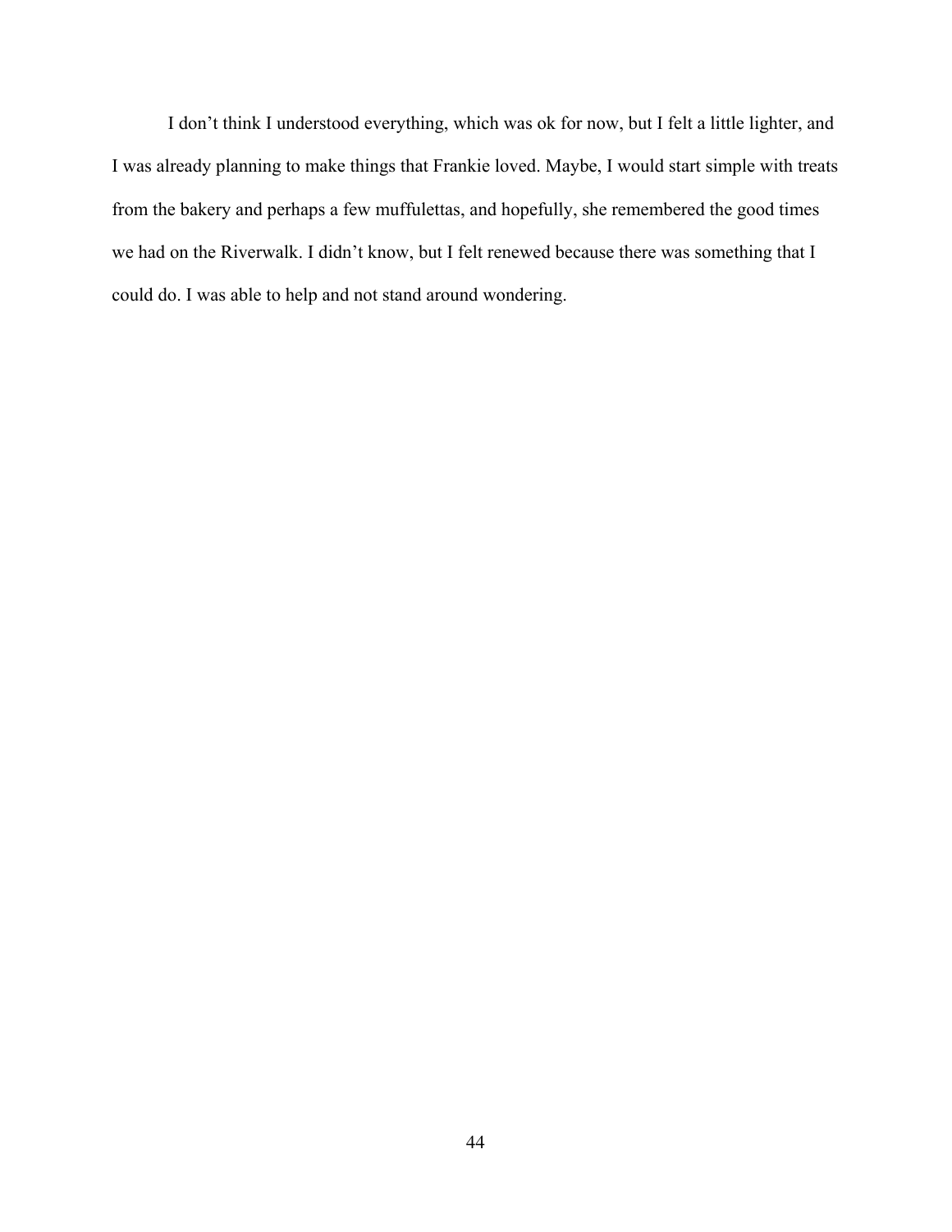I don't think I understood everything, which was ok for now, but I felt a little lighter, and I was already planning to make things that Frankie loved. Maybe, I would start simple with treats from the bakery and perhaps a few muffulettas, and hopefully, she remembered the good times we had on the Riverwalk. I didn't know, but I felt renewed because there was something that I could do. I was able to help and not stand around wondering.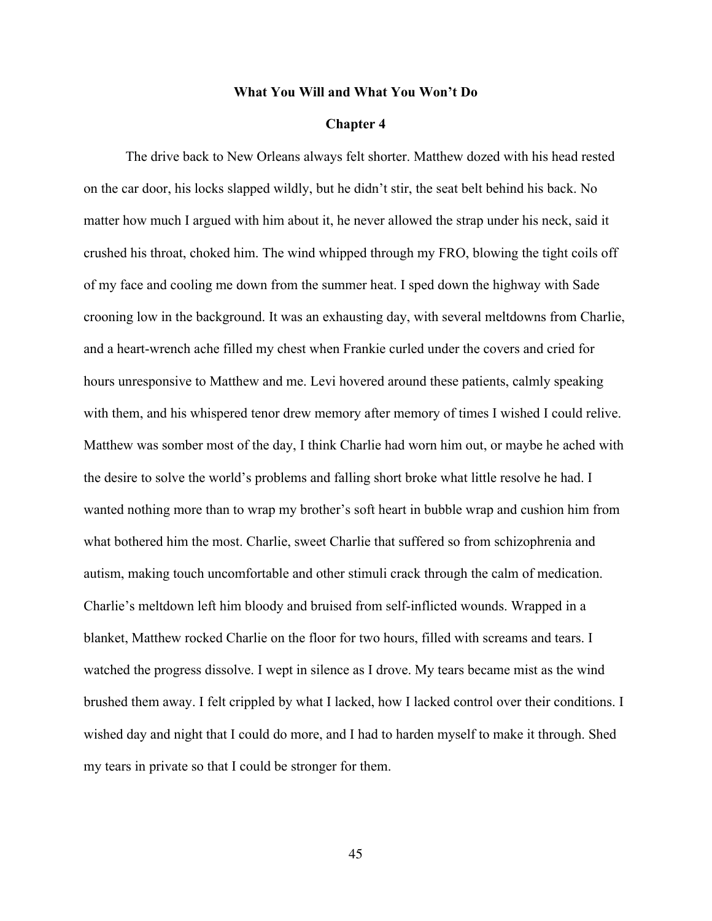# What You Will and What You Won't Do

## Chapter 4

The drive back to New Orleans always felt shorter. Matthew dozed with his head rested on the car door, his locks slapped wildly, but he didn't stir, the seat belt behind his back. No matter how much I argued with him about it, he never allowed the strap under his neck, said it crushed his throat, choked him. The wind whipped through my FRO, blowing the tight coils off of my face and cooling me down from the summer heat. I sped down the highway with Sade crooning low in the background. It was an exhausting day, with several meltdowns from Charlie, and a heart-wrench ache filled my chest when Frankie curled under the covers and cried for hours unresponsive to Matthew and me. Levi hovered around these patients, calmly speaking with them, and his whispered tenor drew memory after memory of times I wished I could relive. Matthew was somber most of the day, I think Charlie had worn him out, or maybe he ached with the desire to solve the world's problems and falling short broke what little resolve he had. I wanted nothing more than to wrap my brother's soft heart in bubble wrap and cushion him from what bothered him the most. Charlie, sweet Charlie that suffered so from schizophrenia and autism, making touch uncomfortable and other stimuli crack through the calm of medication. Charlie's meltdown left him bloody and bruised from self-inflicted wounds. Wrapped in a blanket, Matthew rocked Charlie on the floor for two hours, filled with screams and tears. I watched the progress dissolve. I wept in silence as I drove. My tears became mist as the wind brushed them away. I felt crippled by what I lacked, how I lacked control over their conditions. I wished day and night that I could do more, and I had to harden myself to make it through. Shed my tears in private so that I could be stronger for them.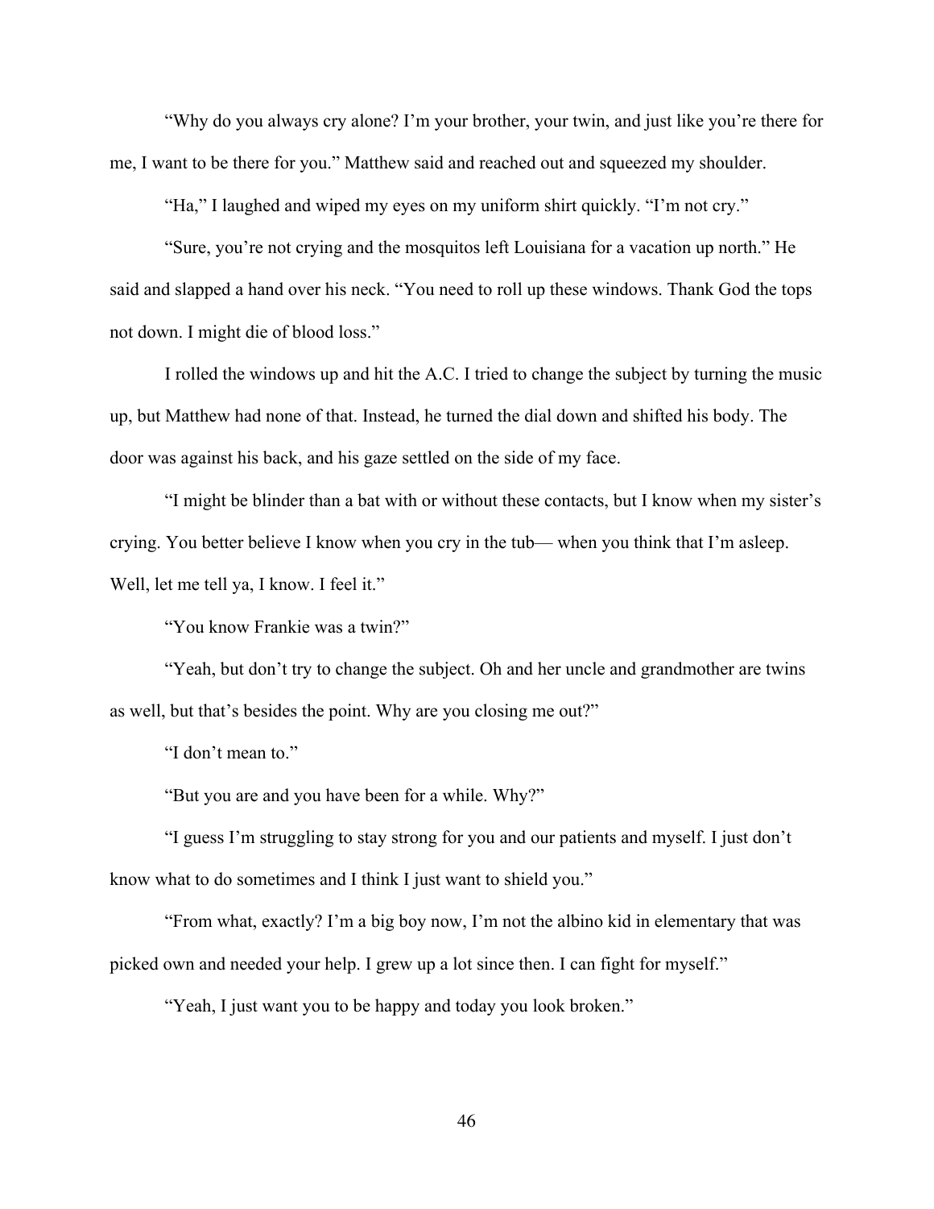"Why do you always cry alone? I'm your brother, your twin, and just like you're there for me, I want to be there for you." Matthew said and reached out and squeezed my shoulder.

"Ha," I laughed and wiped my eyes on my uniform shirt quickly. "I'm not cry."

"Sure, you're not crying and the mosquitos left Louisiana for a vacation up north." He said and slapped a hand over his neck. "You need to roll up these windows. Thank God the tops not down. I might die of blood loss."

I rolled the windows up and hit the A.C. I tried to change the subject by turning the music up, but Matthew had none of that. Instead, he turned the dial down and shifted his body. The door was against his back, and his gaze settled on the side of my face.

"I might be blinder than a bat with or without these contacts, but I know when my sister's crying. You better believe I know when you cry in the tub— when you think that I'm asleep. Well, let me tell ya, I know. I feel it."

"You know Frankie was a twin?"

"Yeah, but don't try to change the subject. Oh and her uncle and grandmother are twins as well, but that's besides the point. Why are you closing me out?"

"I don't mean to."

"But you are and you have been for a while. Why?"

"I guess I'm struggling to stay strong for you and our patients and myself. I just don't know what to do sometimes and I think I just want to shield you."

"From what, exactly? I'm a big boy now, I'm not the albino kid in elementary that was picked own and needed your help. I grew up a lot since then. I can fight for myself."

"Yeah, I just want you to be happy and today you look broken."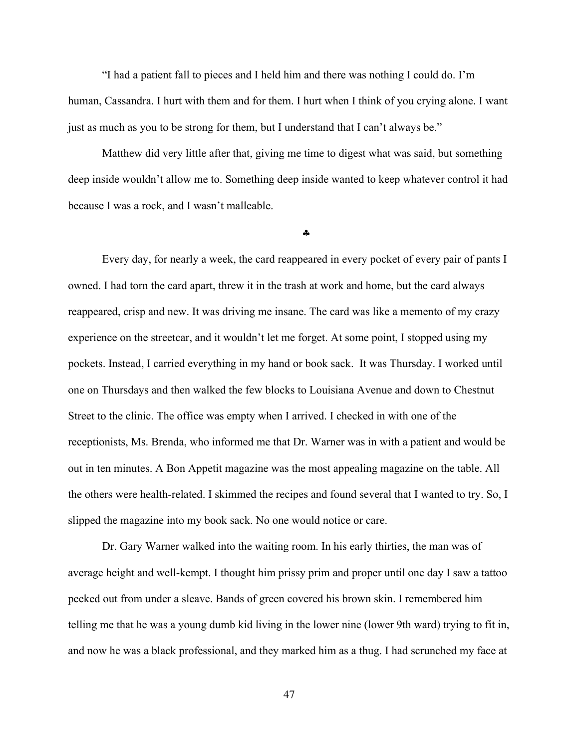"I had a patient fall to pieces and I held him and there was nothing I could do. I'm human, Cassandra. I hurt with them and for them. I hurt when I think of you crying alone. I want just as much as you to be strong for them, but I understand that I can't always be."

Matthew did very little after that, giving me time to digest what was said, but something deep inside wouldn't allow me to. Something deep inside wanted to keep whatever control it had because I was a rock, and I wasn't malleable.

♣

Every day, for nearly a week, the card reappeared in every pocket of every pair of pants I owned. I had torn the card apart, threw it in the trash at work and home, but the card always reappeared, crisp and new. It was driving me insane. The card was like a memento of my crazy experience on the streetcar, and it wouldn't let me forget. At some point, I stopped using my pockets. Instead, I carried everything in my hand or book sack. It was Thursday. I worked until one on Thursdays and then walked the few blocks to Louisiana Avenue and down to Chestnut Street to the clinic. The office was empty when I arrived. I checked in with one of the receptionists, Ms. Brenda, who informed me that Dr. Warner was in with a patient and would be out in ten minutes. A Bon Appetit magazine was the most appealing magazine on the table. All the others were health-related. I skimmed the recipes and found several that I wanted to try. So, I slipped the magazine into my book sack. No one would notice or care.

Dr. Gary Warner walked into the waiting room. In his early thirties, the man was of average height and well-kempt. I thought him prissy prim and proper until one day I saw a tattoo peeked out from under a sleave. Bands of green covered his brown skin. I remembered him telling me that he was a young dumb kid living in the lower nine (lower 9th ward) trying to fit in, and now he was a black professional, and they marked him as a thug. I had scrunched my face at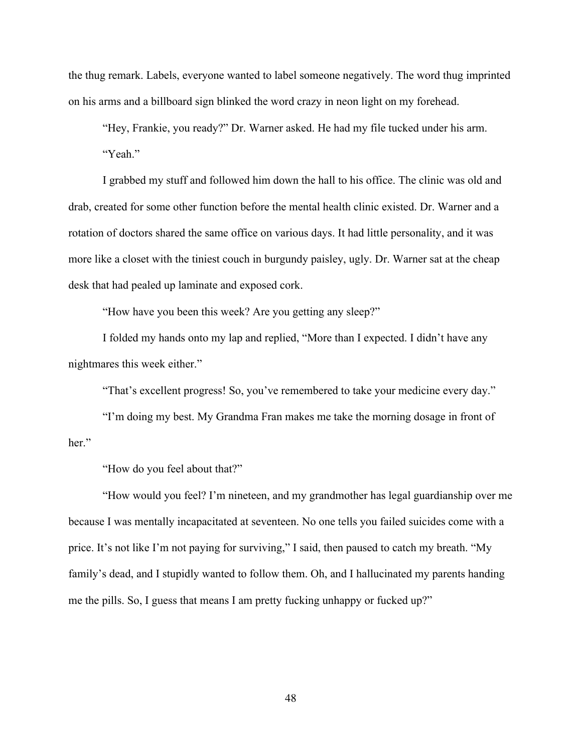the thug remark. Labels, everyone wanted to label someone negatively. The word thug imprinted on his arms and a billboard sign blinked the word crazy in neon light on my forehead.

"Hey, Frankie, you ready?" Dr. Warner asked. He had my file tucked under his arm.

"Yeah."

I grabbed my stuff and followed him down the hall to his office. The clinic was old and drab, created for some other function before the mental health clinic existed. Dr. Warner and a rotation of doctors shared the same office on various days. It had little personality, and it was more like a closet with the tiniest couch in burgundy paisley, ugly. Dr. Warner sat at the cheap desk that had pealed up laminate and exposed cork.

"How have you been this week? Are you getting any sleep?"

I folded my hands onto my lap and replied, "More than I expected. I didn't have any nightmares this week either."

"That's excellent progress! So, you've remembered to take your medicine every day."

"I'm doing my best. My Grandma Fran makes me take the morning dosage in front of her."

"How do you feel about that?"

"How would you feel? I'm nineteen, and my grandmother has legal guardianship over me because I was mentally incapacitated at seventeen. No one tells you failed suicides come with a price. It's not like I'm not paying for surviving," I said, then paused to catch my breath. "My family's dead, and I stupidly wanted to follow them. Oh, and I hallucinated my parents handing me the pills. So, I guess that means I am pretty fucking unhappy or fucked up?"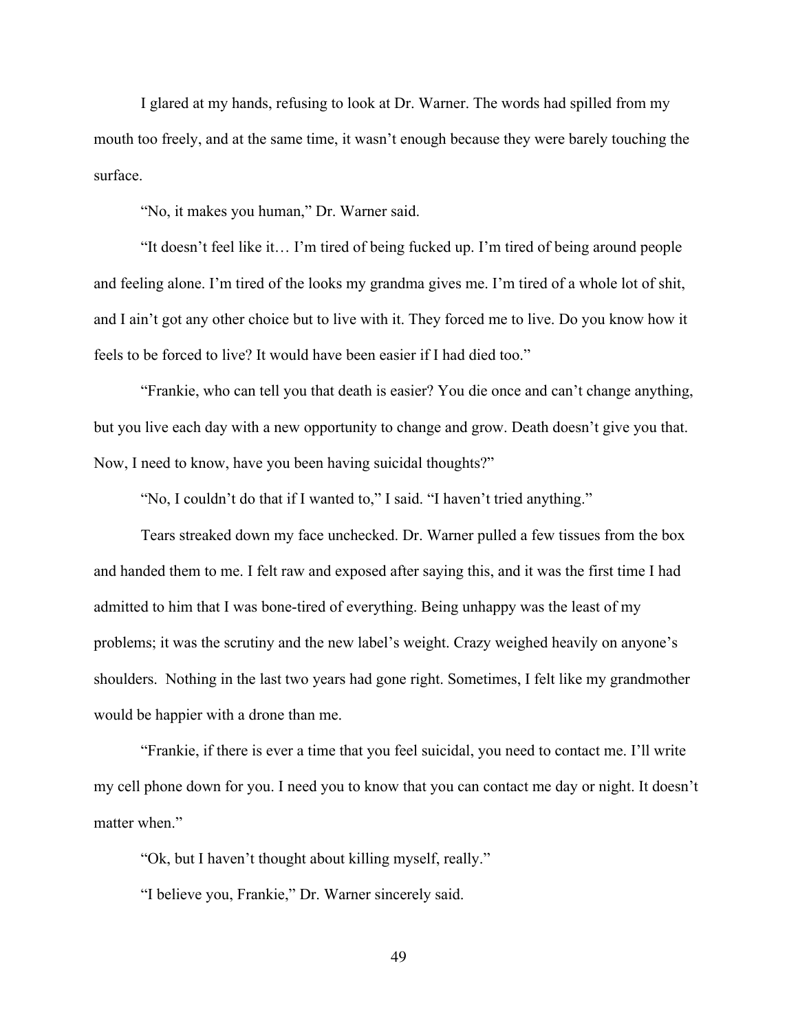I glared at my hands, refusing to look at Dr. Warner. The words had spilled from my mouth too freely, and at the same time, it wasn't enough because they were barely touching the surface.

"No, it makes you human," Dr. Warner said.

"It doesn't feel like it… I'm tired of being fucked up. I'm tired of being around people and feeling alone. I'm tired of the looks my grandma gives me. I'm tired of a whole lot of shit, and I ain't got any other choice but to live with it. They forced me to live. Do you know how it feels to be forced to live? It would have been easier if I had died too."

"Frankie, who can tell you that death is easier? You die once and can't change anything, but you live each day with a new opportunity to change and grow. Death doesn't give you that. Now, I need to know, have you been having suicidal thoughts?"

"No, I couldn't do that if I wanted to," I said. "I haven't tried anything."

Tears streaked down my face unchecked. Dr. Warner pulled a few tissues from the box and handed them to me. I felt raw and exposed after saying this, and it was the first time I had admitted to him that I was bone-tired of everything. Being unhappy was the least of my problems; it was the scrutiny and the new label's weight. Crazy weighed heavily on anyone's shoulders. Nothing in the last two years had gone right. Sometimes, I felt like my grandmother would be happier with a drone than me.

"Frankie, if there is ever a time that you feel suicidal, you need to contact me. I'll write my cell phone down for you. I need you to know that you can contact me day or night. It doesn't matter when."

"Ok, but I haven't thought about killing myself, really."

"I believe you, Frankie," Dr. Warner sincerely said.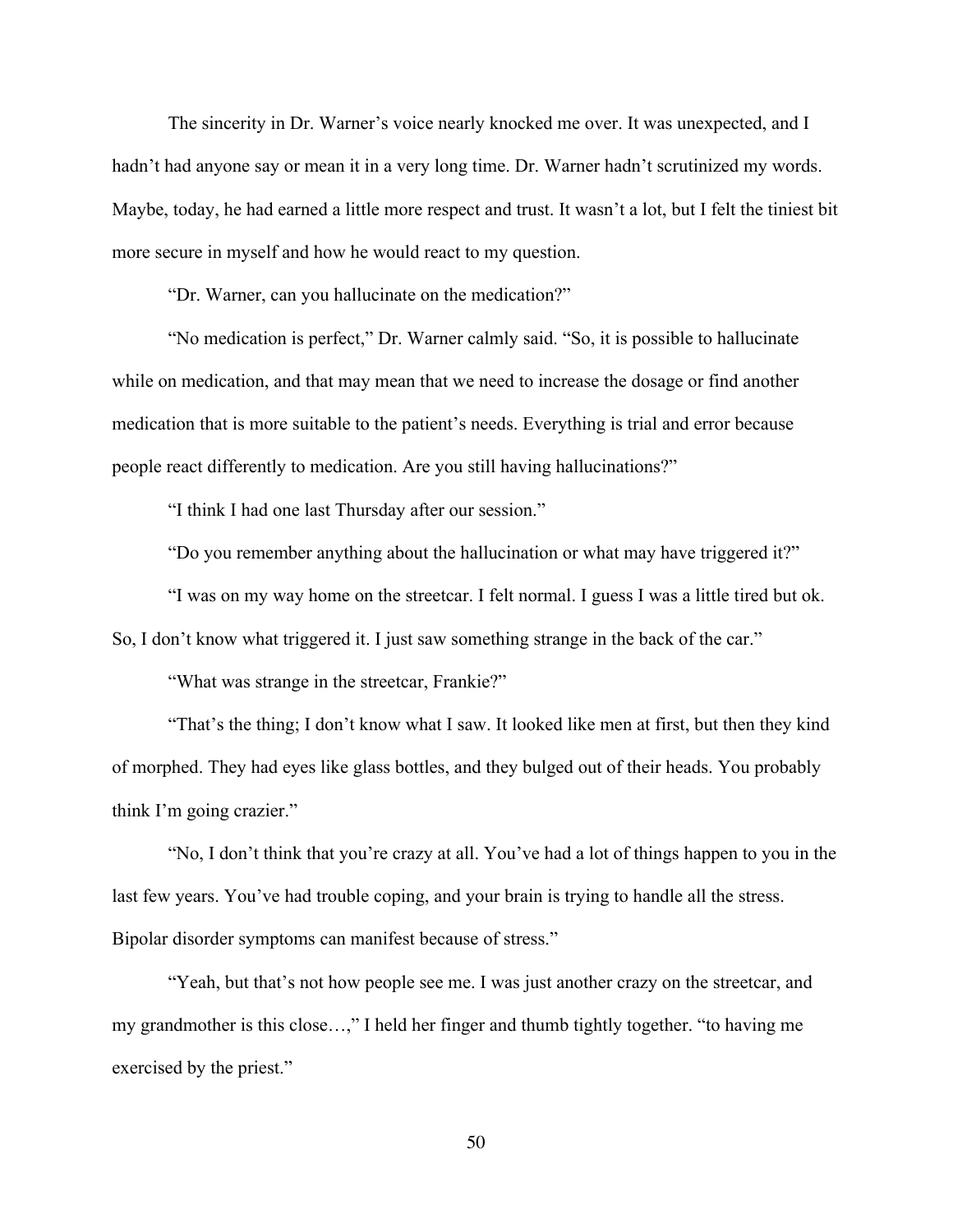The sincerity in Dr. Warner's voice nearly knocked me over. It was unexpected, and I hadn't had anyone say or mean it in a very long time. Dr. Warner hadn't scrutinized my words. Maybe, today, he had earned a little more respect and trust. It wasn't a lot, but I felt the tiniest bit more secure in myself and how he would react to my question.

"Dr. Warner, can you hallucinate on the medication?"

"No medication is perfect," Dr. Warner calmly said. "So, it is possible to hallucinate while on medication, and that may mean that we need to increase the dosage or find another medication that is more suitable to the patient's needs. Everything is trial and error because people react differently to medication. Are you still having hallucinations?"

"I think I had one last Thursday after our session."

"Do you remember anything about the hallucination or what may have triggered it?"

"I was on my way home on the streetcar. I felt normal. I guess I was a little tired but ok. So, I don't know what triggered it. I just saw something strange in the back of the car."

"What was strange in the streetcar, Frankie?"

"That's the thing; I don't know what I saw. It looked like men at first, but then they kind of morphed. They had eyes like glass bottles, and they bulged out of their heads. You probably think I'm going crazier."

"No, I don't think that you're crazy at all. You've had a lot of things happen to you in the last few years. You've had trouble coping, and your brain is trying to handle all the stress. Bipolar disorder symptoms can manifest because of stress."

"Yeah, but that's not how people see me. I was just another crazy on the streetcar, and my grandmother is this close…," I held her finger and thumb tightly together. "to having me exercised by the priest."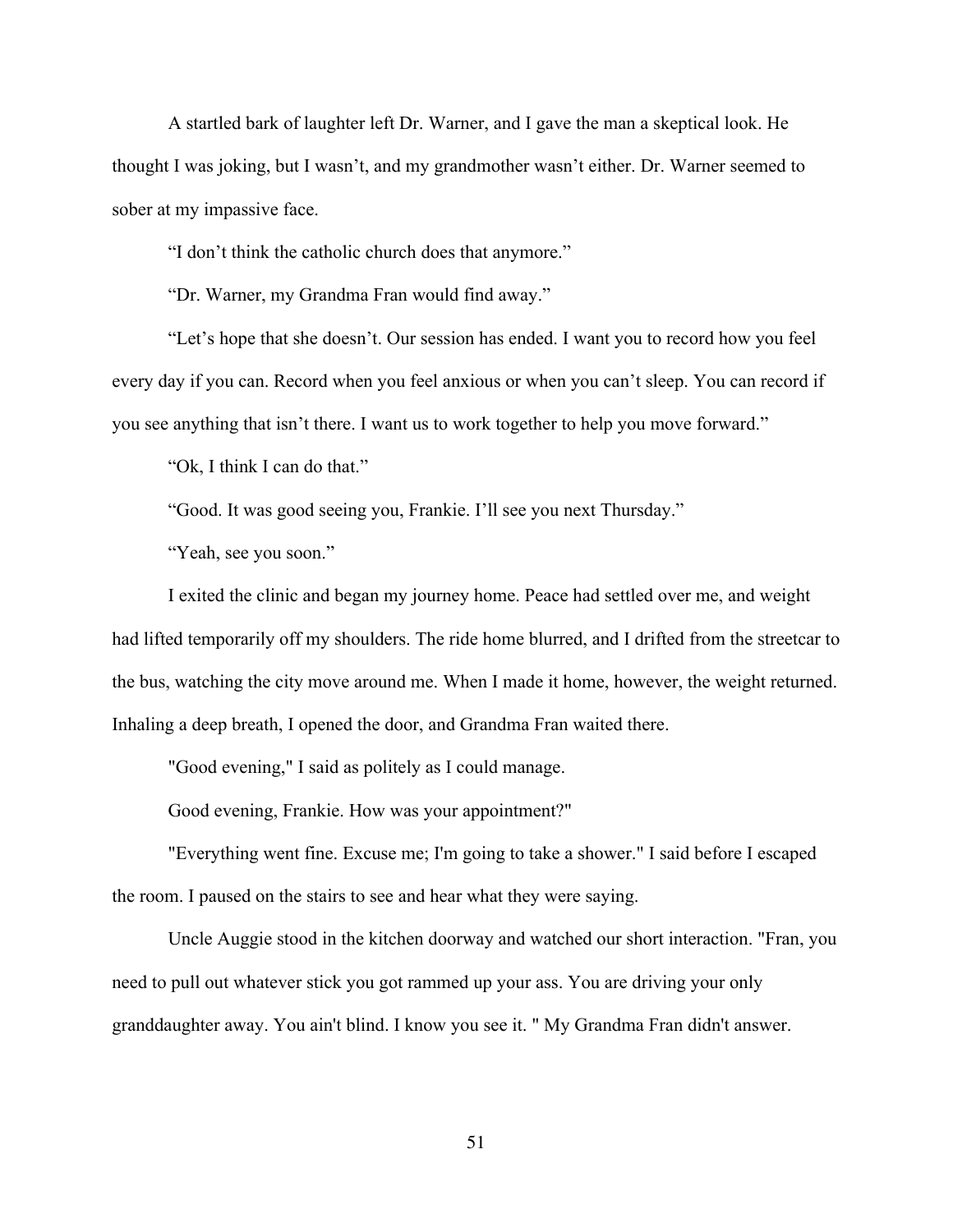A startled bark of laughter left Dr. Warner, and I gave the man a skeptical look. He thought I was joking, but I wasn't, and my grandmother wasn't either. Dr. Warner seemed to sober at my impassive face.

"I don't think the catholic church does that anymore."

"Dr. Warner, my Grandma Fran would find away."

"Let's hope that she doesn't. Our session has ended. I want you to record how you feel every day if you can. Record when you feel anxious or when you can't sleep. You can record if you see anything that isn't there. I want us to work together to help you move forward."

"Ok, I think I can do that."

"Good. It was good seeing you, Frankie. I'll see you next Thursday."

"Yeah, see you soon."

I exited the clinic and began my journey home. Peace had settled over me, and weight had lifted temporarily off my shoulders. The ride home blurred, and I drifted from the streetcar to the bus, watching the city move around me. When I made it home, however, the weight returned. Inhaling a deep breath, I opened the door, and Grandma Fran waited there.

"Good evening," I said as politely as I could manage.

Good evening, Frankie. How was your appointment?"

"Everything went fine. Excuse me; I'm going to take a shower." I said before I escaped the room. I paused on the stairs to see and hear what they were saying.

Uncle Auggie stood in the kitchen doorway and watched our short interaction. "Fran, you need to pull out whatever stick you got rammed up your ass. You are driving your only granddaughter away. You ain't blind. I know you see it. " My Grandma Fran didn't answer.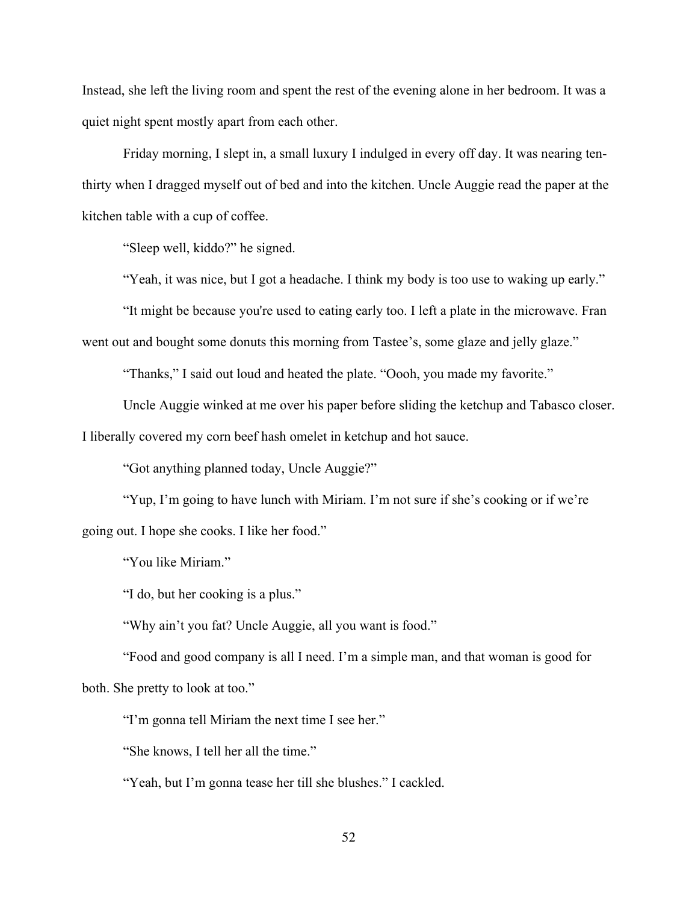Instead, she left the living room and spent the rest of the evening alone in her bedroom. It was a quiet night spent mostly apart from each other.

Friday morning, I slept in, a small luxury I indulged in every off day. It was nearing ten-thirty when I dragged myself out of bed and into the kitchen. Uncle Auggie read the paper at the kitchen table with a cup of coffee.

"Sleep well, kiddo?" he signed.

"Yeah, it was nice, but I got a headache. I think my body is too use to waking up early."

"It might be because you're used to eating early too. I left a plate in the microwave. Fran went out and bought some donuts this morning from Tastee's, some glaze and jelly glaze."

"Thanks," I said out loud and heated the plate. "Oooh, you made my favorite."

Uncle Auggie winked at me over his paper before sliding the ketchup and Tabasco closer. I liberally covered my corn beef hash omelet in ketchup and hot sauce.

"Got anything planned today, Uncle Auggie?"

"Yup, I'm going to have lunch with Miriam. I'm not sure if she's cooking or if we're going out. I hope she cooks. I like her food."

"You like Miriam."

"I do, but her cooking is a plus."

"Why ain't you fat? Uncle Auggie, all you want is food."

"Food and good company is all I need. I'm a simple man, and that woman is good for both. She pretty to look at too."

"I'm gonna tell Miriam the next time I see her."

"She knows, I tell her all the time."

"Yeah, but I'm gonna tease her till she blushes." I cackled.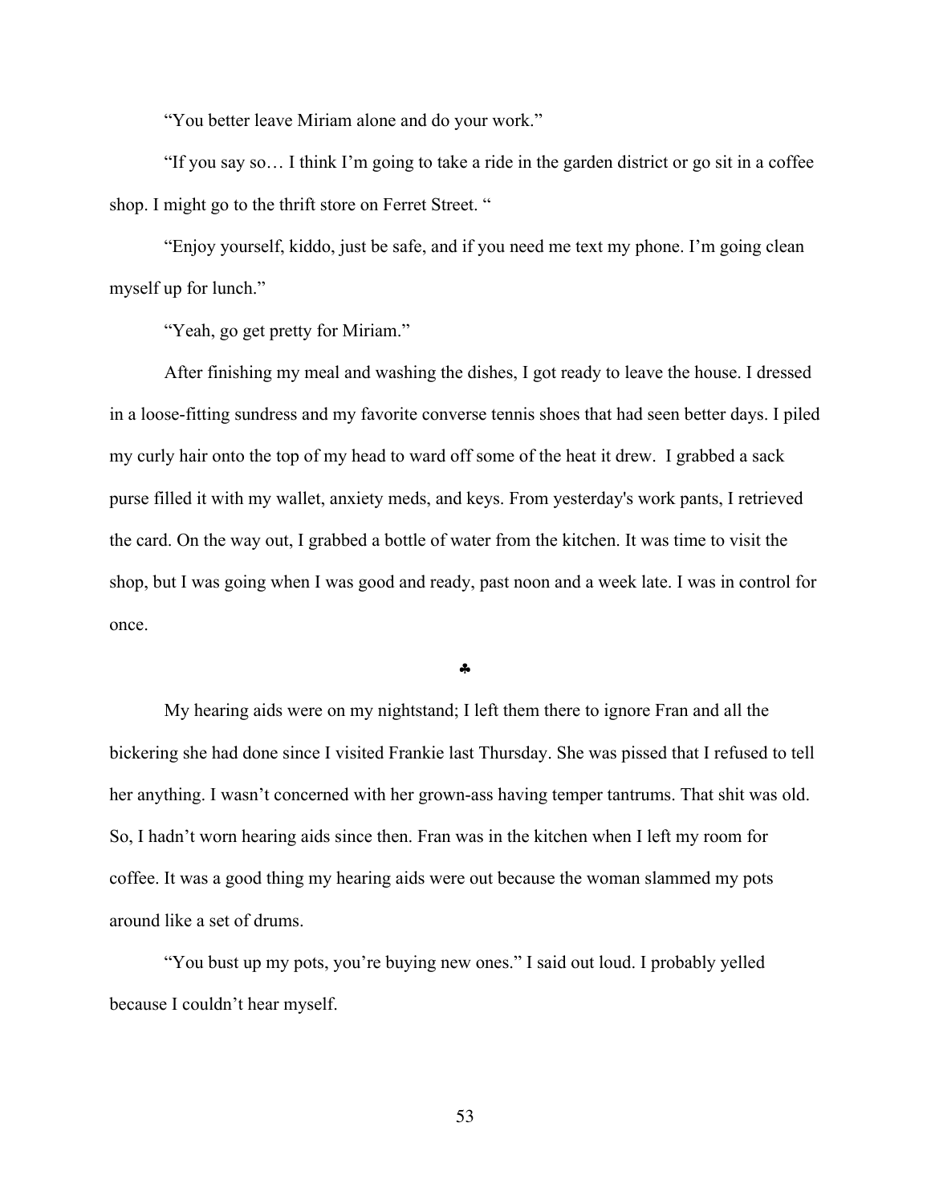"You better leave Miriam alone and do your work."

"If you say so… I think I'm going to take a ride in the garden district or go sit in a coffee shop. I might go to the thrift store on Ferret Street. "

"Enjoy yourself, kiddo, just be safe, and if you need me text my phone. I'm going clean myself up for lunch."

"Yeah, go get pretty for Miriam."

After finishing my meal and washing the dishes, I got ready to leave the house. I dressed in a loose-fitting sundress and my favorite converse tennis shoes that had seen better days. I piled my curly hair onto the top of my head to ward off some of the heat it drew. I grabbed a sack purse filled it with my wallet, anxiety meds, and keys. From yesterday's work pants, I retrieved the card. On the way out, I grabbed a bottle of water from the kitchen. It was time to visit the shop, but I was going when I was good and ready, past noon and a week late. I was in control for once.

♣

My hearing aids were on my nightstand; I left them there to ignore Fran and all the bickering she had done since I visited Frankie last Thursday. She was pissed that I refused to tell her anything. I wasn't concerned with her grown-ass having temper tantrums. That shit was old. So, I hadn't worn hearing aids since then. Fran was in the kitchen when I left my room for coffee. It was a good thing my hearing aids were out because the woman slammed my pots around like a set of drums.

"You bust up my pots, you're buying new ones." I said out loud. I probably yelled because I couldn't hear myself.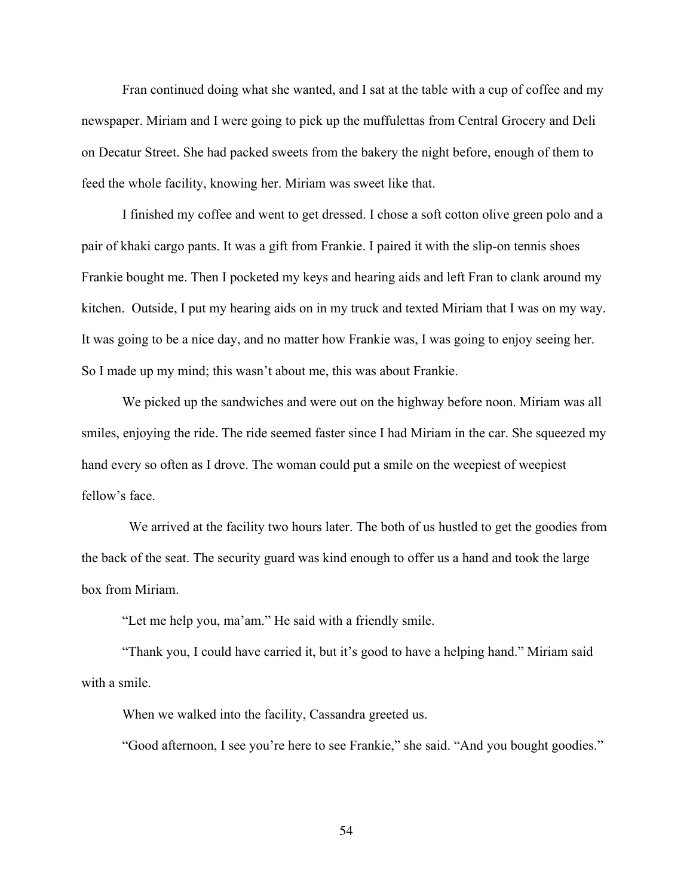Fran continued doing what she wanted, and I sat at the table with a cup of coffee and my newspaper. Miriam and I were going to pick up the muffulettas from Central Grocery and Deli on Decatur Street. She had packed sweets from the bakery the night before, enough of them to feed the whole facility, knowing her. Miriam was sweet like that.

I finished my coffee and went to get dressed. I chose a soft cotton olive green polo and a pair of khaki cargo pants. It was a gift from Frankie. I paired it with the slip-on tennis shoes Frankie bought me. Then I pocketed my keys and hearing aids and left Fran to clank around my kitchen.  Outside, I put my hearing aids on in my truck and texted Miriam that I was on my way. It was going to be a nice day, and no matter how Frankie was, I was going to enjoy seeing her. So I made up my mind; this wasn't about me, this was about Frankie.

We picked up the sandwiches and were out on the highway before noon. Miriam was all smiles, enjoying the ride. The ride seemed faster since I had Miriam in the car. She squeezed my hand every so often as I drove. The woman could put a smile on the weepiest of weepiest fellow's face.

We arrived at the facility two hours later. The both of us hustled to get the goodies from the back of the seat. The security guard was kind enough to offer us a hand and took the large box from Miriam.

"Let me help you, ma'am." He said with a friendly smile.

"Thank you, I could have carried it, but it's good to have a helping hand." Miriam said with a smile.

When we walked into the facility, Cassandra greeted us.

"Good afternoon, I see you're here to see Frankie," she said. "And you bought goodies."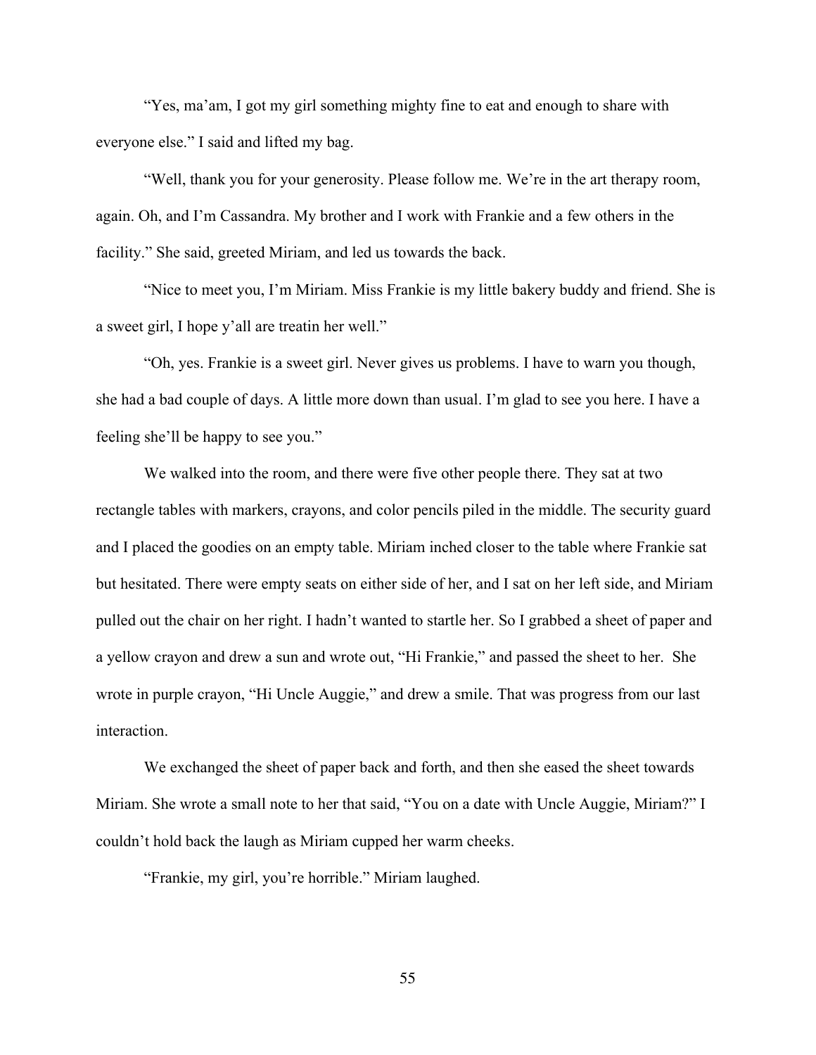"Yes, ma'am, I got my girl something mighty fine to eat and enough to share with everyone else." I said and lifted my bag.

"Well, thank you for your generosity. Please follow me. We're in the art therapy room, again. Oh, and I'm Cassandra. My brother and I work with Frankie and a few others in the facility." She said, greeted Miriam, and led us towards the back.

"Nice to meet you, I'm Miriam. Miss Frankie is my little bakery buddy and friend. She is a sweet girl, I hope y'all are treatin her well."

"Oh, yes. Frankie is a sweet girl. Never gives us problems. I have to warn you though, she had a bad couple of days. A little more down than usual. I'm glad to see you here. I have a feeling she'll be happy to see you."

We walked into the room, and there were five other people there. They sat at two rectangle tables with markers, crayons, and color pencils piled in the middle. The security guard and I placed the goodies on an empty table. Miriam inched closer to the table where Frankie sat but hesitated. There were empty seats on either side of her, and I sat on her left side, and Miriam pulled out the chair on her right. I hadn't wanted to startle her. So I grabbed a sheet of paper and a yellow crayon and drew a sun and wrote out, "Hi Frankie," and passed the sheet to her. She wrote in purple crayon, "Hi Uncle Auggie," and drew a smile. That was progress from our last interaction.

We exchanged the sheet of paper back and forth, and then she eased the sheet towards Miriam. She wrote a small note to her that said, "You on a date with Uncle Auggie, Miriam?" I couldn't hold back the laugh as Miriam cupped her warm cheeks.

"Frankie, my girl, you're horrible." Miriam laughed.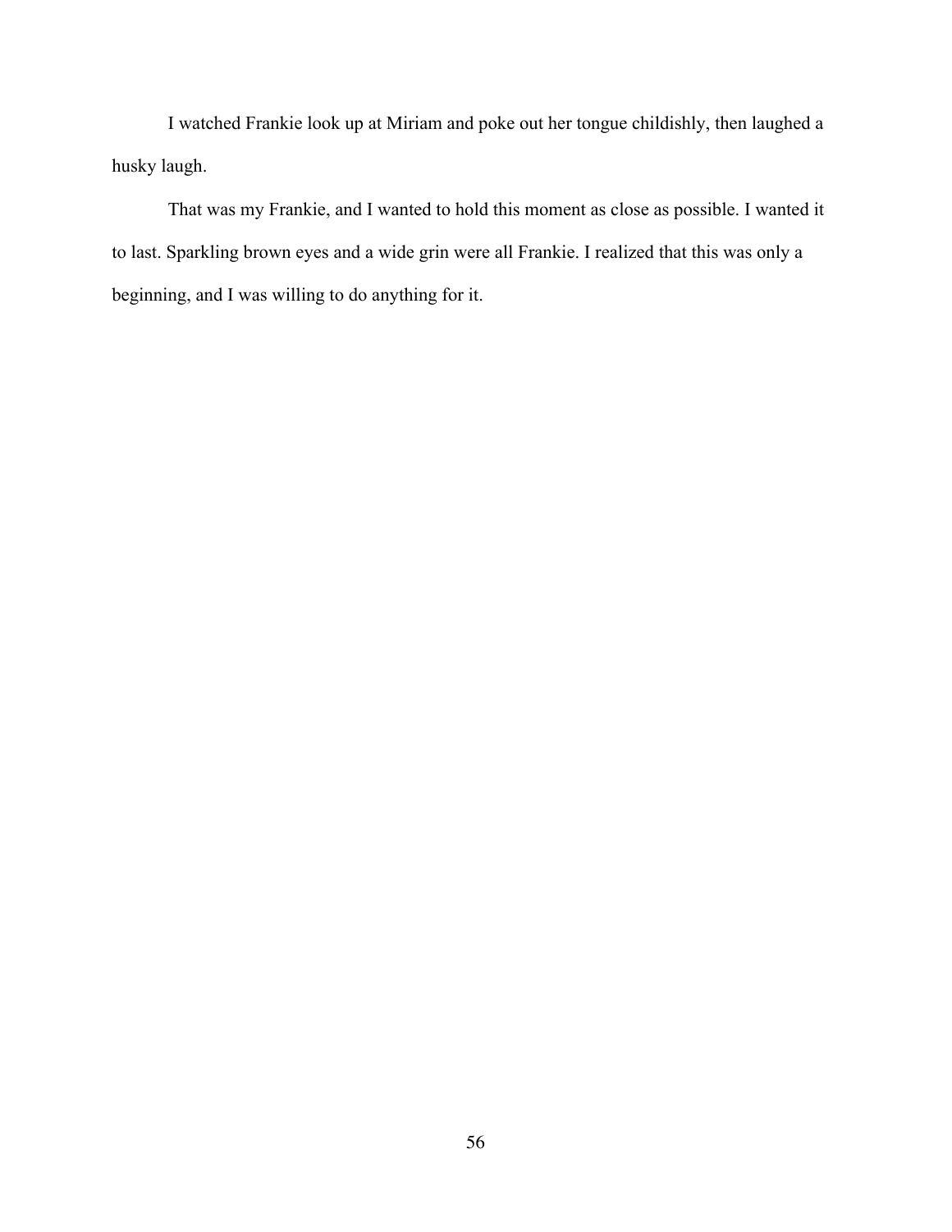I watched Frankie look up at Miriam and poke out her tongue childishly, then laughed a husky laugh.

That was my Frankie, and I wanted to hold this moment as close as possible. I wanted it to last. Sparkling brown eyes and a wide grin were all Frankie. I realized that this was only a beginning, and I was willing to do anything for it.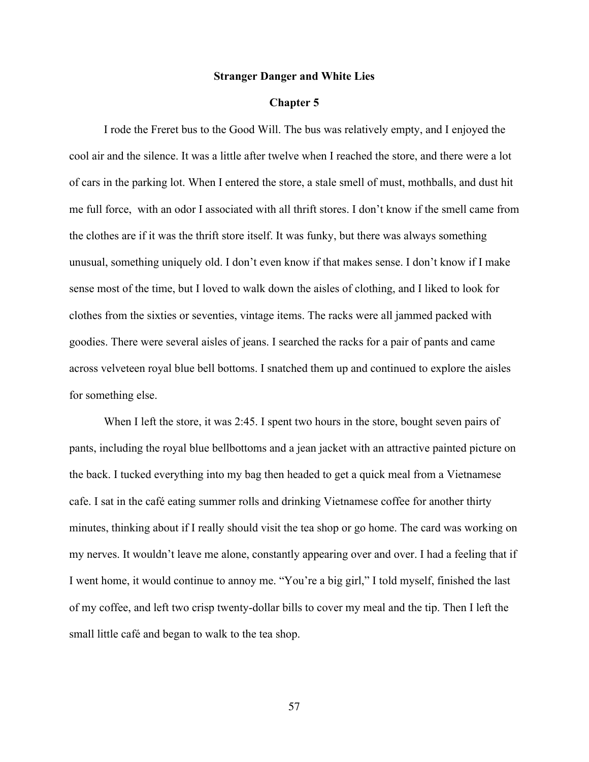**Stranger Danger and White Lies**

**Chapter 5**

I rode the Freret bus to the Good Will. The bus was relatively empty, and I enjoyed the cool air and the silence. It was a little after twelve when I reached the store, and there were a lot of cars in the parking lot. When I entered the store, a stale smell of must, mothballs, and dust hit me full force, with an odor I associated with all thrift stores. I don't know if the smell came from the clothes are if it was the thrift store itself. It was funky, but there was always something unusual, something uniquely old. I don't even know if that makes sense. I don't know if I make sense most of the time, but I loved to walk down the aisles of clothing, and I liked to look for clothes from the sixties or seventies, vintage items. The racks were all jammed packed with goodies. There were several aisles of jeans. I searched the racks for a pair of pants and came across velveteen royal blue bell bottoms. I snatched them up and continued to explore the aisles for something else.

When I left the store, it was 2:45. I spent two hours in the store, bought seven pairs of pants, including the royal blue bellbottoms and a jean jacket with an attractive painted picture on the back. I tucked everything into my bag then headed to get a quick meal from a Vietnamese cafe. I sat in the café eating summer rolls and drinking Vietnamese coffee for another thirty minutes, thinking about if I really should visit the tea shop or go home. The card was working on my nerves. It wouldn't leave me alone, constantly appearing over and over. I had a feeling that if I went home, it would continue to annoy me. "You're a big girl," I told myself, finished the last of my coffee, and left two crisp twenty-dollar bills to cover my meal and the tip. Then I left the small little café and began to walk to the tea shop.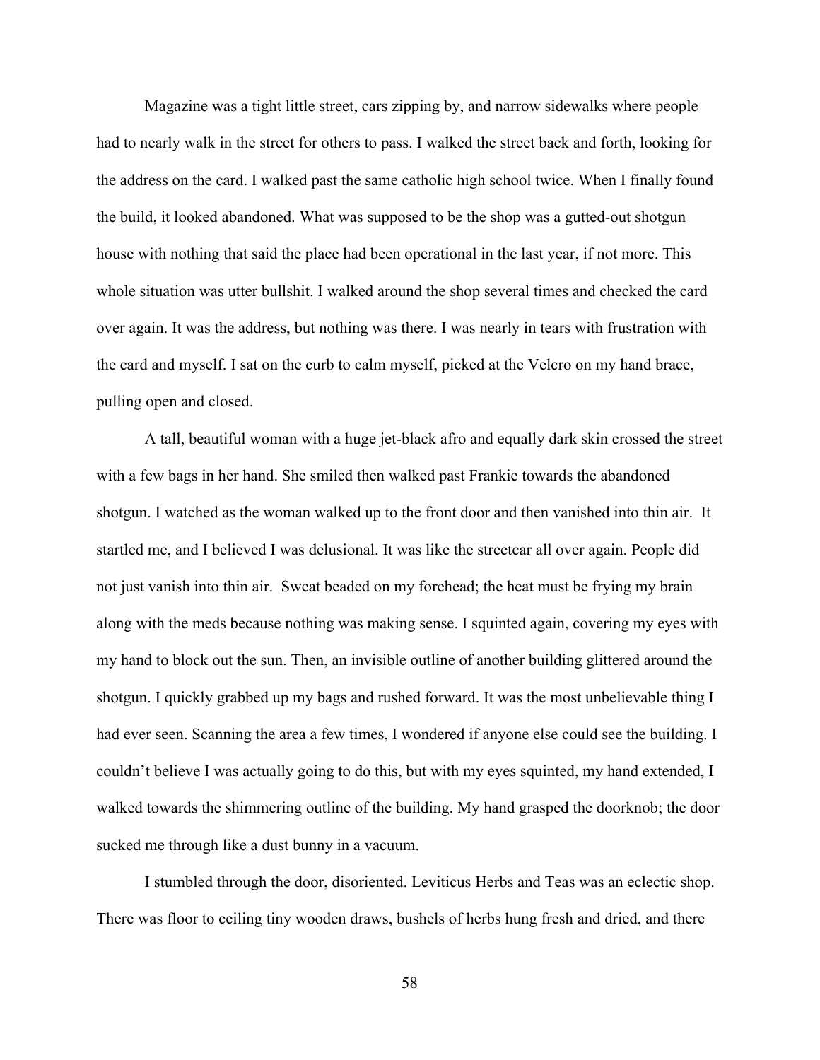Magazine was a tight little street, cars zipping by, and narrow sidewalks where people had to nearly walk in the street for others to pass. I walked the street back and forth, looking for the address on the card. I walked past the same catholic high school twice. When I finally found the build, it looked abandoned. What was supposed to be the shop was a gutted-out shotgun house with nothing that said the place had been operational in the last year, if not more. This whole situation was utter bullshit. I walked around the shop several times and checked the card over again. It was the address, but nothing was there. I was nearly in tears with frustration with the card and myself. I sat on the curb to calm myself, picked at the Velcro on my hand brace, pulling open and closed.

A tall, beautiful woman with a huge jet-black afro and equally dark skin crossed the street with a few bags in her hand. She smiled then walked past Frankie towards the abandoned shotgun. I watched as the woman walked up to the front door and then vanished into thin air. It startled me, and I believed I was delusional. It was like the streetcar all over again. People did not just vanish into thin air. Sweat beaded on my forehead; the heat must be frying my brain along with the meds because nothing was making sense. I squinted again, covering my eyes with my hand to block out the sun. Then, an invisible outline of another building glittered around the shotgun. I quickly grabbed up my bags and rushed forward. It was the most unbelievable thing I had ever seen. Scanning the area a few times, I wondered if anyone else could see the building. I couldn't believe I was actually going to do this, but with my eyes squinted, my hand extended, I walked towards the shimmering outline of the building. My hand grasped the doorknob; the door sucked me through like a dust bunny in a vacuum.

I stumbled through the door, disoriented. Leviticus Herbs and Teas was an eclectic shop. There was floor to ceiling tiny wooden draws, bushels of herbs hung fresh and dried, and there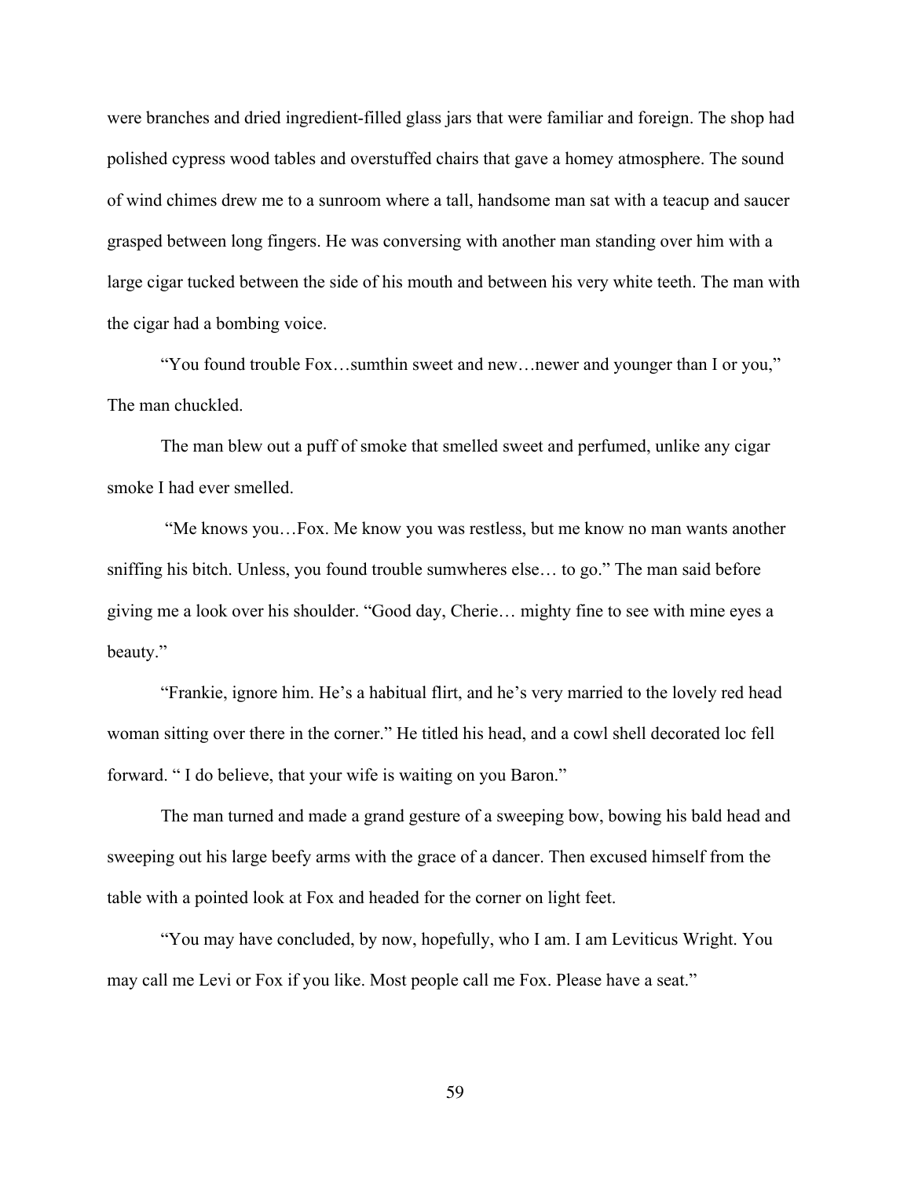were branches and dried ingredient-filled glass jars that were familiar and foreign. The shop had polished cypress wood tables and overstuffed chairs that gave a homey atmosphere. The sound of wind chimes drew me to a sunroom where a tall, handsome man sat with a teacup and saucer grasped between long fingers. He was conversing with another man standing over him with a large cigar tucked between the side of his mouth and between his very white teeth. The man with the cigar had a bombing voice.

"You found trouble Fox…sumthin sweet and new…newer and younger than I or you," The man chuckled.

The man blew out a puff of smoke that smelled sweet and perfumed, unlike any cigar smoke I had ever smelled.

"Me knows you…Fox. Me know you was restless, but me know no man wants another sniffing his bitch. Unless, you found trouble sumwheres else… to go." The man said before giving me a look over his shoulder. "Good day, Cherie… mighty fine to see with mine eyes a beauty."

"Frankie, ignore him. He's a habitual flirt, and he's very married to the lovely red head woman sitting over there in the corner." He titled his head, and a cowl shell decorated loc fell forward. " I do believe, that your wife is waiting on you Baron."

The man turned and made a grand gesture of a sweeping bow, bowing his bald head and sweeping out his large beefy arms with the grace of a dancer. Then excused himself from the table with a pointed look at Fox and headed for the corner on light feet.

"You may have concluded, by now, hopefully, who I am. I am Leviticus Wright. You may call me Levi or Fox if you like. Most people call me Fox. Please have a seat."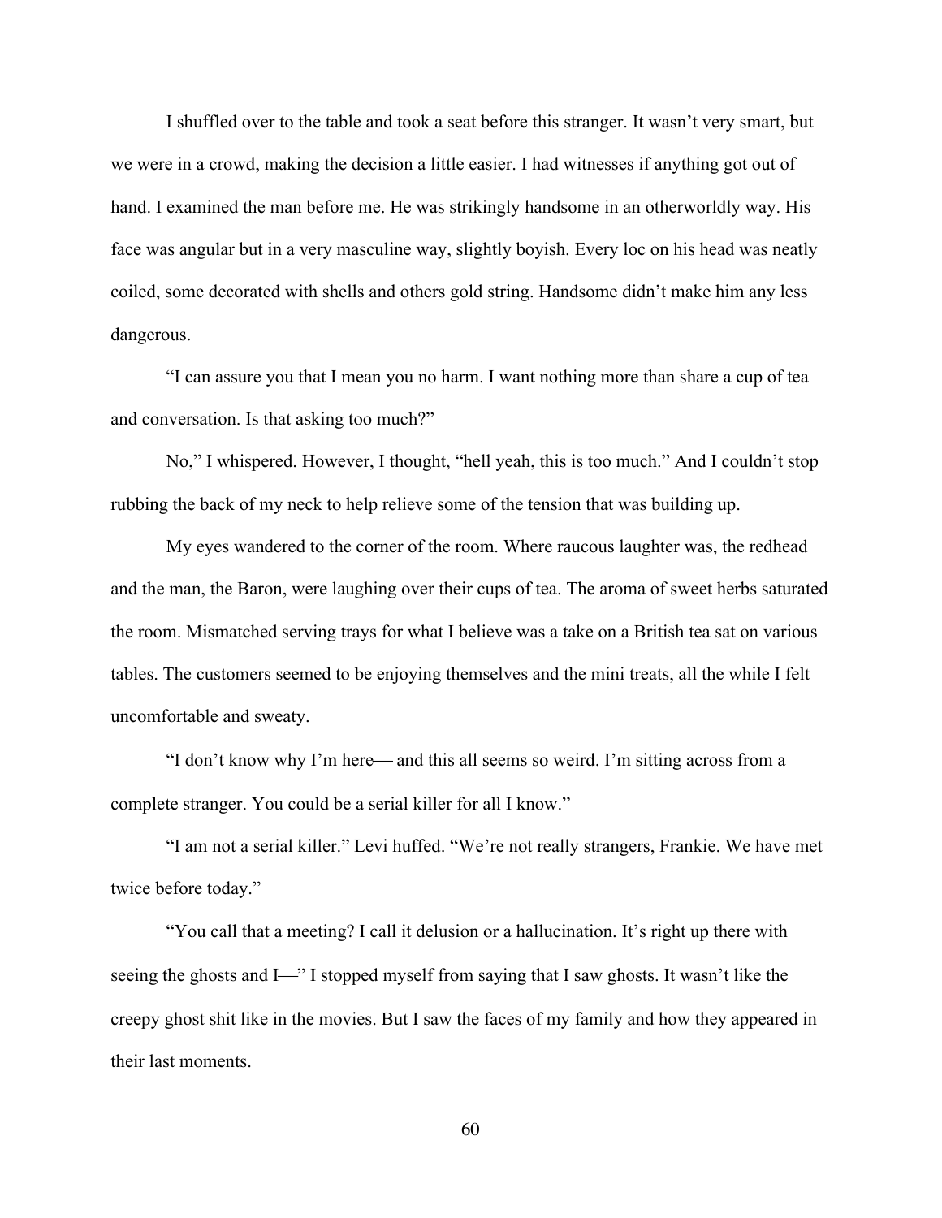I shuffled over to the table and took a seat before this stranger. It wasn't very smart, but we were in a crowd, making the decision a little easier. I had witnesses if anything got out of hand. I examined the man before me. He was strikingly handsome in an otherworldly way. His face was angular but in a very masculine way, slightly boyish. Every loc on his head was neatly coiled, some decorated with shells and others gold string. Handsome didn't make him any less dangerous.

"I can assure you that I mean you no harm. I want nothing more than share a cup of tea and conversation. Is that asking too much?"

No," I whispered. However, I thought, "hell yeah, this is too much." And I couldn't stop rubbing the back of my neck to help relieve some of the tension that was building up.

My eyes wandered to the corner of the room. Where raucous laughter was, the redhead and the man, the Baron, were laughing over their cups of tea. The aroma of sweet herbs saturated the room. Mismatched serving trays for what I believe was a take on a British tea sat on various tables. The customers seemed to be enjoying themselves and the mini treats, all the while I felt uncomfortable and sweaty.

"I don't know why I'm here— and this all seems so weird. I'm sitting across from a complete stranger. You could be a serial killer for all I know."

"I am not a serial killer." Levi huffed. "We're not really strangers, Frankie. We have met twice before today."

"You call that a meeting? I call it delusion or a hallucination. It's right up there with seeing the ghosts and I—" I stopped myself from saying that I saw ghosts. It wasn't like the creepy ghost shit like in the movies. But I saw the faces of my family and how they appeared in their last moments.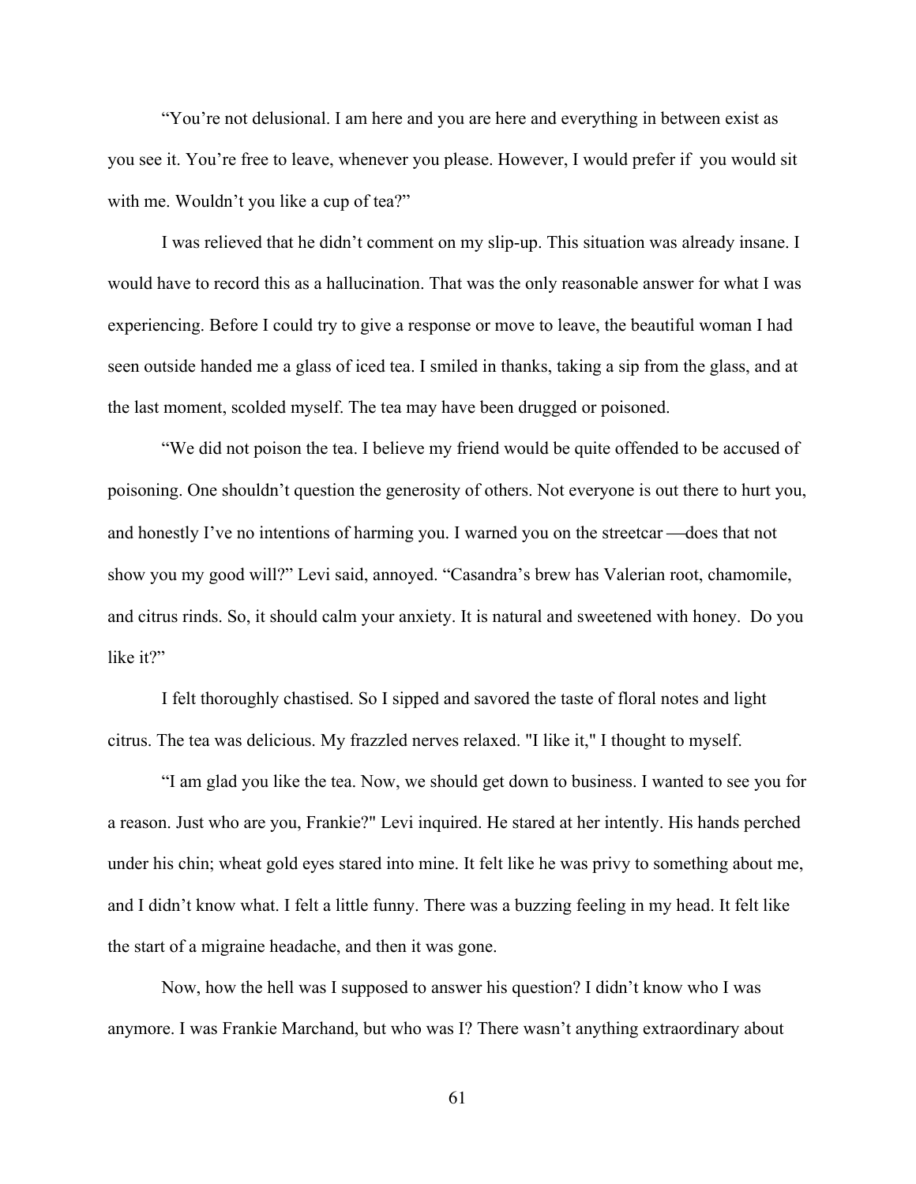"You're not delusional. I am here and you are here and everything in between exist as you see it. You're free to leave, whenever you please. However, I would prefer if you would sit with me. Wouldn't you like a cup of tea?"

I was relieved that he didn't comment on my slip-up. This situation was already insane. I would have to record this as a hallucination. That was the only reasonable answer for what I was experiencing. Before I could try to give a response or move to leave, the beautiful woman I had seen outside handed me a glass of iced tea. I smiled in thanks, taking a sip from the glass, and at the last moment, scolded myself. The tea may have been drugged or poisoned.

"We did not poison the tea. I believe my friend would be quite offended to be accused of poisoning. One shouldn't question the generosity of others. Not everyone is out there to hurt you, and honestly I've no intentions of harming you. I warned you on the streetcar —does that not show you my good will?" Levi said, annoyed. "Casandra's brew has Valerian root, chamomile, and citrus rinds. So, it should calm your anxiety. It is natural and sweetened with honey. Do you like it?"

I felt thoroughly chastised. So I sipped and savored the taste of floral notes and light citrus. The tea was delicious. My frazzled nerves relaxed. "I like it," I thought to myself.

"I am glad you like the tea. Now, we should get down to business. I wanted to see you for a reason. Just who are you, Frankie?" Levi inquired. He stared at her intently. His hands perched under his chin; wheat gold eyes stared into mine. It felt like he was privy to something about me, and I didn't know what. I felt a little funny. There was a buzzing feeling in my head. It felt like the start of a migraine headache, and then it was gone.

Now, how the hell was I supposed to answer his question? I didn't know who I was anymore. I was Frankie Marchand, but who was I? There wasn't anything extraordinary about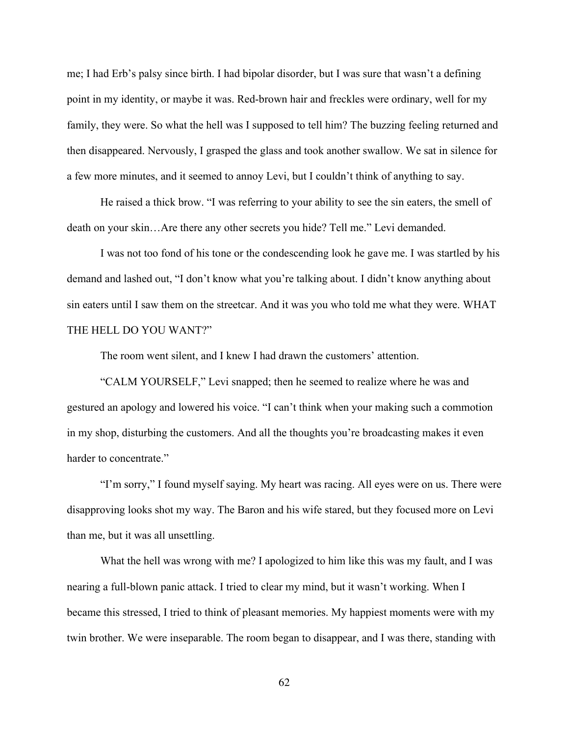me; I had Erb's palsy since birth. I had bipolar disorder, but I was sure that wasn't a defining point in my identity, or maybe it was. Red-brown hair and freckles were ordinary, well for my family, they were. So what the hell was I supposed to tell him? The buzzing feeling returned and then disappeared. Nervously, I grasped the glass and took another swallow. We sat in silence for a few more minutes, and it seemed to annoy Levi, but I couldn't think of anything to say.

He raised a thick brow. "I was referring to your ability to see the sin eaters, the smell of death on your skin…Are there any other secrets you hide? Tell me." Levi demanded.

I was not too fond of his tone or the condescending look he gave me. I was startled by his demand and lashed out, "I don't know what you're talking about. I didn't know anything about sin eaters until I saw them on the streetcar. And it was you who told me what they were. WHAT THE HELL DO YOU WANT?"

The room went silent, and I knew I had drawn the customers' attention.

"CALM YOURSELF," Levi snapped; then he seemed to realize where he was and gestured an apology and lowered his voice. "I can't think when your making such a commotion in my shop, disturbing the customers. And all the thoughts you're broadcasting makes it even harder to concentrate."

"I'm sorry," I found myself saying. My heart was racing. All eyes were on us. There were disapproving looks shot my way. The Baron and his wife stared, but they focused more on Levi than me, but it was all unsettling.

What the hell was wrong with me? I apologized to him like this was my fault, and I was nearing a full-blown panic attack. I tried to clear my mind, but it wasn't working. When I became this stressed, I tried to think of pleasant memories. My happiest moments were with my twin brother. We were inseparable. The room began to disappear, and I was there, standing with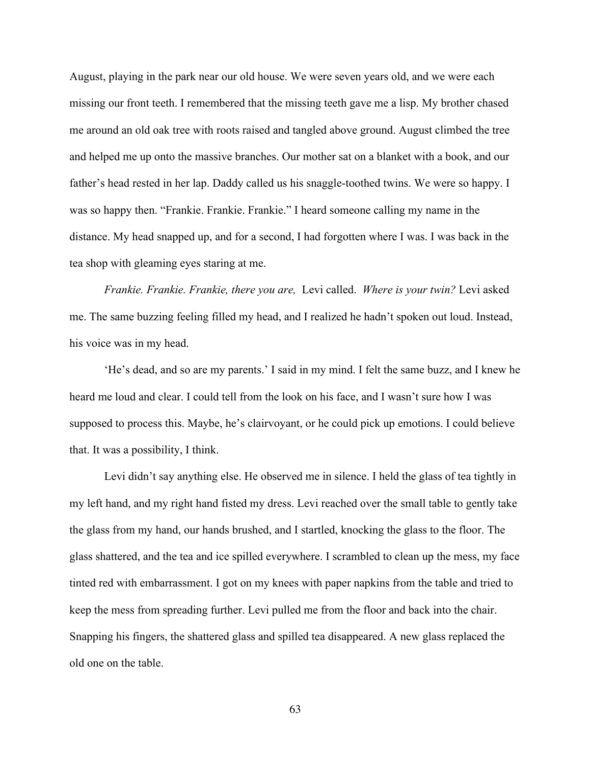August, playing in the park near our old house. We were seven years old, and we were each missing our front teeth. I remembered that the missing teeth gave me a lisp. My brother chased me around an old oak tree with roots raised and tangled above ground. August climbed the tree and helped me up onto the massive branches. Our mother sat on a blanket with a book, and our father's head rested in her lap. Daddy called us his snaggle-toothed twins. We were so happy. I was so happy then. "Frankie. Frankie. Frankie." I heard someone calling my name in the distance. My head snapped up, and for a second, I had forgotten where I was. I was back in the tea shop with gleaming eyes staring at me.

*Frankie. Frankie. Frankie, there you are,* Levi called. *Where is your twin?* Levi asked me. The same buzzing feeling filled my head, and I realized he hadn't spoken out loud. Instead, his voice was in my head.

'He's dead, and so are my parents.' I said in my mind. I felt the same buzz, and I knew he heard me loud and clear. I could tell from the look on his face, and I wasn't sure how I was supposed to process this. Maybe, he's clairvoyant, or he could pick up emotions. I could believe that. It was a possibility, I think.

Levi didn't say anything else. He observed me in silence. I held the glass of tea tightly in my left hand, and my right hand fisted my dress. Levi reached over the small table to gently take the glass from my hand, our hands brushed, and I startled, knocking the glass to the floor. The glass shattered, and the tea and ice spilled everywhere. I scrambled to clean up the mess, my face tinted red with embarrassment. I got on my knees with paper napkins from the table and tried to keep the mess from spreading further. Levi pulled me from the floor and back into the chair. Snapping his fingers, the shattered glass and spilled tea disappeared. A new glass replaced the old one on the table.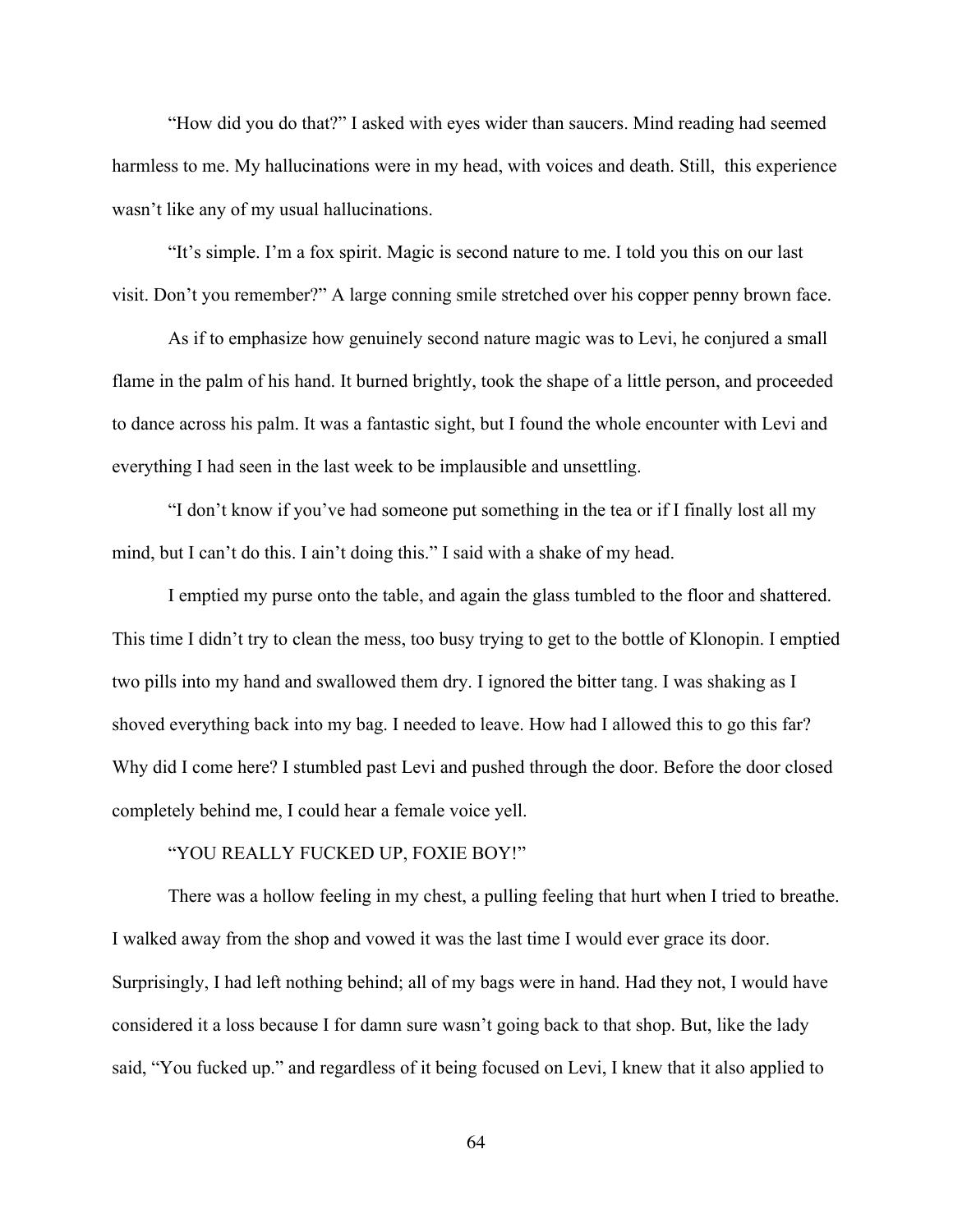"How did you do that?" I asked with eyes wider than saucers. Mind reading had seemed harmless to me. My hallucinations were in my head, with voices and death. Still, this experience wasn't like any of my usual hallucinations.

"It's simple. I'm a fox spirit. Magic is second nature to me. I told you this on our last visit. Don't you remember?" A large conning smile stretched over his copper penny brown face.

As if to emphasize how genuinely second nature magic was to Levi, he conjured a small flame in the palm of his hand. It burned brightly, took the shape of a little person, and proceeded to dance across his palm. It was a fantastic sight, but I found the whole encounter with Levi and everything I had seen in the last week to be implausible and unsettling.

"I don't know if you've had someone put something in the tea or if I finally lost all my mind, but I can't do this. I ain't doing this." I said with a shake of my head.

I emptied my purse onto the table, and again the glass tumbled to the floor and shattered. This time I didn't try to clean the mess, too busy trying to get to the bottle of Klonopin. I emptied two pills into my hand and swallowed them dry. I ignored the bitter tang. I was shaking as I shoved everything back into my bag. I needed to leave. How had I allowed this to go this far? Why did I come here? I stumbled past Levi and pushed through the door. Before the door closed completely behind me, I could hear a female voice yell.

"YOU REALLY FUCKED UP, FOXIE BOY!"

There was a hollow feeling in my chest, a pulling feeling that hurt when I tried to breathe. I walked away from the shop and vowed it was the last time I would ever grace its door. Surprisingly, I had left nothing behind; all of my bags were in hand. Had they not, I would have considered it a loss because I for damn sure wasn't going back to that shop. But, like the lady said, "You fucked up." and regardless of it being focused on Levi, I knew that it also applied to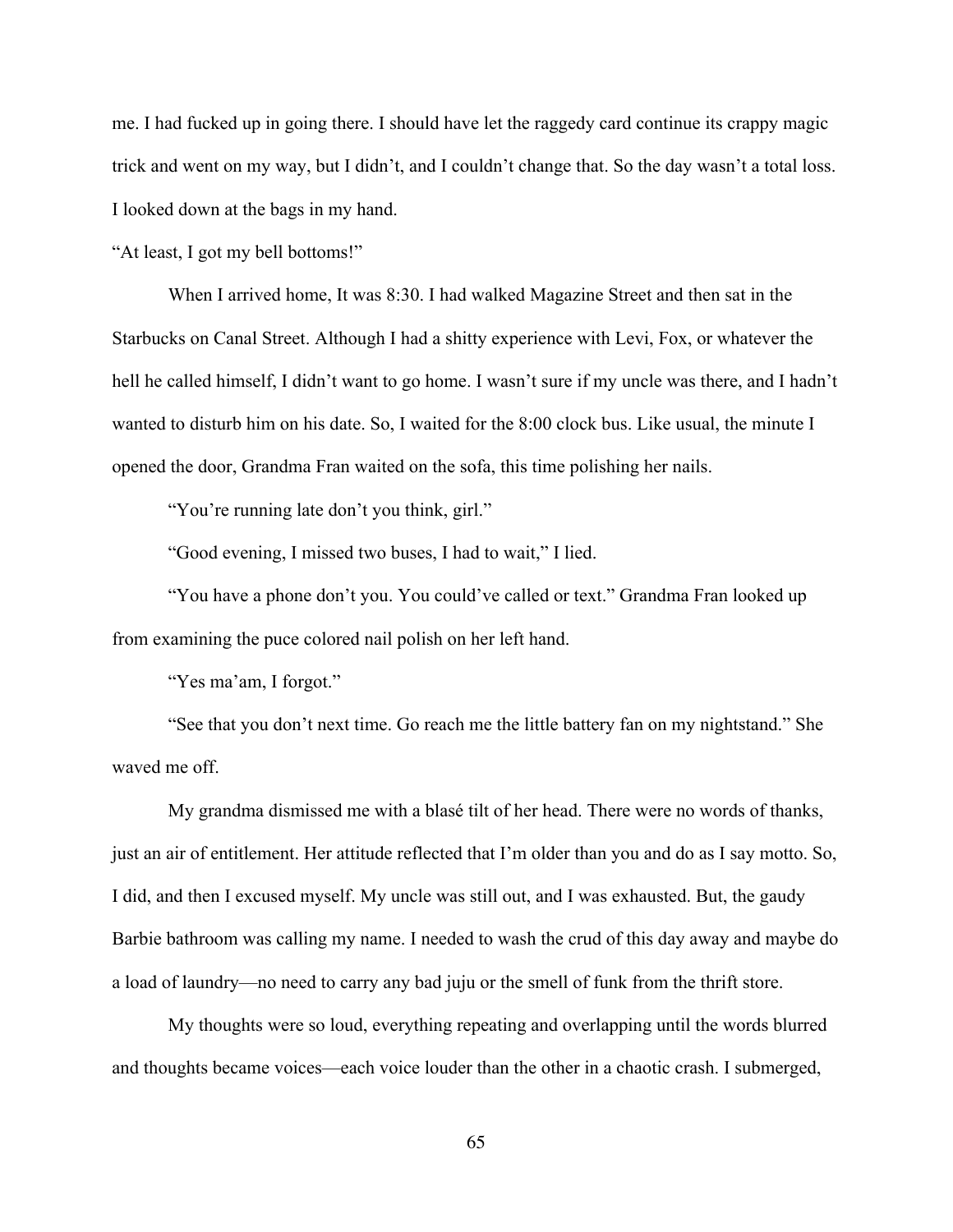me. I had fucked up in going there. I should have let the raggedy card continue its crappy magic trick and went on my way, but I didn't, and I couldn't change that. So the day wasn't a total loss. I looked down at the bags in my hand.

"At least, I got my bell bottoms!"

When I arrived home, It was 8:30. I had walked Magazine Street and then sat in the Starbucks on Canal Street. Although I had a shitty experience with Levi, Fox, or whatever the hell he called himself, I didn't want to go home. I wasn't sure if my uncle was there, and I hadn't wanted to disturb him on his date. So, I waited for the 8:00 clock bus. Like usual, the minute I opened the door, Grandma Fran waited on the sofa, this time polishing her nails.

"You're running late don't you think, girl."

"Good evening, I missed two buses, I had to wait," I lied.

"You have a phone don't you. You could've called or text." Grandma Fran looked up from examining the puce colored nail polish on her left hand.

"Yes ma'am, I forgot."

"See that you don't next time. Go reach me the little battery fan on my nightstand." She waved me off.

My grandma dismissed me with a blasé tilt of her head. There were no words of thanks, just an air of entitlement. Her attitude reflected that I'm older than you and do as I say motto. So, I did, and then I excused myself. My uncle was still out, and I was exhausted. But, the gaudy Barbie bathroom was calling my name. I needed to wash the crud of this day away and maybe do a load of laundry—no need to carry any bad juju or the smell of funk from the thrift store.

My thoughts were so loud, everything repeating and overlapping until the words blurred and thoughts became voices—each voice louder than the other in a chaotic crash. I submerged,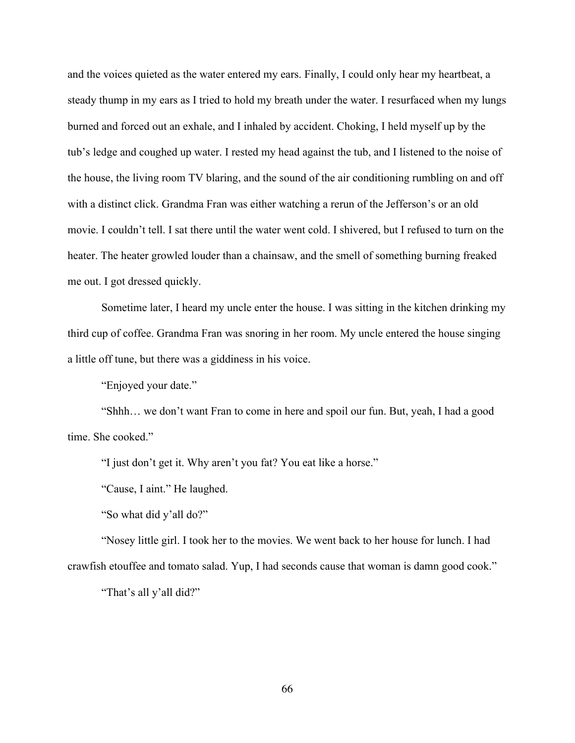and the voices quieted as the water entered my ears. Finally, I could only hear my heartbeat, a steady thump in my ears as I tried to hold my breath under the water. I resurfaced when my lungs burned and forced out an exhale, and I inhaled by accident. Choking, I held myself up by the tub's ledge and coughed up water. I rested my head against the tub, and I listened to the noise of the house, the living room TV blaring, and the sound of the air conditioning rumbling on and off with a distinct click. Grandma Fran was either watching a rerun of the Jefferson's or an old movie. I couldn't tell. I sat there until the water went cold. I shivered, but I refused to turn on the heater. The heater growled louder than a chainsaw, and the smell of something burning freaked me out. I got dressed quickly.

Sometime later, I heard my uncle enter the house. I was sitting in the kitchen drinking my third cup of coffee. Grandma Fran was snoring in her room. My uncle entered the house singing a little off tune, but there was a giddiness in his voice.

"Enjoyed your date."

"Shhh… we don't want Fran to come in here and spoil our fun. But, yeah, I had a good time. She cooked."

"I just don't get it. Why aren't you fat? You eat like a horse."

"Cause, I aint." He laughed.

"So what did y'all do?"

"Nosey little girl. I took her to the movies. We went back to her house for lunch. I had crawfish etouffee and tomato salad. Yup, I had seconds cause that woman is damn good cook."

"That's all y'all did?"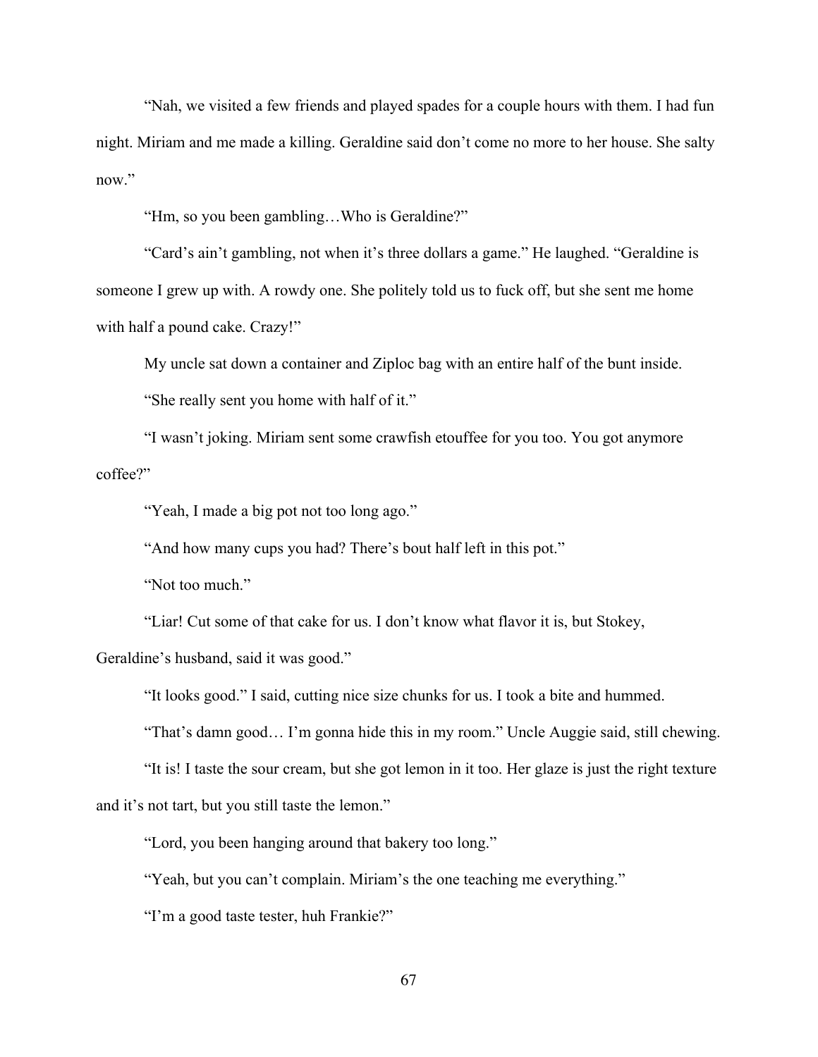"Nah, we visited a few friends and played spades for a couple hours with them. I had fun night. Miriam and me made a killing. Geraldine said don't come no more to her house. She salty now."

"Hm, so you been gambling…Who is Geraldine?"

"Card's ain't gambling, not when it's three dollars a game." He laughed. "Geraldine is someone I grew up with. A rowdy one. She politely told us to fuck off, but she sent me home with half a pound cake. Crazy!"

My uncle sat down a container and Ziploc bag with an entire half of the bunt inside.

"She really sent you home with half of it."

"I wasn't joking. Miriam sent some crawfish etouffee for you too. You got anymore coffee?"

"Yeah, I made a big pot not too long ago."

"And how many cups you had? There's bout half left in this pot."

"Not too much."

"Liar! Cut some of that cake for us. I don't know what flavor it is, but Stokey, Geraldine's husband, said it was good."

"It looks good." I said, cutting nice size chunks for us. I took a bite and hummed.

"That's damn good… I'm gonna hide this in my room." Uncle Auggie said, still chewing.

"It is! I taste the sour cream, but she got lemon in it too. Her glaze is just the right texture and it's not tart, but you still taste the lemon."

"Lord, you been hanging around that bakery too long."

"Yeah, but you can't complain. Miriam's the one teaching me everything."

"I'm a good taste tester, huh Frankie?"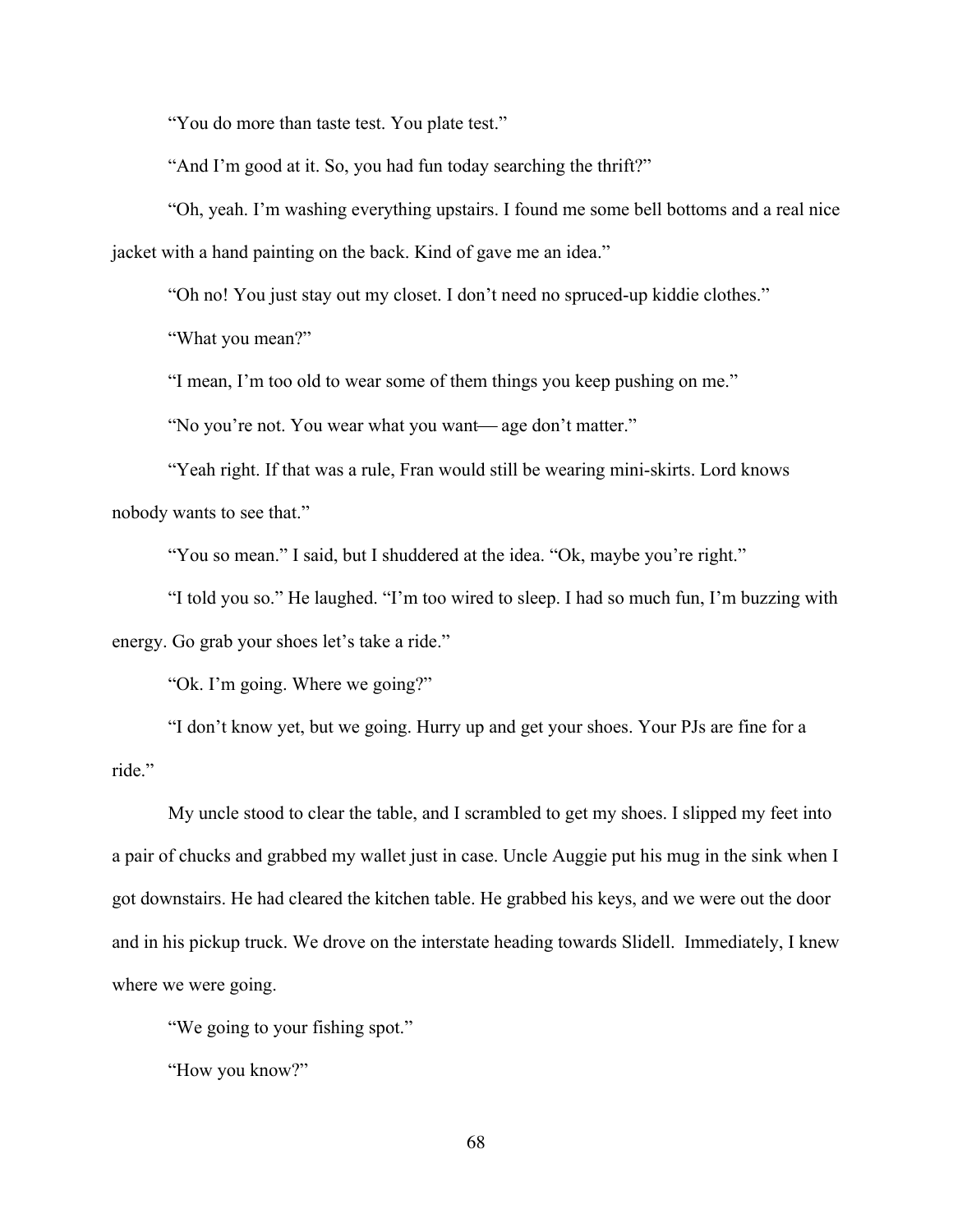"You do more than taste test. You plate test."

"And I'm good at it. So, you had fun today searching the thrift?"

"Oh, yeah. I'm washing everything upstairs. I found me some bell bottoms and a real nice jacket with a hand painting on the back. Kind of gave me an idea."

"Oh no! You just stay out my closet. I don't need no spruced-up kiddie clothes."

"What you mean?"

"I mean, I'm too old to wear some of them things you keep pushing on me."

"No you're not. You wear what you want— age don't matter."

"Yeah right. If that was a rule, Fran would still be wearing mini-skirts. Lord knows nobody wants to see that."

"You so mean." I said, but I shuddered at the idea. "Ok, maybe you're right."

"I told you so." He laughed. "I'm too wired to sleep. I had so much fun, I'm buzzing with energy. Go grab your shoes let's take a ride."

"Ok. I'm going. Where we going?"

"I don't know yet, but we going. Hurry up and get your shoes. Your PJs are fine for a ride."

My uncle stood to clear the table, and I scrambled to get my shoes. I slipped my feet into a pair of chucks and grabbed my wallet just in case. Uncle Auggie put his mug in the sink when I got downstairs. He had cleared the kitchen table. He grabbed his keys, and we were out the door and in his pickup truck. We drove on the interstate heading towards Slidell. Immediately, I knew where we were going.

"We going to your fishing spot."

"How you know?"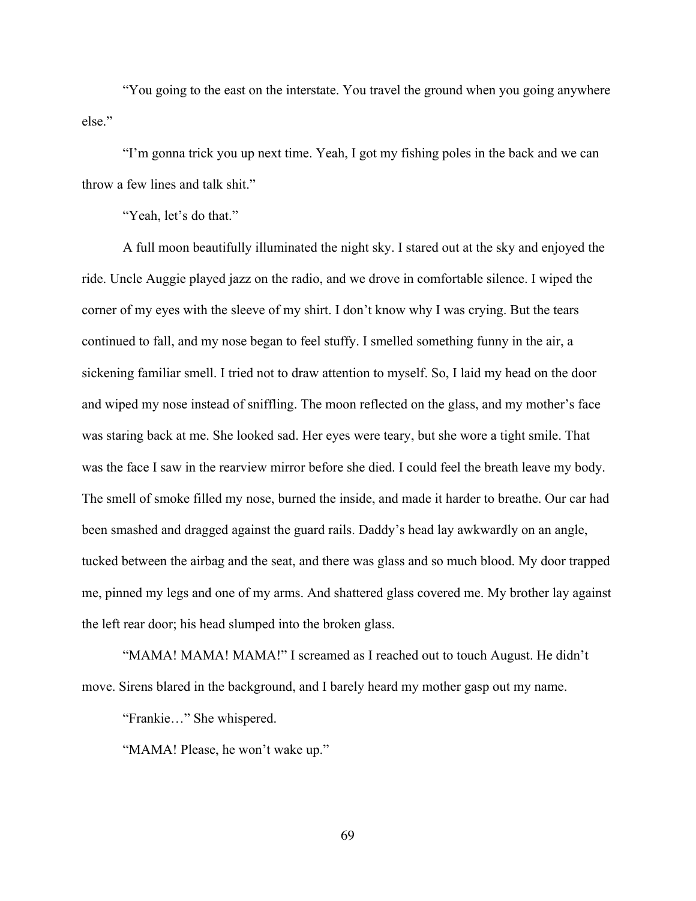"You going to the east on the interstate. You travel the ground when you going anywhere else."

"I'm gonna trick you up next time. Yeah, I got my fishing poles in the back and we can throw a few lines and talk shit."

"Yeah, let's do that."

A full moon beautifully illuminated the night sky. I stared out at the sky and enjoyed the ride. Uncle Auggie played jazz on the radio, and we drove in comfortable silence. I wiped the corner of my eyes with the sleeve of my shirt. I don't know why I was crying. But the tears continued to fall, and my nose began to feel stuffy. I smelled something funny in the air, a sickening familiar smell. I tried not to draw attention to myself. So, I laid my head on the door and wiped my nose instead of sniffling. The moon reflected on the glass, and my mother's face was staring back at me. She looked sad. Her eyes were teary, but she wore a tight smile. That was the face I saw in the rearview mirror before she died. I could feel the breath leave my body. The smell of smoke filled my nose, burned the inside, and made it harder to breathe. Our car had been smashed and dragged against the guard rails. Daddy's head lay awkwardly on an angle, tucked between the airbag and the seat, and there was glass and so much blood. My door trapped me, pinned my legs and one of my arms. And shattered glass covered me. My brother lay against the left rear door; his head slumped into the broken glass.

"MAMA! MAMA! MAMA!" I screamed as I reached out to touch August. He didn't move. Sirens blared in the background, and I barely heard my mother gasp out my name.

"Frankie…" She whispered.

"MAMA! Please, he won't wake up."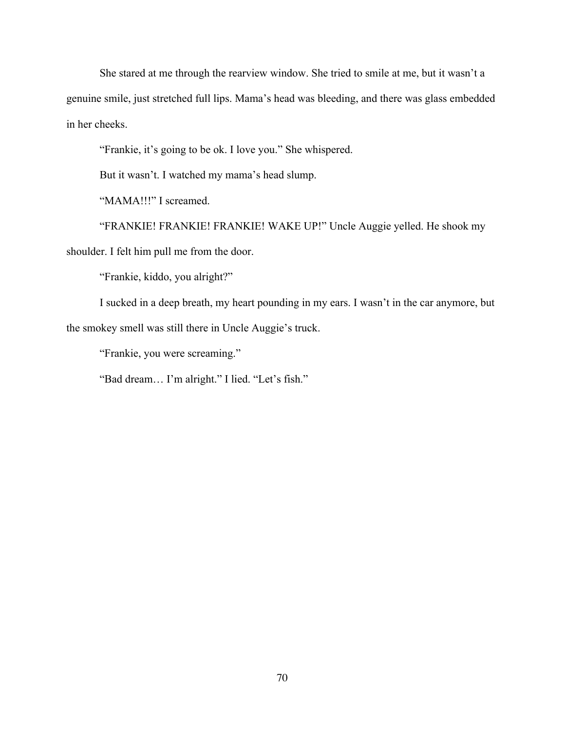She stared at me through the rearview window. She tried to smile at me, but it wasn't a genuine smile, just stretched full lips. Mama's head was bleeding, and there was glass embedded in her cheeks.

"Frankie, it's going to be ok. I love you." She whispered.

But it wasn't. I watched my mama's head slump.

"MAMA!!!" I screamed.

"FRANKIE! FRANKIE! FRANKIE! WAKE UP!" Uncle Auggie yelled. He shook my shoulder. I felt him pull me from the door.

"Frankie, kiddo, you alright?"

I sucked in a deep breath, my heart pounding in my ears. I wasn't in the car anymore, but the smokey smell was still there in Uncle Auggie's truck.

"Frankie, you were screaming."

"Bad dream… I'm alright." I lied. "Let's fish."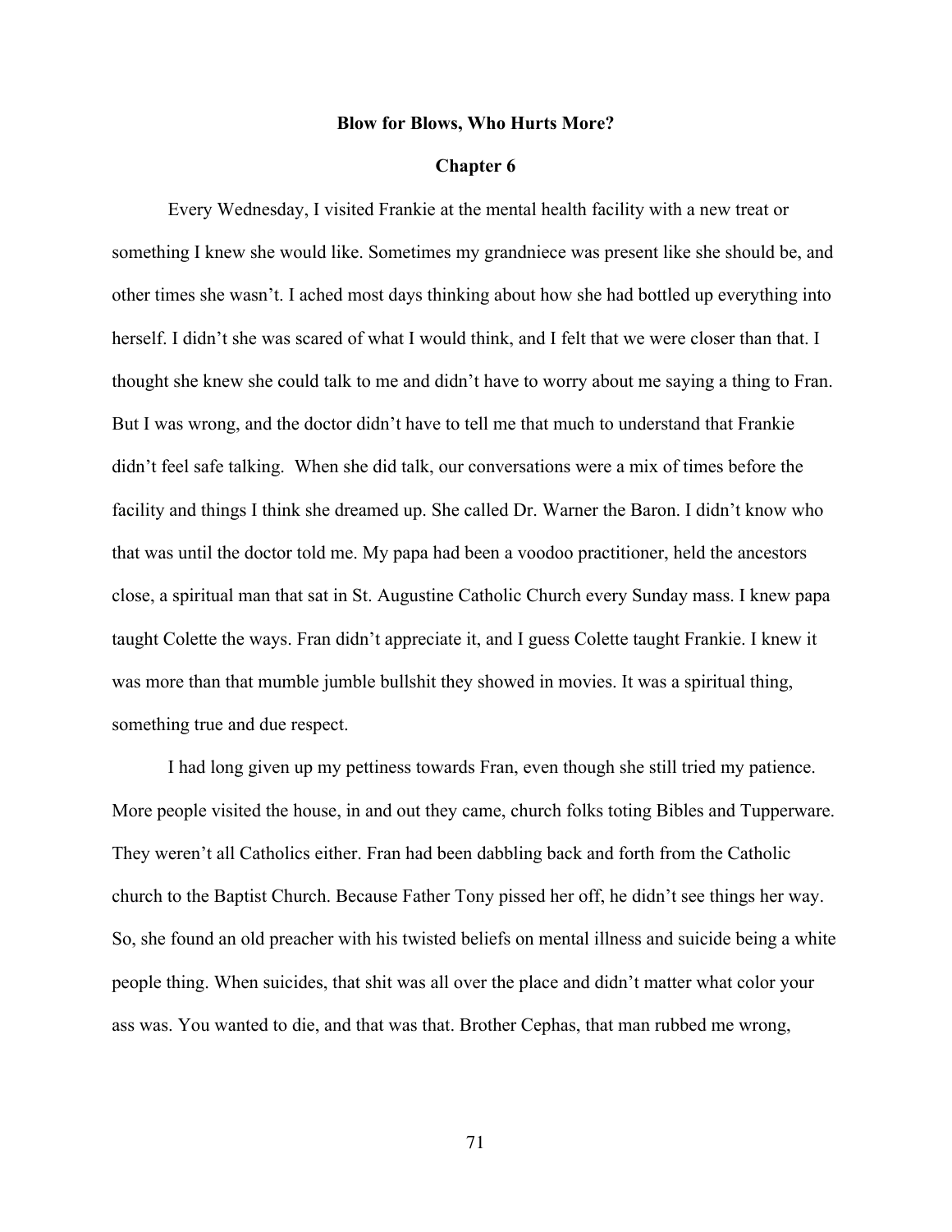**Blow for Blows, Who Hurts More?**

**Chapter 6**

Every Wednesday, I visited Frankie at the mental health facility with a new treat or something I knew she would like. Sometimes my grandniece was present like she should be, and other times she wasn't. I ached most days thinking about how she had bottled up everything into herself. I didn't she was scared of what I would think, and I felt that we were closer than that. I thought she knew she could talk to me and didn't have to worry about me saying a thing to Fran. But I was wrong, and the doctor didn't have to tell me that much to understand that Frankie didn't feel safe talking. When she did talk, our conversations were a mix of times before the facility and things I think she dreamed up. She called Dr. Warner the Baron. I didn't know who that was until the doctor told me. My papa had been a voodoo practitioner, held the ancestors close, a spiritual man that sat in St. Augustine Catholic Church every Sunday mass. I knew papa taught Colette the ways. Fran didn't appreciate it, and I guess Colette taught Frankie. I knew it was more than that mumble jumble bullshit they showed in movies. It was a spiritual thing, something true and due respect.

I had long given up my pettiness towards Fran, even though she still tried my patience. More people visited the house, in and out they came, church folks toting Bibles and Tupperware. They weren't all Catholics either. Fran had been dabbling back and forth from the Catholic church to the Baptist Church. Because Father Tony pissed her off, he didn't see things her way. So, she found an old preacher with his twisted beliefs on mental illness and suicide being a white people thing. When suicides, that shit was all over the place and didn't matter what color your ass was. You wanted to die, and that was that. Brother Cephas, that man rubbed me wrong,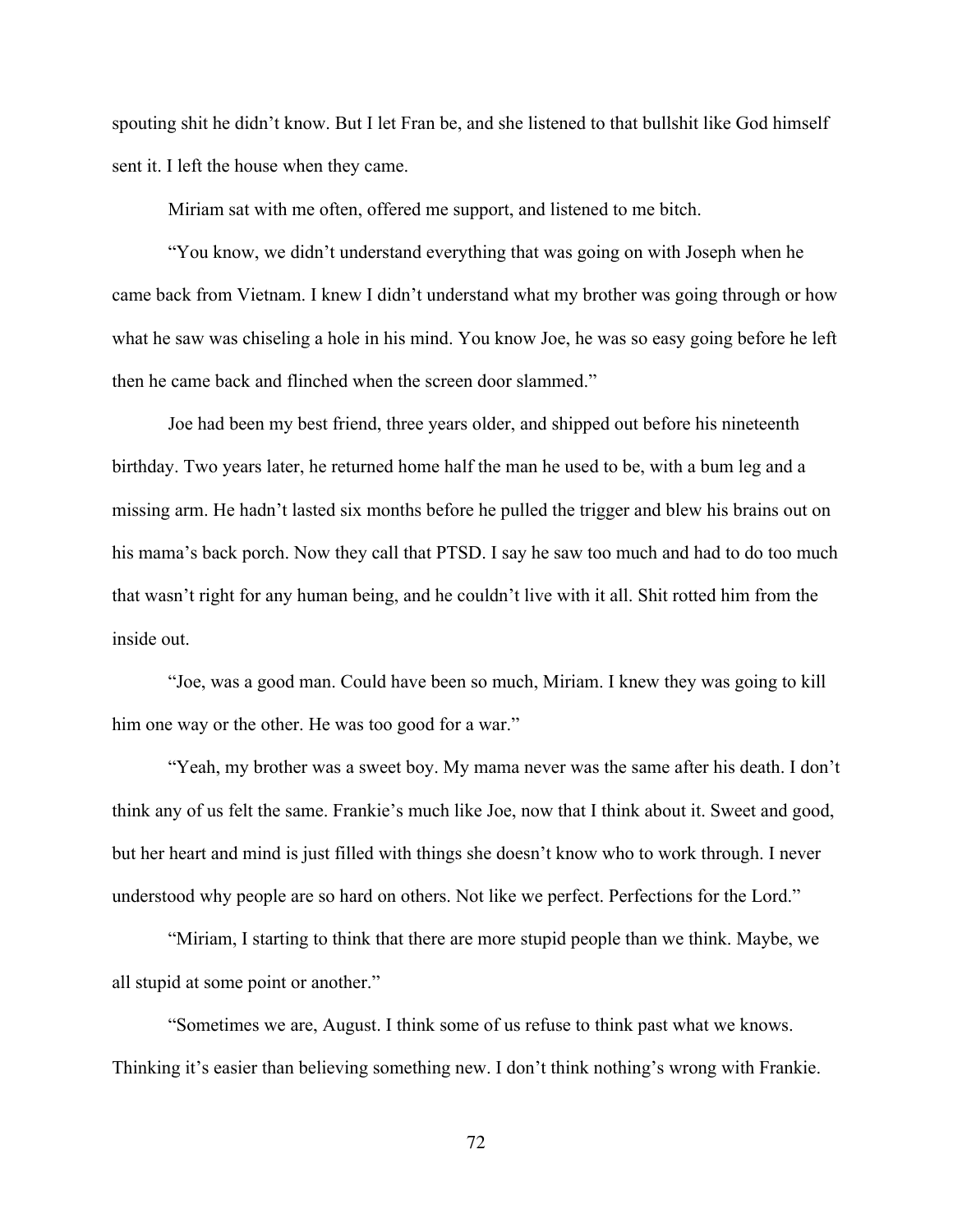spouting shit he didn't know. But I let Fran be, and she listened to that bullshit like God himself sent it. I left the house when they came.

Miriam sat with me often, offered me support, and listened to me bitch.

"You know, we didn't understand everything that was going on with Joseph when he came back from Vietnam. I knew I didn't understand what my brother was going through or how what he saw was chiseling a hole in his mind. You know Joe, he was so easy going before he left then he came back and flinched when the screen door slammed."

Joe had been my best friend, three years older, and shipped out before his nineteenth birthday. Two years later, he returned home half the man he used to be, with a bum leg and a missing arm. He hadn't lasted six months before he pulled the trigger and blew his brains out on his mama's back porch. Now they call that PTSD. I say he saw too much and had to do too much that wasn't right for any human being, and he couldn't live with it all. Shit rotted him from the inside out.

"Joe, was a good man. Could have been so much, Miriam. I knew they was going to kill him one way or the other. He was too good for a war."

"Yeah, my brother was a sweet boy. My mama never was the same after his death. I don't think any of us felt the same. Frankie's much like Joe, now that I think about it. Sweet and good, but her heart and mind is just filled with things she doesn't know who to work through. I never understood why people are so hard on others. Not like we perfect. Perfections for the Lord."

"Miriam, I starting to think that there are more stupid people than we think. Maybe, we all stupid at some point or another."

"Sometimes we are, August. I think some of us refuse to think past what we knows. Thinking it's easier than believing something new. I don't think nothing's wrong with Frankie.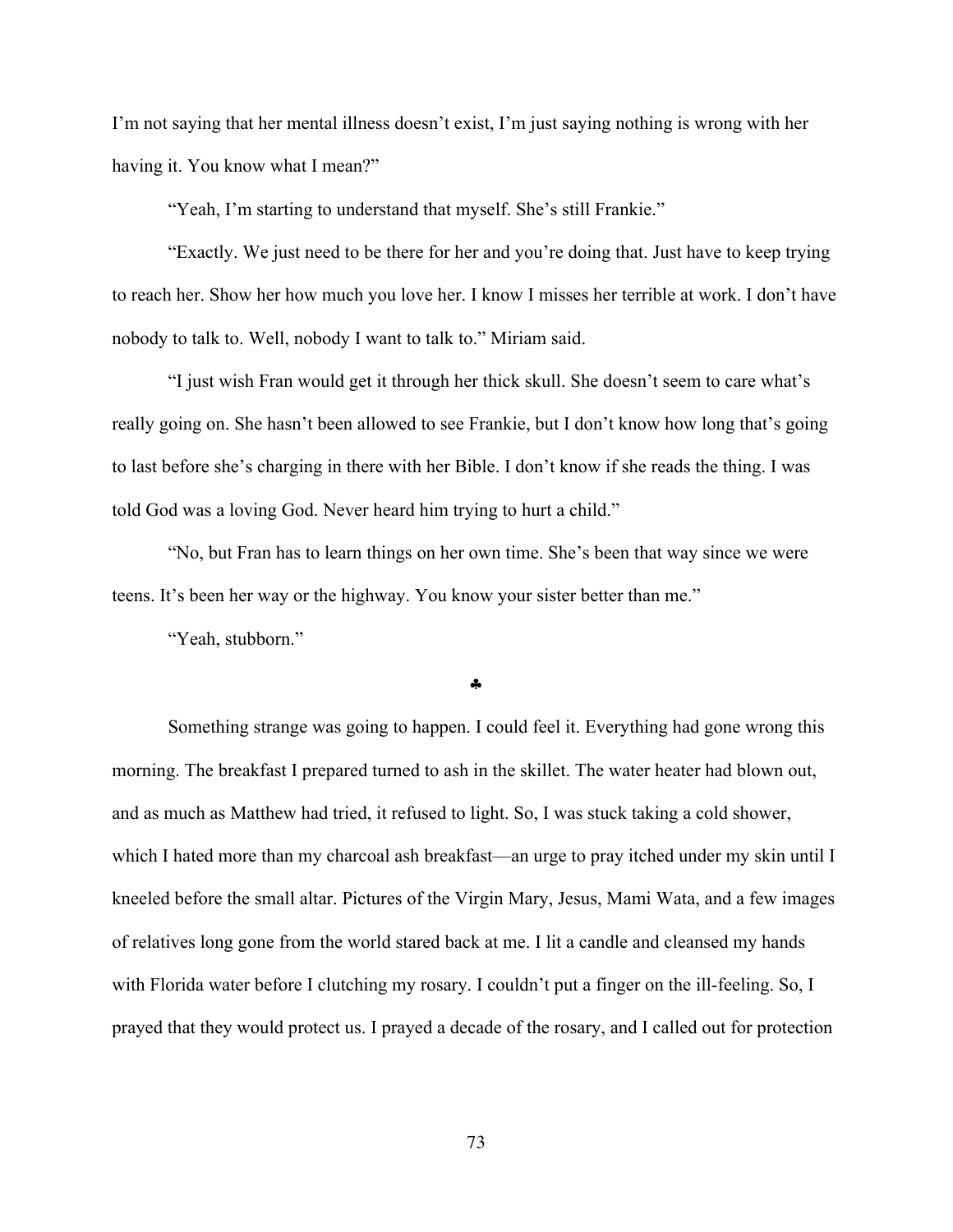I'm not saying that her mental illness doesn't exist, I'm just saying nothing is wrong with her having it. You know what I mean?"

"Yeah, I'm starting to understand that myself. She's still Frankie."

"Exactly. We just need to be there for her and you're doing that. Just have to keep trying to reach her. Show her how much you love her. I know I misses her terrible at work. I don't have nobody to talk to. Well, nobody I want to talk to." Miriam said.

"I just wish Fran would get it through her thick skull. She doesn't seem to care what's really going on. She hasn't been allowed to see Frankie, but I don't know how long that's going to last before she's charging in there with her Bible. I don't know if she reads the thing. I was told God was a loving God. Never heard him trying to hurt a child."

"No, but Fran has to learn things on her own time. She's been that way since we were teens. It's been her way or the highway. You know your sister better than me."

"Yeah, stubborn."

♣

Something strange was going to happen. I could feel it. Everything had gone wrong this morning. The breakfast I prepared turned to ash in the skillet. The water heater had blown out, and as much as Matthew had tried, it refused to light. So, I was stuck taking a cold shower, which I hated more than my charcoal ash breakfast—an urge to pray itched under my skin until I kneeled before the small altar. Pictures of the Virgin Mary, Jesus, Mami Wata, and a few images of relatives long gone from the world stared back at me. I lit a candle and cleansed my hands with Florida water before I clutching my rosary. I couldn't put a finger on the ill-feeling. So, I prayed that they would protect us. I prayed a decade of the rosary, and I called out for protection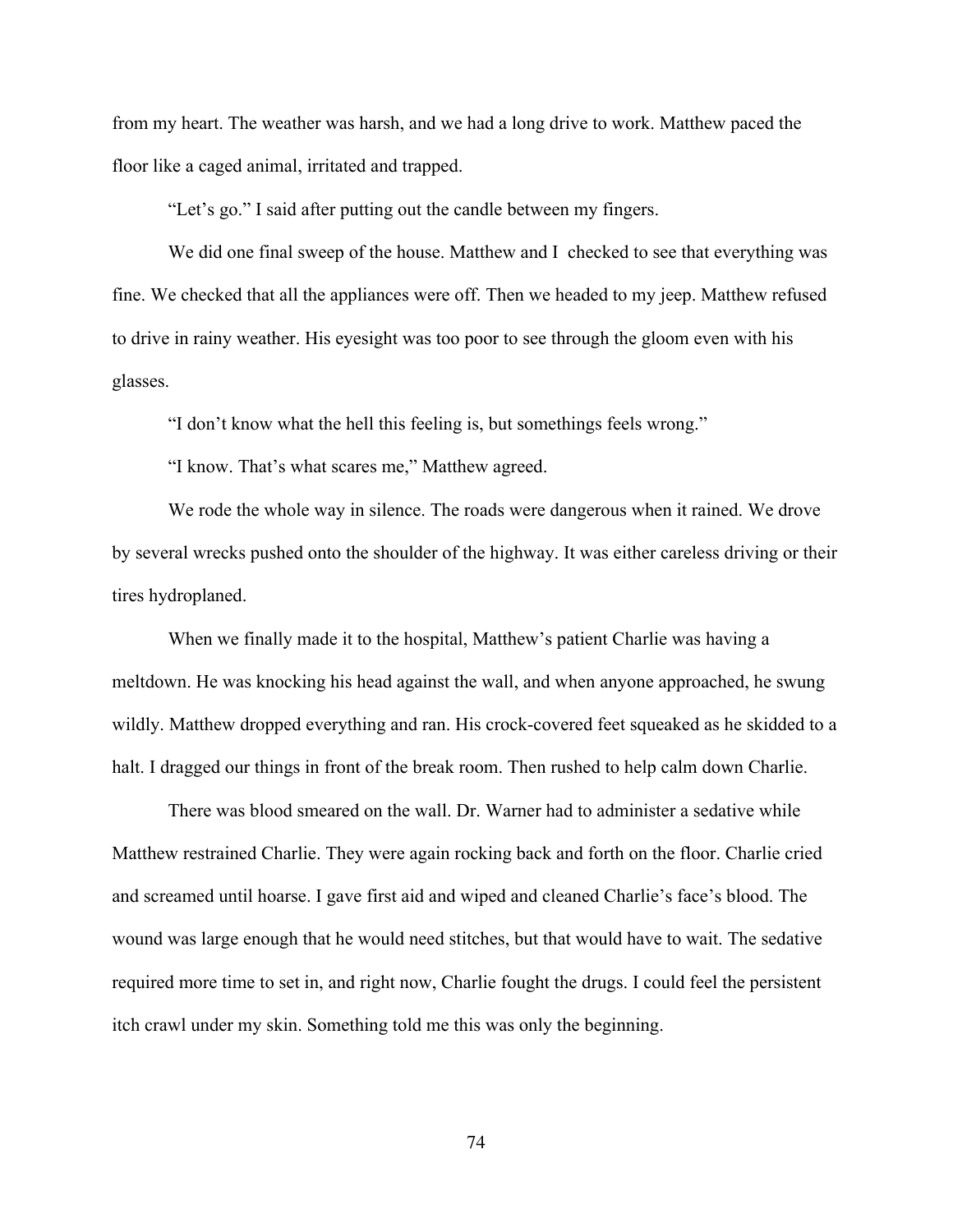from my heart. The weather was harsh, and we had a long drive to work. Matthew paced the floor like a caged animal, irritated and trapped.

"Let's go." I said after putting out the candle between my fingers.

We did one final sweep of the house. Matthew and I  checked to see that everything was fine. We checked that all the appliances were off. Then we headed to my jeep. Matthew refused to drive in rainy weather. His eyesight was too poor to see through the gloom even with his glasses.

"I don't know what the hell this feeling is, but somethings feels wrong."

"I know. That's what scares me," Matthew agreed.

We rode the whole way in silence. The roads were dangerous when it rained. We drove by several wrecks pushed onto the shoulder of the highway. It was either careless driving or their tires hydroplaned.

When we finally made it to the hospital, Matthew's patient Charlie was having a meltdown. He was knocking his head against the wall, and when anyone approached, he swung wildly. Matthew dropped everything and ran. His crock-covered feet squeaked as he skidded to a halt. I dragged our things in front of the break room. Then rushed to help calm down Charlie.

There was blood smeared on the wall. Dr. Warner had to administer a sedative while Matthew restrained Charlie. They were again rocking back and forth on the floor. Charlie cried and screamed until hoarse. I gave first aid and wiped and cleaned Charlie's face's blood. The wound was large enough that he would need stitches, but that would have to wait. The sedative required more time to set in, and right now, Charlie fought the drugs. I could feel the persistent itch crawl under my skin. Something told me this was only the beginning.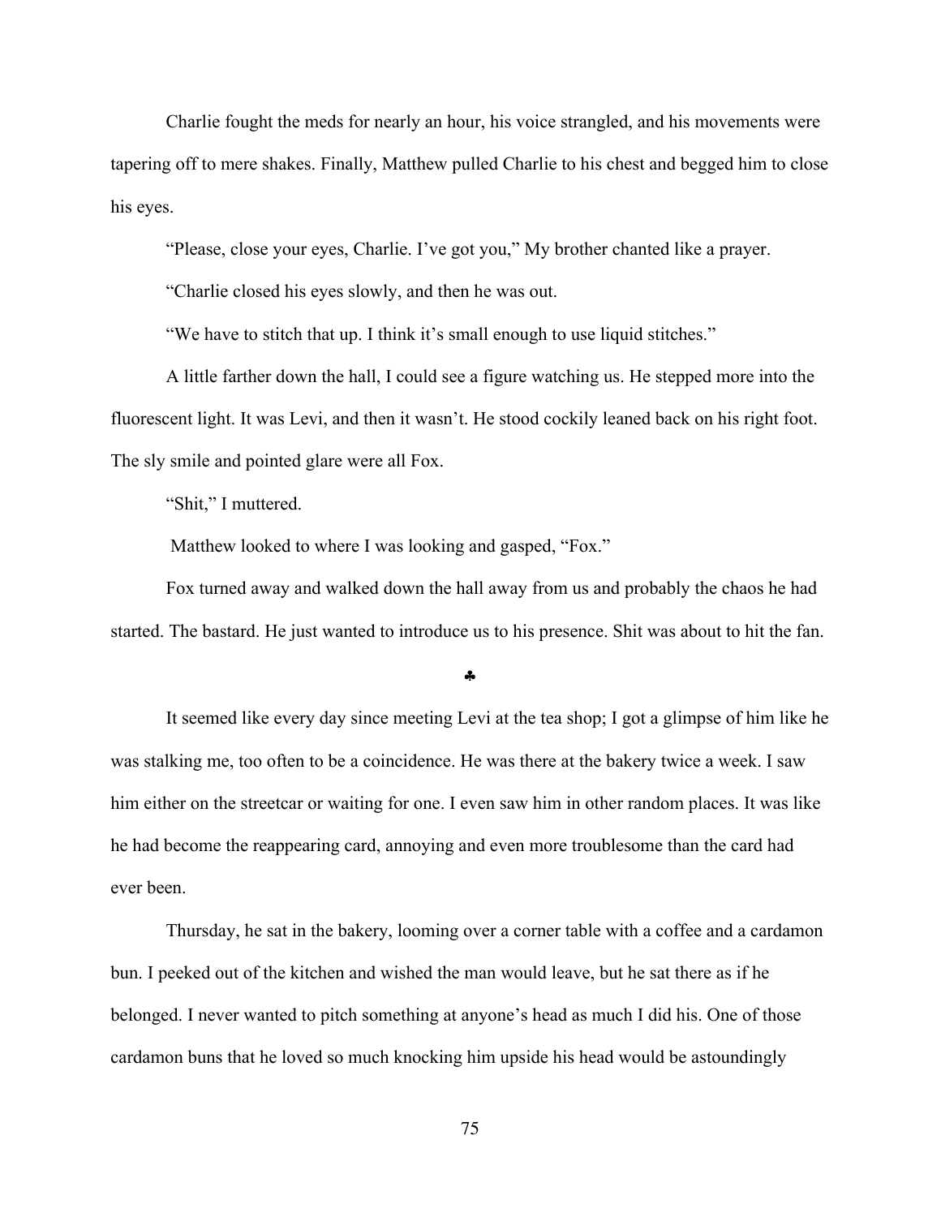Charlie fought the meds for nearly an hour, his voice strangled, and his movements were tapering off to mere shakes. Finally, Matthew pulled Charlie to his chest and begged him to close his eyes.

"Please, close your eyes, Charlie. I've got you," My brother chanted like a prayer.

"Charlie closed his eyes slowly, and then he was out.

"We have to stitch that up. I think it's small enough to use liquid stitches."

A little farther down the hall, I could see a figure watching us. He stepped more into the fluorescent light. It was Levi, and then it wasn't. He stood cockily leaned back on his right foot. The sly smile and pointed glare were all Fox.

"Shit," I muttered.

Matthew looked to where I was looking and gasped, "Fox."

Fox turned away and walked down the hall away from us and probably the chaos he had started. The bastard. He just wanted to introduce us to his presence. Shit was about to hit the fan.

♣

It seemed like every day since meeting Levi at the tea shop; I got a glimpse of him like he was stalking me, too often to be a coincidence. He was there at the bakery twice a week. I saw him either on the streetcar or waiting for one. I even saw him in other random places. It was like he had become the reappearing card, annoying and even more troublesome than the card had ever been.

Thursday, he sat in the bakery, looming over a corner table with a coffee and a cardamon bun. I peeked out of the kitchen and wished the man would leave, but he sat there as if he belonged. I never wanted to pitch something at anyone's head as much I did his. One of those cardamon buns that he loved so much knocking him upside his head would be astoundingly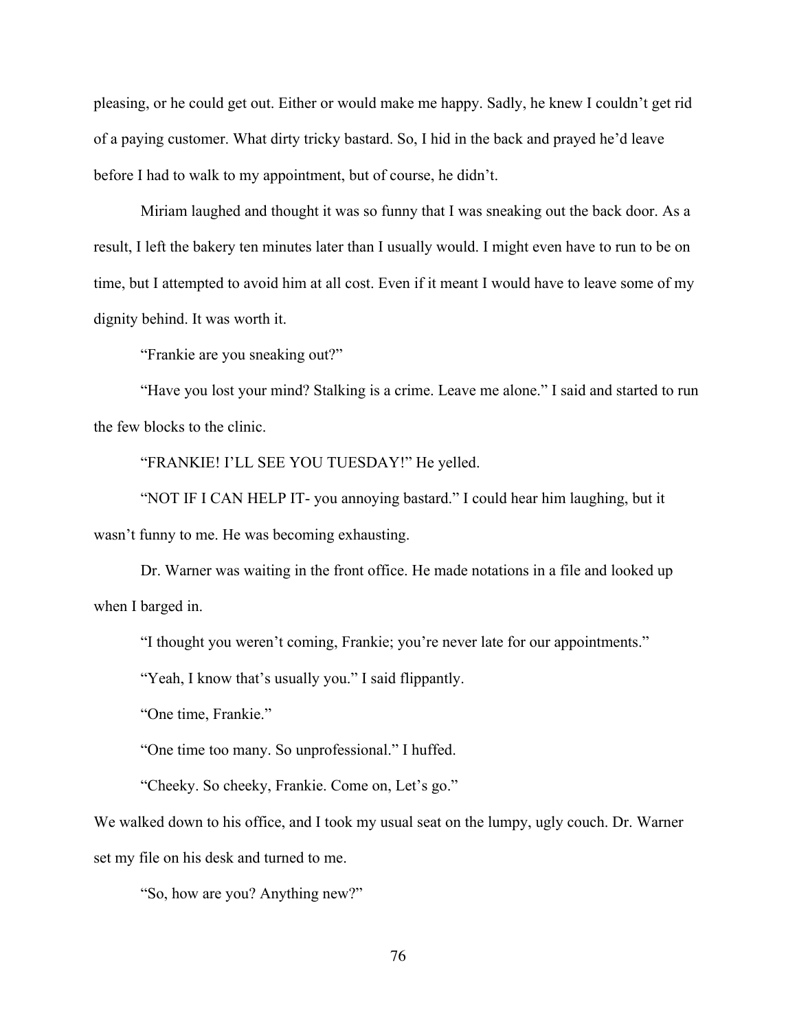pleasing, or he could get out. Either or would make me happy. Sadly, he knew I couldn't get rid of a paying customer. What dirty tricky bastard. So, I hid in the back and prayed he'd leave before I had to walk to my appointment, but of course, he didn't.

Miriam laughed and thought it was so funny that I was sneaking out the back door. As a result, I left the bakery ten minutes later than I usually would. I might even have to run to be on time, but I attempted to avoid him at all cost. Even if it meant I would have to leave some of my dignity behind. It was worth it.

"Frankie are you sneaking out?"

"Have you lost your mind? Stalking is a crime. Leave me alone." I said and started to run the few blocks to the clinic.

"FRANKIE! I'LL SEE YOU TUESDAY!" He yelled.

"NOT IF I CAN HELP IT- you annoying bastard." I could hear him laughing, but it wasn't funny to me. He was becoming exhausting.

Dr. Warner was waiting in the front office. He made notations in a file and looked up when I barged in.

"I thought you weren't coming, Frankie; you're never late for our appointments."

"Yeah, I know that's usually you." I said flippantly.

"One time, Frankie."

"One time too many. So unprofessional." I huffed.

"Cheeky. So cheeky, Frankie. Come on, Let's go."

We walked down to his office, and I took my usual seat on the lumpy, ugly couch. Dr. Warner set my file on his desk and turned to me.

"So, how are you? Anything new?"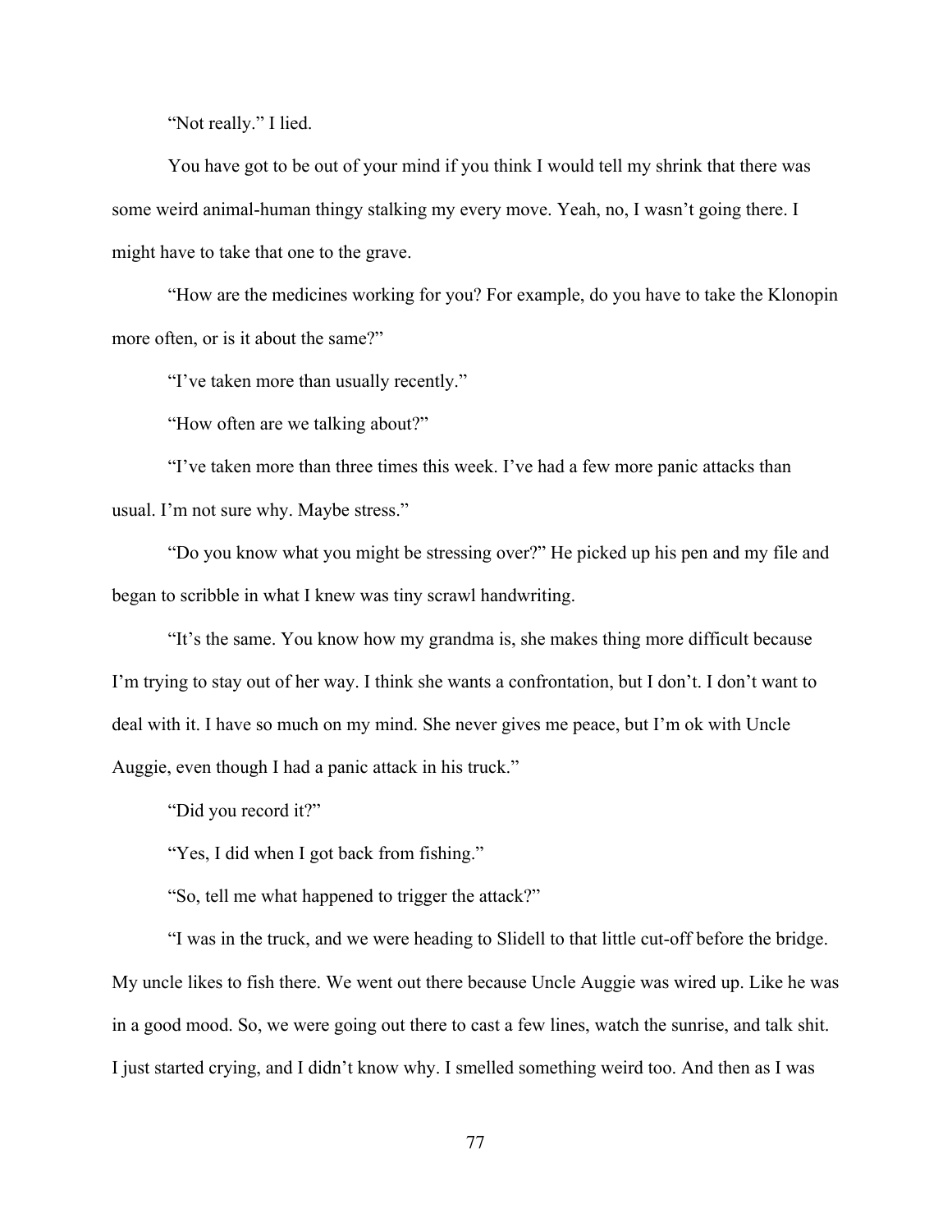"Not really." I lied.

You have got to be out of your mind if you think I would tell my shrink that there was some weird animal-human thingy stalking my every move. Yeah, no, I wasn't going there. I might have to take that one to the grave.

"How are the medicines working for you? For example, do you have to take the Klonopin more often, or is it about the same?"

"I've taken more than usually recently."

"How often are we talking about?"

"I've taken more than three times this week. I've had a few more panic attacks than usual. I'm not sure why. Maybe stress."

"Do you know what you might be stressing over?" He picked up his pen and my file and began to scribble in what I knew was tiny scrawl handwriting.

"It's the same. You know how my grandma is, she makes thing more difficult because I'm trying to stay out of her way. I think she wants a confrontation, but I don't. I don't want to deal with it. I have so much on my mind. She never gives me peace, but I'm ok with Uncle Auggie, even though I had a panic attack in his truck."

"Did you record it?"

"Yes, I did when I got back from fishing."

"So, tell me what happened to trigger the attack?"

"I was in the truck, and we were heading to Slidell to that little cut-off before the bridge. My uncle likes to fish there. We went out there because Uncle Auggie was wired up. Like he was in a good mood. So, we were going out there to cast a few lines, watch the sunrise, and talk shit. I just started crying, and I didn't know why. I smelled something weird too. And then as I was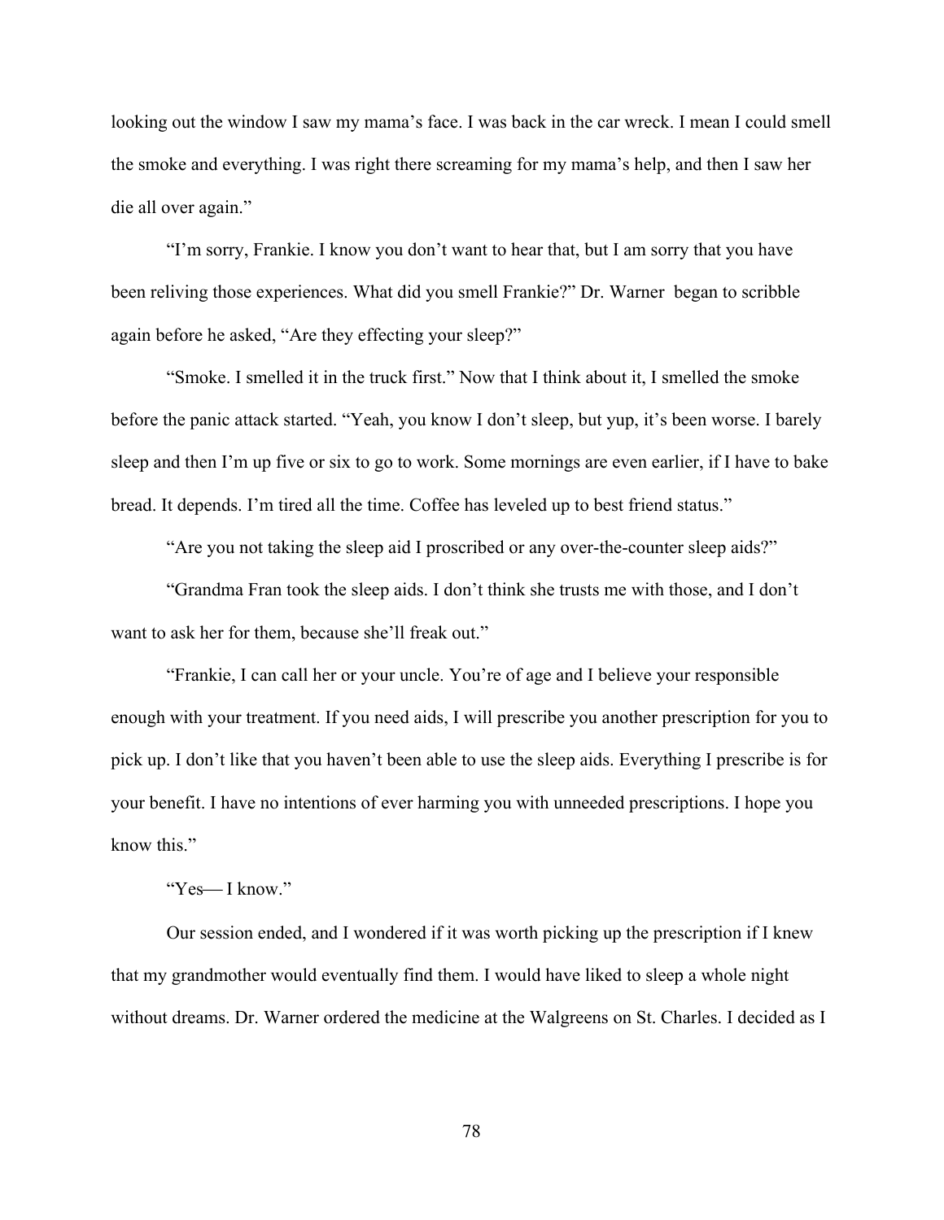looking out the window I saw my mama's face. I was back in the car wreck. I mean I could smell the smoke and everything. I was right there screaming for my mama's help, and then I saw her die all over again."

"I'm sorry, Frankie. I know you don't want to hear that, but I am sorry that you have been reliving those experiences. What did you smell Frankie?" Dr. Warner began to scribble again before he asked, "Are they effecting your sleep?"

"Smoke. I smelled it in the truck first." Now that I think about it, I smelled the smoke before the panic attack started. "Yeah, you know I don't sleep, but yup, it's been worse. I barely sleep and then I'm up five or six to go to work. Some mornings are even earlier, if I have to bake bread. It depends. I'm tired all the time. Coffee has leveled up to best friend status."

"Are you not taking the sleep aid I proscribed or any over-the-counter sleep aids?"

"Grandma Fran took the sleep aids. I don't think she trusts me with those, and I don't want to ask her for them, because she'll freak out."

"Frankie, I can call her or your uncle. You're of age and I believe your responsible enough with your treatment. If you need aids, I will prescribe you another prescription for you to pick up. I don't like that you haven't been able to use the sleep aids. Everything I prescribe is for your benefit. I have no intentions of ever harming you with unneeded prescriptions. I hope you know this."

"Yes— I know."

Our session ended, and I wondered if it was worth picking up the prescription if I knew that my grandmother would eventually find them. I would have liked to sleep a whole night without dreams. Dr. Warner ordered the medicine at the Walgreens on St. Charles. I decided as I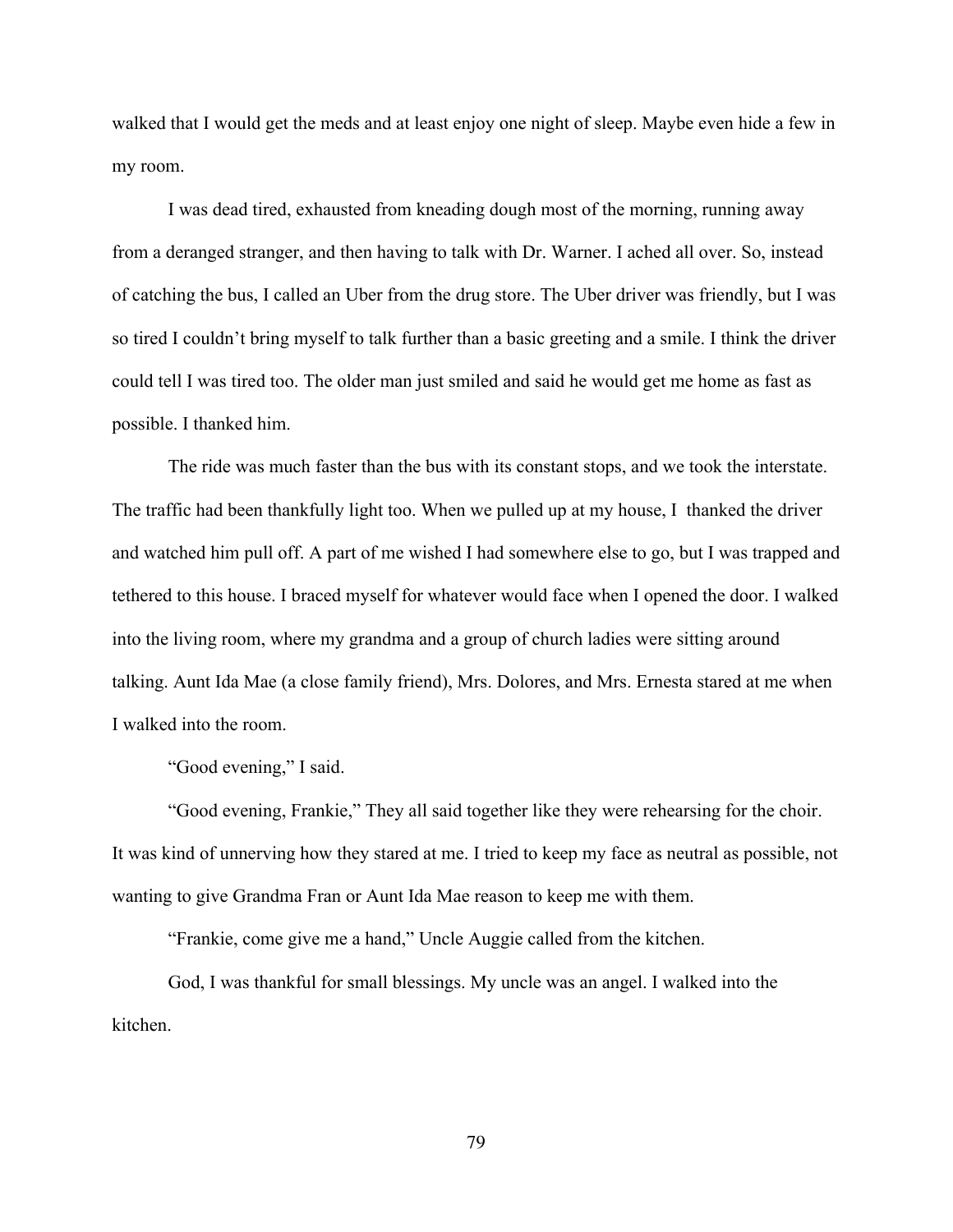walked that I would get the meds and at least enjoy one night of sleep. Maybe even hide a few in my room.

I was dead tired, exhausted from kneading dough most of the morning, running away from a deranged stranger, and then having to talk with Dr. Warner. I ached all over. So, instead of catching the bus, I called an Uber from the drug store. The Uber driver was friendly, but I was so tired I couldn't bring myself to talk further than a basic greeting and a smile. I think the driver could tell I was tired too. The older man just smiled and said he would get me home as fast as possible. I thanked him.

The ride was much faster than the bus with its constant stops, and we took the interstate. The traffic had been thankfully light too. When we pulled up at my house, I thanked the driver and watched him pull off. A part of me wished I had somewhere else to go, but I was trapped and tethered to this house. I braced myself for whatever would face when I opened the door. I walked into the living room, where my grandma and a group of church ladies were sitting around talking. Aunt Ida Mae (a close family friend), Mrs. Dolores, and Mrs. Ernesta stared at me when I walked into the room.

"Good evening," I said.

"Good evening, Frankie," They all said together like they were rehearsing for the choir. It was kind of unnerving how they stared at me. I tried to keep my face as neutral as possible, not wanting to give Grandma Fran or Aunt Ida Mae reason to keep me with them.

"Frankie, come give me a hand," Uncle Auggie called from the kitchen.

God, I was thankful for small blessings. My uncle was an angel. I walked into the kitchen.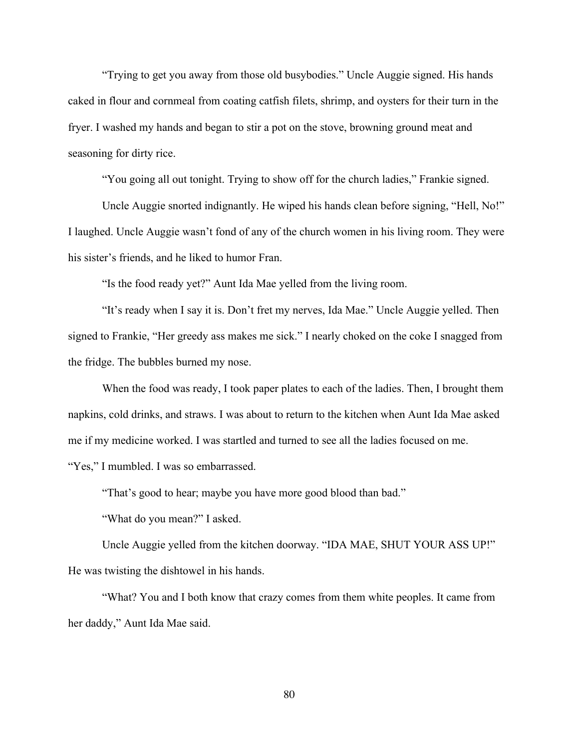"Trying to get you away from those old busybodies." Uncle Auggie signed. His hands caked in flour and cornmeal from coating catfish filets, shrimp, and oysters for their turn in the fryer. I washed my hands and began to stir a pot on the stove, browning ground meat and seasoning for dirty rice.

"You going all out tonight. Trying to show off for the church ladies," Frankie signed.

Uncle Auggie snorted indignantly. He wiped his hands clean before signing, "Hell, No!" I laughed. Uncle Auggie wasn't fond of any of the church women in his living room. They were his sister's friends, and he liked to humor Fran.

"Is the food ready yet?" Aunt Ida Mae yelled from the living room.

"It's ready when I say it is. Don't fret my nerves, Ida Mae." Uncle Auggie yelled. Then signed to Frankie, "Her greedy ass makes me sick." I nearly choked on the coke I snagged from the fridge. The bubbles burned my nose.

When the food was ready, I took paper plates to each of the ladies. Then, I brought them napkins, cold drinks, and straws. I was about to return to the kitchen when Aunt Ida Mae asked me if my medicine worked. I was startled and turned to see all the ladies focused on me. "Yes," I mumbled. I was so embarrassed.

"That's good to hear; maybe you have more good blood than bad."

"What do you mean?" I asked.

Uncle Auggie yelled from the kitchen doorway. "IDA MAE, SHUT YOUR ASS UP!" He was twisting the dishtowel in his hands.

"What? You and I both know that crazy comes from them white peoples. It came from her daddy," Aunt Ida Mae said.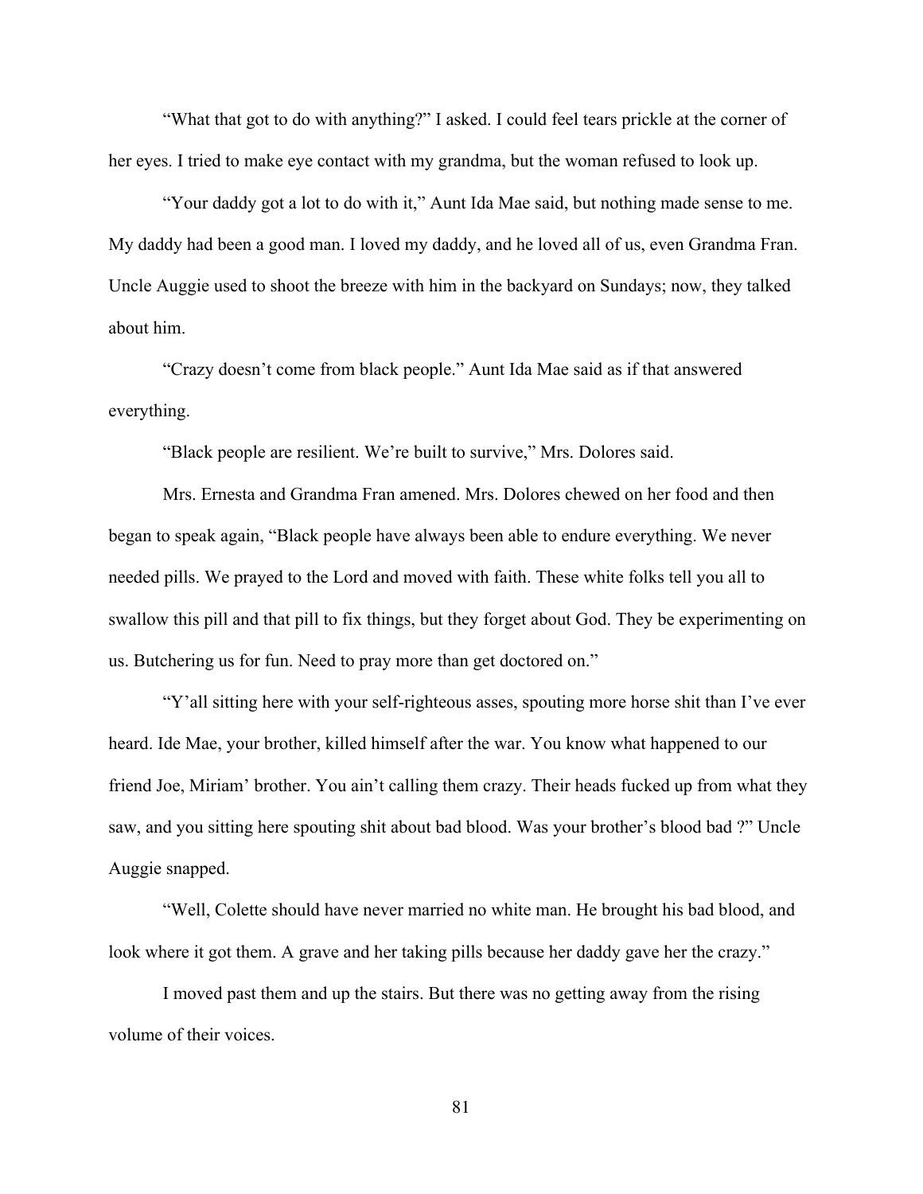"What that got to do with anything?" I asked. I could feel tears prickle at the corner of her eyes. I tried to make eye contact with my grandma, but the woman refused to look up.

"Your daddy got a lot to do with it," Aunt Ida Mae said, but nothing made sense to me. My daddy had been a good man. I loved my daddy, and he loved all of us, even Grandma Fran. Uncle Auggie used to shoot the breeze with him in the backyard on Sundays; now, they talked about him.

"Crazy doesn't come from black people." Aunt Ida Mae said as if that answered everything.

"Black people are resilient. We're built to survive," Mrs. Dolores said.

Mrs. Ernesta and Grandma Fran amened. Mrs. Dolores chewed on her food and then began to speak again, "Black people have always been able to endure everything. We never needed pills. We prayed to the Lord and moved with faith. These white folks tell you all to swallow this pill and that pill to fix things, but they forget about God. They be experimenting on us. Butchering us for fun. Need to pray more than get doctored on."

"Y'all sitting here with your self-righteous asses, spouting more horse shit than I've ever heard. Ide Mae, your brother, killed himself after the war. You know what happened to our friend Joe, Miriam' brother. You ain't calling them crazy. Their heads fucked up from what they saw, and you sitting here spouting shit about bad blood. Was your brother's blood bad ?" Uncle Auggie snapped.

"Well, Colette should have never married no white man. He brought his bad blood, and look where it got them. A grave and her taking pills because her daddy gave her the crazy."

I moved past them and up the stairs. But there was no getting away from the rising volume of their voices.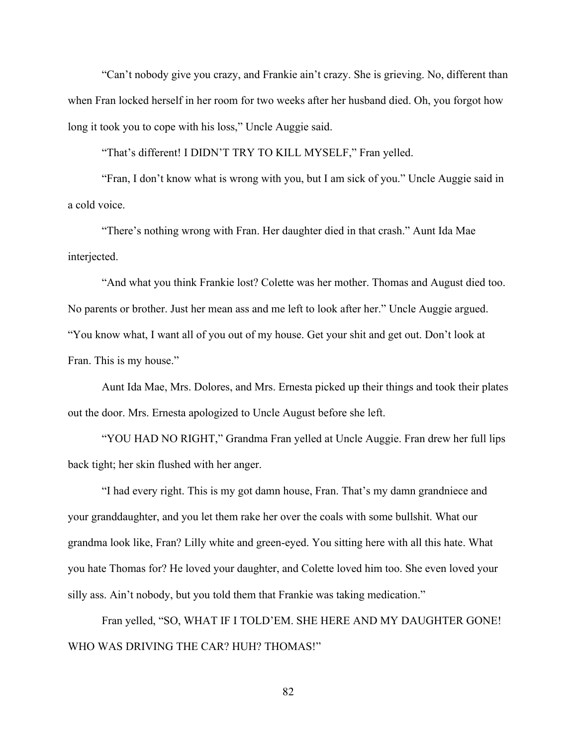"Can't nobody give you crazy, and Frankie ain't crazy. She is grieving. No, different than when Fran locked herself in her room for two weeks after her husband died. Oh, you forgot how long it took you to cope with his loss," Uncle Auggie said.

"That's different! I DIDN'T TRY TO KILL MYSELF," Fran yelled.

"Fran, I don't know what is wrong with you, but I am sick of you." Uncle Auggie said in a cold voice.

"There's nothing wrong with Fran. Her daughter died in that crash." Aunt Ida Mae interjected.

"And what you think Frankie lost? Colette was her mother. Thomas and August died too. No parents or brother. Just her mean ass and me left to look after her." Uncle Auggie argued. "You know what, I want all of you out of my house. Get your shit and get out. Don't look at Fran. This is my house."

Aunt Ida Mae, Mrs. Dolores, and Mrs. Ernesta picked up their things and took their plates out the door. Mrs. Ernesta apologized to Uncle August before she left.

"YOU HAD NO RIGHT," Grandma Fran yelled at Uncle Auggie. Fran drew her full lips back tight; her skin flushed with her anger.

"I had every right. This is my got damn house, Fran. That's my damn grandniece and your granddaughter, and you let them rake her over the coals with some bullshit. What our grandma look like, Fran? Lilly white and green-eyed. You sitting here with all this hate. What you hate Thomas for? He loved your daughter, and Colette loved him too. She even loved your silly ass. Ain't nobody, but you told them that Frankie was taking medication."

Fran yelled, "SO, WHAT IF I TOLD'EM. SHE HERE AND MY DAUGHTER GONE! WHO WAS DRIVING THE CAR? HUH? THOMAS!"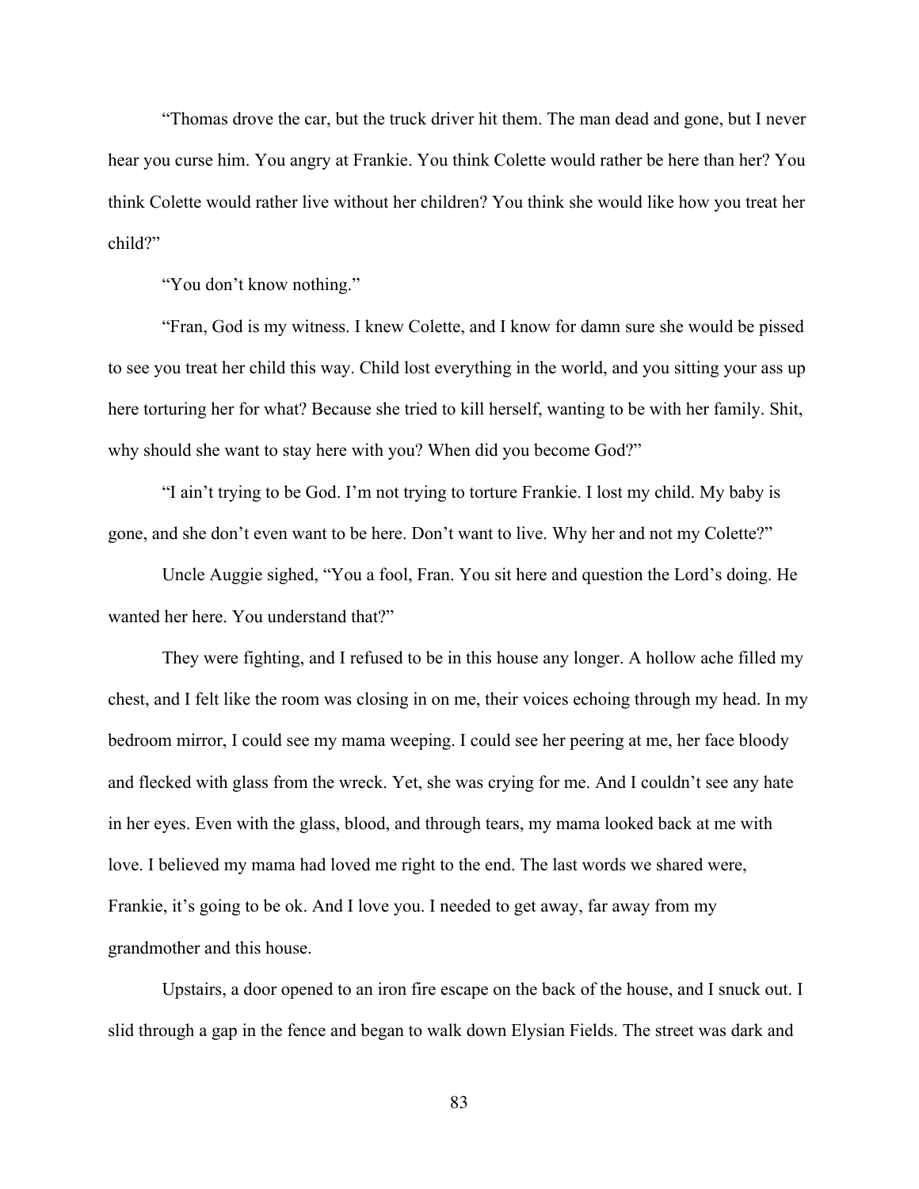"Thomas drove the car, but the truck driver hit them. The man dead and gone, but I never hear you curse him. You angry at Frankie. You think Colette would rather be here than her? You think Colette would rather live without her children? You think she would like how you treat her child?"

"You don't know nothing."

"Fran, God is my witness. I knew Colette, and I know for damn sure she would be pissed to see you treat her child this way. Child lost everything in the world, and you sitting your ass up here torturing her for what? Because she tried to kill herself, wanting to be with her family. Shit, why should she want to stay here with you? When did you become God?"

"I ain't trying to be God. I'm not trying to torture Frankie. I lost my child. My baby is gone, and she don't even want to be here. Don't want to live. Why her and not my Colette?"

Uncle Auggie sighed, "You a fool, Fran. You sit here and question the Lord's doing. He wanted her here. You understand that?"

They were fighting, and I refused to be in this house any longer. A hollow ache filled my chest, and I felt like the room was closing in on me, their voices echoing through my head. In my bedroom mirror, I could see my mama weeping. I could see her peering at me, her face bloody and flecked with glass from the wreck. Yet, she was crying for me. And I couldn't see any hate in her eyes. Even with the glass, blood, and through tears, my mama looked back at me with love. I believed my mama had loved me right to the end. The last words we shared were, Frankie, it's going to be ok. And I love you. I needed to get away, far away from my grandmother and this house.

Upstairs, a door opened to an iron fire escape on the back of the house, and I snuck out. I slid through a gap in the fence and began to walk down Elysian Fields. The street was dark and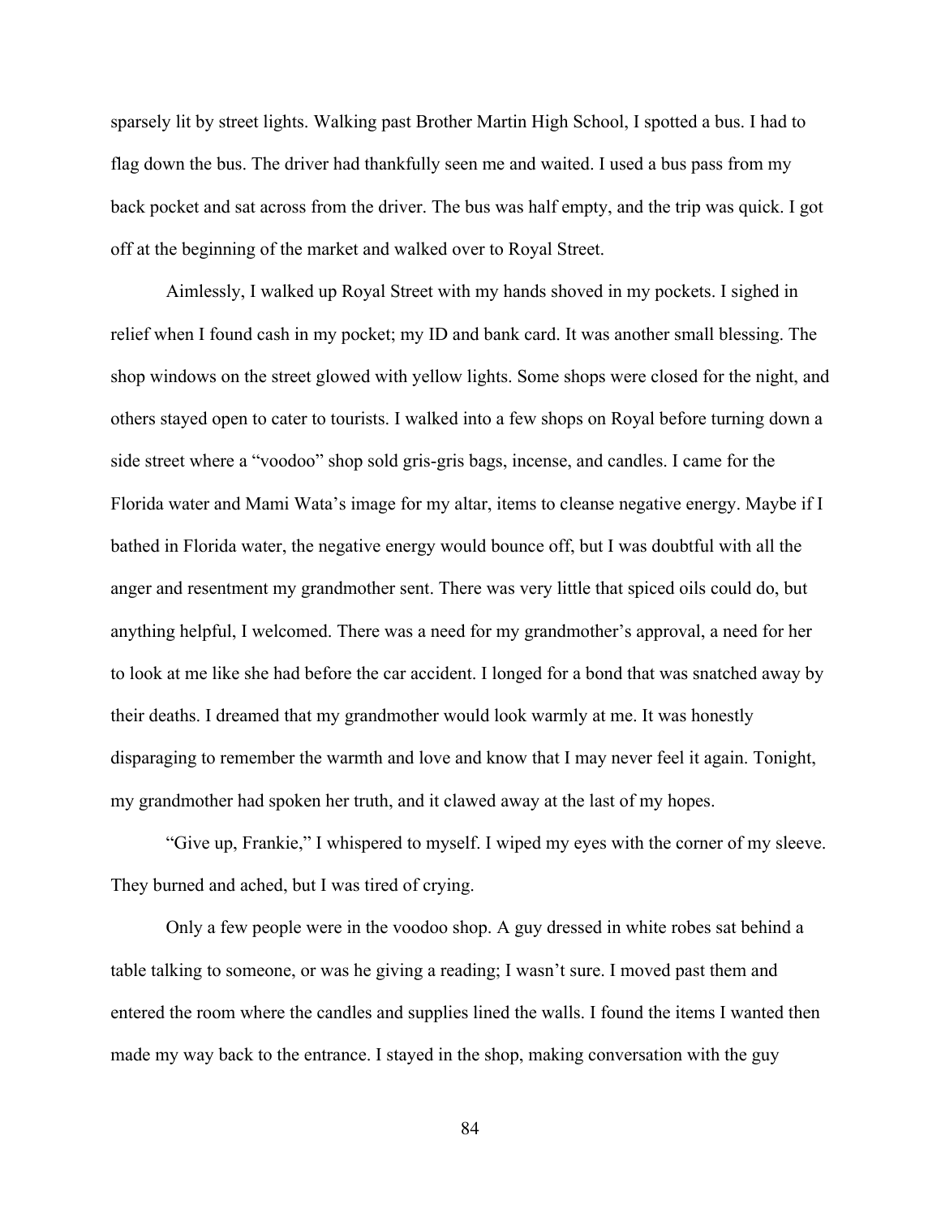sparsely lit by street lights. Walking past Brother Martin High School, I spotted a bus. I had to flag down the bus. The driver had thankfully seen me and waited. I used a bus pass from my back pocket and sat across from the driver. The bus was half empty, and the trip was quick. I got off at the beginning of the market and walked over to Royal Street.

Aimlessly, I walked up Royal Street with my hands shoved in my pockets. I sighed in relief when I found cash in my pocket; my ID and bank card. It was another small blessing. The shop windows on the street glowed with yellow lights. Some shops were closed for the night, and others stayed open to cater to tourists. I walked into a few shops on Royal before turning down a side street where a "voodoo" shop sold gris-gris bags, incense, and candles. I came for the Florida water and Mami Wata's image for my altar, items to cleanse negative energy. Maybe if I bathed in Florida water, the negative energy would bounce off, but I was doubtful with all the anger and resentment my grandmother sent. There was very little that spiced oils could do, but anything helpful, I welcomed. There was a need for my grandmother's approval, a need for her to look at me like she had before the car accident. I longed for a bond that was snatched away by their deaths. I dreamed that my grandmother would look warmly at me. It was honestly disparaging to remember the warmth and love and know that I may never feel it again. Tonight, my grandmother had spoken her truth, and it clawed away at the last of my hopes.

"Give up, Frankie," I whispered to myself. I wiped my eyes with the corner of my sleeve. They burned and ached, but I was tired of crying.

Only a few people were in the voodoo shop. A guy dressed in white robes sat behind a table talking to someone, or was he giving a reading; I wasn't sure. I moved past them and entered the room where the candles and supplies lined the walls. I found the items I wanted then made my way back to the entrance. I stayed in the shop, making conversation with the guy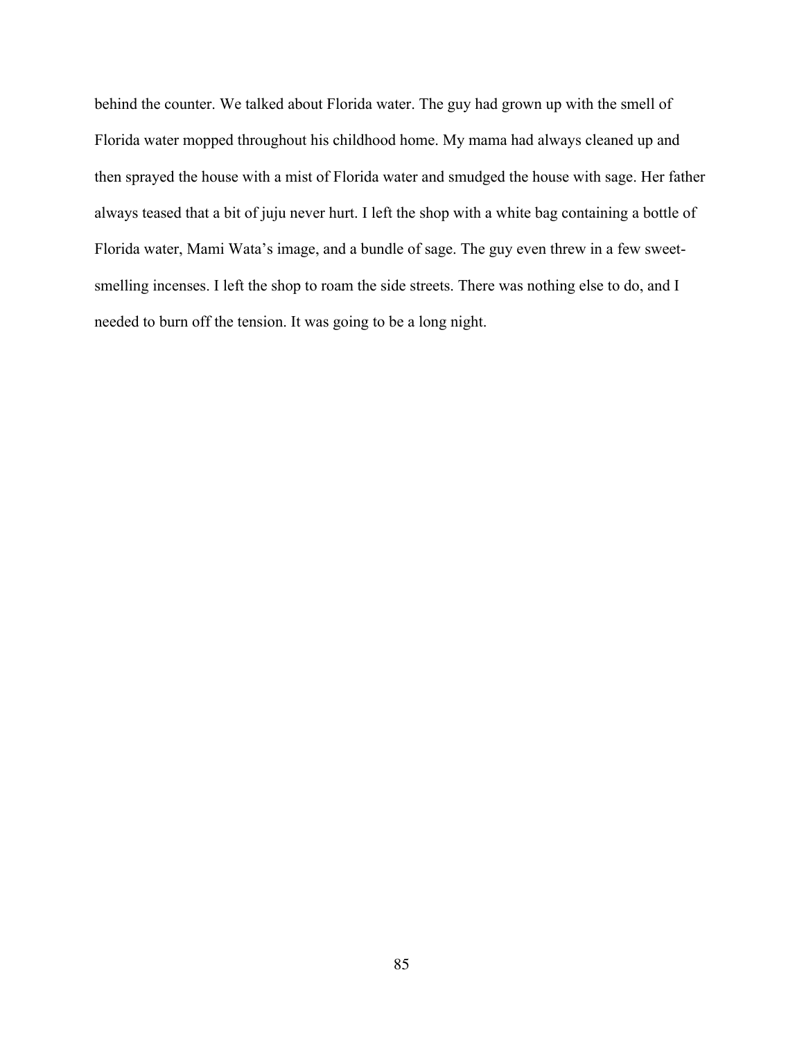behind the counter. We talked about Florida water. The guy had grown up with the smell of Florida water mopped throughout his childhood home. My mama had always cleaned up and then sprayed the house with a mist of Florida water and smudged the house with sage. Her father always teased that a bit of juju never hurt. I left the shop with a white bag containing a bottle of Florida water, Mami Wata's image, and a bundle of sage. The guy even threw in a few sweet-smelling incenses. I left the shop to roam the side streets. There was nothing else to do, and I needed to burn off the tension. It was going to be a long night.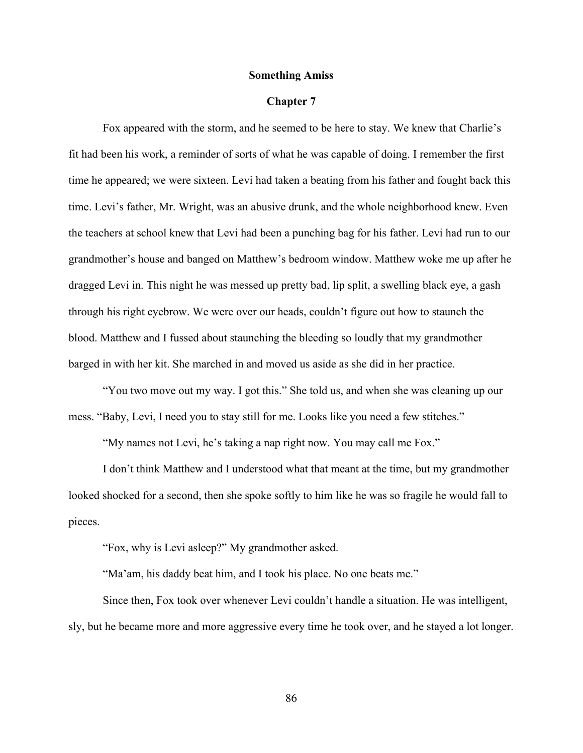**Something Amiss**

**Chapter 7**

Fox appeared with the storm, and he seemed to be here to stay. We knew that Charlie's fit had been his work, a reminder of sorts of what he was capable of doing. I remember the first time he appeared; we were sixteen. Levi had taken a beating from his father and fought back this time. Levi's father, Mr. Wright, was an abusive drunk, and the whole neighborhood knew. Even the teachers at school knew that Levi had been a punching bag for his father. Levi had run to our grandmother's house and banged on Matthew's bedroom window. Matthew woke me up after he dragged Levi in. This night he was messed up pretty bad, lip split, a swelling black eye, a gash through his right eyebrow. We were over our heads, couldn't figure out how to staunch the blood. Matthew and I fussed about staunching the bleeding so loudly that my grandmother barged in with her kit. She marched in and moved us aside as she did in her practice.

"You two move out my way. I got this." She told us, and when she was cleaning up our mess. "Baby, Levi, I need you to stay still for me. Looks like you need a few stitches."

"My names not Levi, he's taking a nap right now. You may call me Fox."

I don't think Matthew and I understood what that meant at the time, but my grandmother looked shocked for a second, then she spoke softly to him like he was so fragile he would fall to pieces.

"Fox, why is Levi asleep?" My grandmother asked.

"Ma'am, his daddy beat him, and I took his place. No one beats me."

Since then, Fox took over whenever Levi couldn't handle a situation. He was intelligent, sly, but he became more and more aggressive every time he took over, and he stayed a lot longer.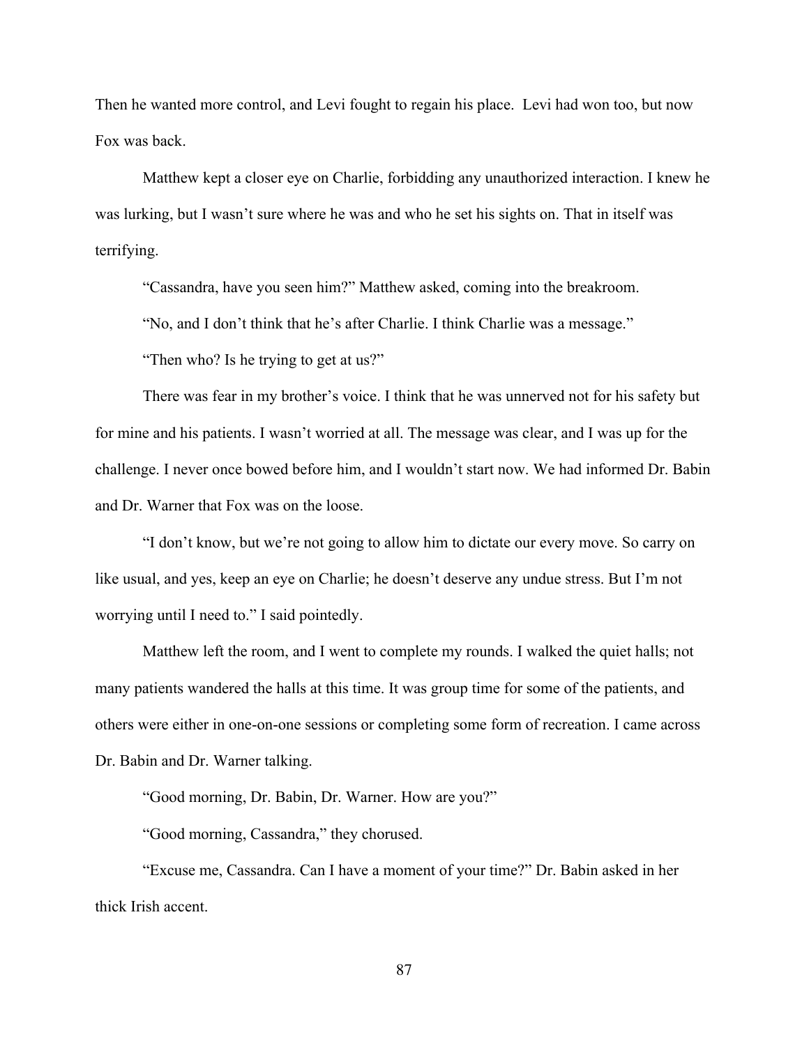Then he wanted more control, and Levi fought to regain his place.  Levi had won too, but now Fox was back.

Matthew kept a closer eye on Charlie, forbidding any unauthorized interaction. I knew he was lurking, but I wasn't sure where he was and who he set his sights on. That in itself was terrifying.

"Cassandra, have you seen him?" Matthew asked, coming into the breakroom.

"No, and I don't think that he's after Charlie. I think Charlie was a message."

"Then who? Is he trying to get at us?"

There was fear in my brother's voice. I think that he was unnerved not for his safety but for mine and his patients. I wasn't worried at all. The message was clear, and I was up for the challenge. I never once bowed before him, and I wouldn't start now. We had informed Dr. Babin and Dr. Warner that Fox was on the loose.

"I don't know, but we're not going to allow him to dictate our every move. So carry on like usual, and yes, keep an eye on Charlie; he doesn't deserve any undue stress. But I'm not worrying until I need to." I said pointedly.

Matthew left the room, and I went to complete my rounds. I walked the quiet halls; not many patients wandered the halls at this time. It was group time for some of the patients, and others were either in one-on-one sessions or completing some form of recreation. I came across Dr. Babin and Dr. Warner talking.

"Good morning, Dr. Babin, Dr. Warner. How are you?"

"Good morning, Cassandra," they chorused.

"Excuse me, Cassandra. Can I have a moment of your time?" Dr. Babin asked in her thick Irish accent.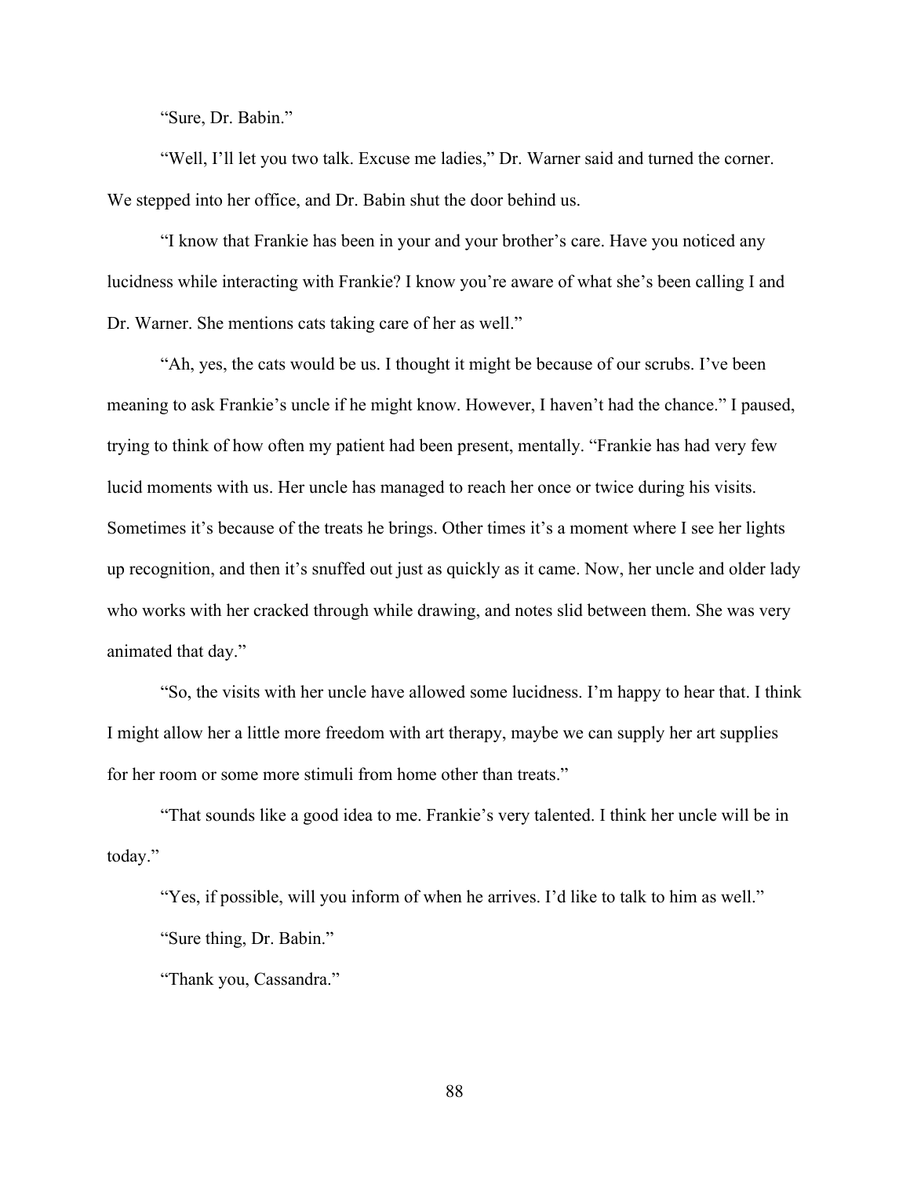"Sure, Dr. Babin."

"Well, I'll let you two talk. Excuse me ladies," Dr. Warner said and turned the corner. We stepped into her office, and Dr. Babin shut the door behind us.

"I know that Frankie has been in your and your brother's care. Have you noticed any lucidness while interacting with Frankie? I know you're aware of what she's been calling I and Dr. Warner. She mentions cats taking care of her as well."

"Ah, yes, the cats would be us. I thought it might be because of our scrubs. I've been meaning to ask Frankie's uncle if he might know. However, I haven't had the chance." I paused, trying to think of how often my patient had been present, mentally. "Frankie has had very few lucid moments with us. Her uncle has managed to reach her once or twice during his visits. Sometimes it's because of the treats he brings. Other times it's a moment where I see her lights up recognition, and then it's snuffed out just as quickly as it came. Now, her uncle and older lady who works with her cracked through while drawing, and notes slid between them. She was very animated that day."

"So, the visits with her uncle have allowed some lucidness. I'm happy to hear that. I think I might allow her a little more freedom with art therapy, maybe we can supply her art supplies for her room or some more stimuli from home other than treats."

"That sounds like a good idea to me. Frankie's very talented. I think her uncle will be in today."

"Yes, if possible, will you inform of when he arrives. I'd like to talk to him as well."

"Sure thing, Dr. Babin."

"Thank you, Cassandra."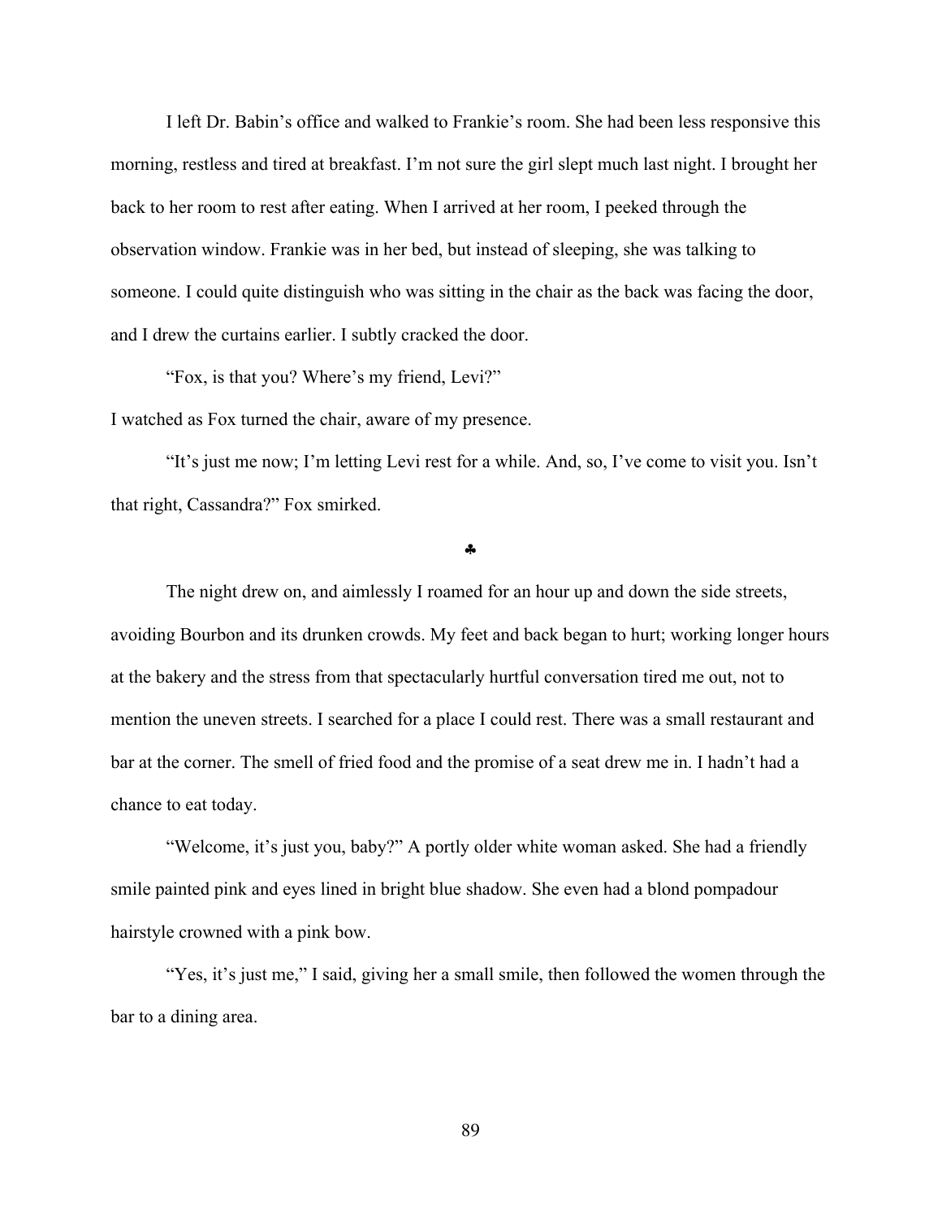I left Dr. Babin's office and walked to Frankie's room. She had been less responsive this morning, restless and tired at breakfast. I'm not sure the girl slept much last night. I brought her back to her room to rest after eating. When I arrived at her room, I peeked through the observation window. Frankie was in her bed, but instead of sleeping, she was talking to someone. I could quite distinguish who was sitting in the chair as the back was facing the door, and I drew the curtains earlier. I subtly cracked the door.

"Fox, is that you? Where's my friend, Levi?"

I watched as Fox turned the chair, aware of my presence.

"It's just me now; I'm letting Levi rest for a while. And, so, I've come to visit you. Isn't that right, Cassandra?" Fox smirked.

♣

The night drew on, and aimlessly I roamed for an hour up and down the side streets, avoiding Bourbon and its drunken crowds. My feet and back began to hurt; working longer hours at the bakery and the stress from that spectacularly hurtful conversation tired me out, not to mention the uneven streets. I searched for a place I could rest. There was a small restaurant and bar at the corner. The smell of fried food and the promise of a seat drew me in. I hadn't had a chance to eat today.

"Welcome, it's just you, baby?" A portly older white woman asked. She had a friendly smile painted pink and eyes lined in bright blue shadow. She even had a blond pompadour hairstyle crowned with a pink bow.

"Yes, it's just me," I said, giving her a small smile, then followed the women through the bar to a dining area.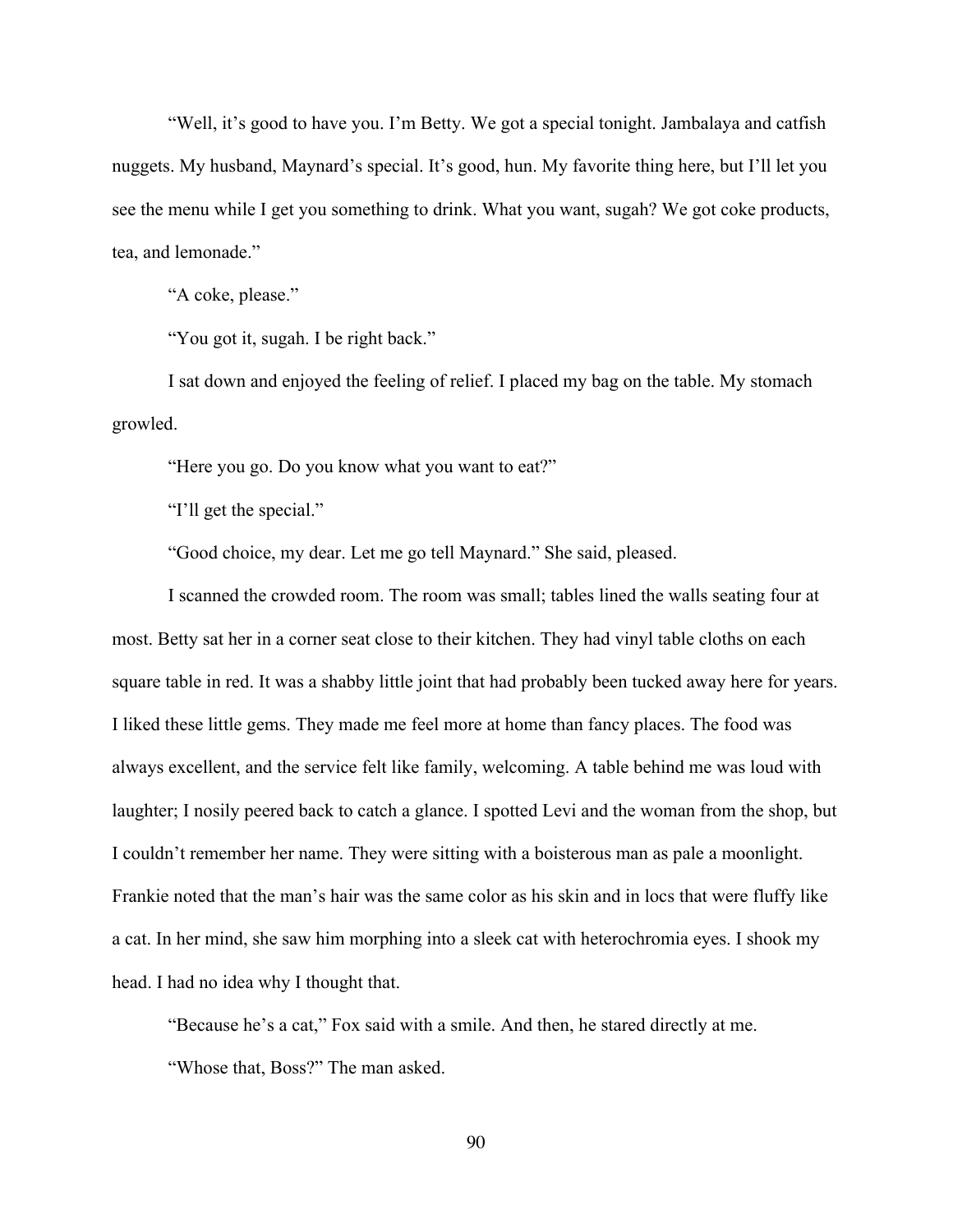"Well, it's good to have you. I'm Betty. We got a special tonight. Jambalaya and catfish nuggets. My husband, Maynard's special. It's good, hun. My favorite thing here, but I'll let you see the menu while I get you something to drink. What you want, sugah? We got coke products, tea, and lemonade."

"A coke, please."

"You got it, sugah. I be right back."

I sat down and enjoyed the feeling of relief. I placed my bag on the table. My stomach growled.

"Here you go. Do you know what you want to eat?"

"I'll get the special."

"Good choice, my dear. Let me go tell Maynard." She said, pleased.

I scanned the crowded room. The room was small; tables lined the walls seating four at most. Betty sat her in a corner seat close to their kitchen. They had vinyl table cloths on each square table in red. It was a shabby little joint that had probably been tucked away here for years. I liked these little gems. They made me feel more at home than fancy places. The food was always excellent, and the service felt like family, welcoming. A table behind me was loud with laughter; I nosily peered back to catch a glance. I spotted Levi and the woman from the shop, but I couldn't remember her name. They were sitting with a boisterous man as pale a moonlight. Frankie noted that the man's hair was the same color as his skin and in locs that were fluffy like a cat. In her mind, she saw him morphing into a sleek cat with heterochromia eyes. I shook my head. I had no idea why I thought that.

"Because he's a cat," Fox said with a smile. And then, he stared directly at me.

"Whose that, Boss?" The man asked.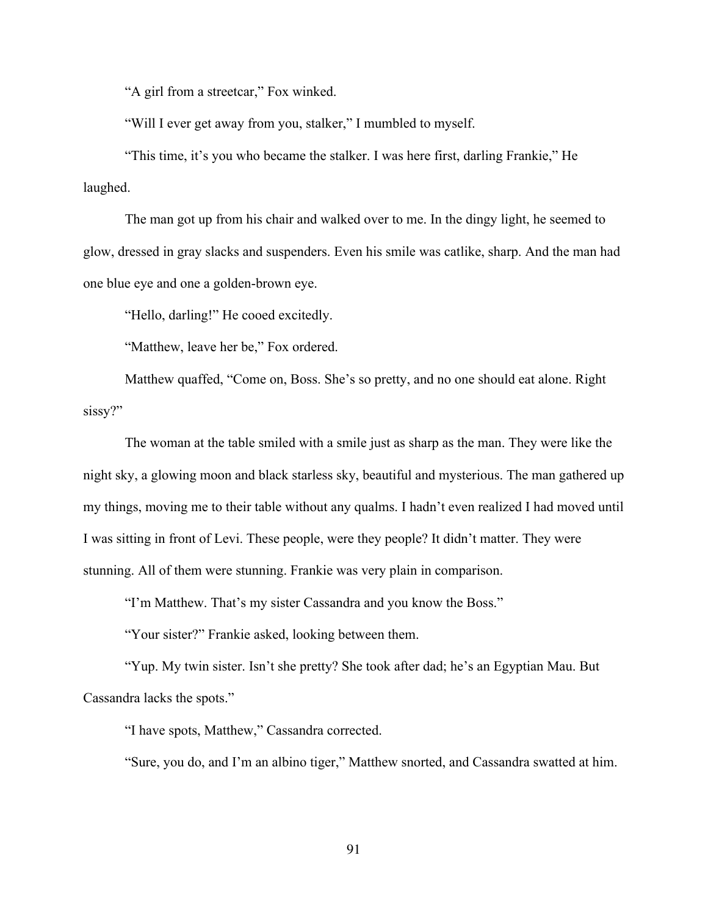"A girl from a streetcar," Fox winked.

"Will I ever get away from you, stalker," I mumbled to myself.

"This time, it's you who became the stalker. I was here first, darling Frankie," He laughed.

The man got up from his chair and walked over to me. In the dingy light, he seemed to glow, dressed in gray slacks and suspenders. Even his smile was catlike, sharp. And the man had one blue eye and one a golden-brown eye.

"Hello, darling!" He cooed excitedly.

"Matthew, leave her be," Fox ordered.

Matthew quaffed, "Come on, Boss. She's so pretty, and no one should eat alone. Right sissy?"

The woman at the table smiled with a smile just as sharp as the man. They were like the night sky, a glowing moon and black starless sky, beautiful and mysterious. The man gathered up my things, moving me to their table without any qualms. I hadn't even realized I had moved until I was sitting in front of Levi. These people, were they people? It didn't matter. They were stunning. All of them were stunning. Frankie was very plain in comparison.

"I'm Matthew. That's my sister Cassandra and you know the Boss."

"Your sister?" Frankie asked, looking between them.

"Yup. My twin sister. Isn't she pretty? She took after dad; he's an Egyptian Mau. But Cassandra lacks the spots."

"I have spots, Matthew," Cassandra corrected.

"Sure, you do, and I'm an albino tiger," Matthew snorted, and Cassandra swatted at him.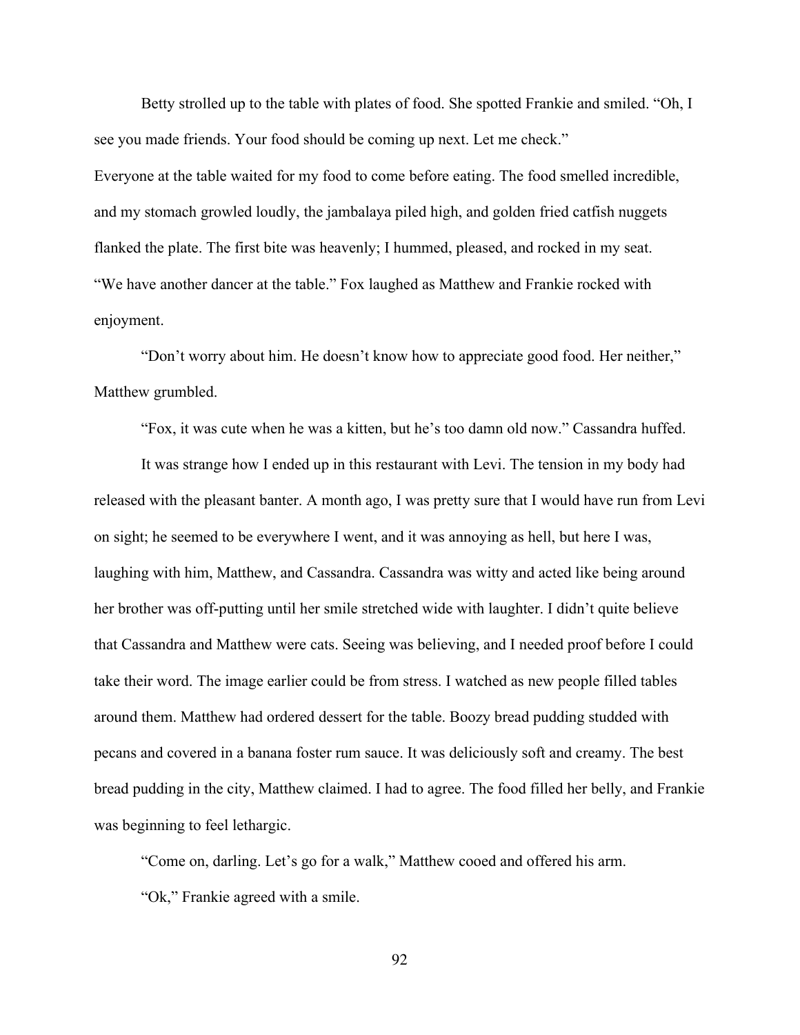Betty strolled up to the table with plates of food. She spotted Frankie and smiled. "Oh, I see you made friends. Your food should be coming up next. Let me check."

Everyone at the table waited for my food to come before eating. The food smelled incredible, and my stomach growled loudly, the jambalaya piled high, and golden fried catfish nuggets flanked the plate. The first bite was heavenly; I hummed, pleased, and rocked in my seat.

"We have another dancer at the table." Fox laughed as Matthew and Frankie rocked with enjoyment.

"Don't worry about him. He doesn't know how to appreciate good food. Her neither," Matthew grumbled.

"Fox, it was cute when he was a kitten, but he's too damn old now." Cassandra huffed.

It was strange how I ended up in this restaurant with Levi. The tension in my body had released with the pleasant banter. A month ago, I was pretty sure that I would have run from Levi on sight; he seemed to be everywhere I went, and it was annoying as hell, but here I was, laughing with him, Matthew, and Cassandra. Cassandra was witty and acted like being around her brother was off-putting until her smile stretched wide with laughter. I didn't quite believe that Cassandra and Matthew were cats. Seeing was believing, and I needed proof before I could take their word. The image earlier could be from stress. I watched as new people filled tables around them. Matthew had ordered dessert for the table. Boozy bread pudding studded with pecans and covered in a banana foster rum sauce. It was deliciously soft and creamy. The best bread pudding in the city, Matthew claimed. I had to agree. The food filled her belly, and Frankie was beginning to feel lethargic.

"Come on, darling. Let's go for a walk," Matthew cooed and offered his arm.

"Ok," Frankie agreed with a smile.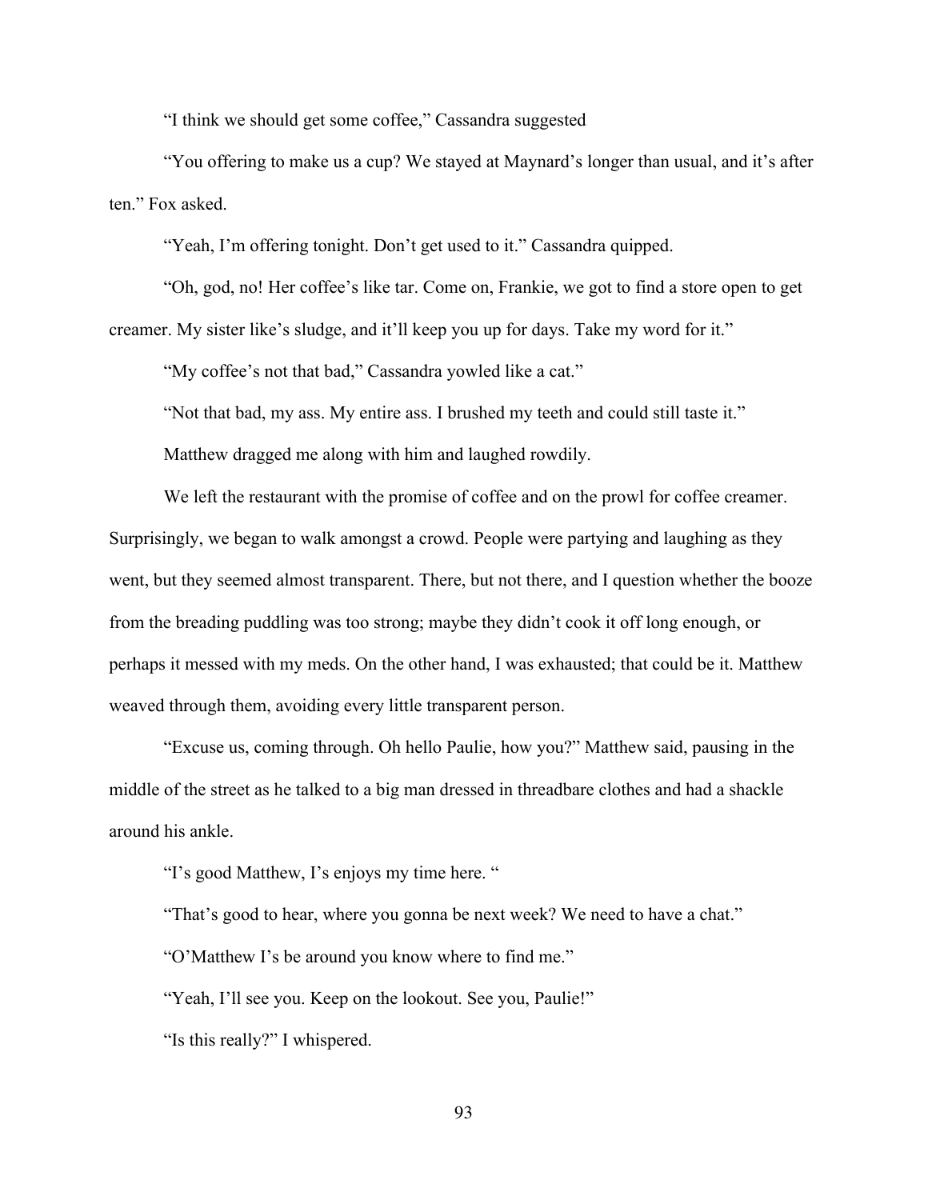"I think we should get some coffee," Cassandra suggested

"You offering to make us a cup? We stayed at Maynard's longer than usual, and it's after ten." Fox asked.

"Yeah, I'm offering tonight. Don't get used to it." Cassandra quipped.

"Oh, god, no! Her coffee's like tar. Come on, Frankie, we got to find a store open to get creamer. My sister like's sludge, and it'll keep you up for days. Take my word for it."

"My coffee's not that bad," Cassandra yowled like a cat."

"Not that bad, my ass. My entire ass. I brushed my teeth and could still taste it."

Matthew dragged me along with him and laughed rowdily.

We left the restaurant with the promise of coffee and on the prowl for coffee creamer. Surprisingly, we began to walk amongst a crowd. People were partying and laughing as they went, but they seemed almost transparent. There, but not there, and I question whether the booze from the breading puddling was too strong; maybe they didn't cook it off long enough, or perhaps it messed with my meds. On the other hand, I was exhausted; that could be it. Matthew weaved through them, avoiding every little transparent person.

"Excuse us, coming through. Oh hello Paulie, how you?" Matthew said, pausing in the middle of the street as he talked to a big man dressed in threadbare clothes and had a shackle around his ankle.

"I's good Matthew, I's enjoys my time here. "

"That's good to hear, where you gonna be next week? We need to have a chat."

"O'Matthew I's be around you know where to find me."

"Yeah, I'll see you. Keep on the lookout. See you, Paulie!"

"Is this really?" I whispered.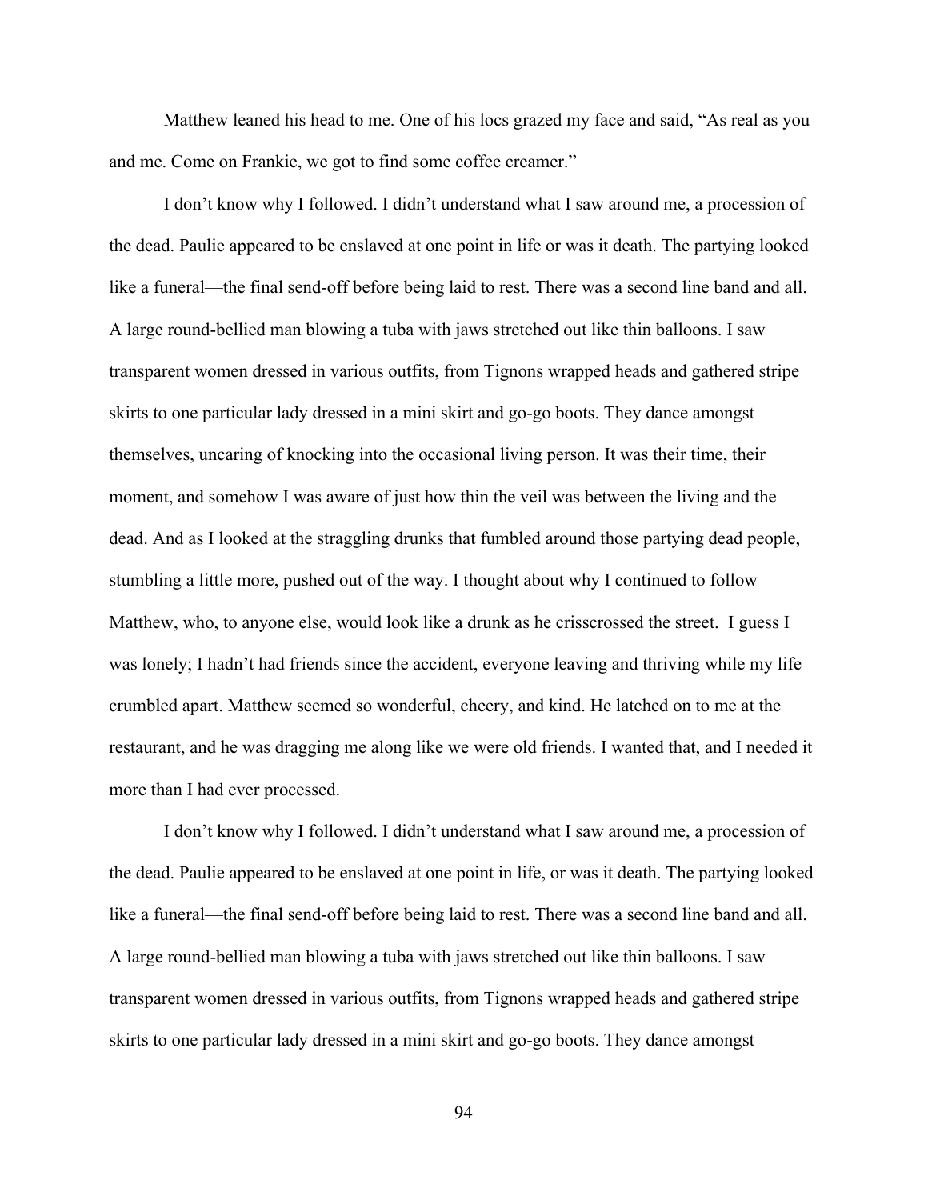Matthew leaned his head to me. One of his locs grazed my face and said, “As real as you and me. Come on Frankie, we got to find some coffee creamer.”

I don’t know why I followed. I didn’t understand what I saw around me, a procession of the dead. Paulie appeared to be enslaved at one point in life or was it death. The partying looked like a funeral—the final send-off before being laid to rest. There was a second line band and all. A large round-bellied man blowing a tuba with jaws stretched out like thin balloons. I saw transparent women dressed in various outfits, from Tignons wrapped heads and gathered stripe skirts to one particular lady dressed in a mini skirt and go-go boots. They dance amongst themselves, uncaring of knocking into the occasional living person. It was their time, their moment, and somehow I was aware of just how thin the veil was between the living and the dead. And as I looked at the straggling drunks that fumbled around those partying dead people, stumbling a little more, pushed out of the way. I thought about why I continued to follow Matthew, who, to anyone else, would look like a drunk as he crisscrossed the street. I guess I was lonely; I hadn’t had friends since the accident, everyone leaving and thriving while my life crumbled apart. Matthew seemed so wonderful, cheery, and kind. He latched on to me at the restaurant, and he was dragging me along like we were old friends. I wanted that, and I needed it more than I had ever processed.

I don’t know why I followed. I didn’t understand what I saw around me, a procession of the dead. Paulie appeared to be enslaved at one point in life, or was it death. The partying looked like a funeral—the final send-off before being laid to rest. There was a second line band and all. A large round-bellied man blowing a tuba with jaws stretched out like thin balloons. I saw transparent women dressed in various outfits, from Tignons wrapped heads and gathered stripe skirts to one particular lady dressed in a mini skirt and go-go boots. They dance amongst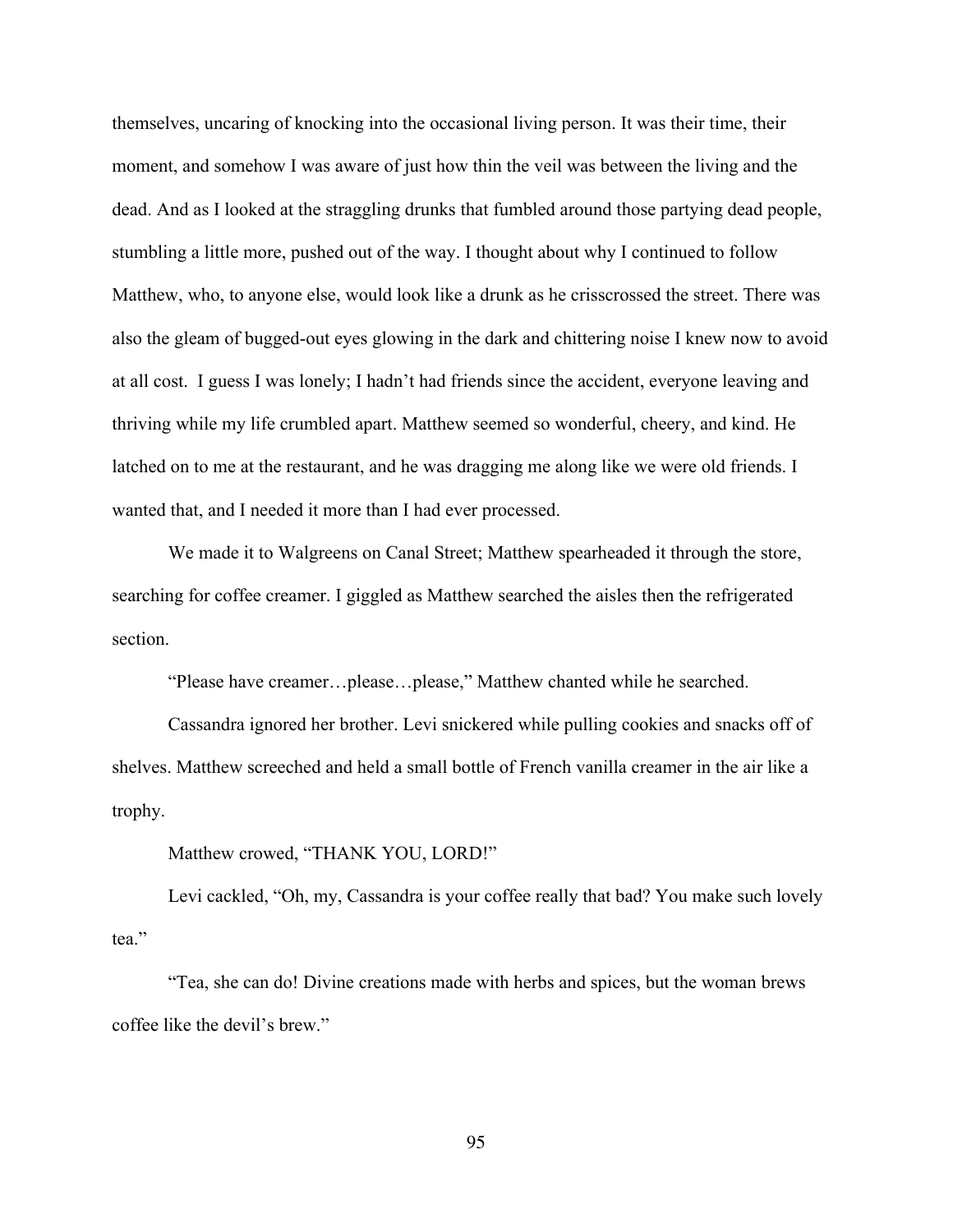themselves, uncaring of knocking into the occasional living person. It was their time, their moment, and somehow I was aware of just how thin the veil was between the living and the dead. And as I looked at the straggling drunks that fumbled around those partying dead people, stumbling a little more, pushed out of the way. I thought about why I continued to follow Matthew, who, to anyone else, would look like a drunk as he crisscrossed the street. There was also the gleam of bugged-out eyes glowing in the dark and chittering noise I knew now to avoid at all cost. I guess I was lonely; I hadn't had friends since the accident, everyone leaving and thriving while my life crumbled apart. Matthew seemed so wonderful, cheery, and kind. He latched on to me at the restaurant, and he was dragging me along like we were old friends. I wanted that, and I needed it more than I had ever processed.

We made it to Walgreens on Canal Street; Matthew spearheaded it through the store, searching for coffee creamer. I giggled as Matthew searched the aisles then the refrigerated section.

"Please have creamer…please…please," Matthew chanted while he searched.

Cassandra ignored her brother. Levi snickered while pulling cookies and snacks off of shelves. Matthew screeched and held a small bottle of French vanilla creamer in the air like a trophy.

Matthew crowed, "THANK YOU, LORD!"

Levi cackled, "Oh, my, Cassandra is your coffee really that bad? You make such lovely tea."

"Tea, she can do! Divine creations made with herbs and spices, but the woman brews coffee like the devil's brew."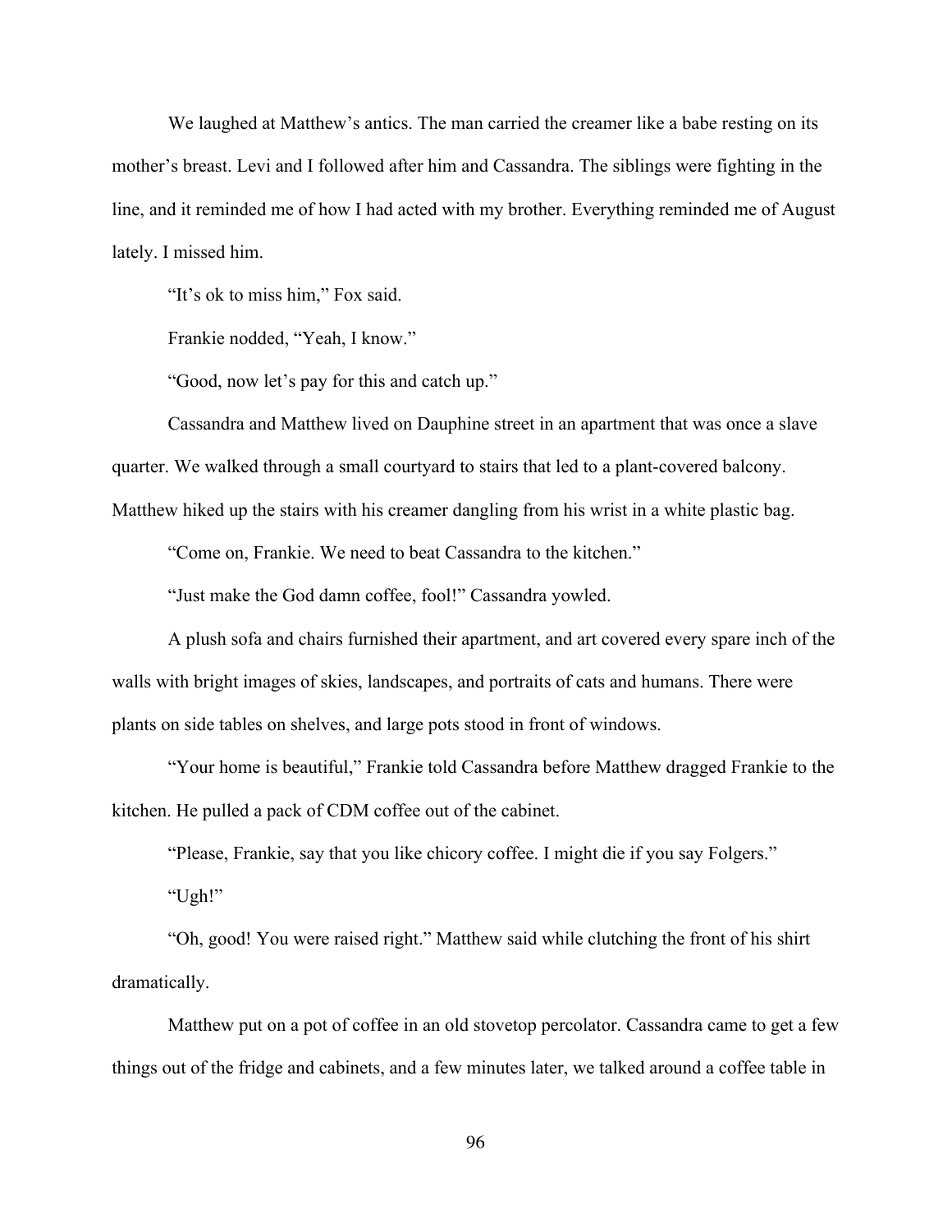We laughed at Matthew's antics. The man carried the creamer like a babe resting on its mother's breast. Levi and I followed after him and Cassandra. The siblings were fighting in the line, and it reminded me of how I had acted with my brother. Everything reminded me of August lately. I missed him.

"It's ok to miss him," Fox said.

Frankie nodded, "Yeah, I know."

"Good, now let's pay for this and catch up."

Cassandra and Matthew lived on Dauphine street in an apartment that was once a slave quarter. We walked through a small courtyard to stairs that led to a plant-covered balcony. Matthew hiked up the stairs with his creamer dangling from his wrist in a white plastic bag.

"Come on, Frankie. We need to beat Cassandra to the kitchen."

"Just make the God damn coffee, fool!" Cassandra yowled.

A plush sofa and chairs furnished their apartment, and art covered every spare inch of the walls with bright images of skies, landscapes, and portraits of cats and humans. There were plants on side tables on shelves, and large pots stood in front of windows.

"Your home is beautiful," Frankie told Cassandra before Matthew dragged Frankie to the kitchen. He pulled a pack of CDM coffee out of the cabinet.

"Please, Frankie, say that you like chicory coffee. I might die if you say Folgers."

"Ugh!"

"Oh, good! You were raised right." Matthew said while clutching the front of his shirt dramatically.

Matthew put on a pot of coffee in an old stovetop percolator. Cassandra came to get a few things out of the fridge and cabinets, and a few minutes later, we talked around a coffee table in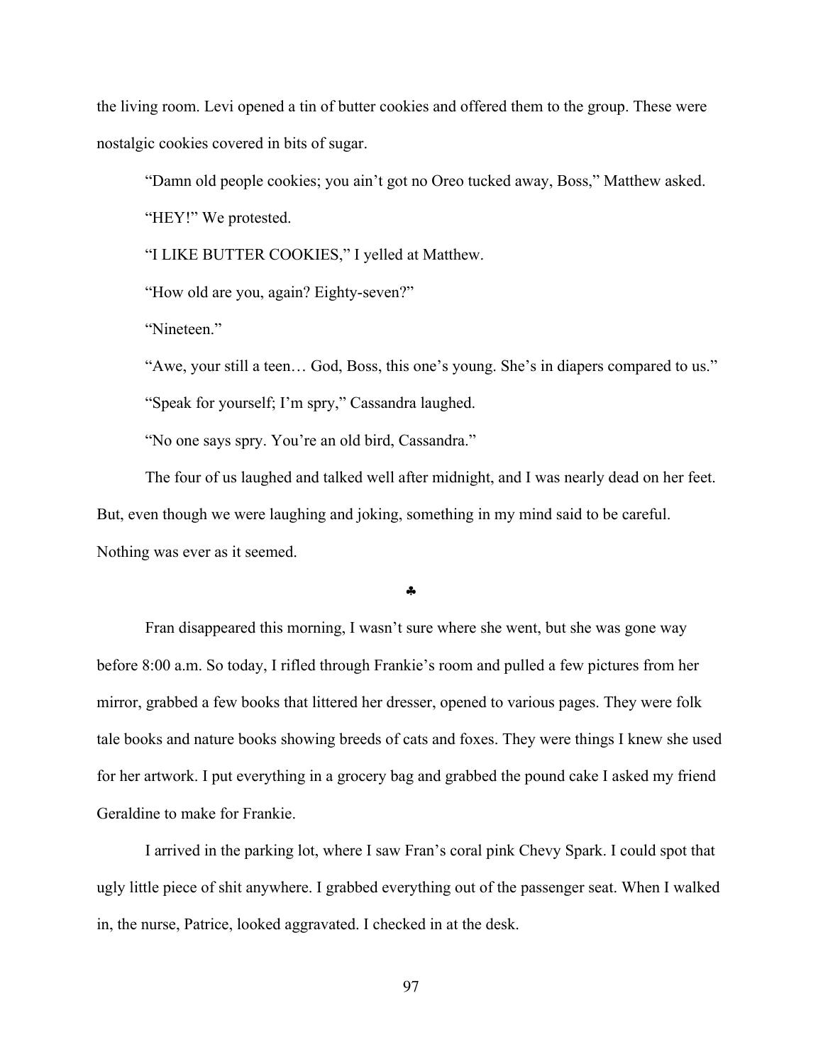the living room. Levi opened a tin of butter cookies and offered them to the group. These were nostalgic cookies covered in bits of sugar.

"Damn old people cookies; you ain't got no Oreo tucked away, Boss," Matthew asked.

"HEY!" We protested.

"I LIKE BUTTER COOKIES," I yelled at Matthew.

"How old are you, again? Eighty-seven?"

"Nineteen."

"Awe, your still a teen… God, Boss, this one's young. She's in diapers compared to us."

"Speak for yourself; I'm spry," Cassandra laughed.

"No one says spry. You're an old bird, Cassandra."

The four of us laughed and talked well after midnight, and I was nearly dead on her feet. But, even though we were laughing and joking, something in my mind said to be careful. Nothing was ever as it seemed.

♣

Fran disappeared this morning, I wasn't sure where she went, but she was gone way before 8:00 a.m. So today, I rifled through Frankie's room and pulled a few pictures from her mirror, grabbed a few books that littered her dresser, opened to various pages. They were folk tale books and nature books showing breeds of cats and foxes. They were things I knew she used for her artwork. I put everything in a grocery bag and grabbed the pound cake I asked my friend Geraldine to make for Frankie.

I arrived in the parking lot, where I saw Fran's coral pink Chevy Spark. I could spot that ugly little piece of shit anywhere. I grabbed everything out of the passenger seat. When I walked in, the nurse, Patrice, looked aggravated. I checked in at the desk.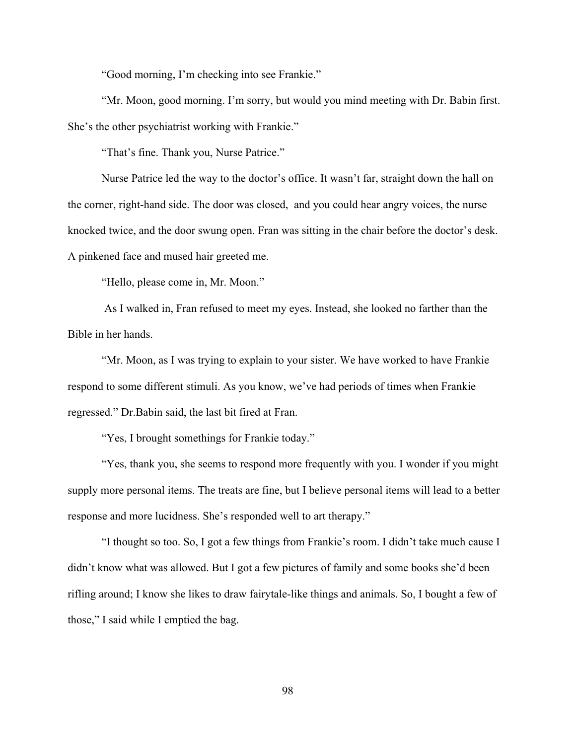"Good morning, I'm checking into see Frankie."

"Mr. Moon, good morning. I'm sorry, but would you mind meeting with Dr. Babin first. She's the other psychiatrist working with Frankie."

"That's fine. Thank you, Nurse Patrice."

Nurse Patrice led the way to the doctor's office. It wasn't far, straight down the hall on the corner, right-hand side. The door was closed, and you could hear angry voices, the nurse knocked twice, and the door swung open. Fran was sitting in the chair before the doctor's desk. A pinkened face and mused hair greeted me.

"Hello, please come in, Mr. Moon."

As I walked in, Fran refused to meet my eyes. Instead, she looked no farther than the Bible in her hands.

"Mr. Moon, as I was trying to explain to your sister. We have worked to have Frankie respond to some different stimuli. As you know, we've had periods of times when Frankie regressed." Dr.Babin said, the last bit fired at Fran.

"Yes, I brought somethings for Frankie today."

"Yes, thank you, she seems to respond more frequently with you. I wonder if you might supply more personal items. The treats are fine, but I believe personal items will lead to a better response and more lucidness. She's responded well to art therapy."

"I thought so too. So, I got a few things from Frankie's room. I didn't take much cause I didn't know what was allowed. But I got a few pictures of family and some books she'd been rifling around; I know she likes to draw fairytale-like things and animals. So, I bought a few of those," I said while I emptied the bag.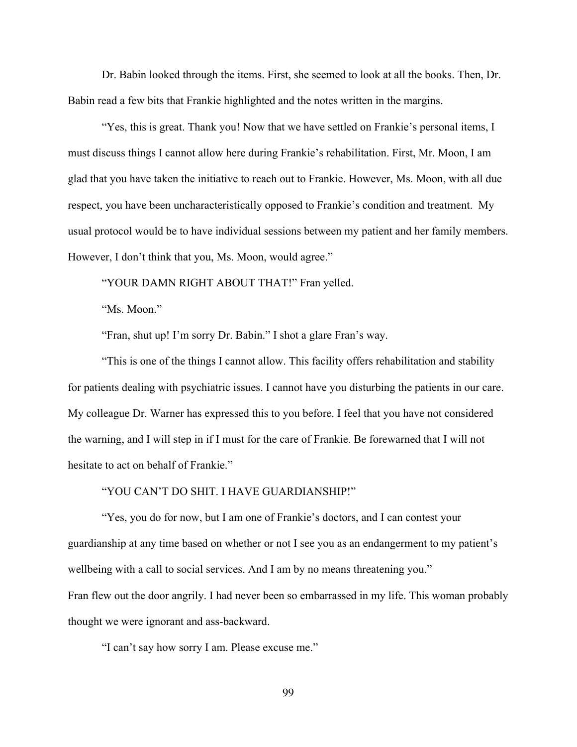Dr. Babin looked through the items. First, she seemed to look at all the books. Then, Dr. Babin read a few bits that Frankie highlighted and the notes written in the margins.

"Yes, this is great. Thank you! Now that we have settled on Frankie's personal items, I must discuss things I cannot allow here during Frankie's rehabilitation. First, Mr. Moon, I am glad that you have taken the initiative to reach out to Frankie. However, Ms. Moon, with all due respect, you have been uncharacteristically opposed to Frankie's condition and treatment. My usual protocol would be to have individual sessions between my patient and her family members. However, I don't think that you, Ms. Moon, would agree."

"YOUR DAMN RIGHT ABOUT THAT!" Fran yelled.

"Ms. Moon."

"Fran, shut up! I'm sorry Dr. Babin." I shot a glare Fran's way.

"This is one of the things I cannot allow. This facility offers rehabilitation and stability for patients dealing with psychiatric issues. I cannot have you disturbing the patients in our care. My colleague Dr. Warner has expressed this to you before. I feel that you have not considered the warning, and I will step in if I must for the care of Frankie. Be forewarned that I will not hesitate to act on behalf of Frankie."

"YOU CAN'T DO SHIT. I HAVE GUARDIANSHIP!"

"Yes, you do for now, but I am one of Frankie's doctors, and I can contest your guardianship at any time based on whether or not I see you as an endangerment to my patient's wellbeing with a call to social services. And I am by no means threatening you."

Fran flew out the door angrily. I had never been so embarrassed in my life. This woman probably thought we were ignorant and ass-backward.

"I can't say how sorry I am. Please excuse me."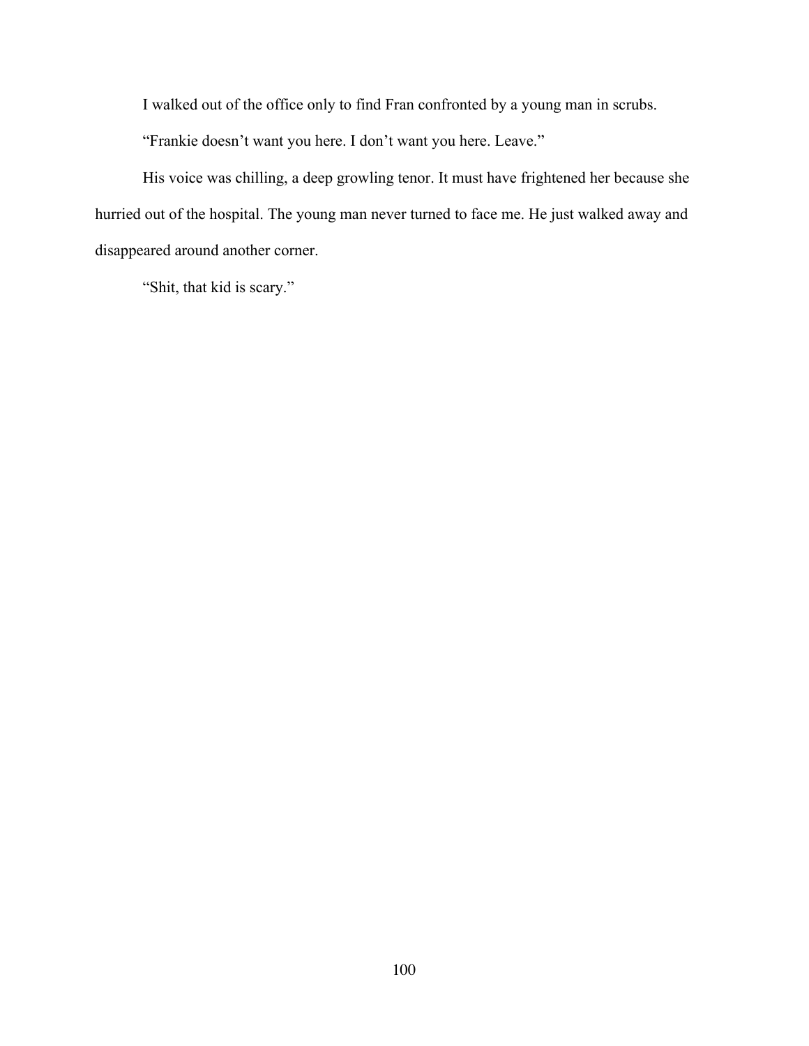I walked out of the office only to find Fran confronted by a young man in scrubs.

“Frankie doesn’t want you here. I don’t want you here. Leave.”

His voice was chilling, a deep growling tenor. It must have frightened her because she hurried out of the hospital. The young man never turned to face me. He just walked away and disappeared around another corner.

“Shit, that kid is scary.”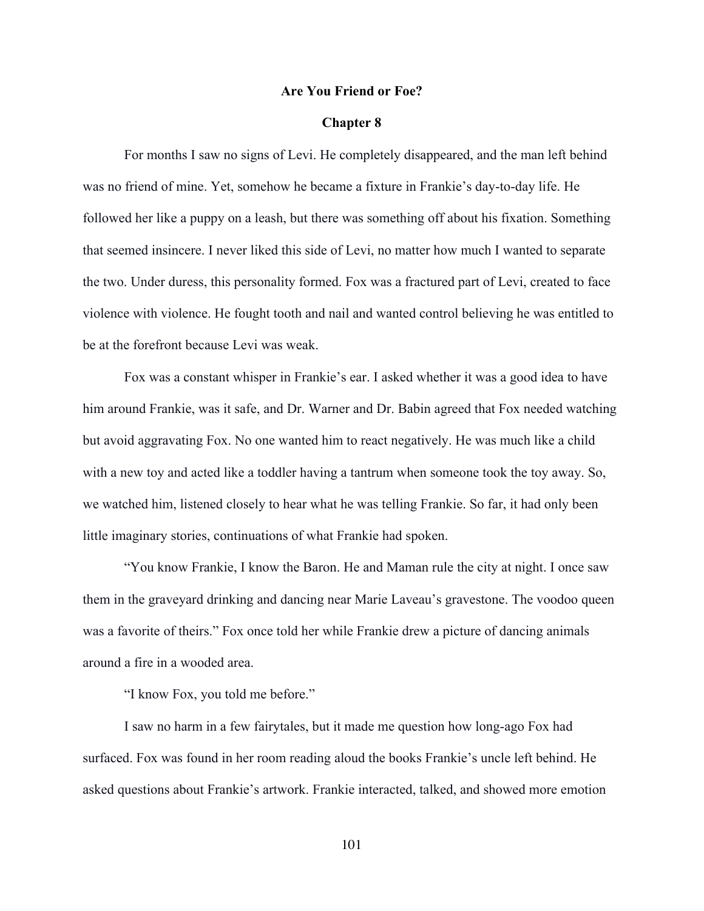**Are You Friend or Foe?**

**Chapter 8**

For months I saw no signs of Levi. He completely disappeared, and the man left behind was no friend of mine. Yet, somehow he became a fixture in Frankie's day-to-day life. He followed her like a puppy on a leash, but there was something off about his fixation. Something that seemed insincere. I never liked this side of Levi, no matter how much I wanted to separate the two. Under duress, this personality formed. Fox was a fractured part of Levi, created to face violence with violence. He fought tooth and nail and wanted control believing he was entitled to be at the forefront because Levi was weak.

Fox was a constant whisper in Frankie's ear. I asked whether it was a good idea to have him around Frankie, was it safe, and Dr. Warner and Dr. Babin agreed that Fox needed watching but avoid aggravating Fox. No one wanted him to react negatively. He was much like a child with a new toy and acted like a toddler having a tantrum when someone took the toy away. So, we watched him, listened closely to hear what he was telling Frankie. So far, it had only been little imaginary stories, continuations of what Frankie had spoken.

"You know Frankie, I know the Baron. He and Maman rule the city at night. I once saw them in the graveyard drinking and dancing near Marie Laveau's gravestone. The voodoo queen was a favorite of theirs." Fox once told her while Frankie drew a picture of dancing animals around a fire in a wooded area.

"I know Fox, you told me before."

I saw no harm in a few fairytales, but it made me question how long-ago Fox had surfaced. Fox was found in her room reading aloud the books Frankie's uncle left behind. He asked questions about Frankie's artwork. Frankie interacted, talked, and showed more emotion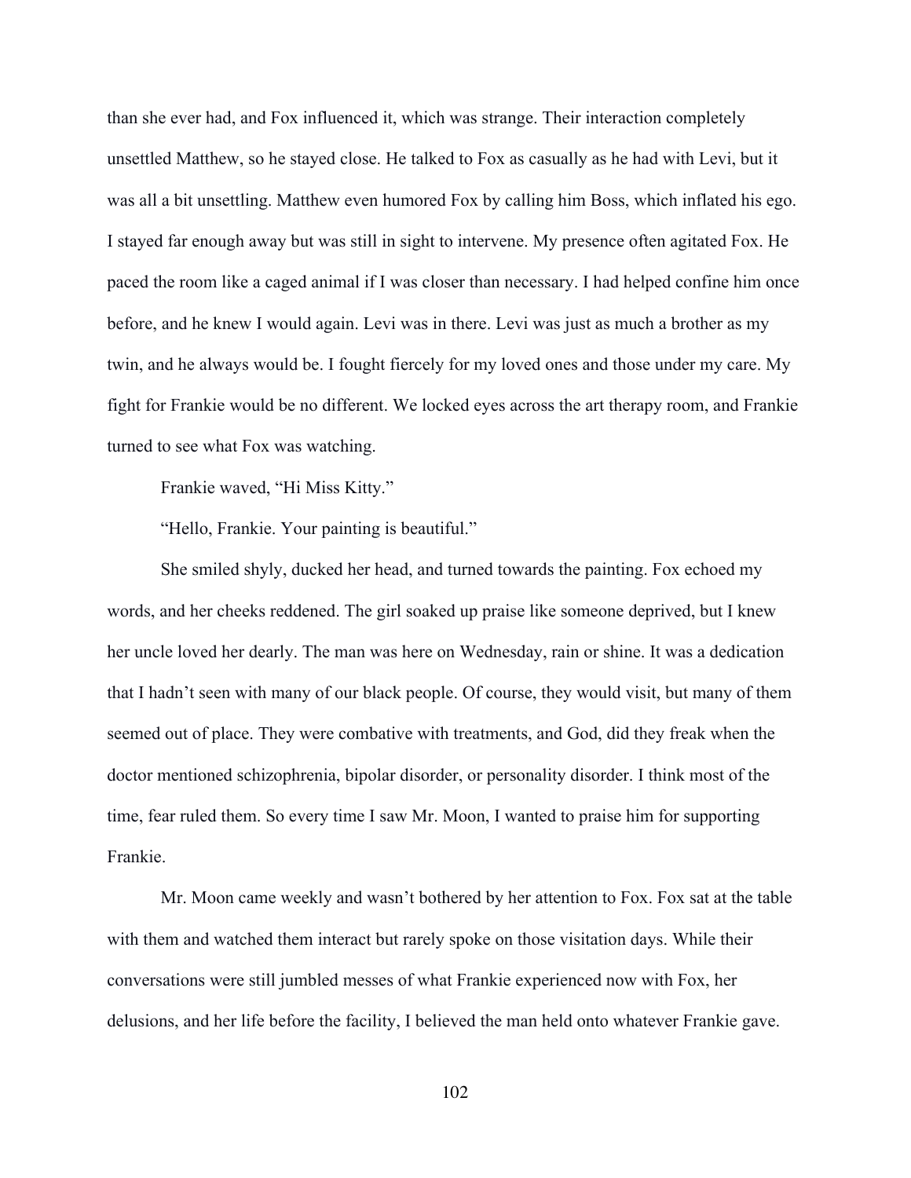than she ever had, and Fox influenced it, which was strange. Their interaction completely unsettled Matthew, so he stayed close. He talked to Fox as casually as he had with Levi, but it was all a bit unsettling. Matthew even humored Fox by calling him Boss, which inflated his ego. I stayed far enough away but was still in sight to intervene. My presence often agitated Fox. He paced the room like a caged animal if I was closer than necessary. I had helped confine him once before, and he knew I would again. Levi was in there. Levi was just as much a brother as my twin, and he always would be. I fought fiercely for my loved ones and those under my care. My fight for Frankie would be no different. We locked eyes across the art therapy room, and Frankie turned to see what Fox was watching.

Frankie waved, "Hi Miss Kitty."

"Hello, Frankie. Your painting is beautiful."

She smiled shyly, ducked her head, and turned towards the painting. Fox echoed my words, and her cheeks reddened. The girl soaked up praise like someone deprived, but I knew her uncle loved her dearly. The man was here on Wednesday, rain or shine. It was a dedication that I hadn't seen with many of our black people. Of course, they would visit, but many of them seemed out of place. They were combative with treatments, and God, did they freak when the doctor mentioned schizophrenia, bipolar disorder, or personality disorder. I think most of the time, fear ruled them. So every time I saw Mr. Moon, I wanted to praise him for supporting Frankie.

Mr. Moon came weekly and wasn't bothered by her attention to Fox. Fox sat at the table with them and watched them interact but rarely spoke on those visitation days. While their conversations were still jumbled messes of what Frankie experienced now with Fox, her delusions, and her life before the facility, I believed the man held onto whatever Frankie gave.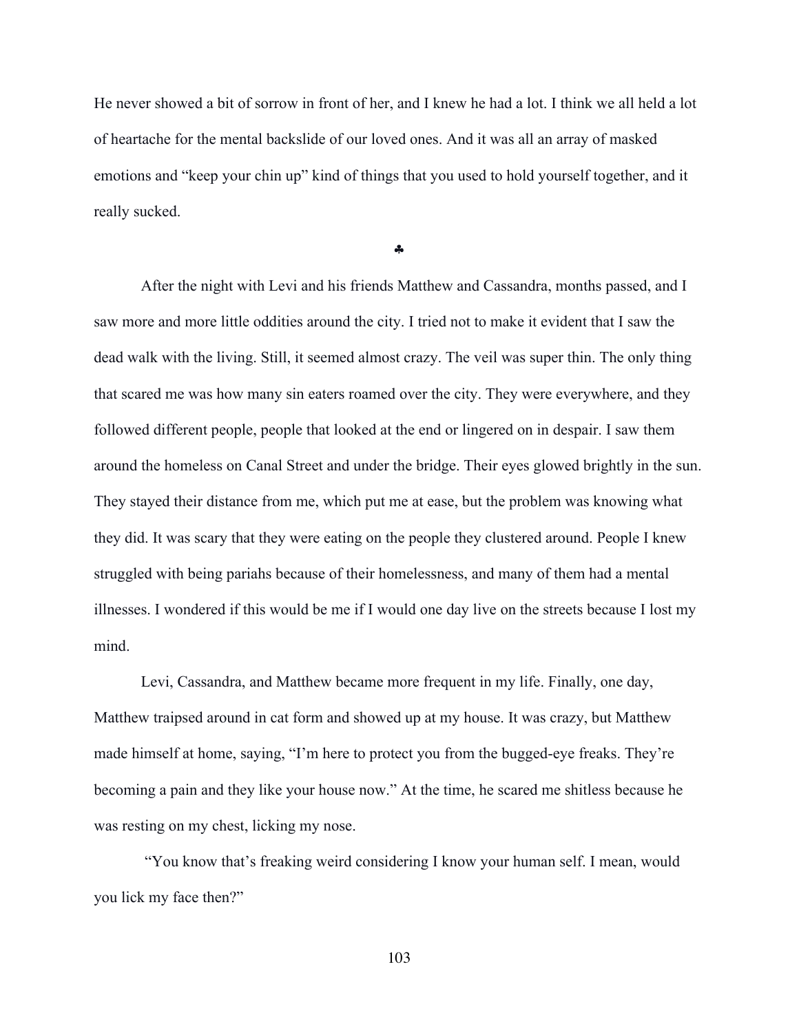He never showed a bit of sorrow in front of her, and I knew he had a lot. I think we all held a lot of heartache for the mental backslide of our loved ones. And it was all an array of masked emotions and "keep your chin up" kind of things that you used to hold yourself together, and it really sucked.

♣

After the night with Levi and his friends Matthew and Cassandra, months passed, and I saw more and more little oddities around the city. I tried not to make it evident that I saw the dead walk with the living. Still, it seemed almost crazy. The veil was super thin. The only thing that scared me was how many sin eaters roamed over the city. They were everywhere, and they followed different people, people that looked at the end or lingered on in despair. I saw them around the homeless on Canal Street and under the bridge. Their eyes glowed brightly in the sun. They stayed their distance from me, which put me at ease, but the problem was knowing what they did. It was scary that they were eating on the people they clustered around. People I knew struggled with being pariahs because of their homelessness, and many of them had a mental illnesses. I wondered if this would be me if I would one day live on the streets because I lost my mind.

Levi, Cassandra, and Matthew became more frequent in my life. Finally, one day, Matthew traipsed around in cat form and showed up at my house. It was crazy, but Matthew made himself at home, saying, "I'm here to protect you from the bugged-eye freaks. They're becoming a pain and they like your house now." At the time, he scared me shitless because he was resting on my chest, licking my nose.

"You know that's freaking weird considering I know your human self. I mean, would you lick my face then?"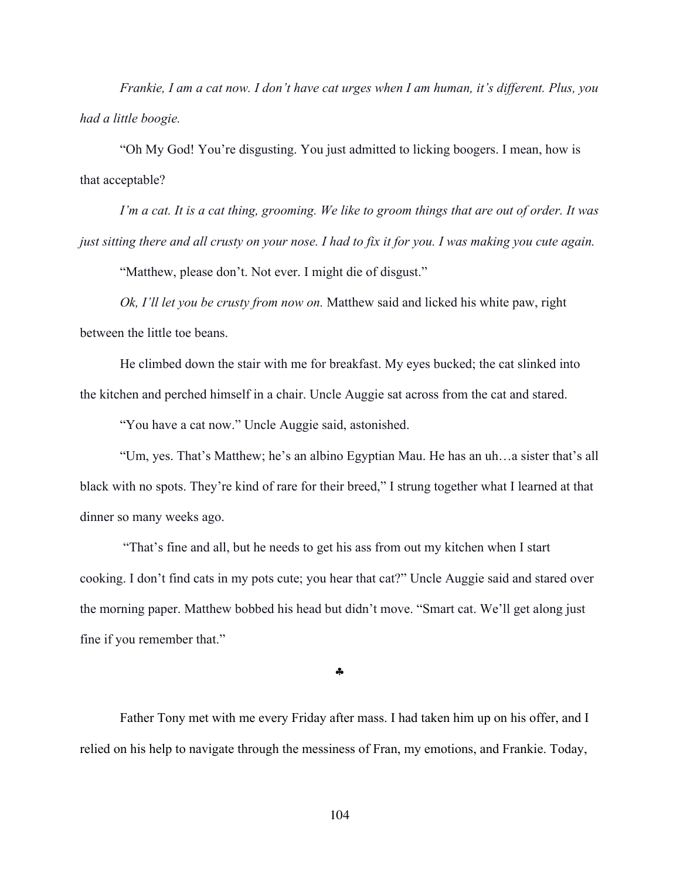*Frankie, I am a cat now. I don't have cat urges when I am human, it's different. Plus, you had a little boogie.*

"Oh My God! You're disgusting. You just admitted to licking boogers. I mean, how is that acceptable?

*I'm a cat. It is a cat thing, grooming. We like to groom things that are out of order. It was just sitting there and all crusty on your nose. I had to fix it for you. I was making you cute again.*

"Matthew, please don't. Not ever. I might die of disgust."

*Ok, I'll let you be crusty from now on.* Matthew said and licked his white paw, right between the little toe beans.

He climbed down the stair with me for breakfast. My eyes bucked; the cat slinked into the kitchen and perched himself in a chair. Uncle Auggie sat across from the cat and stared.

"You have a cat now." Uncle Auggie said, astonished.

"Um, yes. That's Matthew; he's an albino Egyptian Mau. He has an uh…a sister that's all black with no spots. They're kind of rare for their breed," I strung together what I learned at that dinner so many weeks ago.

"That's fine and all, but he needs to get his ass from out my kitchen when I start cooking. I don't find cats in my pots cute; you hear that cat?" Uncle Auggie said and stared over the morning paper. Matthew bobbed his head but didn't move. "Smart cat. We'll get along just fine if you remember that."

♣

Father Tony met with me every Friday after mass. I had taken him up on his offer, and I relied on his help to navigate through the messiness of Fran, my emotions, and Frankie. Today,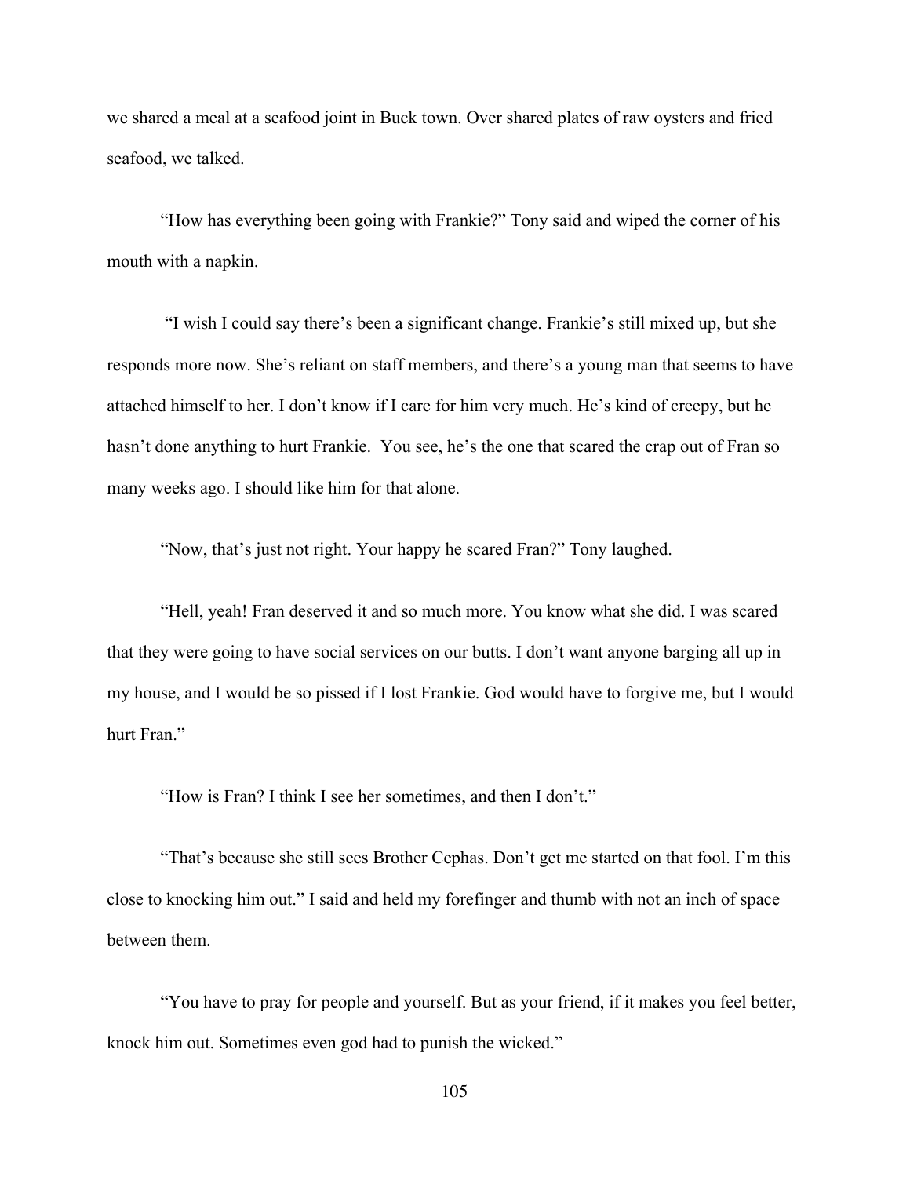we shared a meal at a seafood joint in Buck town. Over shared plates of raw oysters and fried seafood, we talked.

"How has everything been going with Frankie?" Tony said and wiped the corner of his mouth with a napkin.

"I wish I could say there's been a significant change. Frankie's still mixed up, but she responds more now. She's reliant on staff members, and there's a young man that seems to have attached himself to her. I don't know if I care for him very much. He's kind of creepy, but he hasn't done anything to hurt Frankie. You see, he's the one that scared the crap out of Fran so many weeks ago. I should like him for that alone.

"Now, that's just not right. Your happy he scared Fran?" Tony laughed.

"Hell, yeah! Fran deserved it and so much more. You know what she did. I was scared that they were going to have social services on our butts. I don't want anyone barging all up in my house, and I would be so pissed if I lost Frankie. God would have to forgive me, but I would hurt Fran."

"How is Fran? I think I see her sometimes, and then I don't."

"That's because she still sees Brother Cephas. Don't get me started on that fool. I'm this close to knocking him out." I said and held my forefinger and thumb with not an inch of space between them.

"You have to pray for people and yourself. But as your friend, if it makes you feel better, knock him out. Sometimes even god had to punish the wicked."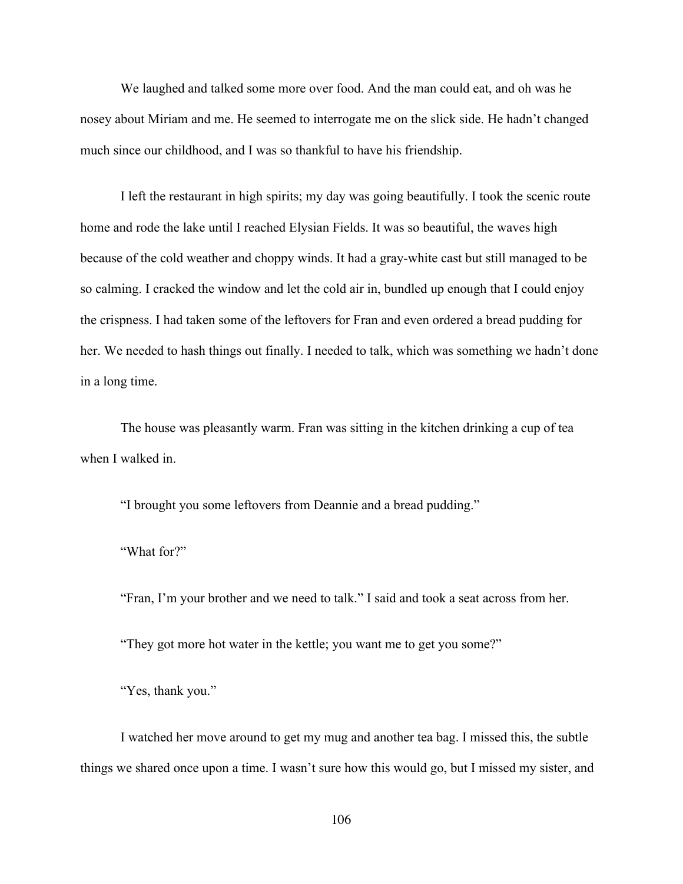We laughed and talked some more over food. And the man could eat, and oh was he nosey about Miriam and me. He seemed to interrogate me on the slick side. He hadn't changed much since our childhood, and I was so thankful to have his friendship.

I left the restaurant in high spirits; my day was going beautifully. I took the scenic route home and rode the lake until I reached Elysian Fields. It was so beautiful, the waves high because of the cold weather and choppy winds. It had a gray-white cast but still managed to be so calming. I cracked the window and let the cold air in, bundled up enough that I could enjoy the crispness. I had taken some of the leftovers for Fran and even ordered a bread pudding for her. We needed to hash things out finally. I needed to talk, which was something we hadn't done in a long time.

The house was pleasantly warm. Fran was sitting in the kitchen drinking a cup of tea when I walked in.

"I brought you some leftovers from Deannie and a bread pudding."

"What for?"

"Fran, I'm your brother and we need to talk." I said and took a seat across from her.

"They got more hot water in the kettle; you want me to get you some?"

"Yes, thank you."

I watched her move around to get my mug and another tea bag. I missed this, the subtle things we shared once upon a time. I wasn't sure how this would go, but I missed my sister, and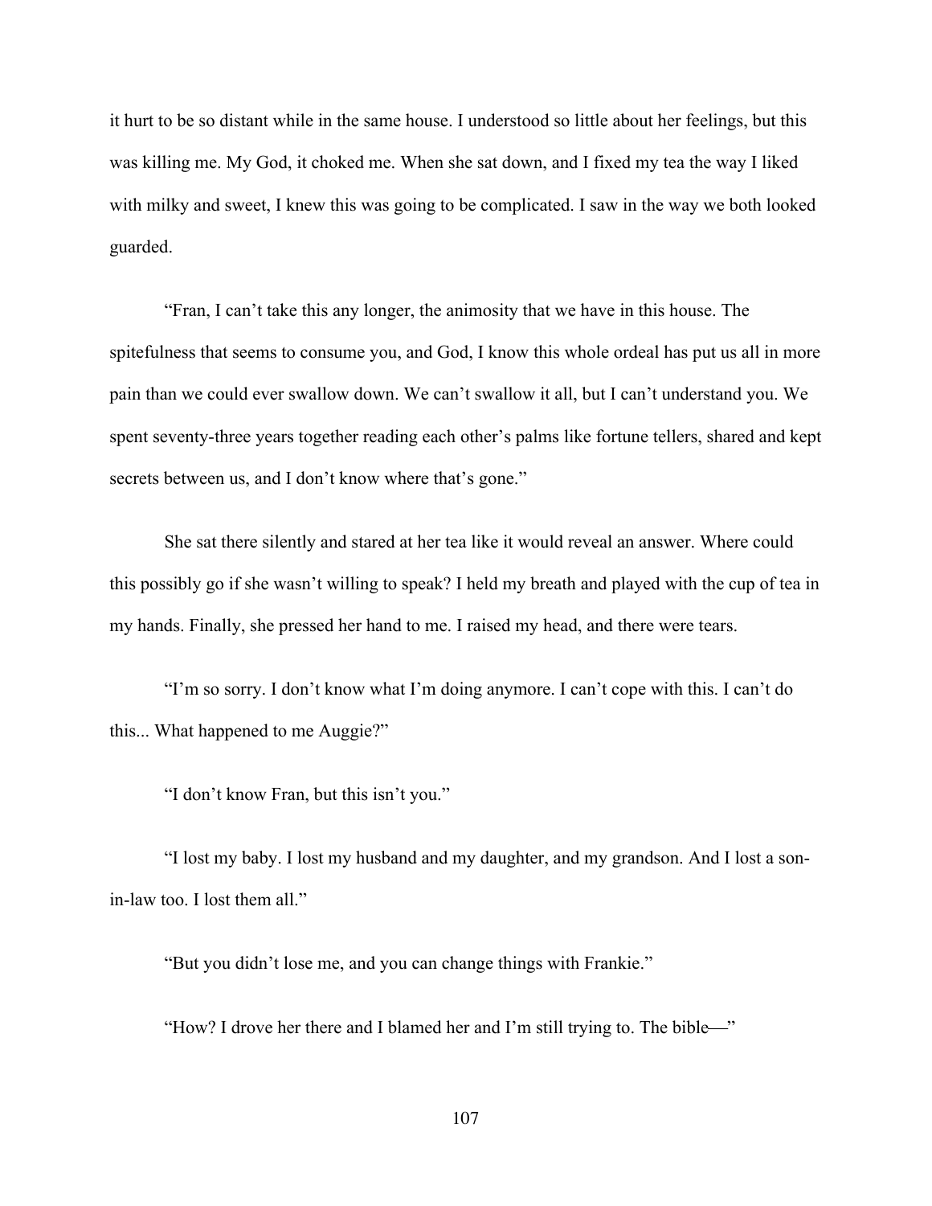it hurt to be so distant while in the same house. I understood so little about her feelings, but this was killing me. My God, it choked me. When she sat down, and I fixed my tea the way I liked with milky and sweet, I knew this was going to be complicated. I saw in the way we both looked guarded.

"Fran, I can't take this any longer, the animosity that we have in this house. The spitefulness that seems to consume you, and God, I know this whole ordeal has put us all in more pain than we could ever swallow down. We can't swallow it all, but I can't understand you. We spent seventy-three years together reading each other's palms like fortune tellers, shared and kept secrets between us, and I don't know where that's gone."

She sat there silently and stared at her tea like it would reveal an answer. Where could this possibly go if she wasn't willing to speak? I held my breath and played with the cup of tea in my hands. Finally, she pressed her hand to me. I raised my head, and there were tears.

"I'm so sorry. I don't know what I'm doing anymore. I can't cope with this. I can't do this... What happened to me Auggie?"

"I don't know Fran, but this isn't you."

"I lost my baby. I lost my husband and my daughter, and my grandson. And I lost a son-in-law too. I lost them all."

"But you didn't lose me, and you can change things with Frankie."

"How? I drove her there and I blamed her and I'm still trying to. The bible—"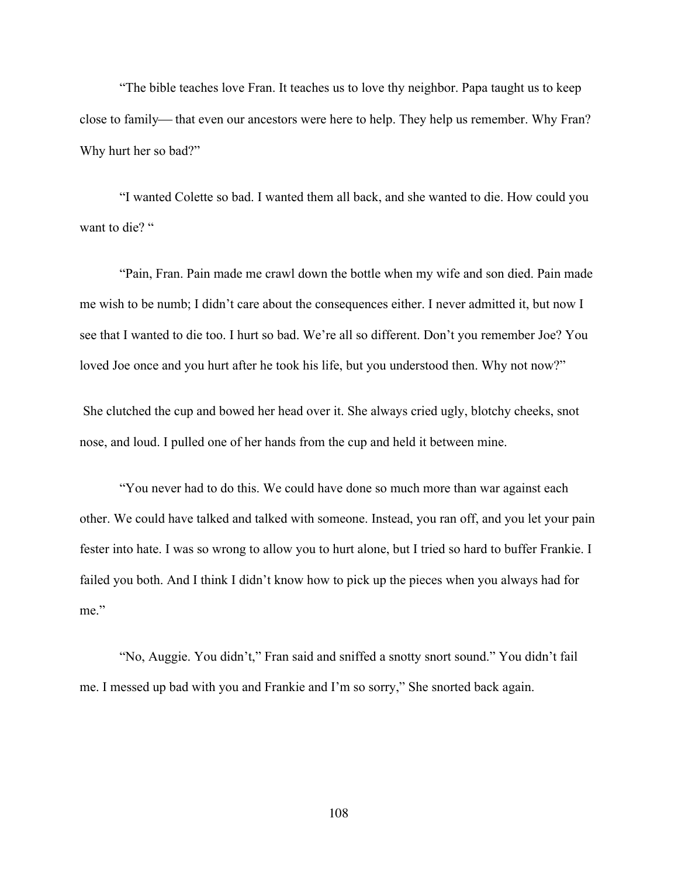“The bible teaches love Fran. It teaches us to love thy neighbor. Papa taught us to keep close to family— that even our ancestors were here to help. They help us remember. Why Fran? Why hurt her so bad?”

“I wanted Colette so bad. I wanted them all back, and she wanted to die. How could you want to die? “

“Pain, Fran. Pain made me crawl down the bottle when my wife and son died. Pain made me wish to be numb; I didn’t care about the consequences either. I never admitted it, but now I see that I wanted to die too. I hurt so bad. We’re all so different. Don’t you remember Joe? You loved Joe once and you hurt after he took his life, but you understood then. Why not now?”

She clutched the cup and bowed her head over it. She always cried ugly, blotchy cheeks, snot nose, and loud. I pulled one of her hands from the cup and held it between mine.

“You never had to do this. We could have done so much more than war against each other. We could have talked and talked with someone. Instead, you ran off, and you let your pain fester into hate. I was so wrong to allow you to hurt alone, but I tried so hard to buffer Frankie. I failed you both. And I think I didn’t know how to pick up the pieces when you always had for me.”

“No, Auggie. You didn’t,” Fran said and sniffed a snotty snort sound.” You didn’t fail me. I messed up bad with you and Frankie and I’m so sorry,” She snorted back again.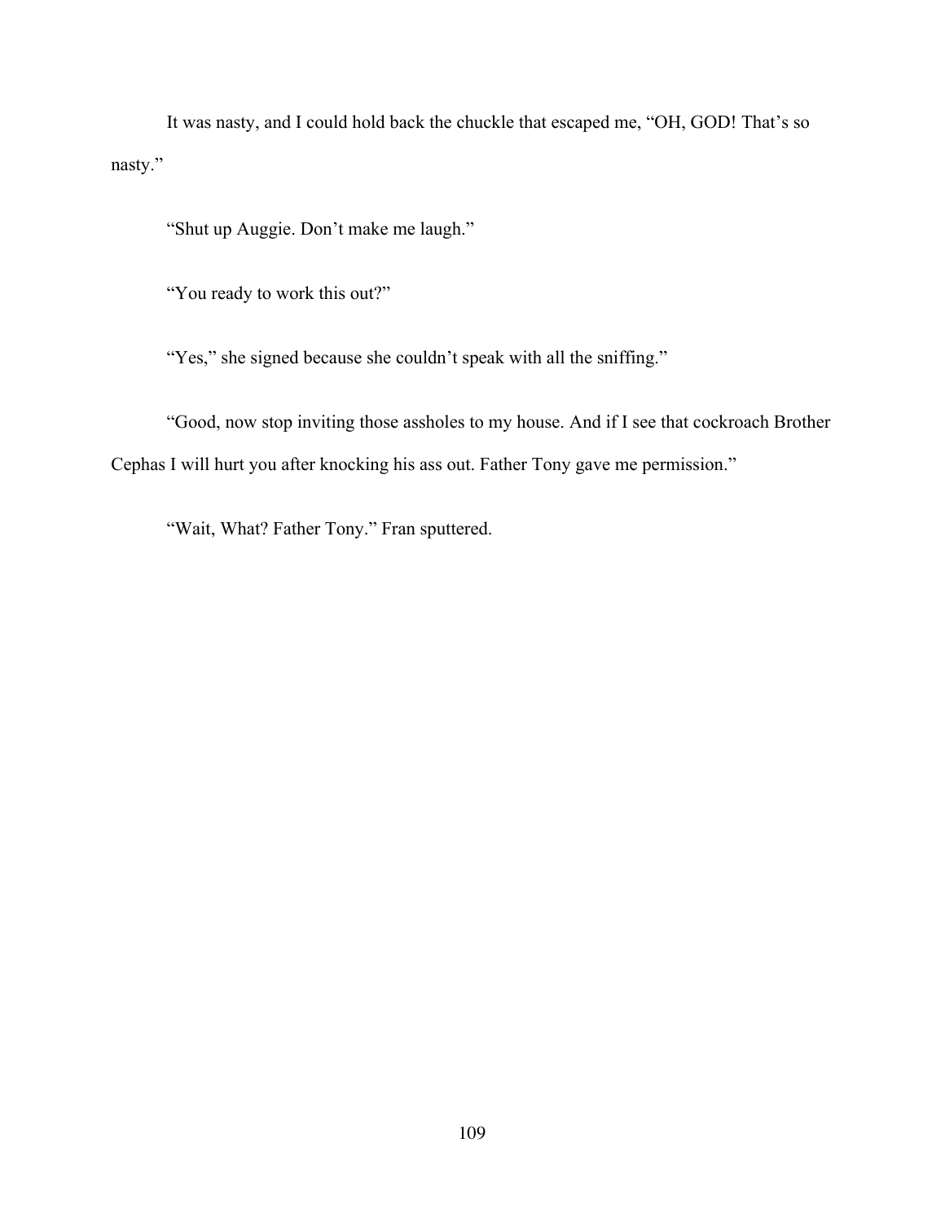It was nasty, and I could hold back the chuckle that escaped me, "OH, GOD! That's so nasty."

"Shut up Auggie. Don't make me laugh."

"You ready to work this out?"

"Yes," she signed because she couldn't speak with all the sniffing."

"Good, now stop inviting those assholes to my house. And if I see that cockroach Brother Cephas I will hurt you after knocking his ass out. Father Tony gave me permission."

"Wait, What? Father Tony." Fran sputtered.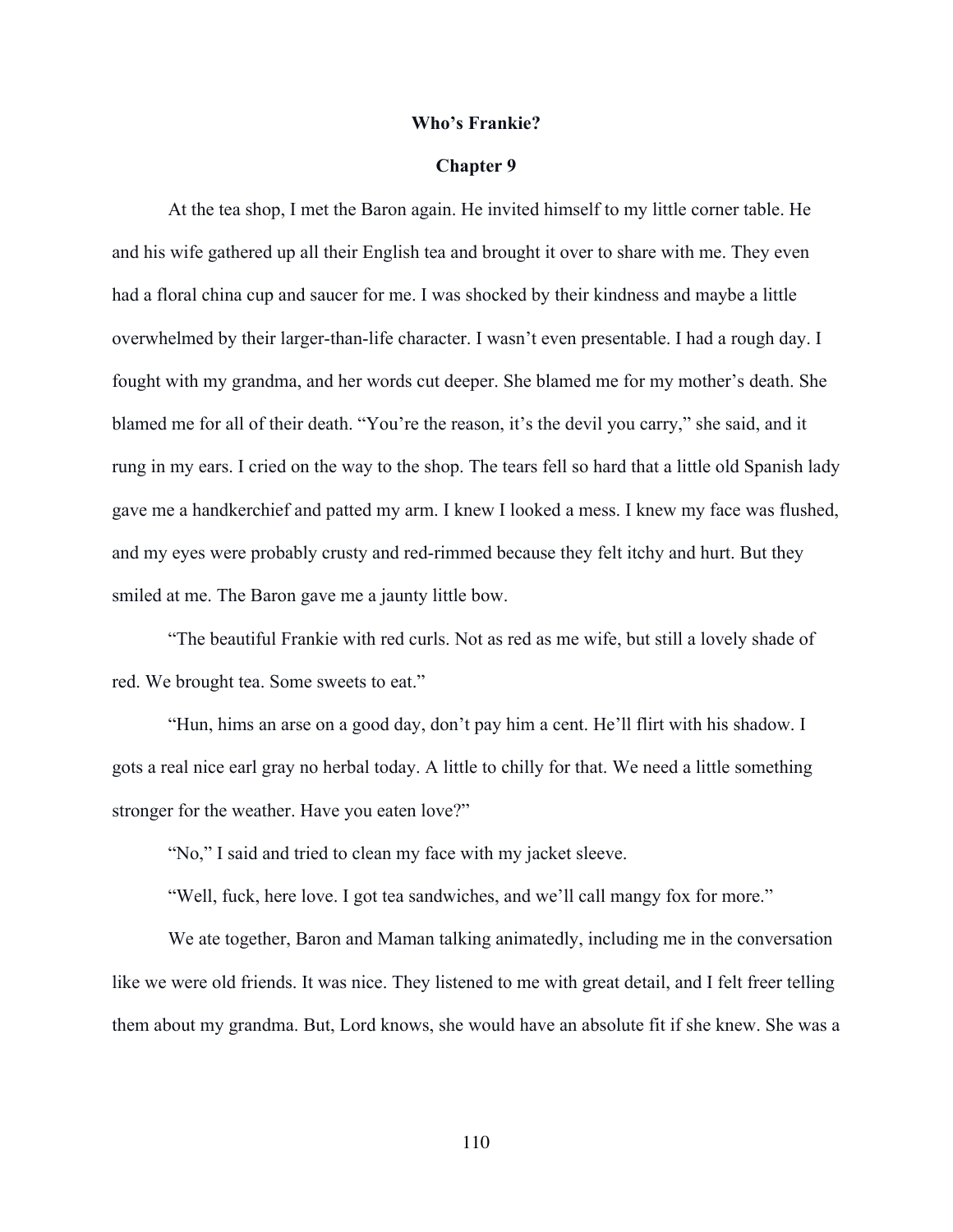**Who's Frankie?**

**Chapter 9**

At the tea shop, I met the Baron again. He invited himself to my little corner table. He and his wife gathered up all their English tea and brought it over to share with me. They even had a floral china cup and saucer for me. I was shocked by their kindness and maybe a little overwhelmed by their larger-than-life character. I wasn't even presentable. I had a rough day. I fought with my grandma, and her words cut deeper. She blamed me for my mother's death. She blamed me for all of their death. "You're the reason, it's the devil you carry," she said, and it rung in my ears. I cried on the way to the shop. The tears fell so hard that a little old Spanish lady gave me a handkerchief and patted my arm. I knew I looked a mess. I knew my face was flushed, and my eyes were probably crusty and red-rimmed because they felt itchy and hurt. But they smiled at me. The Baron gave me a jaunty little bow.

"The beautiful Frankie with red curls. Not as red as me wife, but still a lovely shade of red. We brought tea. Some sweets to eat."

"Hun, hims an arse on a good day, don't pay him a cent. He'll flirt with his shadow. I gots a real nice earl gray no herbal today. A little to chilly for that. We need a little something stronger for the weather. Have you eaten love?"

"No," I said and tried to clean my face with my jacket sleeve.

"Well, fuck, here love. I got tea sandwiches, and we'll call mangy fox for more."

We ate together, Baron and Maman talking animatedly, including me in the conversation like we were old friends. It was nice. They listened to me with great detail, and I felt freer telling them about my grandma. But, Lord knows, she would have an absolute fit if she knew. She was a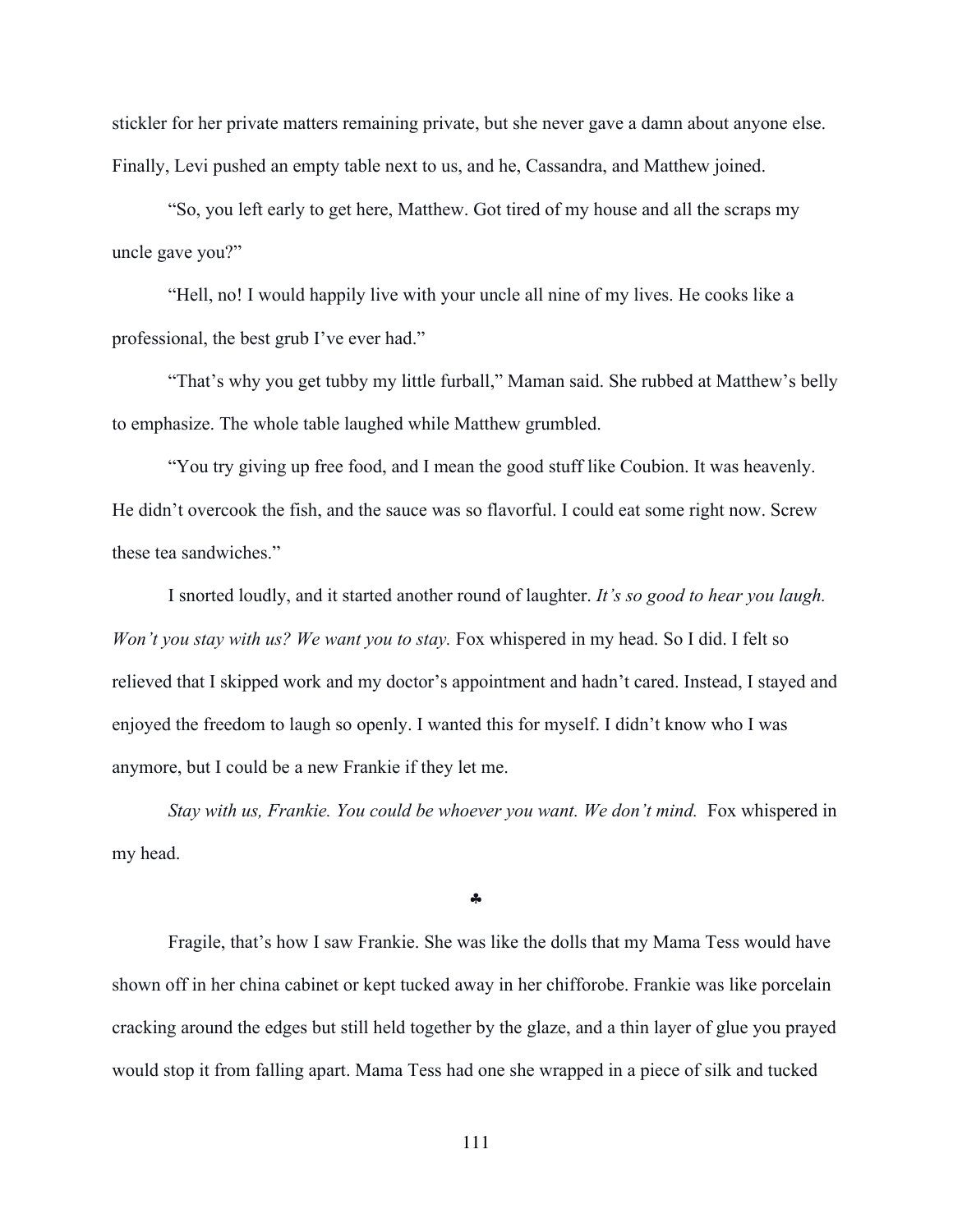stickler for her private matters remaining private, but she never gave a damn about anyone else. Finally, Levi pushed an empty table next to us, and he, Cassandra, and Matthew joined.

"So, you left early to get here, Matthew. Got tired of my house and all the scraps my uncle gave you?"

"Hell, no! I would happily live with your uncle all nine of my lives. He cooks like a professional, the best grub I've ever had."

"That's why you get tubby my little furball," Maman said. She rubbed at Matthew's belly to emphasize. The whole table laughed while Matthew grumbled.

"You try giving up free food, and I mean the good stuff like Coubion. It was heavenly. He didn't overcook the fish, and the sauce was so flavorful. I could eat some right now. Screw these tea sandwiches."

I snorted loudly, and it started another round of laughter. *It's so good to hear you laugh. Won't you stay with us? We want you to stay.* Fox whispered in my head. So I did. I felt so relieved that I skipped work and my doctor's appointment and hadn't cared. Instead, I stayed and enjoyed the freedom to laugh so openly. I wanted this for myself. I didn't know who I was anymore, but I could be a new Frankie if they let me.

*Stay with us, Frankie. You could be whoever you want. We don't mind.* Fox whispered in my head.

♣

Fragile, that's how I saw Frankie. She was like the dolls that my Mama Tess would have shown off in her china cabinet or kept tucked away in her chifforobe. Frankie was like porcelain cracking around the edges but still held together by the glaze, and a thin layer of glue you prayed would stop it from falling apart. Mama Tess had one she wrapped in a piece of silk and tucked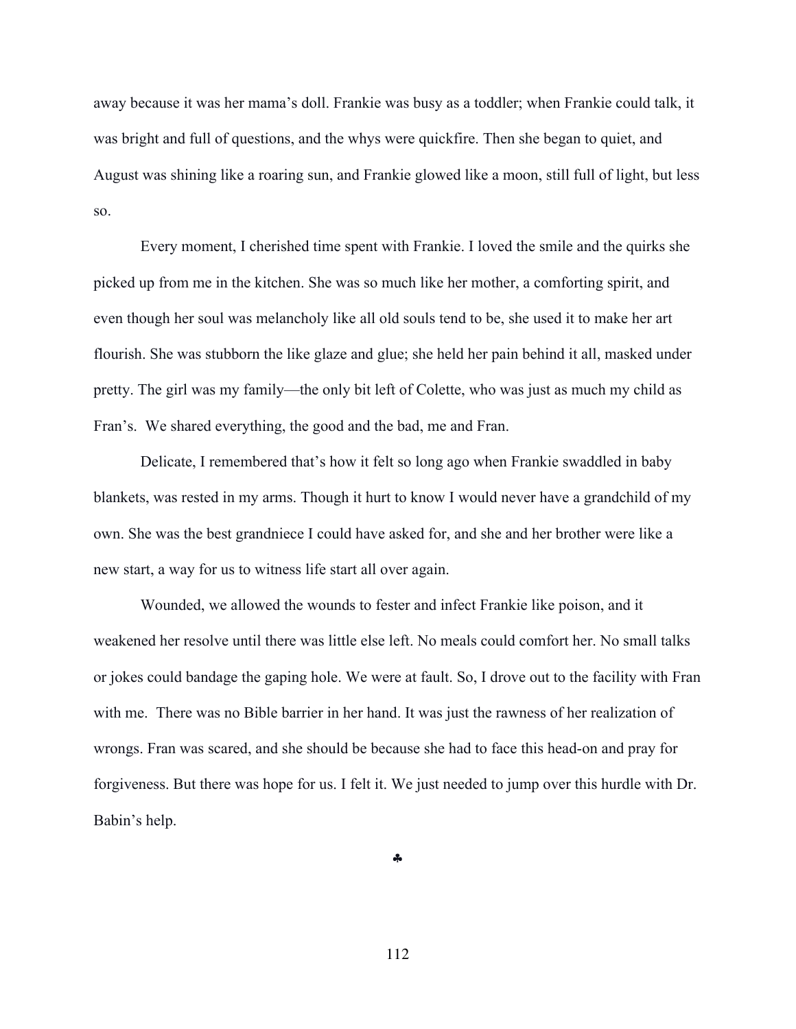away because it was her mama's doll. Frankie was busy as a toddler; when Frankie could talk, it was bright and full of questions, and the whys were quickfire. Then she began to quiet, and August was shining like a roaring sun, and Frankie glowed like a moon, still full of light, but less so.

Every moment, I cherished time spent with Frankie. I loved the smile and the quirks she picked up from me in the kitchen. She was so much like her mother, a comforting spirit, and even though her soul was melancholy like all old souls tend to be, she used it to make her art flourish. She was stubborn the like glaze and glue; she held her pain behind it all, masked under pretty. The girl was my family—the only bit left of Colette, who was just as much my child as Fran's. We shared everything, the good and the bad, me and Fran.

Delicate, I remembered that's how it felt so long ago when Frankie swaddled in baby blankets, was rested in my arms. Though it hurt to know I would never have a grandchild of my own. She was the best grandniece I could have asked for, and she and her brother were like a new start, a way for us to witness life start all over again.

Wounded, we allowed the wounds to fester and infect Frankie like poison, and it weakened her resolve until there was little else left. No meals could comfort her. No small talks or jokes could bandage the gaping hole. We were at fault. So, I drove out to the facility with Fran with me. There was no Bible barrier in her hand. It was just the rawness of her realization of wrongs. Fran was scared, and she should be because she had to face this head-on and pray for forgiveness. But there was hope for us. I felt it. We just needed to jump over this hurdle with Dr. Babin's help.

♣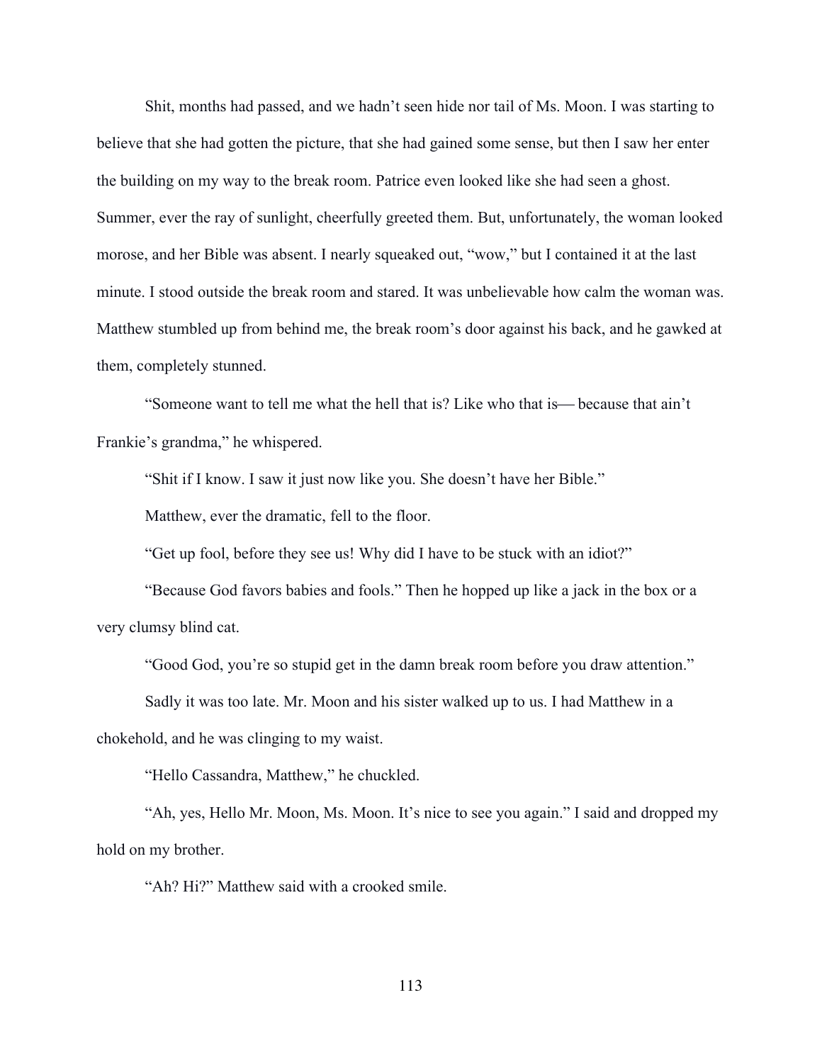Shit, months had passed, and we hadn't seen hide nor tail of Ms. Moon. I was starting to believe that she had gotten the picture, that she had gained some sense, but then I saw her enter the building on my way to the break room. Patrice even looked like she had seen a ghost. Summer, ever the ray of sunlight, cheerfully greeted them. But, unfortunately, the woman looked morose, and her Bible was absent. I nearly squeaked out, "wow," but I contained it at the last minute. I stood outside the break room and stared. It was unbelievable how calm the woman was. Matthew stumbled up from behind me, the break room's door against his back, and he gawked at them, completely stunned.

"Someone want to tell me what the hell that is? Like who that is— because that ain't Frankie's grandma," he whispered.

"Shit if I know. I saw it just now like you. She doesn't have her Bible."

Matthew, ever the dramatic, fell to the floor.

"Get up fool, before they see us! Why did I have to be stuck with an idiot?"

"Because God favors babies and fools." Then he hopped up like a jack in the box or a very clumsy blind cat.

"Good God, you're so stupid get in the damn break room before you draw attention."

Sadly it was too late. Mr. Moon and his sister walked up to us. I had Matthew in a chokehold, and he was clinging to my waist.

"Hello Cassandra, Matthew," he chuckled.

"Ah, yes, Hello Mr. Moon, Ms. Moon. It's nice to see you again." I said and dropped my hold on my brother.

"Ah? Hi?" Matthew said with a crooked smile.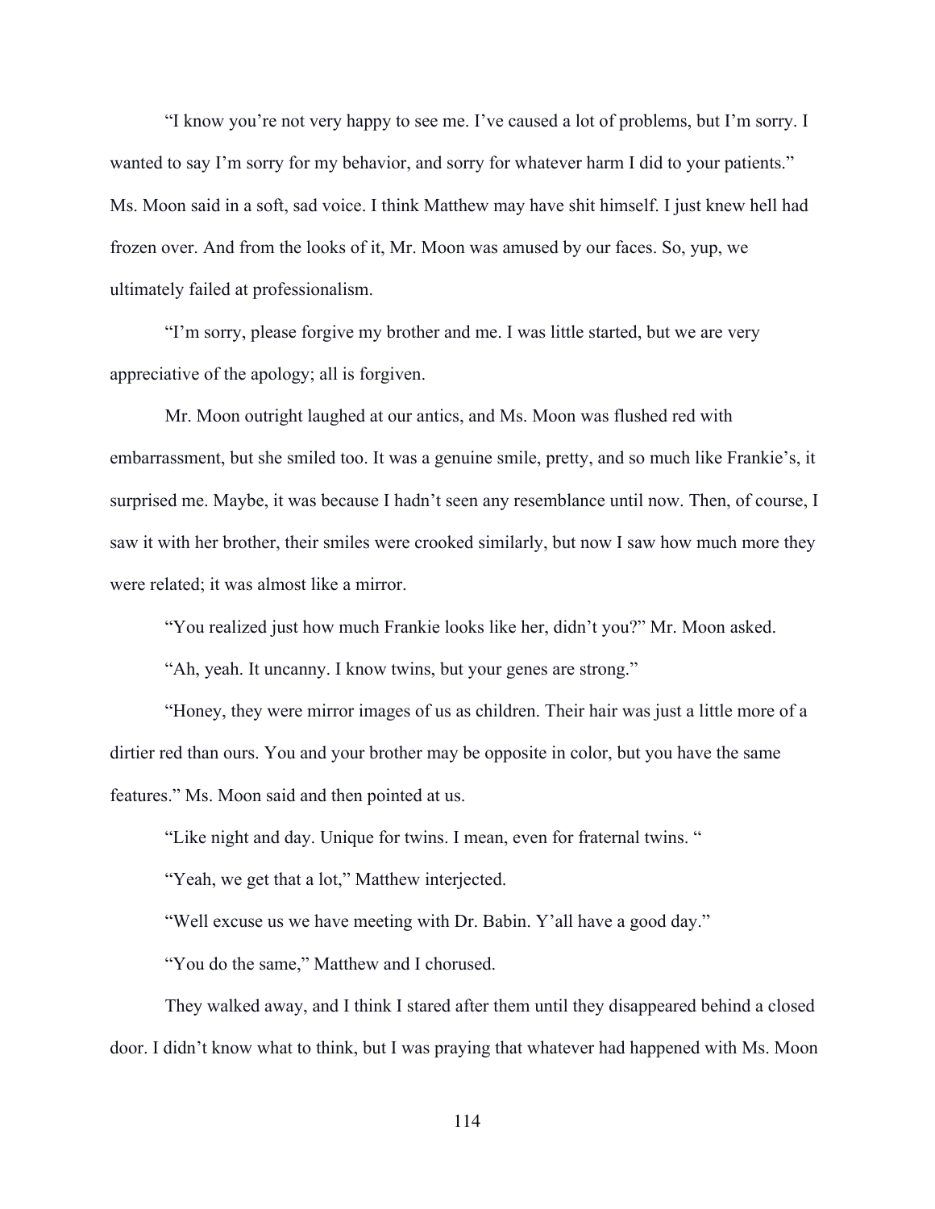"I know you're not very happy to see me. I've caused a lot of problems, but I'm sorry. I wanted to say I'm sorry for my behavior, and sorry for whatever harm I did to your patients." Ms. Moon said in a soft, sad voice. I think Matthew may have shit himself. I just knew hell had frozen over. And from the looks of it, Mr. Moon was amused by our faces. So, yup, we ultimately failed at professionalism.

"I'm sorry, please forgive my brother and me. I was little started, but we are very appreciative of the apology; all is forgiven.

Mr. Moon outright laughed at our antics, and Ms. Moon was flushed red with embarrassment, but she smiled too. It was a genuine smile, pretty, and so much like Frankie's, it surprised me. Maybe, it was because I hadn't seen any resemblance until now. Then, of course, I saw it with her brother, their smiles were crooked similarly, but now I saw how much more they were related; it was almost like a mirror.

"You realized just how much Frankie looks like her, didn't you?" Mr. Moon asked.

"Ah, yeah. It uncanny. I know twins, but your genes are strong."

"Honey, they were mirror images of us as children. Their hair was just a little more of a dirtier red than ours. You and your brother may be opposite in color, but you have the same features." Ms. Moon said and then pointed at us.

"Like night and day. Unique for twins. I mean, even for fraternal twins. "

"Yeah, we get that a lot," Matthew interjected.

"Well excuse us we have meeting with Dr. Babin. Y'all have a good day."

"You do the same," Matthew and I chorused.

They walked away, and I think I stared after them until they disappeared behind a closed door. I didn't know what to think, but I was praying that whatever had happened with Ms. Moon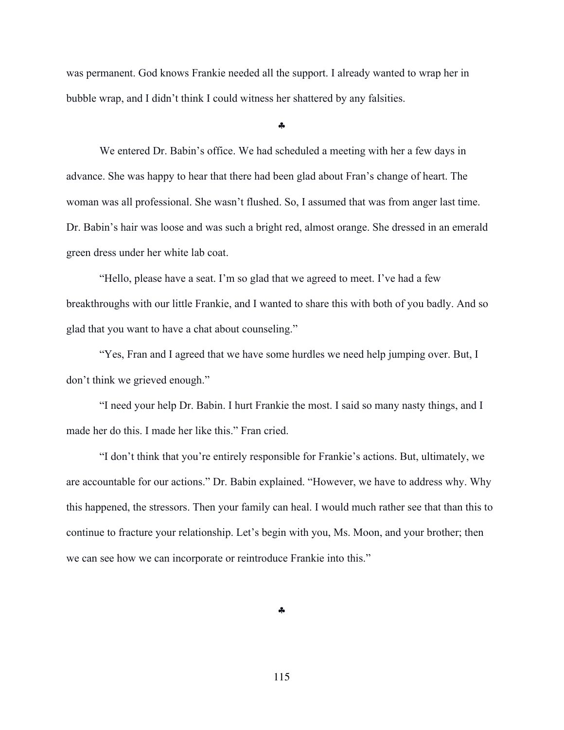was permanent. God knows Frankie needed all the support. I already wanted to wrap her in bubble wrap, and I didn't think I could witness her shattered by any falsities.

♣

We entered Dr. Babin's office. We had scheduled a meeting with her a few days in advance. She was happy to hear that there had been glad about Fran's change of heart. The woman was all professional. She wasn't flushed. So, I assumed that was from anger last time. Dr. Babin's hair was loose and was such a bright red, almost orange. She dressed in an emerald green dress under her white lab coat.

"Hello, please have a seat. I'm so glad that we agreed to meet. I've had a few breakthroughs with our little Frankie, and I wanted to share this with both of you badly. And so glad that you want to have a chat about counseling."

"Yes, Fran and I agreed that we have some hurdles we need help jumping over. But, I don't think we grieved enough."

"I need your help Dr. Babin. I hurt Frankie the most. I said so many nasty things, and I made her do this. I made her like this." Fran cried.

"I don't think that you're entirely responsible for Frankie's actions. But, ultimately, we are accountable for our actions." Dr. Babin explained. "However, we have to address why. Why this happened, the stressors. Then your family can heal. I would much rather see that than this to continue to fracture your relationship. Let's begin with you, Ms. Moon, and your brother; then we can see how we can incorporate or reintroduce Frankie into this."

♣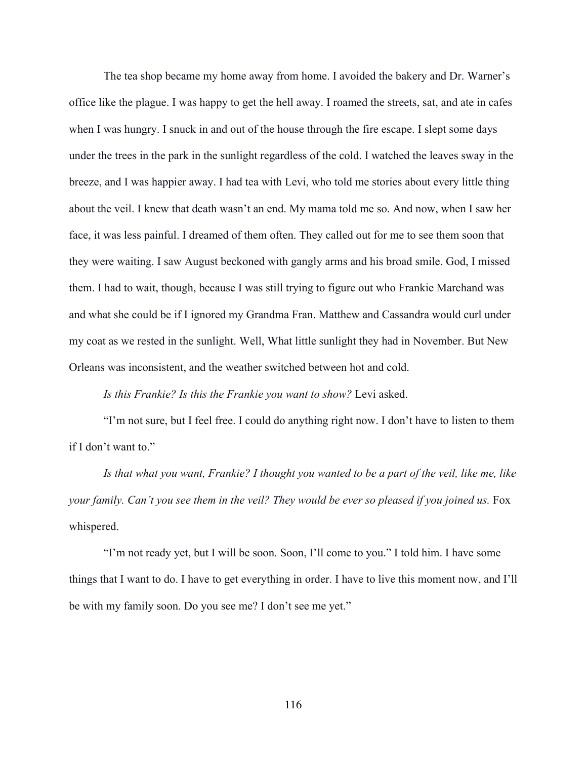The tea shop became my home away from home. I avoided the bakery and Dr. Warner's office like the plague. I was happy to get the hell away. I roamed the streets, sat, and ate in cafes when I was hungry. I snuck in and out of the house through the fire escape. I slept some days under the trees in the park in the sunlight regardless of the cold. I watched the leaves sway in the breeze, and I was happier away. I had tea with Levi, who told me stories about every little thing about the veil. I knew that death wasn't an end. My mama told me so. And now, when I saw her face, it was less painful. I dreamed of them often. They called out for me to see them soon that they were waiting. I saw August beckoned with gangly arms and his broad smile. God, I missed them. I had to wait, though, because I was still trying to figure out who Frankie Marchand was and what she could be if I ignored my Grandma Fran. Matthew and Cassandra would curl under my coat as we rested in the sunlight. Well, What little sunlight they had in November. But New Orleans was inconsistent, and the weather switched between hot and cold.

*Is this Frankie? Is this the Frankie you want to show?* Levi asked.

"I'm not sure, but I feel free. I could do anything right now. I don't have to listen to them if I don't want to."

*Is that what you want, Frankie? I thought you wanted to be a part of the veil, like me, like your family. Can't you see them in the veil? They would be ever so pleased if you joined us.* Fox whispered.

"I'm not ready yet, but I will be soon. Soon, I'll come to you." I told him. I have some things that I want to do. I have to get everything in order. I have to live this moment now, and I'll be with my family soon. Do you see me? I don't see me yet."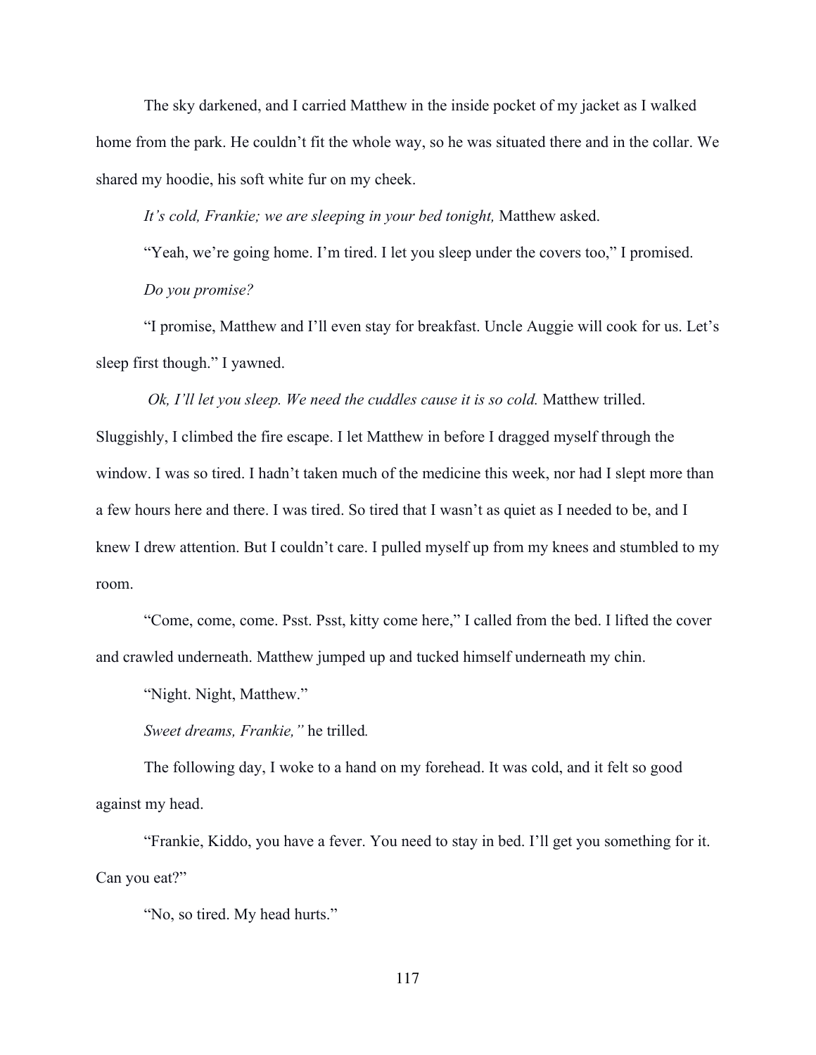The sky darkened, and I carried Matthew in the inside pocket of my jacket as I walked home from the park. He couldn't fit the whole way, so he was situated there and in the collar. We shared my hoodie, his soft white fur on my cheek.

*It's cold, Frankie; we are sleeping in your bed tonight,* Matthew asked.

"Yeah, we're going home. I'm tired. I let you sleep under the covers too," I promised.

*Do you promise?*

"I promise, Matthew and I'll even stay for breakfast. Uncle Auggie will cook for us. Let's sleep first though." I yawned.

*Ok, I'll let you sleep. We need the cuddles cause it is so cold.* Matthew trilled. Sluggishly, I climbed the fire escape. I let Matthew in before I dragged myself through the window. I was so tired. I hadn't taken much of the medicine this week, nor had I slept more than a few hours here and there. I was tired. So tired that I wasn't as quiet as I needed to be, and I knew I drew attention. But I couldn't care. I pulled myself up from my knees and stumbled to my room.

"Come, come, come. Psst. Psst, kitty come here," I called from the bed. I lifted the cover and crawled underneath. Matthew jumped up and tucked himself underneath my chin.

"Night. Night, Matthew."

*Sweet dreams, Frankie,"* he trilled.

The following day, I woke to a hand on my forehead. It was cold, and it felt so good against my head.

"Frankie, Kiddo, you have a fever. You need to stay in bed. I'll get you something for it. Can you eat?"

"No, so tired. My head hurts."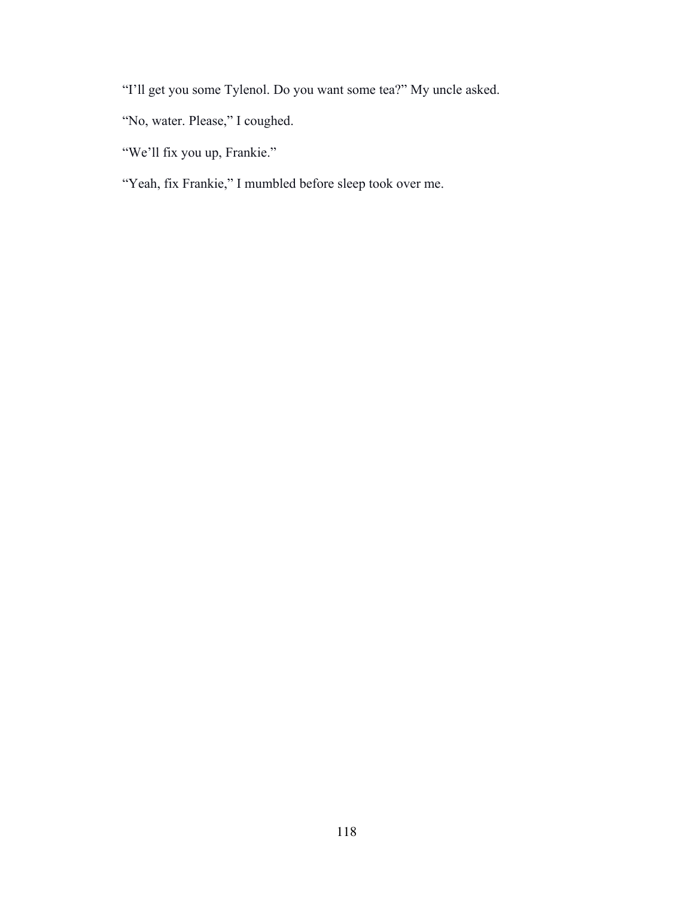"I'll get you some Tylenol. Do you want some tea?" My uncle asked.

"No, water. Please," I coughed.

"We'll fix you up, Frankie."

"Yeah, fix Frankie," I mumbled before sleep took over me.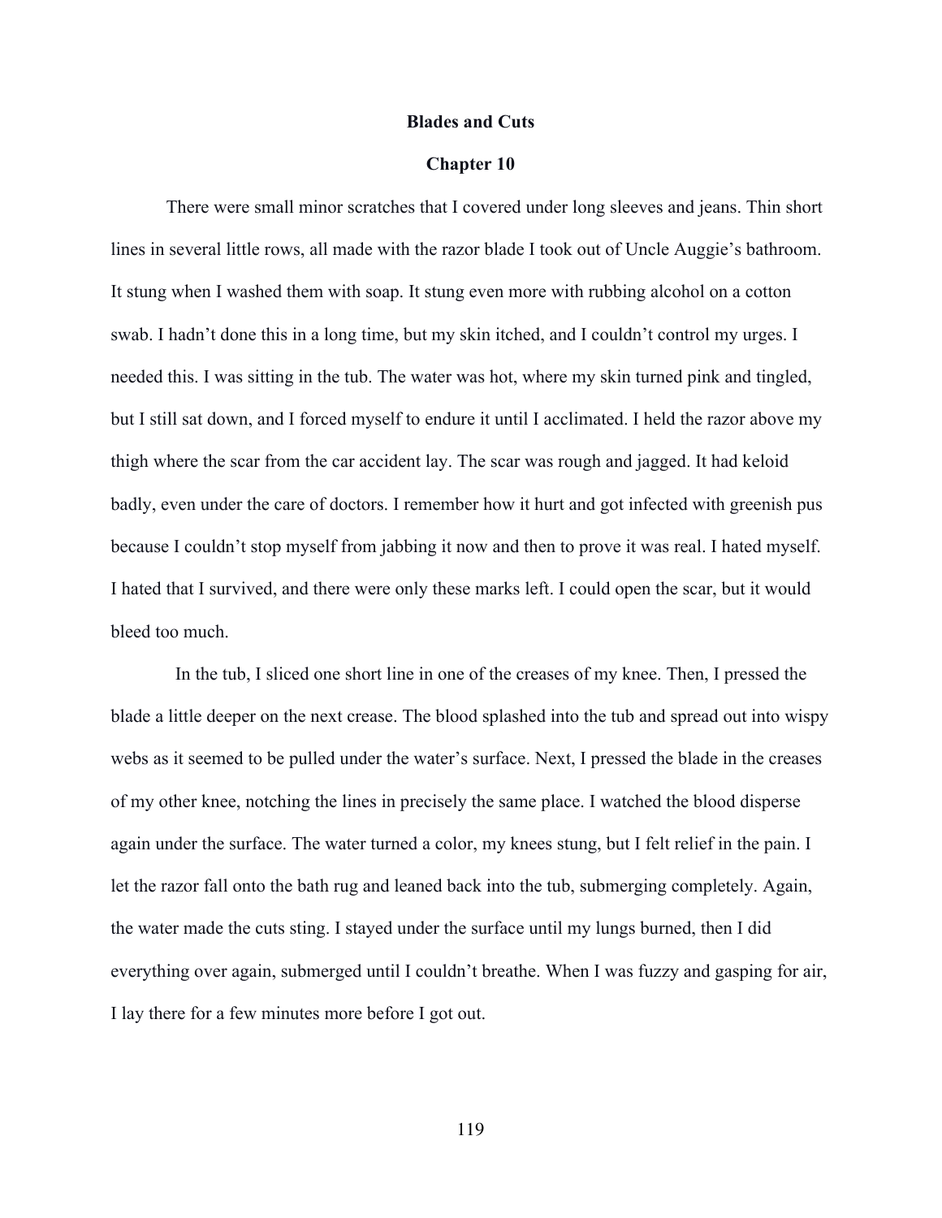**Blades and Cuts**

**Chapter 10**

There were small minor scratches that I covered under long sleeves and jeans. Thin short lines in several little rows, all made with the razor blade I took out of Uncle Auggie's bathroom. It stung when I washed them with soap. It stung even more with rubbing alcohol on a cotton swab. I hadn't done this in a long time, but my skin itched, and I couldn't control my urges. I needed this. I was sitting in the tub. The water was hot, where my skin turned pink and tingled, but I still sat down, and I forced myself to endure it until I acclimated. I held the razor above my thigh where the scar from the car accident lay. The scar was rough and jagged. It had keloid badly, even under the care of doctors. I remember how it hurt and got infected with greenish pus because I couldn't stop myself from jabbing it now and then to prove it was real. I hated myself. I hated that I survived, and there were only these marks left. I could open the scar, but it would bleed too much.

In the tub, I sliced one short line in one of the creases of my knee. Then, I pressed the blade a little deeper on the next crease. The blood splashed into the tub and spread out into wispy webs as it seemed to be pulled under the water's surface. Next, I pressed the blade in the creases of my other knee, notching the lines in precisely the same place. I watched the blood disperse again under the surface. The water turned a color, my knees stung, but I felt relief in the pain. I let the razor fall onto the bath rug and leaned back into the tub, submerging completely. Again, the water made the cuts sting. I stayed under the surface until my lungs burned, then I did everything over again, submerged until I couldn't breathe. When I was fuzzy and gasping for air, I lay there for a few minutes more before I got out.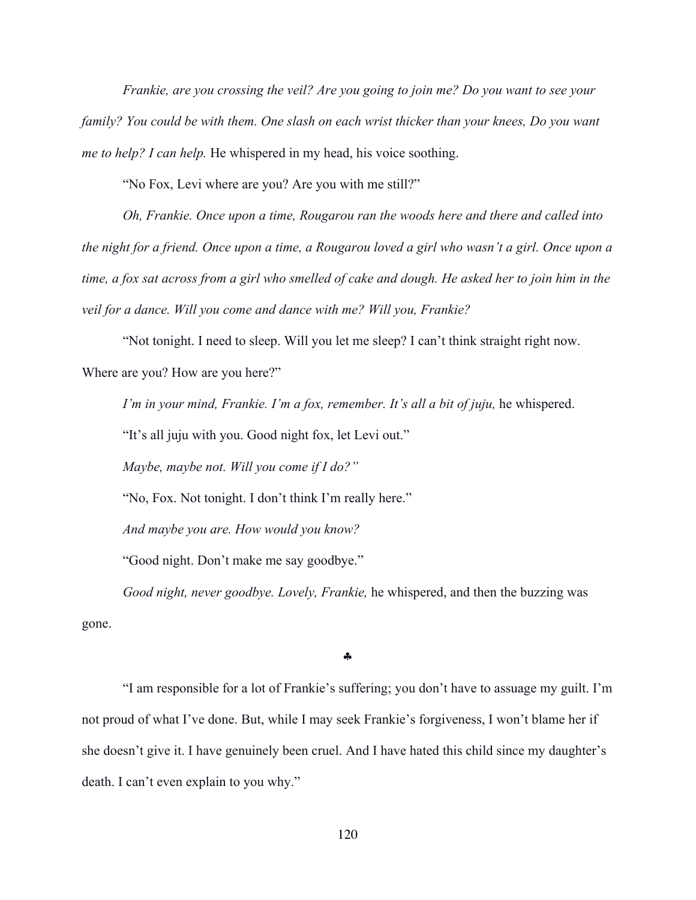*Frankie, are you crossing the veil? Are you going to join me? Do you want to see your family? You could be with them. One slash on each wrist thicker than your knees, Do you want me to help? I can help.* He whispered in my head, his voice soothing.

"No Fox, Levi where are you? Are you with me still?"

*Oh, Frankie. Once upon a time, Rougarou ran the woods here and there and called into the night for a friend. Once upon a time, a Rougarou loved a girl who wasn't a girl. Once upon a time, a fox sat across from a girl who smelled of cake and dough. He asked her to join him in the veil for a dance. Will you come and dance with me? Will you, Frankie?*

"Not tonight. I need to sleep. Will you let me sleep? I can't think straight right now. Where are you? How are you here?"

*I'm in your mind, Frankie. I'm a fox, remember. It's all a bit of juju,* he whispered.

"It's all juju with you. Good night fox, let Levi out."

*Maybe, maybe not. Will you come if I do?"*

"No, Fox. Not tonight. I don't think I'm really here."

*And maybe you are. How would you know?*

"Good night. Don't make me say goodbye."

*Good night, never goodbye. Lovely, Frankie,* he whispered, and then the buzzing was gone.

♣

"I am responsible for a lot of Frankie's suffering; you don't have to assuage my guilt. I'm not proud of what I've done. But, while I may seek Frankie's forgiveness, I won't blame her if she doesn't give it. I have genuinely been cruel. And I have hated this child since my daughter's death. I can't even explain to you why."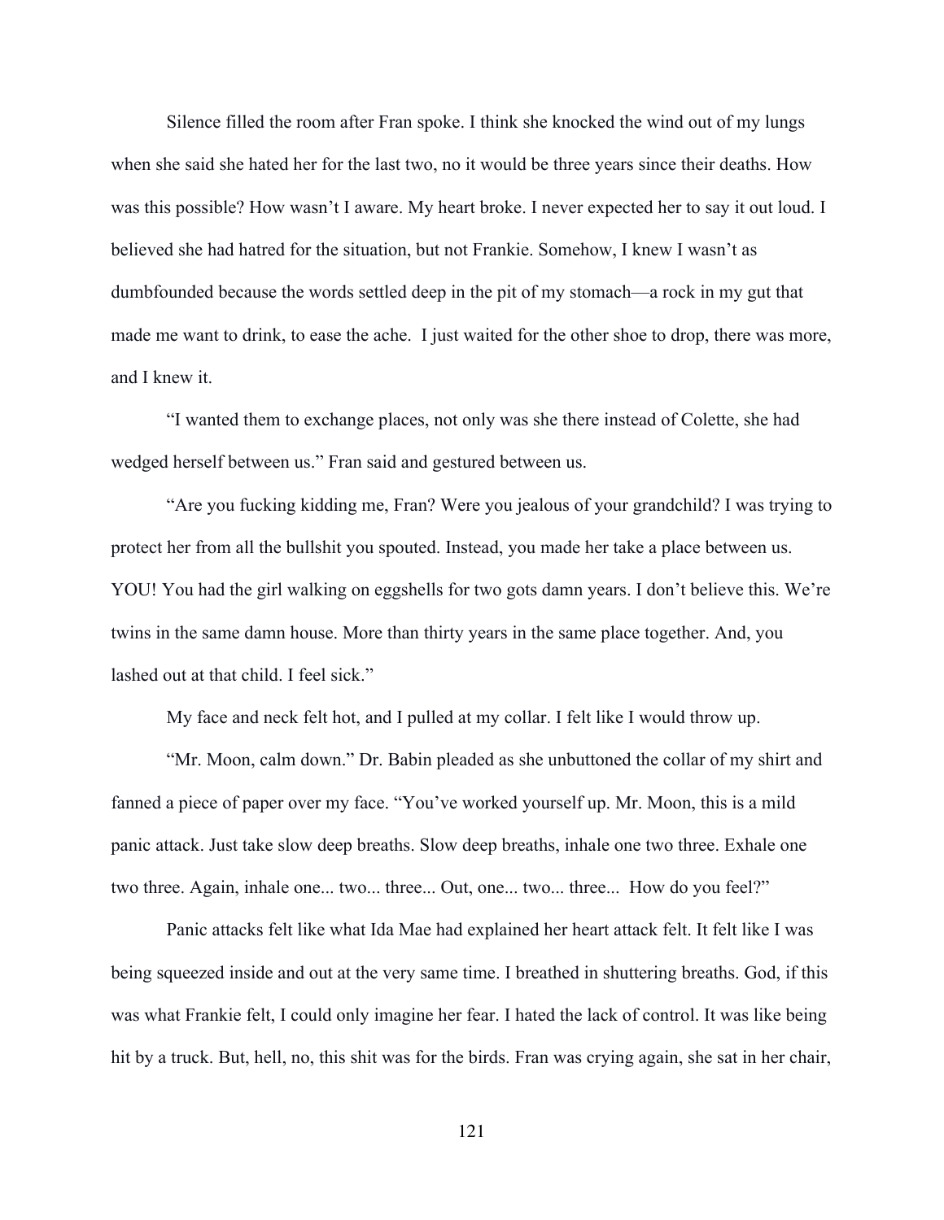Silence filled the room after Fran spoke. I think she knocked the wind out of my lungs when she said she hated her for the last two, no it would be three years since their deaths. How was this possible? How wasn't I aware. My heart broke. I never expected her to say it out loud. I believed she had hatred for the situation, but not Frankie. Somehow, I knew I wasn't as dumbfounded because the words settled deep in the pit of my stomach—a rock in my gut that made me want to drink, to ease the ache.  I just waited for the other shoe to drop, there was more, and I knew it.

"I wanted them to exchange places, not only was she there instead of Colette, she had wedged herself between us." Fran said and gestured between us.

"Are you fucking kidding me, Fran? Were you jealous of your grandchild? I was trying to protect her from all the bullshit you spouted. Instead, you made her take a place between us. YOU! You had the girl walking on eggshells for two gots damn years. I don't believe this. We're twins in the same damn house. More than thirty years in the same place together. And, you lashed out at that child. I feel sick."

My face and neck felt hot, and I pulled at my collar. I felt like I would throw up.

"Mr. Moon, calm down." Dr. Babin pleaded as she unbuttoned the collar of my shirt and fanned a piece of paper over my face. "You've worked yourself up. Mr. Moon, this is a mild panic attack. Just take slow deep breaths. Slow deep breaths, inhale one two three. Exhale one two three. Again, inhale one... two... three... Out, one... two... three...  How do you feel?"

Panic attacks felt like what Ida Mae had explained her heart attack felt. It felt like I was being squeezed inside and out at the very same time. I breathed in shuttering breaths. God, if this was what Frankie felt, I could only imagine her fear. I hated the lack of control. It was like being hit by a truck. But, hell, no, this shit was for the birds. Fran was crying again, she sat in her chair,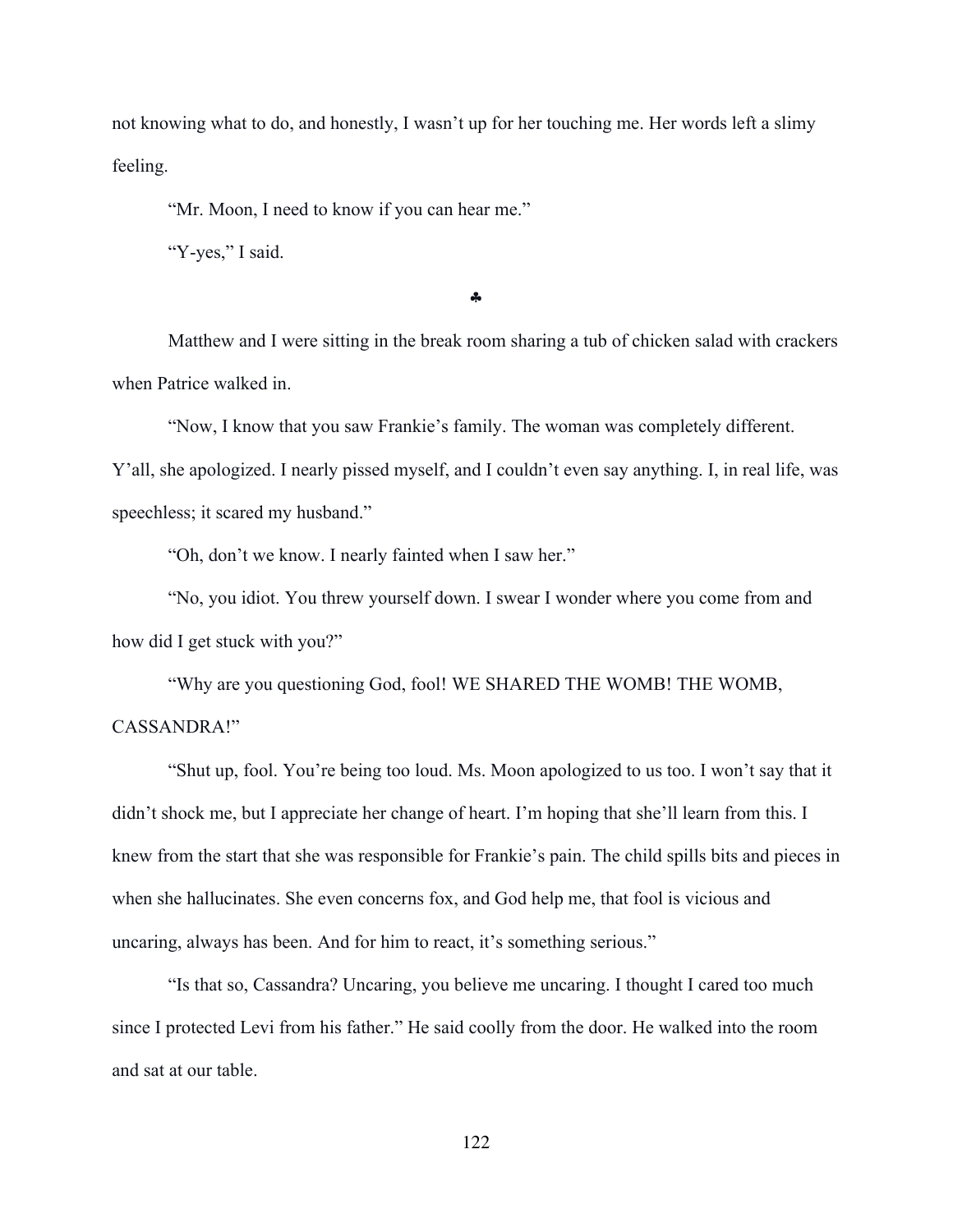not knowing what to do, and honestly, I wasn't up for her touching me. Her words left a slimy feeling.

"Mr. Moon, I need to know if you can hear me."

"Y-yes," I said.

♣

Matthew and I were sitting in the break room sharing a tub of chicken salad with crackers when Patrice walked in.

"Now, I know that you saw Frankie's family. The woman was completely different. Y'all, she apologized. I nearly pissed myself, and I couldn't even say anything. I, in real life, was speechless; it scared my husband."

"Oh, don't we know. I nearly fainted when I saw her."

"No, you idiot. You threw yourself down. I swear I wonder where you come from and how did I get stuck with you?"

"Why are you questioning God, fool! WE SHARED THE WOMB! THE WOMB, CASSANDRA!"

"Shut up, fool. You're being too loud. Ms. Moon apologized to us too. I won't say that it didn't shock me, but I appreciate her change of heart. I'm hoping that she'll learn from this. I knew from the start that she was responsible for Frankie's pain. The child spills bits and pieces in when she hallucinates. She even concerns fox, and God help me, that fool is vicious and uncaring, always has been. And for him to react, it's something serious."

"Is that so, Cassandra? Uncaring, you believe me uncaring. I thought I cared too much since I protected Levi from his father." He said coolly from the door. He walked into the room and sat at our table.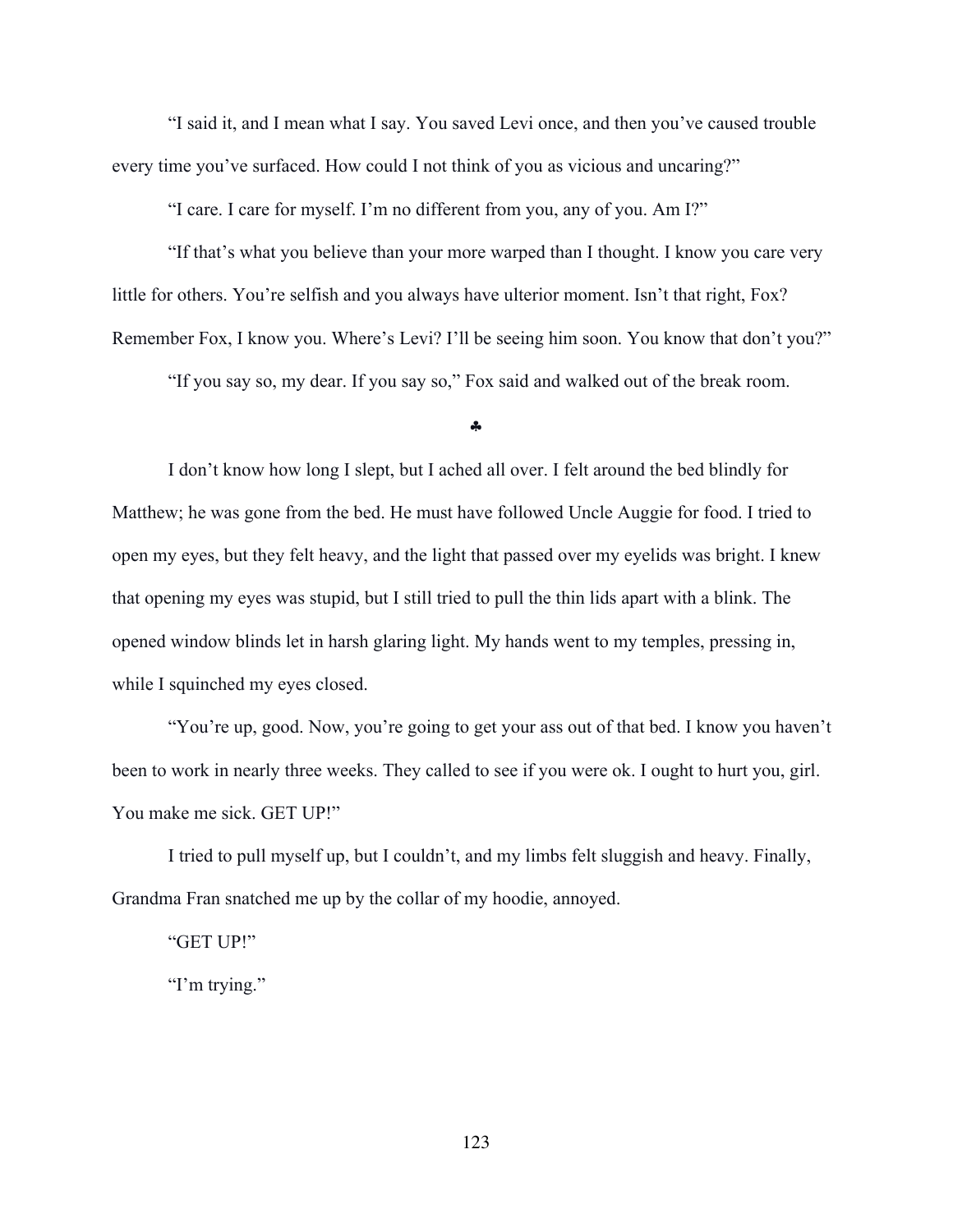"I said it, and I mean what I say. You saved Levi once, and then you've caused trouble every time you've surfaced. How could I not think of you as vicious and uncaring?"

"I care. I care for myself. I'm no different from you, any of you. Am I?"

"If that's what you believe than your more warped than I thought. I know you care very little for others. You're selfish and you always have ulterior moment. Isn't that right, Fox? Remember Fox, I know you. Where's Levi? I'll be seeing him soon. You know that don't you?"

"If you say so, my dear. If you say so," Fox said and walked out of the break room.

♣

I don't know how long I slept, but I ached all over. I felt around the bed blindly for Matthew; he was gone from the bed. He must have followed Uncle Auggie for food. I tried to open my eyes, but they felt heavy, and the light that passed over my eyelids was bright. I knew that opening my eyes was stupid, but I still tried to pull the thin lids apart with a blink. The opened window blinds let in harsh glaring light. My hands went to my temples, pressing in, while I squinched my eyes closed.

"You're up, good. Now, you're going to get your ass out of that bed. I know you haven't been to work in nearly three weeks. They called to see if you were ok. I ought to hurt you, girl. You make me sick. GET UP!"

I tried to pull myself up, but I couldn't, and my limbs felt sluggish and heavy. Finally, Grandma Fran snatched me up by the collar of my hoodie, annoyed.

"GET UP!"

"I'm trying."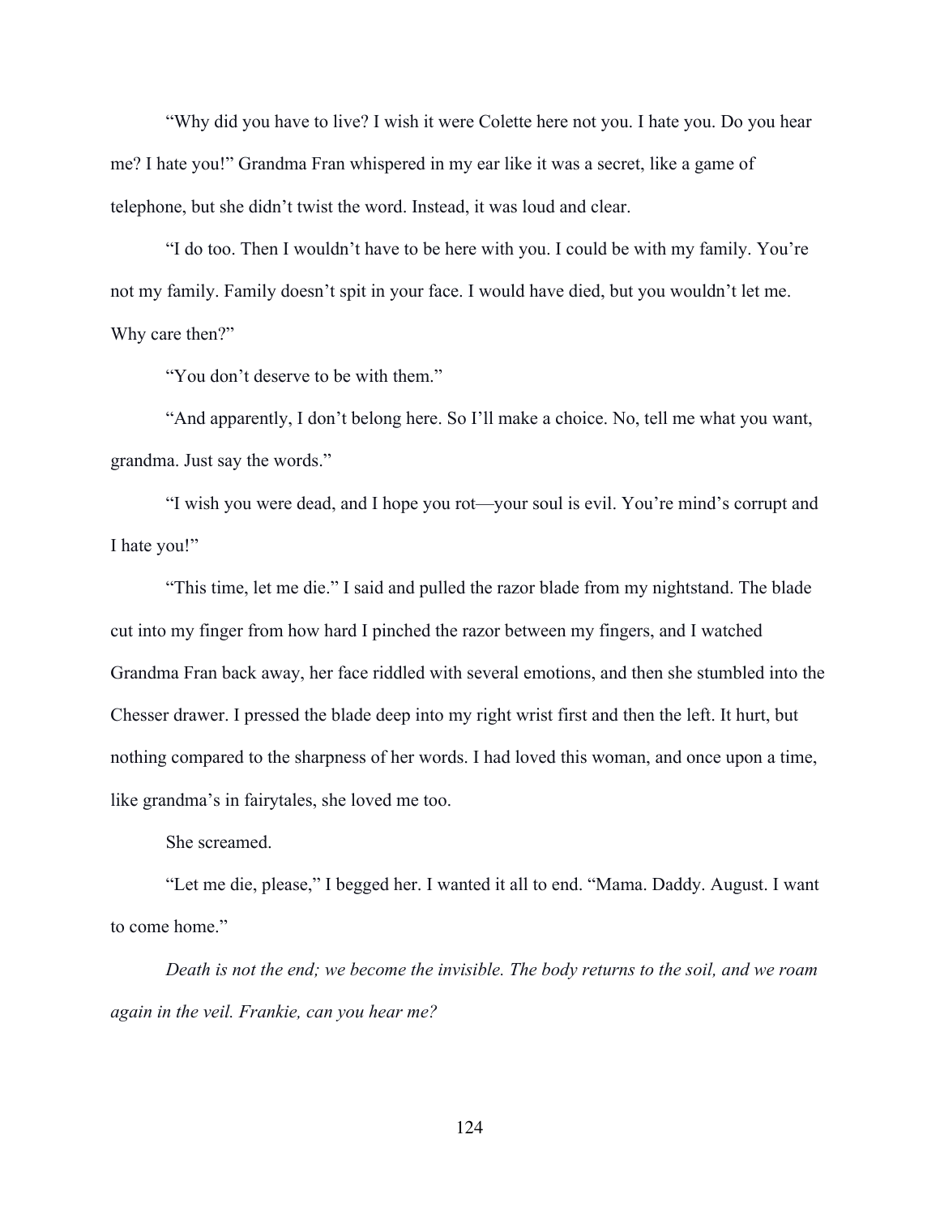"Why did you have to live? I wish it were Colette here not you. I hate you. Do you hear me? I hate you!" Grandma Fran whispered in my ear like it was a secret, like a game of telephone, but she didn't twist the word. Instead, it was loud and clear.

"I do too. Then I wouldn't have to be here with you. I could be with my family. You're not my family. Family doesn't spit in your face. I would have died, but you wouldn't let me. Why care then?"

"You don't deserve to be with them."

"And apparently, I don't belong here. So I'll make a choice. No, tell me what you want, grandma. Just say the words."

"I wish you were dead, and I hope you rot—your soul is evil. You're mind's corrupt and I hate you!"

"This time, let me die." I said and pulled the razor blade from my nightstand. The blade cut into my finger from how hard I pinched the razor between my fingers, and I watched Grandma Fran back away, her face riddled with several emotions, and then she stumbled into the Chesser drawer. I pressed the blade deep into my right wrist first and then the left. It hurt, but nothing compared to the sharpness of her words. I had loved this woman, and once upon a time, like grandma's in fairytales, she loved me too.

She screamed.

"Let me die, please," I begged her. I wanted it all to end. "Mama. Daddy. August. I want to come home."

*Death is not the end; we become the invisible. The body returns to the soil, and we roam again in the veil. Frankie, can you hear me?*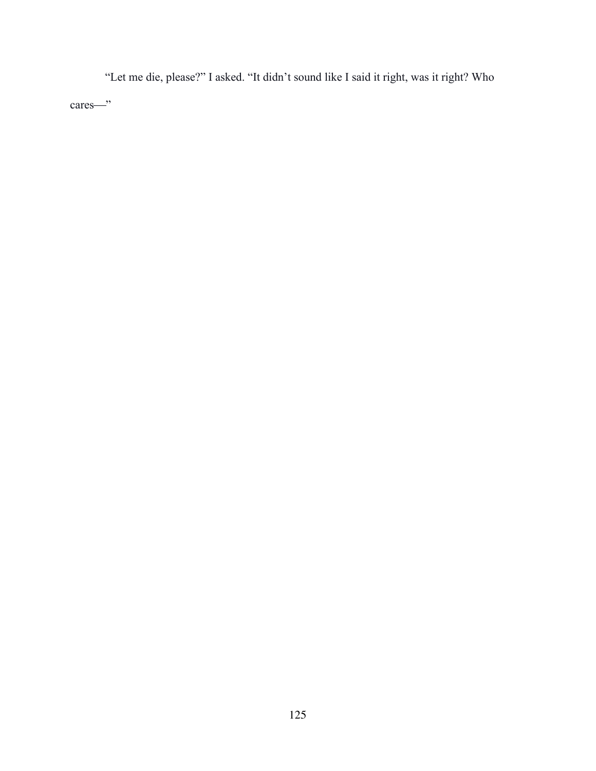"Let me die, please?" I asked. "It didn't sound like I said it right, was it right? Who cares—"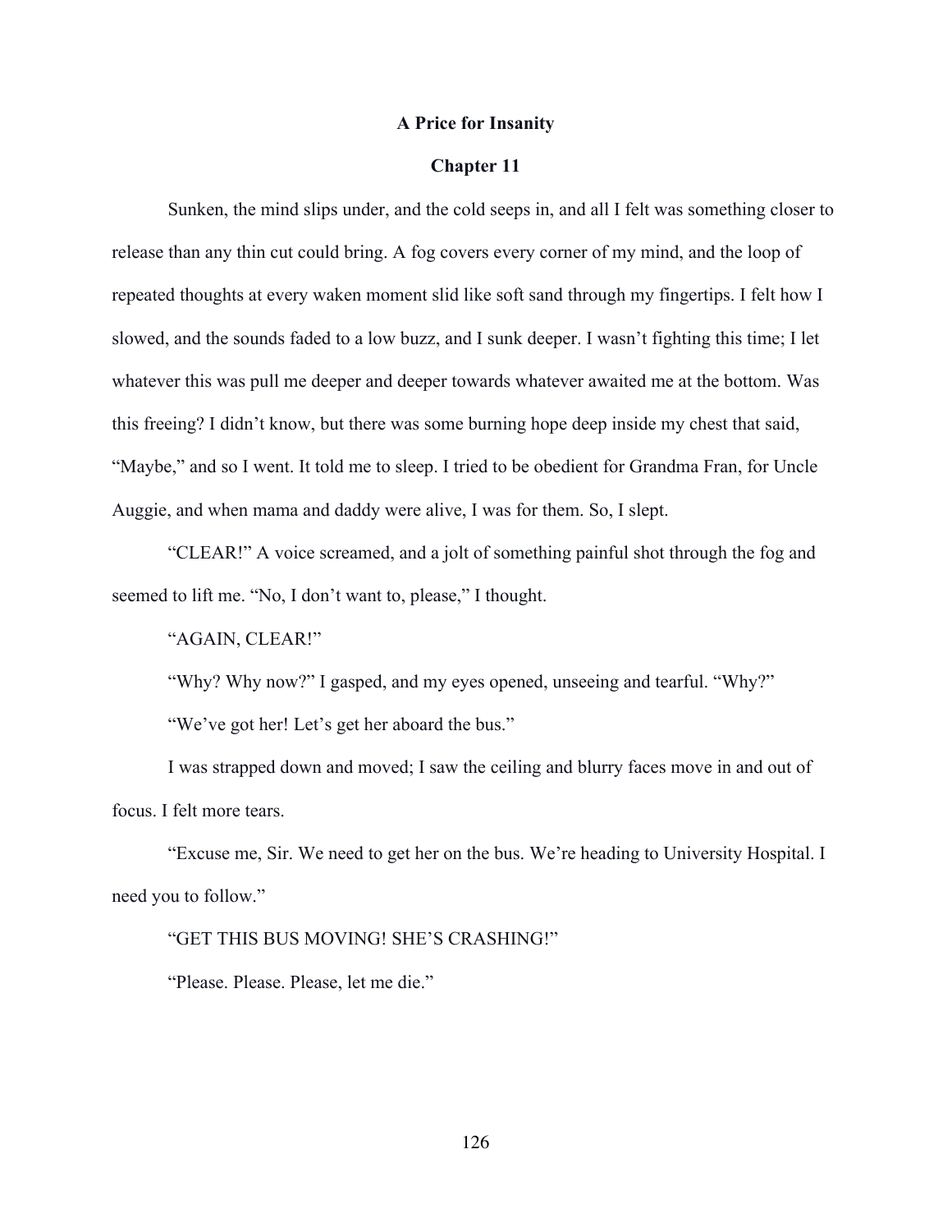**A Price for Insanity**

**Chapter 11**

Sunken, the mind slips under, and the cold seeps in, and all I felt was something closer to release than any thin cut could bring. A fog covers every corner of my mind, and the loop of repeated thoughts at every waken moment slid like soft sand through my fingertips. I felt how I slowed, and the sounds faded to a low buzz, and I sunk deeper. I wasn't fighting this time; I let whatever this was pull me deeper and deeper towards whatever awaited me at the bottom. Was this freeing? I didn't know, but there was some burning hope deep inside my chest that said, "Maybe," and so I went. It told me to sleep. I tried to be obedient for Grandma Fran, for Uncle Auggie, and when mama and daddy were alive, I was for them. So, I slept.

"CLEAR!" A voice screamed, and a jolt of something painful shot through the fog and seemed to lift me. "No, I don't want to, please," I thought.

"AGAIN, CLEAR!"

"Why? Why now?" I gasped, and my eyes opened, unseeing and tearful. "Why?"

"We've got her! Let's get her aboard the bus."

I was strapped down and moved; I saw the ceiling and blurry faces move in and out of focus. I felt more tears.

"Excuse me, Sir. We need to get her on the bus. We're heading to University Hospital. I need you to follow."

"GET THIS BUS MOVING! SHE'S CRASHING!"

"Please. Please. Please, let me die."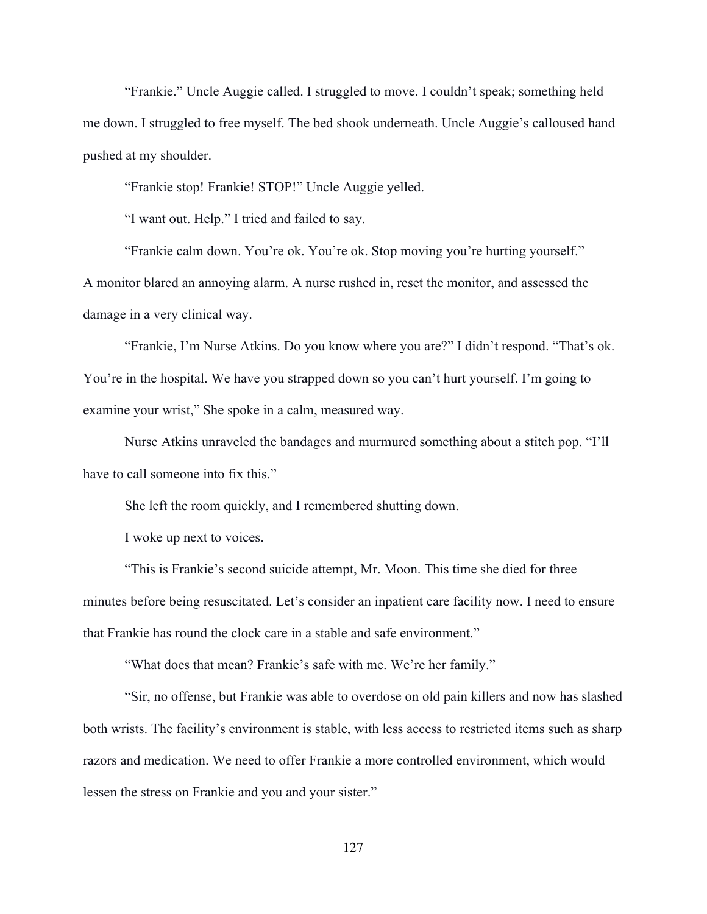"Frankie." Uncle Auggie called. I struggled to move. I couldn't speak; something held me down. I struggled to free myself. The bed shook underneath. Uncle Auggie's calloused hand pushed at my shoulder.

"Frankie stop! Frankie! STOP!" Uncle Auggie yelled.

"I want out. Help." I tried and failed to say.

"Frankie calm down. You're ok. You're ok. Stop moving you're hurting yourself."
A monitor blared an annoying alarm. A nurse rushed in, reset the monitor, and assessed the damage in a very clinical way.

"Frankie, I'm Nurse Atkins. Do you know where you are?" I didn't respond. "That's ok. You're in the hospital. We have you strapped down so you can't hurt yourself. I'm going to examine your wrist," She spoke in a calm, measured way.

Nurse Atkins unraveled the bandages and murmured something about a stitch pop. "I'll have to call someone into fix this."

She left the room quickly, and I remembered shutting down.

I woke up next to voices.

"This is Frankie's second suicide attempt, Mr. Moon. This time she died for three minutes before being resuscitated. Let's consider an inpatient care facility now. I need to ensure that Frankie has round the clock care in a stable and safe environment."

"What does that mean? Frankie's safe with me. We're her family."

"Sir, no offense, but Frankie was able to overdose on old pain killers and now has slashed both wrists. The facility's environment is stable, with less access to restricted items such as sharp razors and medication. We need to offer Frankie a more controlled environment, which would lessen the stress on Frankie and you and your sister."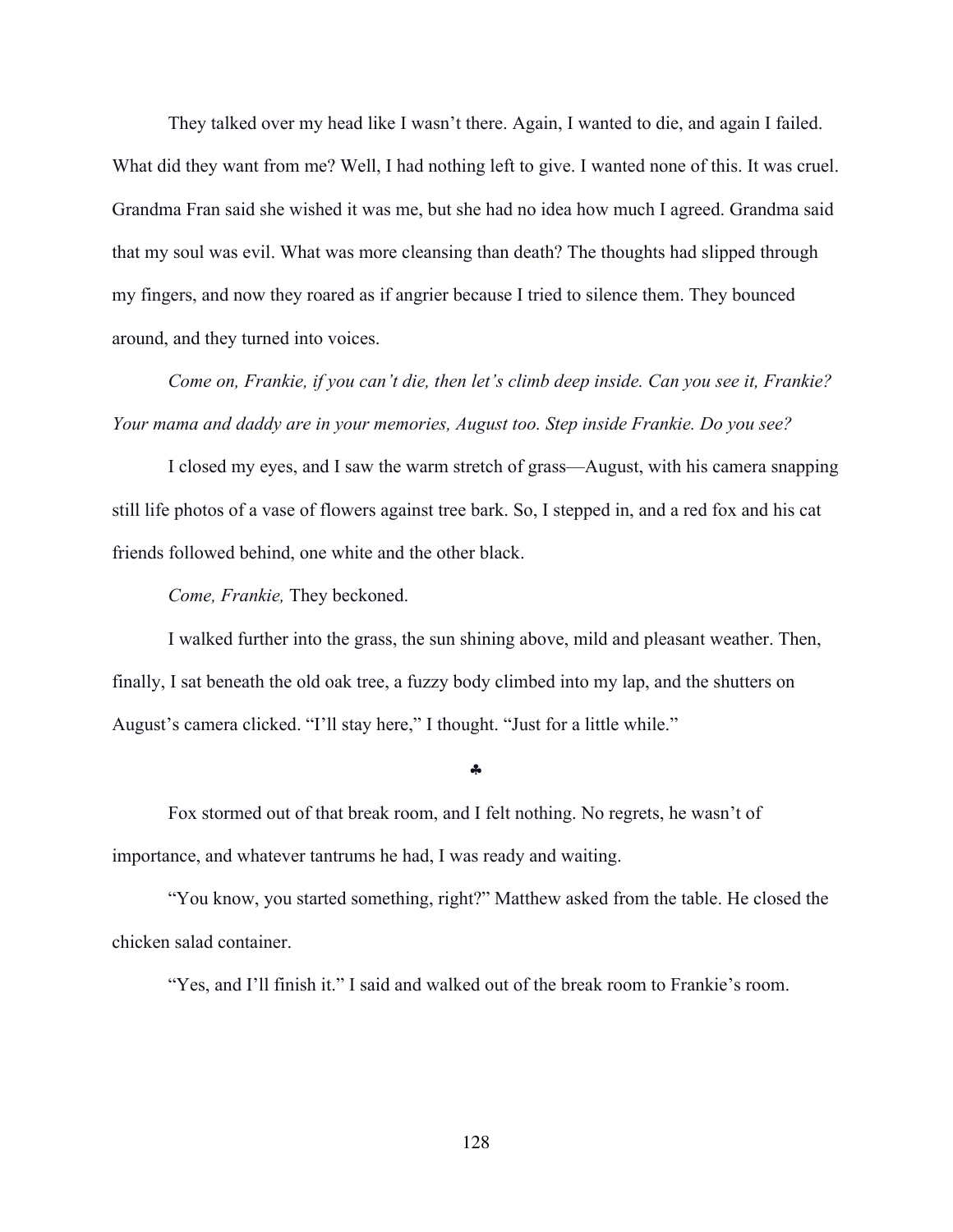They talked over my head like I wasn't there. Again, I wanted to die, and again I failed. What did they want from me? Well, I had nothing left to give. I wanted none of this. It was cruel. Grandma Fran said she wished it was me, but she had no idea how much I agreed. Grandma said that my soul was evil. What was more cleansing than death? The thoughts had slipped through my fingers, and now they roared as if angrier because I tried to silence them. They bounced around, and they turned into voices.

*Come on, Frankie, if you can't die, then let's climb deep inside. Can you see it, Frankie? Your mama and daddy are in your memories, August too. Step inside Frankie. Do you see?*

I closed my eyes, and I saw the warm stretch of grass—August, with his camera snapping still life photos of a vase of flowers against tree bark. So, I stepped in, and a red fox and his cat friends followed behind, one white and the other black.

*Come, Frankie,* They beckoned.

I walked further into the grass, the sun shining above, mild and pleasant weather. Then, finally, I sat beneath the old oak tree, a fuzzy body climbed into my lap, and the shutters on August's camera clicked. "I'll stay here," I thought. "Just for a little while."

♣

Fox stormed out of that break room, and I felt nothing. No regrets, he wasn't of importance, and whatever tantrums he had, I was ready and waiting.

"You know, you started something, right?" Matthew asked from the table. He closed the chicken salad container.

"Yes, and I'll finish it." I said and walked out of the break room to Frankie's room.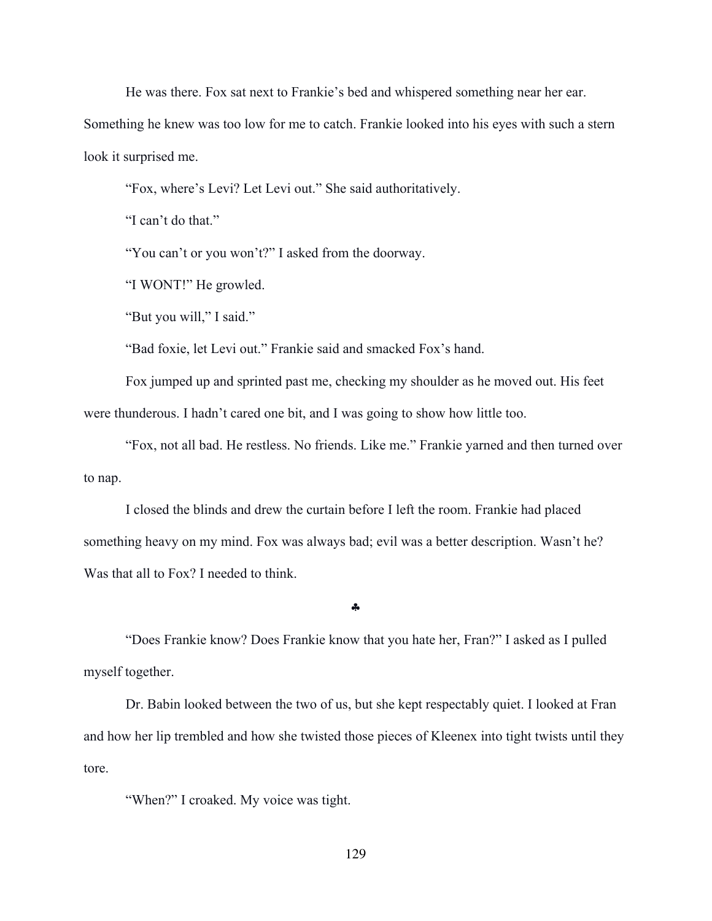He was there. Fox sat next to Frankie's bed and whispered something near her ear. Something he knew was too low for me to catch. Frankie looked into his eyes with such a stern look it surprised me.

"Fox, where's Levi? Let Levi out." She said authoritatively.

"I can't do that."

"You can't or you won't?" I asked from the doorway.

"I WONT!" He growled.

"But you will," I said."

"Bad foxie, let Levi out." Frankie said and smacked Fox's hand.

Fox jumped up and sprinted past me, checking my shoulder as he moved out. His feet were thunderous. I hadn't cared one bit, and I was going to show how little too.

"Fox, not all bad. He restless. No friends. Like me." Frankie yarned and then turned over to nap.

I closed the blinds and drew the curtain before I left the room. Frankie had placed something heavy on my mind. Fox was always bad; evil was a better description. Wasn't he? Was that all to Fox? I needed to think.

♣

"Does Frankie know? Does Frankie know that you hate her, Fran?" I asked as I pulled myself together.

Dr. Babin looked between the two of us, but she kept respectably quiet. I looked at Fran and how her lip trembled and how she twisted those pieces of Kleenex into tight twists until they tore.

"When?" I croaked. My voice was tight.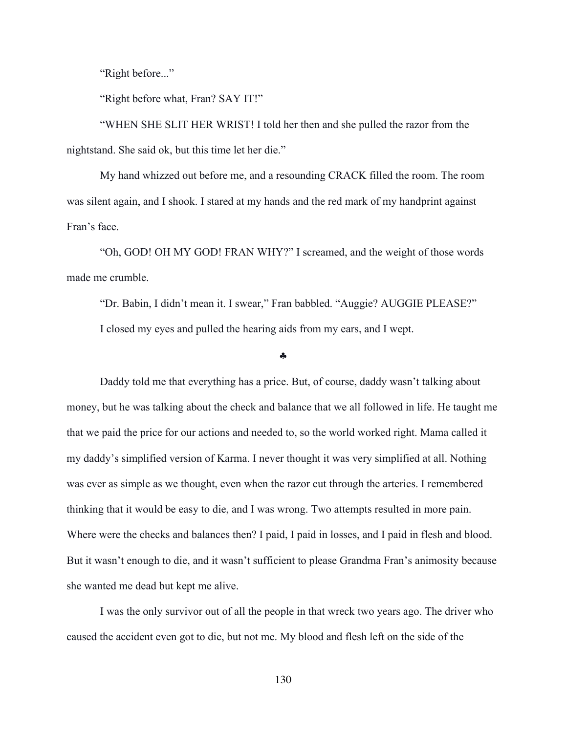"Right before..."

"Right before what, Fran? SAY IT!"

"WHEN SHE SLIT HER WRIST! I told her then and she pulled the razor from the nightstand. She said ok, but this time let her die."

My hand whizzed out before me, and a resounding CRACK filled the room. The room was silent again, and I shook. I stared at my hands and the red mark of my handprint against Fran's face.

"Oh, GOD! OH MY GOD! FRAN WHY?" I screamed, and the weight of those words made me crumble.

"Dr. Babin, I didn't mean it. I swear," Fran babbled. "Auggie? AUGGIE PLEASE?"

I closed my eyes and pulled the hearing aids from my ears, and I wept.

♣

Daddy told me that everything has a price. But, of course, daddy wasn't talking about money, but he was talking about the check and balance that we all followed in life. He taught me that we paid the price for our actions and needed to, so the world worked right. Mama called it my daddy's simplified version of Karma. I never thought it was very simplified at all. Nothing was ever as simple as we thought, even when the razor cut through the arteries. I remembered thinking that it would be easy to die, and I was wrong. Two attempts resulted in more pain. Where were the checks and balances then? I paid, I paid in losses, and I paid in flesh and blood. But it wasn't enough to die, and it wasn't sufficient to please Grandma Fran's animosity because she wanted me dead but kept me alive.

I was the only survivor out of all the people in that wreck two years ago. The driver who caused the accident even got to die, but not me. My blood and flesh left on the side of the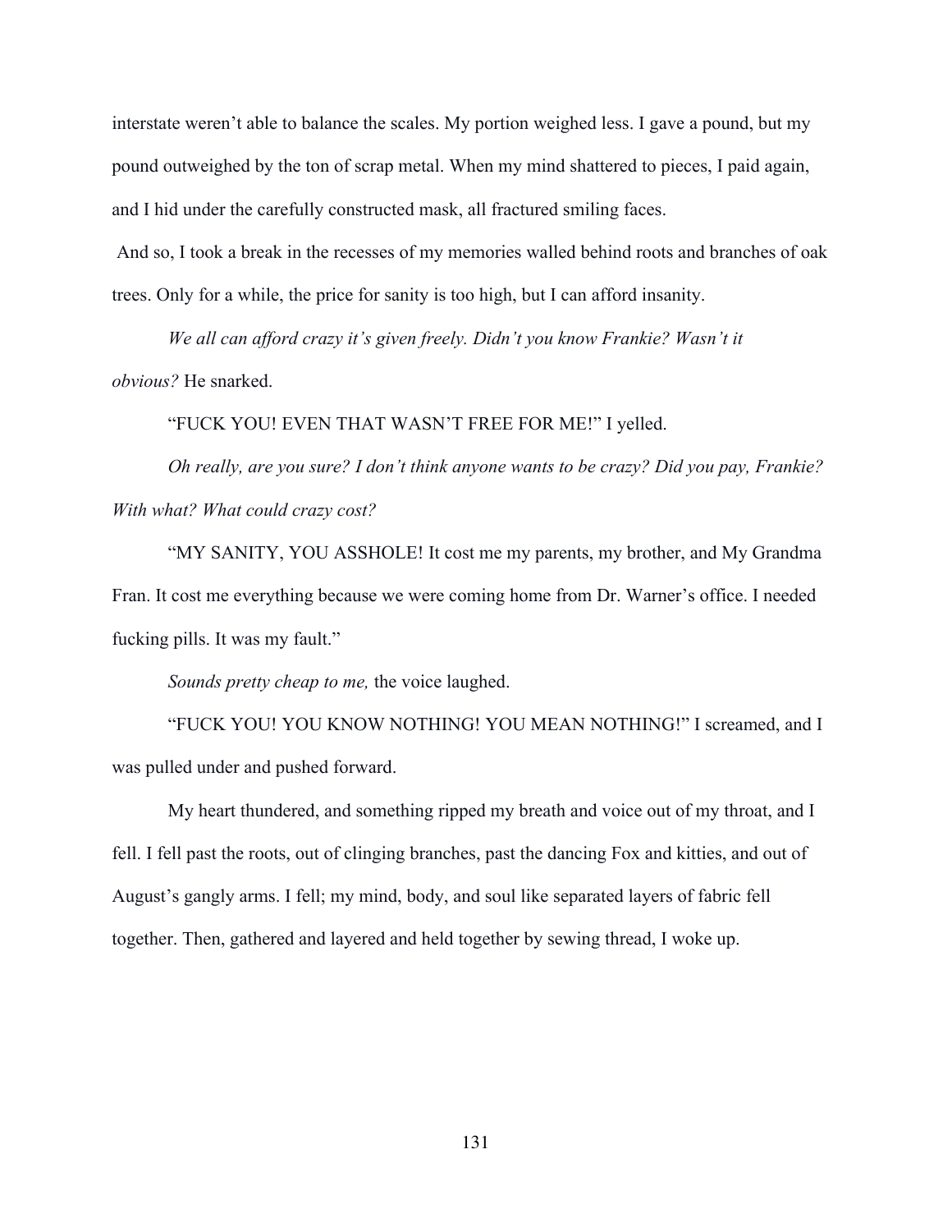interstate weren't able to balance the scales. My portion weighed less. I gave a pound, but my pound outweighed by the ton of scrap metal. When my mind shattered to pieces, I paid again, and I hid under the carefully constructed mask, all fractured smiling faces.

And so, I took a break in the recesses of my memories walled behind roots and branches of oak trees. Only for a while, the price for sanity is too high, but I can afford insanity.

*We all can afford crazy it's given freely. Didn't you know Frankie? Wasn't it obvious?* He snarked.

"FUCK YOU! EVEN THAT WASN'T FREE FOR ME!" I yelled.

*Oh really, are you sure? I don't think anyone wants to be crazy? Did you pay, Frankie? With what? What could crazy cost?*

"MY SANITY, YOU ASSHOLE! It cost me my parents, my brother, and My Grandma Fran. It cost me everything because we were coming home from Dr. Warner's office. I needed fucking pills. It was my fault."

*Sounds pretty cheap to me,* the voice laughed.

"FUCK YOU! YOU KNOW NOTHING! YOU MEAN NOTHING!" I screamed, and I was pulled under and pushed forward.

My heart thundered, and something ripped my breath and voice out of my throat, and I fell. I fell past the roots, out of clinging branches, past the dancing Fox and kitties, and out of August's gangly arms. I fell; my mind, body, and soul like separated layers of fabric fell together. Then, gathered and layered and held together by sewing thread, I woke up.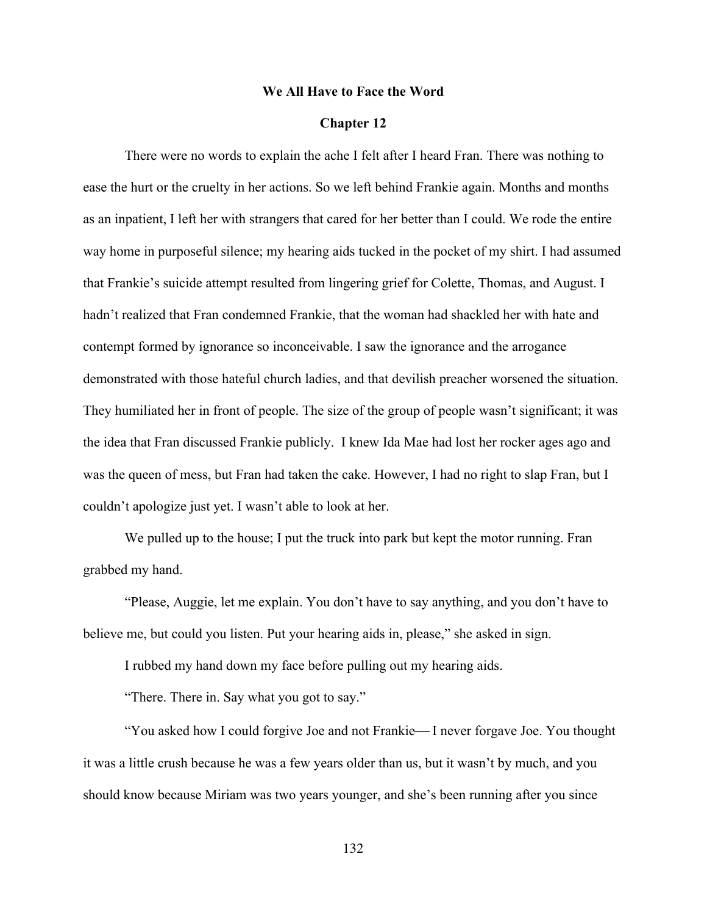**We All Have to Face the Word**

**Chapter 12**

There were no words to explain the ache I felt after I heard Fran. There was nothing to ease the hurt or the cruelty in her actions. So we left behind Frankie again. Months and months as an inpatient, I left her with strangers that cared for her better than I could. We rode the entire way home in purposeful silence; my hearing aids tucked in the pocket of my shirt. I had assumed that Frankie's suicide attempt resulted from lingering grief for Colette, Thomas, and August. I hadn't realized that Fran condemned Frankie, that the woman had shackled her with hate and contempt formed by ignorance so inconceivable. I saw the ignorance and the arrogance demonstrated with those hateful church ladies, and that devilish preacher worsened the situation. They humiliated her in front of people. The size of the group of people wasn't significant; it was the idea that Fran discussed Frankie publicly. I knew Ida Mae had lost her rocker ages ago and was the queen of mess, but Fran had taken the cake. However, I had no right to slap Fran, but I couldn't apologize just yet. I wasn't able to look at her.

We pulled up to the house; I put the truck into park but kept the motor running. Fran grabbed my hand.

"Please, Auggie, let me explain. You don't have to say anything, and you don't have to believe me, but could you listen. Put your hearing aids in, please," she asked in sign.

I rubbed my hand down my face before pulling out my hearing aids.

"There. There in. Say what you got to say."

"You asked how I could forgive Joe and not Frankie— I never forgave Joe. You thought it was a little crush because he was a few years older than us, but it wasn't by much, and you should know because Miriam was two years younger, and she's been running after you since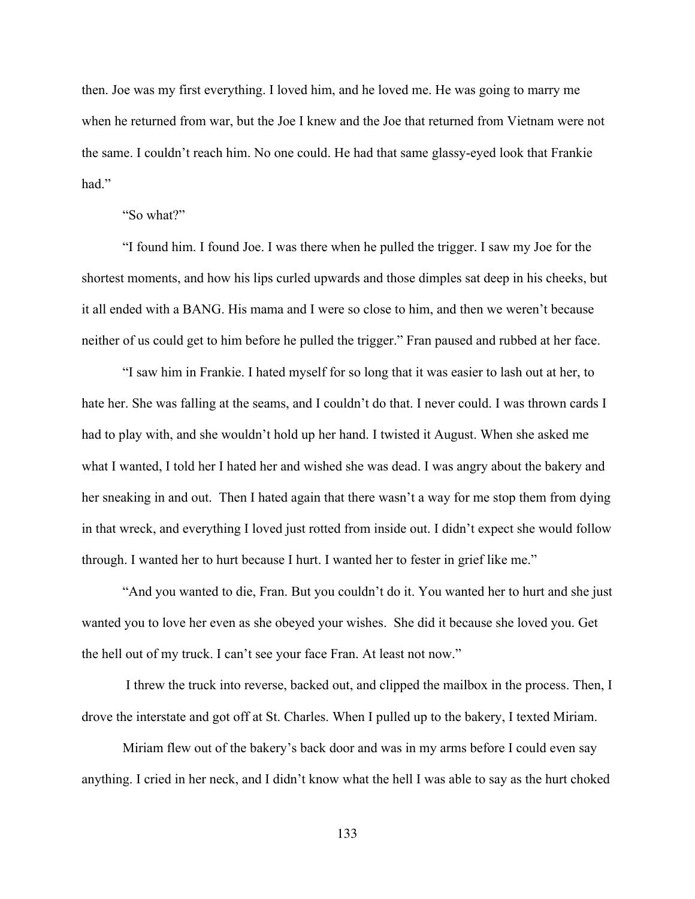then. Joe was my first everything. I loved him, and he loved me. He was going to marry me when he returned from war, but the Joe I knew and the Joe that returned from Vietnam were not the same. I couldn't reach him. No one could. He had that same glassy-eyed look that Frankie had."

"So what?"

"I found him. I found Joe. I was there when he pulled the trigger. I saw my Joe for the shortest moments, and how his lips curled upwards and those dimples sat deep in his cheeks, but it all ended with a BANG. His mama and I were so close to him, and then we weren't because neither of us could get to him before he pulled the trigger." Fran paused and rubbed at her face.

"I saw him in Frankie. I hated myself for so long that it was easier to lash out at her, to hate her. She was falling at the seams, and I couldn't do that. I never could. I was thrown cards I had to play with, and she wouldn't hold up her hand. I twisted it August. When she asked me what I wanted, I told her I hated her and wished she was dead. I was angry about the bakery and her sneaking in and out. Then I hated again that there wasn't a way for me stop them from dying in that wreck, and everything I loved just rotted from inside out. I didn't expect she would follow through. I wanted her to hurt because I hurt. I wanted her to fester in grief like me."

"And you wanted to die, Fran. But you couldn't do it. You wanted her to hurt and she just wanted you to love her even as she obeyed your wishes. She did it because she loved you. Get the hell out of my truck. I can't see your face Fran. At least not now."

I threw the truck into reverse, backed out, and clipped the mailbox in the process. Then, I drove the interstate and got off at St. Charles. When I pulled up to the bakery, I texted Miriam.

Miriam flew out of the bakery's back door and was in my arms before I could even say anything. I cried in her neck, and I didn't know what the hell I was able to say as the hurt choked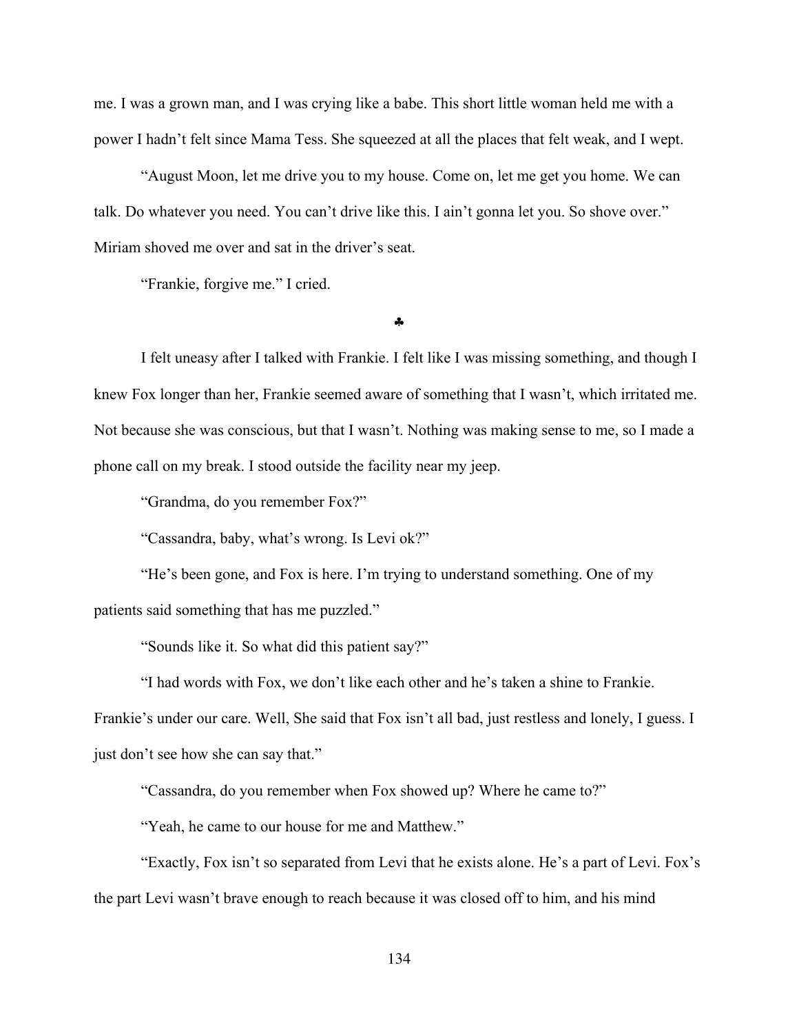me. I was a grown man, and I was crying like a babe. This short little woman held me with a power I hadn't felt since Mama Tess. She squeezed at all the places that felt weak, and I wept.

"August Moon, let me drive you to my house. Come on, let me get you home. We can talk. Do whatever you need. You can't drive like this. I ain't gonna let you. So shove over." Miriam shoved me over and sat in the driver's seat.

"Frankie, forgive me." I cried.

♣

I felt uneasy after I talked with Frankie. I felt like I was missing something, and though I knew Fox longer than her, Frankie seemed aware of something that I wasn't, which irritated me. Not because she was conscious, but that I wasn't. Nothing was making sense to me, so I made a phone call on my break. I stood outside the facility near my jeep.

"Grandma, do you remember Fox?"

"Cassandra, baby, what's wrong. Is Levi ok?"

"He's been gone, and Fox is here. I'm trying to understand something. One of my patients said something that has me puzzled."

"Sounds like it. So what did this patient say?"

"I had words with Fox, we don't like each other and he's taken a shine to Frankie. Frankie's under our care. Well, She said that Fox isn't all bad, just restless and lonely, I guess. I just don't see how she can say that."

"Cassandra, do you remember when Fox showed up? Where he came to?"

"Yeah, he came to our house for me and Matthew."

"Exactly, Fox isn't so separated from Levi that he exists alone. He's a part of Levi. Fox's the part Levi wasn't brave enough to reach because it was closed off to him, and his mind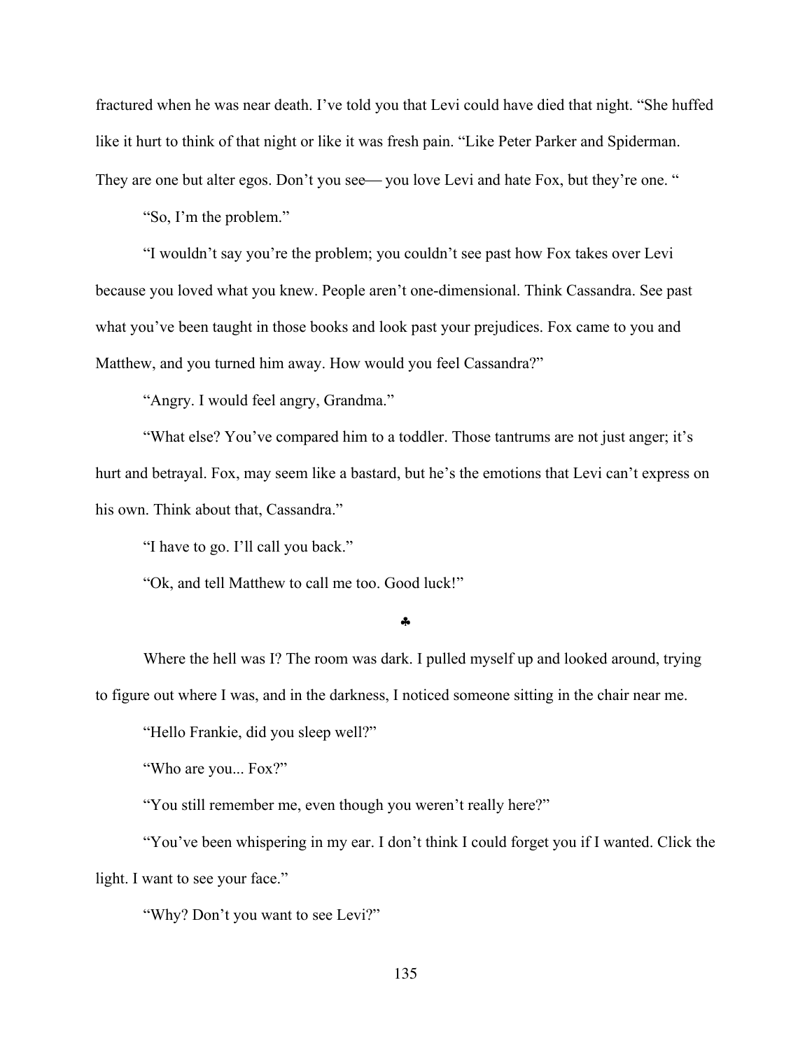fractured when he was near death. I've told you that Levi could have died that night. "She huffed like it hurt to think of that night or like it was fresh pain. "Like Peter Parker and Spiderman. They are one but alter egos. Don't you see— you love Levi and hate Fox, but they're one. "

"So, I'm the problem."

"I wouldn't say you're the problem; you couldn't see past how Fox takes over Levi because you loved what you knew. People aren't one-dimensional. Think Cassandra. See past what you've been taught in those books and look past your prejudices. Fox came to you and Matthew, and you turned him away. How would you feel Cassandra?"

"Angry. I would feel angry, Grandma."

"What else? You've compared him to a toddler. Those tantrums are not just anger; it's hurt and betrayal. Fox, may seem like a bastard, but he's the emotions that Levi can't express on his own. Think about that, Cassandra."

"I have to go. I'll call you back."

"Ok, and tell Matthew to call me too. Good luck!"

♣

Where the hell was I? The room was dark. I pulled myself up and looked around, trying to figure out where I was, and in the darkness, I noticed someone sitting in the chair near me.

"Hello Frankie, did you sleep well?"

"Who are you... Fox?"

"You still remember me, even though you weren't really here?"

"You've been whispering in my ear. I don't think I could forget you if I wanted. Click the light. I want to see your face."

"Why? Don't you want to see Levi?"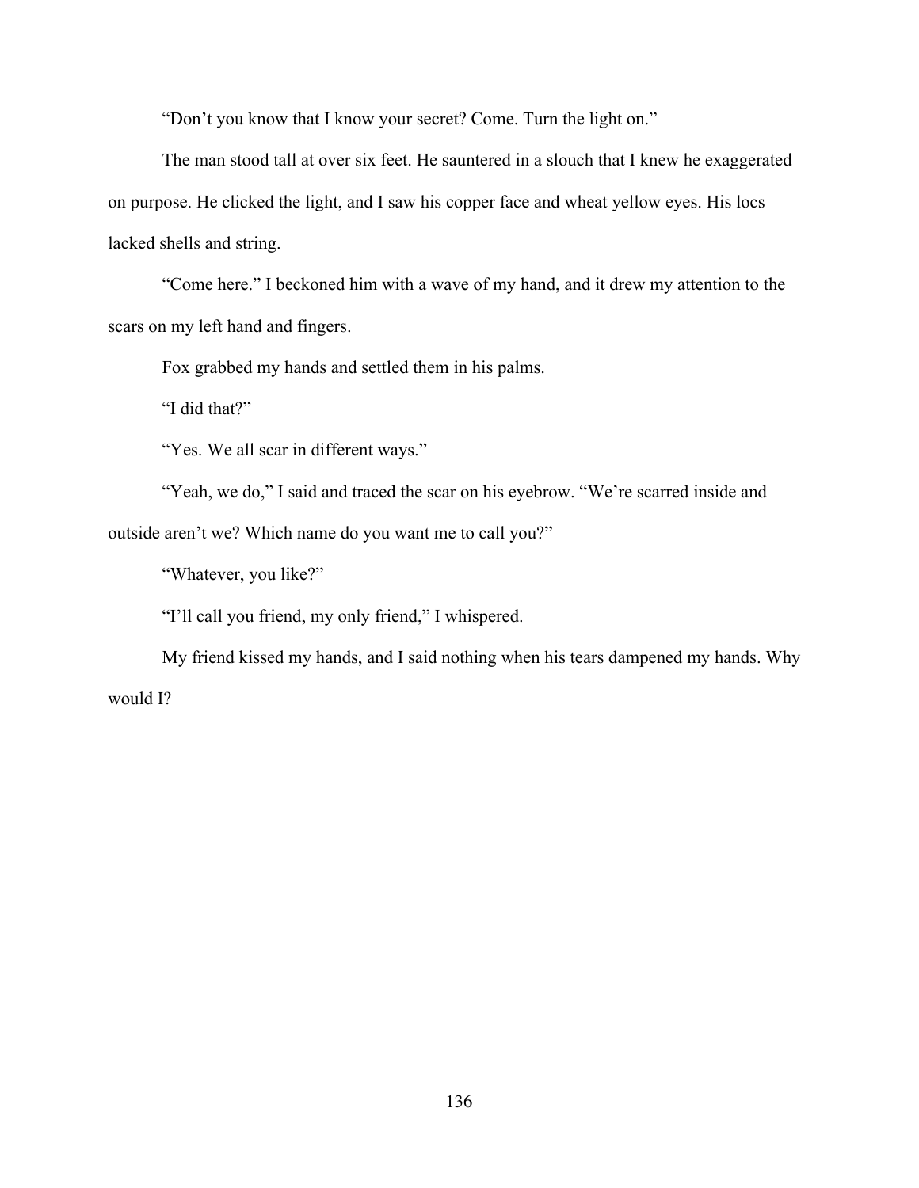"Don't you know that I know your secret? Come. Turn the light on."

The man stood tall at over six feet. He sauntered in a slouch that I knew he exaggerated on purpose. He clicked the light, and I saw his copper face and wheat yellow eyes. His locs lacked shells and string.

"Come here." I beckoned him with a wave of my hand, and it drew my attention to the scars on my left hand and fingers.

Fox grabbed my hands and settled them in his palms.

"I did that?"

"Yes. We all scar in different ways."

"Yeah, we do," I said and traced the scar on his eyebrow. "We're scarred inside and outside aren't we? Which name do you want me to call you?"

"Whatever, you like?"

"I'll call you friend, my only friend," I whispered.

My friend kissed my hands, and I said nothing when his tears dampened my hands. Why would I?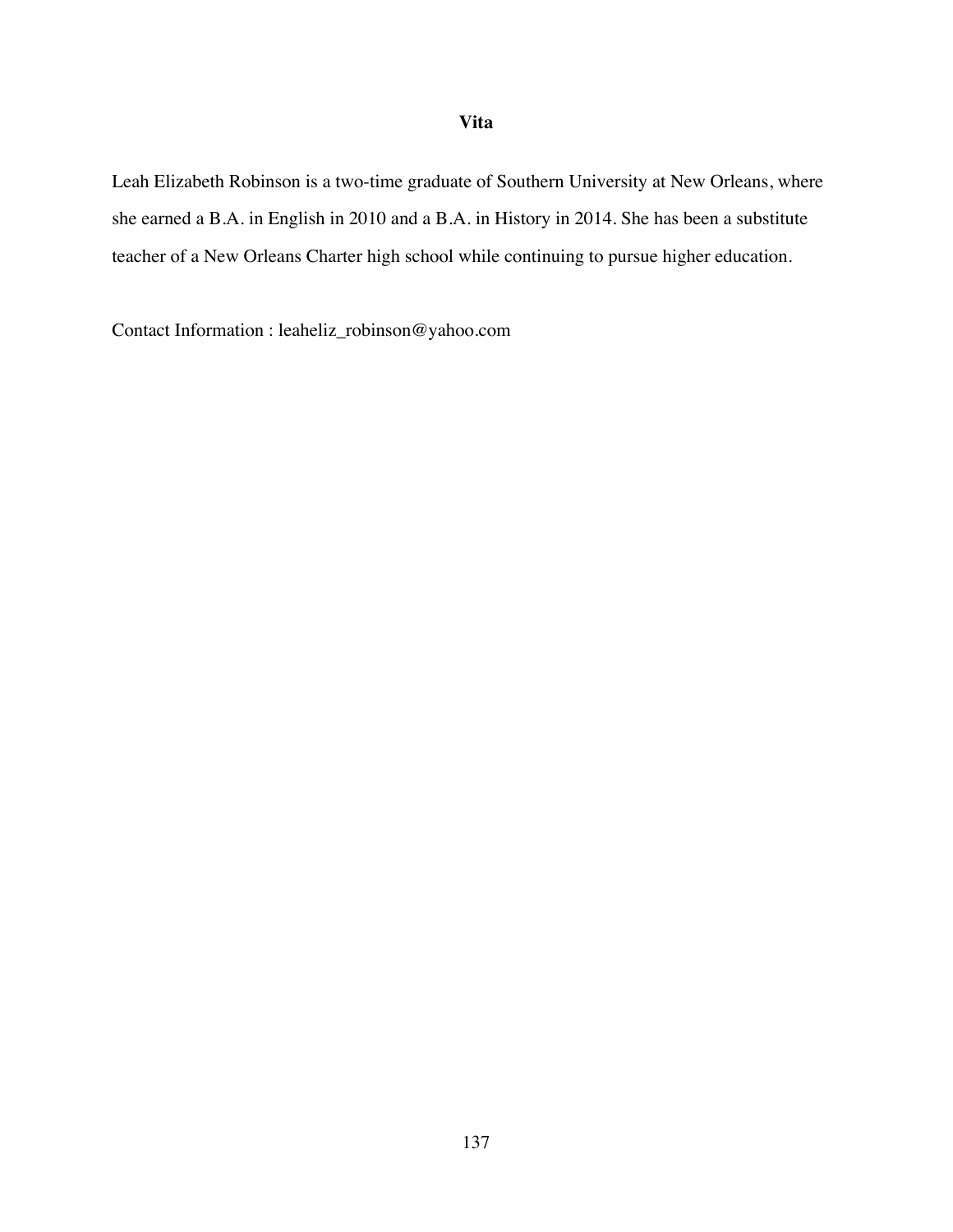# Vita

Leah Elizabeth Robinson is a two-time graduate of Southern University at New Orleans, where she earned a B.A. in English in 2010 and a B.A. in History in 2014. She has been a substitute teacher of a New Orleans Charter high school while continuing to pursue higher education.

Contact Information : leaheliz_robinson@yahoo.com